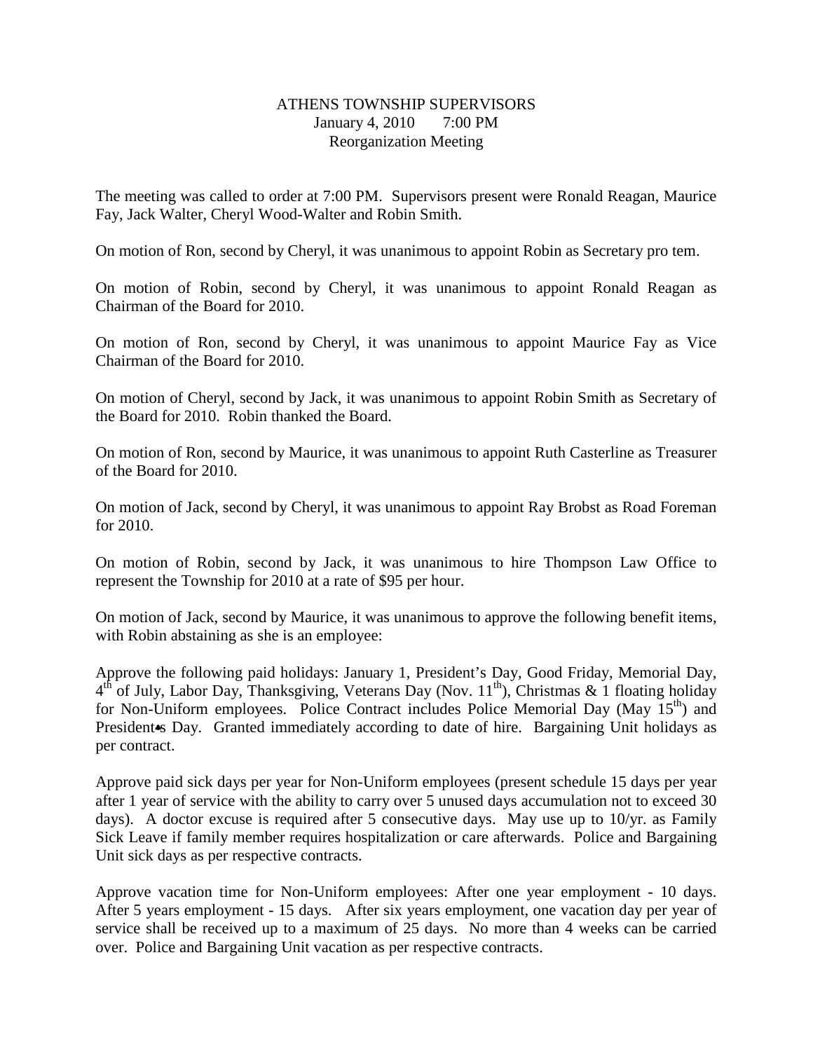# ATHENS TOWNSHIP SUPERVISORS
January 4, 2010 7:00 PM
Reorganization Meeting

The meeting was called to order at 7:00 PM. Supervisors present were Ronald Reagan, Maurice Fay, Jack Walter, Cheryl Wood-Walter and Robin Smith.

On motion of Ron, second by Cheryl, it was unanimous to appoint Robin as Secretary pro tem.

On motion of Robin, second by Cheryl, it was unanimous to appoint Ronald Reagan as Chairman of the Board for 2010.

On motion of Ron, second by Cheryl, it was unanimous to appoint Maurice Fay as Vice Chairman of the Board for 2010.

On motion of Cheryl, second by Jack, it was unanimous to appoint Robin Smith as Secretary of the Board for 2010. Robin thanked the Board.

On motion of Ron, second by Maurice, it was unanimous to appoint Ruth Casterline as Treasurer of the Board for 2010.

On motion of Jack, second by Cheryl, it was unanimous to appoint Ray Brobst as Road Foreman for 2010.

On motion of Robin, second by Jack, it was unanimous to hire Thompson Law Office to represent the Township for 2010 at a rate of $95 per hour.

On motion of Jack, second by Maurice, it was unanimous to approve the following benefit items, with Robin abstaining as she is an employee:

Approve the following paid holidays: January 1, President's Day, Good Friday, Memorial Day, 4th of July, Labor Day, Thanksgiving, Veterans Day (Nov. 11th), Christmas & 1 floating holiday for Non-Uniform employees. Police Contract includes Police Memorial Day (May 15th) and President•s Day. Granted immediately according to date of hire. Bargaining Unit holidays as per contract.

Approve paid sick days per year for Non-Uniform employees (present schedule 15 days per year after 1 year of service with the ability to carry over 5 unused days accumulation not to exceed 30 days). A doctor excuse is required after 5 consecutive days. May use up to 10/yr. as Family Sick Leave if family member requires hospitalization or care afterwards. Police and Bargaining Unit sick days as per respective contracts.

Approve vacation time for Non-Uniform employees: After one year employment - 10 days. After 5 years employment - 15 days. After six years employment, one vacation day per year of service shall be received up to a maximum of 25 days. No more than 4 weeks can be carried over. Police and Bargaining Unit vacation as per respective contracts.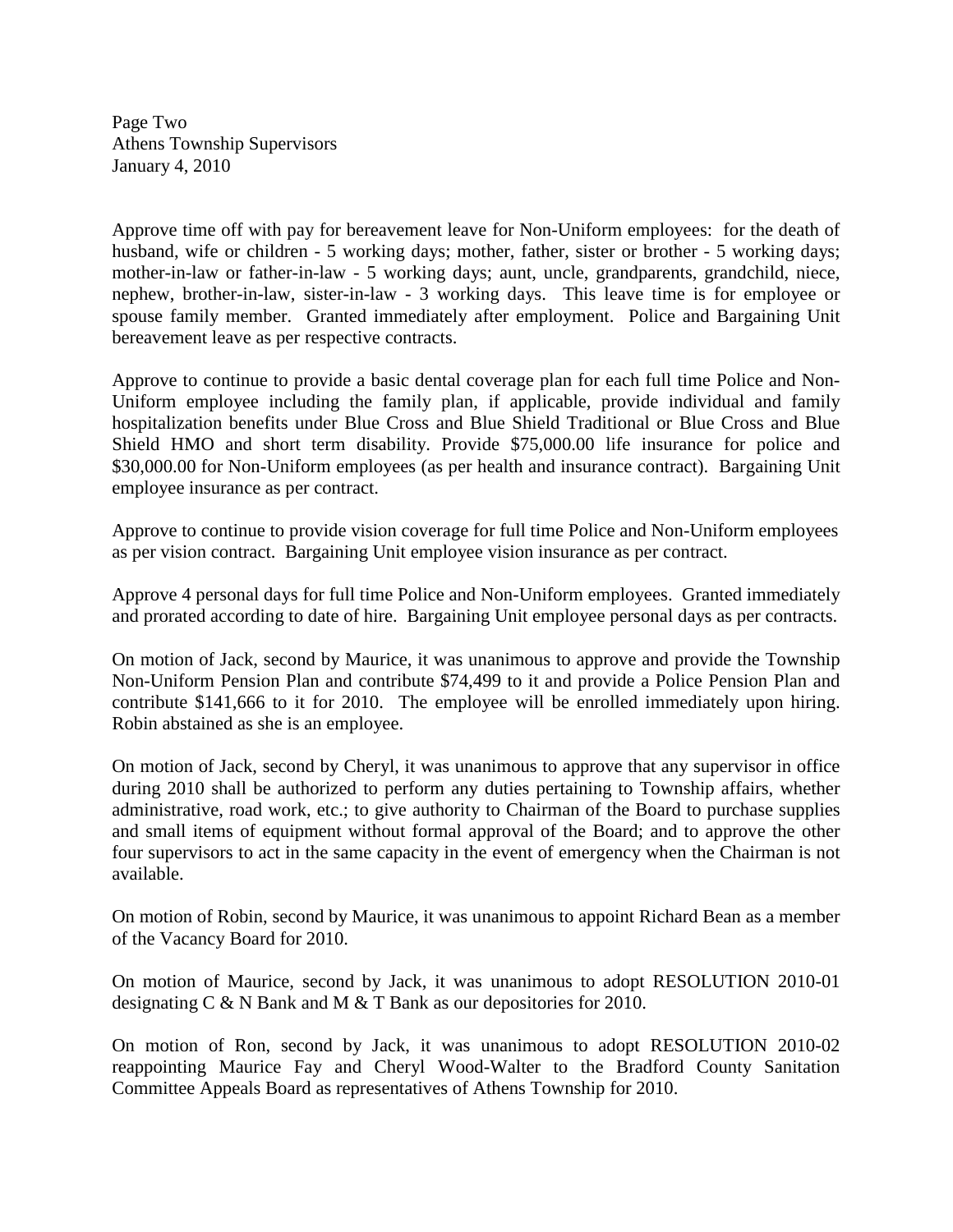Approve time off with pay for bereavement leave for Non-Uniform employees: for the death of husband, wife or children - 5 working days; mother, father, sister or brother - 5 working days; mother-in-law or father-in-law - 5 working days; aunt, uncle, grandparents, grandchild, niece, nephew, brother-in-law, sister-in-law - 3 working days. This leave time is for employee or spouse family member. Granted immediately after employment. Police and Bargaining Unit bereavement leave as per respective contracts.

Approve to continue to provide a basic dental coverage plan for each full time Police and Non-Uniform employee including the family plan, if applicable, provide individual and family hospitalization benefits under Blue Cross and Blue Shield Traditional or Blue Cross and Blue Shield HMO and short term disability. Provide $75,000.00 life insurance for police and $30,000.00 for Non-Uniform employees (as per health and insurance contract). Bargaining Unit employee insurance as per contract.

Approve to continue to provide vision coverage for full time Police and Non-Uniform employees as per vision contract. Bargaining Unit employee vision insurance as per contract.

Approve 4 personal days for full time Police and Non-Uniform employees. Granted immediately and prorated according to date of hire. Bargaining Unit employee personal days as per contracts.

On motion of Jack, second by Maurice, it was unanimous to approve and provide the Township Non-Uniform Pension Plan and contribute $74,499 to it and provide a Police Pension Plan and contribute $141,666 to it for 2010. The employee will be enrolled immediately upon hiring. Robin abstained as she is an employee.

On motion of Jack, second by Cheryl, it was unanimous to approve that any supervisor in office during 2010 shall be authorized to perform any duties pertaining to Township affairs, whether administrative, road work, etc.; to give authority to Chairman of the Board to purchase supplies and small items of equipment without formal approval of the Board; and to approve the other four supervisors to act in the same capacity in the event of emergency when the Chairman is not available.

On motion of Robin, second by Maurice, it was unanimous to appoint Richard Bean as a member of the Vacancy Board for 2010.

On motion of Maurice, second by Jack, it was unanimous to adopt RESOLUTION 2010-01 designating C & N Bank and M & T Bank as our depositories for 2010.

On motion of Ron, second by Jack, it was unanimous to adopt RESOLUTION 2010-02 reappointing Maurice Fay and Cheryl Wood-Walter to the Bradford County Sanitation Committee Appeals Board as representatives of Athens Township for 2010.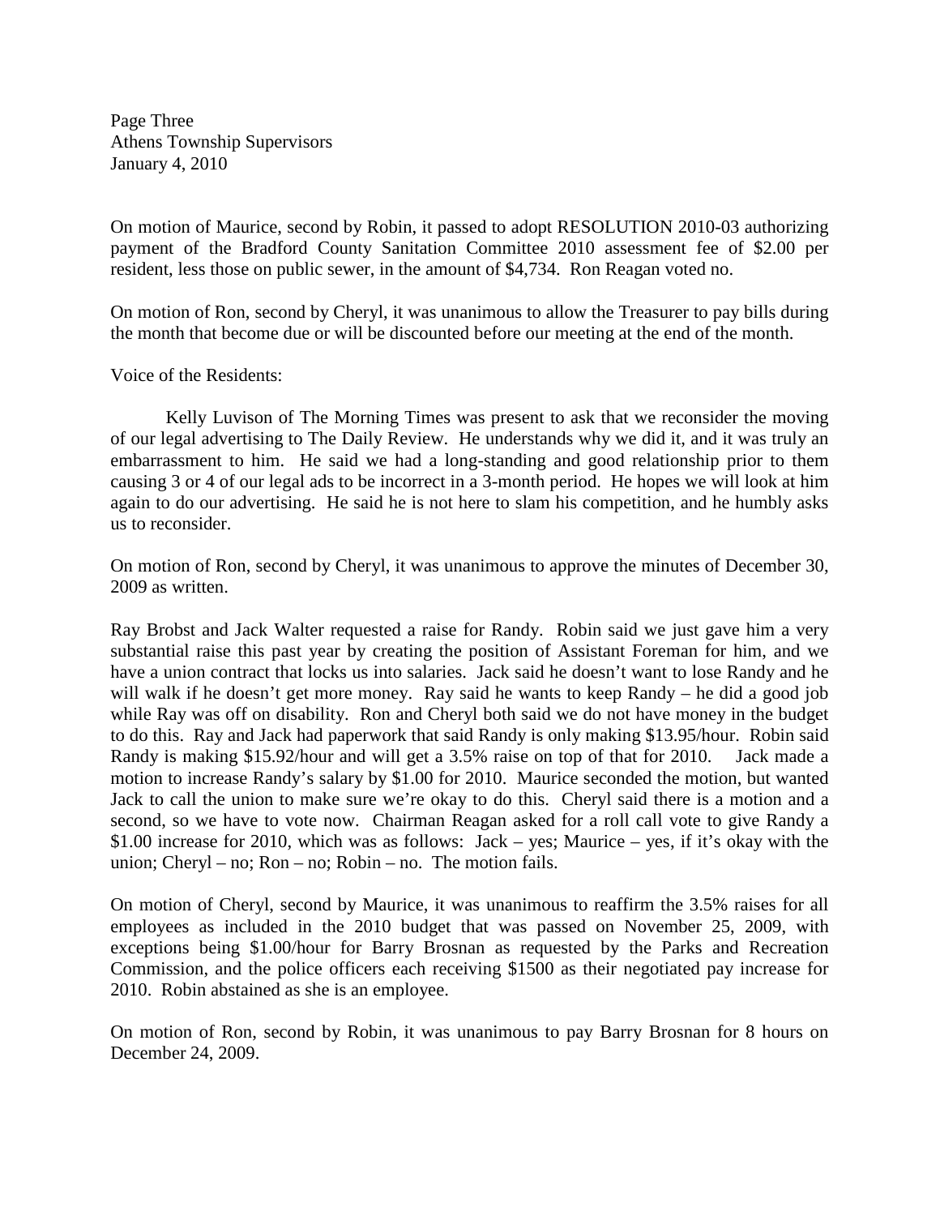On motion of Maurice, second by Robin, it passed to adopt RESOLUTION 2010-03 authorizing payment of the Bradford County Sanitation Committee 2010 assessment fee of $2.00 per resident, less those on public sewer, in the amount of $4,734. Ron Reagan voted no.

On motion of Ron, second by Cheryl, it was unanimous to allow the Treasurer to pay bills during the month that become due or will be discounted before our meeting at the end of the month.

Voice of the Residents:

Kelly Luvison of The Morning Times was present to ask that we reconsider the moving of our legal advertising to The Daily Review. He understands why we did it, and it was truly an embarrassment to him. He said we had a long-standing and good relationship prior to them causing 3 or 4 of our legal ads to be incorrect in a 3-month period. He hopes we will look at him again to do our advertising. He said he is not here to slam his competition, and he humbly asks us to reconsider.

On motion of Ron, second by Cheryl, it was unanimous to approve the minutes of December 30, 2009 as written.

Ray Brobst and Jack Walter requested a raise for Randy. Robin said we just gave him a very substantial raise this past year by creating the position of Assistant Foreman for him, and we have a union contract that locks us into salaries. Jack said he doesn't want to lose Randy and he will walk if he doesn't get more money. Ray said he wants to keep Randy – he did a good job while Ray was off on disability. Ron and Cheryl both said we do not have money in the budget to do this. Ray and Jack had paperwork that said Randy is only making $13.95/hour. Robin said Randy is making $15.92/hour and will get a 3.5% raise on top of that for 2010. Jack made a motion to increase Randy's salary by $1.00 for 2010. Maurice seconded the motion, but wanted Jack to call the union to make sure we're okay to do this. Cheryl said there is a motion and a second, so we have to vote now. Chairman Reagan asked for a roll call vote to give Randy a $1.00 increase for 2010, which was as follows: Jack – yes; Maurice – yes, if it's okay with the union; Cheryl – no; Ron – no; Robin – no. The motion fails.

On motion of Cheryl, second by Maurice, it was unanimous to reaffirm the 3.5% raises for all employees as included in the 2010 budget that was passed on November 25, 2009, with exceptions being $1.00/hour for Barry Brosnan as requested by the Parks and Recreation Commission, and the police officers each receiving $1500 as their negotiated pay increase for 2010. Robin abstained as she is an employee.

On motion of Ron, second by Robin, it was unanimous to pay Barry Brosnan for 8 hours on December 24, 2009.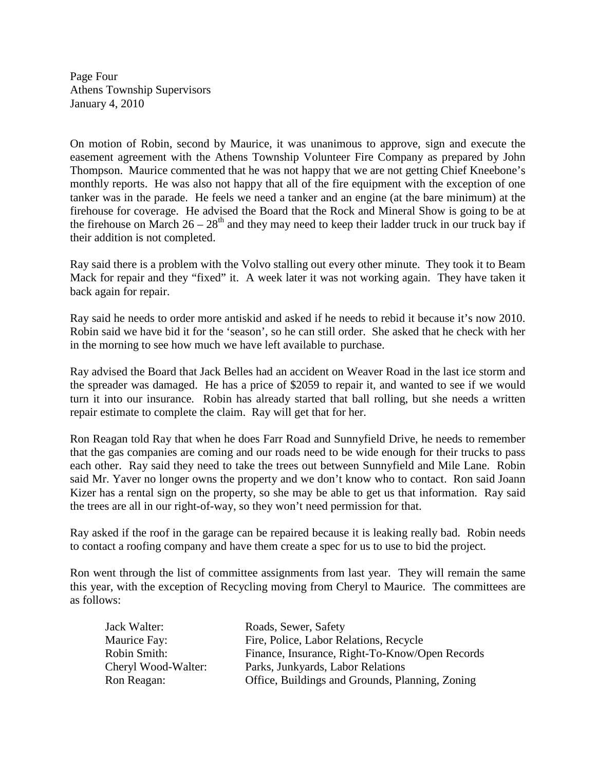Page Four
Athens Township Supervisors
January 4, 2010

On motion of Robin, second by Maurice, it was unanimous to approve, sign and execute the easement agreement with the Athens Township Volunteer Fire Company as prepared by John Thompson. Maurice commented that he was not happy that we are not getting Chief Kneebone's monthly reports. He was also not happy that all of the fire equipment with the exception of one tanker was in the parade. He feels we need a tanker and an engine (at the bare minimum) at the firehouse for coverage. He advised the Board that the Rock and Mineral Show is going to be at the firehouse on March 26 – 28th and they may need to keep their ladder truck in our truck bay if their addition is not completed.

Ray said there is a problem with the Volvo stalling out every other minute. They took it to Beam Mack for repair and they "fixed" it. A week later it was not working again. They have taken it back again for repair.

Ray said he needs to order more antiskid and asked if he needs to rebid it because it's now 2010. Robin said we have bid it for the 'season', so he can still order. She asked that he check with her in the morning to see how much we have left available to purchase.

Ray advised the Board that Jack Belles had an accident on Weaver Road in the last ice storm and the spreader was damaged. He has a price of $2059 to repair it, and wanted to see if we would turn it into our insurance. Robin has already started that ball rolling, but she needs a written repair estimate to complete the claim. Ray will get that for her.

Ron Reagan told Ray that when he does Farr Road and Sunnyfield Drive, he needs to remember that the gas companies are coming and our roads need to be wide enough for their trucks to pass each other. Ray said they need to take the trees out between Sunnyfield and Mile Lane. Robin said Mr. Yaver no longer owns the property and we don't know who to contact. Ron said Joann Kizer has a rental sign on the property, so she may be able to get us that information. Ray said the trees are all in our right-of-way, so they won't need permission for that.

Ray asked if the roof in the garage can be repaired because it is leaking really bad. Robin needs to contact a roofing company and have them create a spec for us to use to bid the project.

Ron went through the list of committee assignments from last year. They will remain the same this year, with the exception of Recycling moving from Cheryl to Maurice. The committees are as follows:

| | |
|---|---|
| Jack Walter: | Roads, Sewer, Safety |
| Maurice Fay: | Fire, Police, Labor Relations, Recycle |
| Robin Smith: | Finance, Insurance, Right-To-Know/Open Records |
| Cheryl Wood-Walter: | Parks, Junkyards, Labor Relations |
| Ron Reagan: | Office, Buildings and Grounds, Planning, Zoning |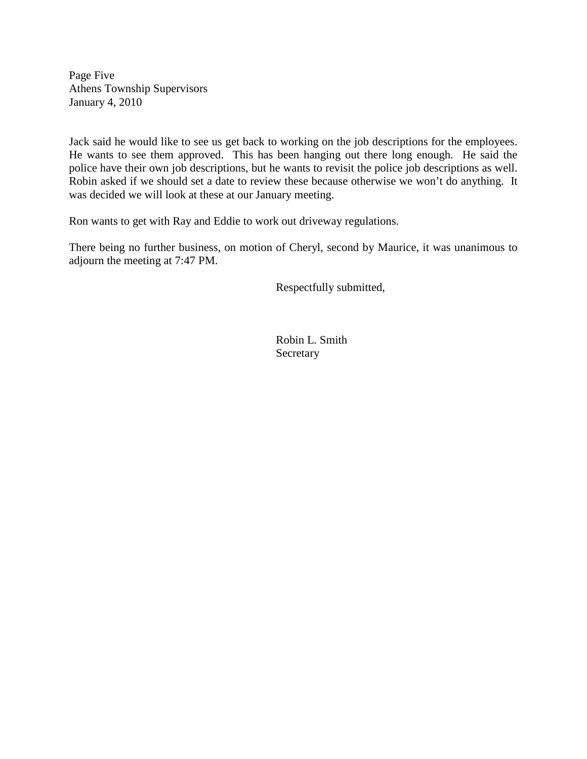Jack said he would like to see us get back to working on the job descriptions for the employees. He wants to see them approved. This has been hanging out there long enough. He said the police have their own job descriptions, but he wants to revisit the police job descriptions as well. Robin asked if we should set a date to review these because otherwise we won't do anything. It was decided we will look at these at our January meeting.

Ron wants to get with Ray and Eddie to work out driveway regulations.

There being no further business, on motion of Cheryl, second by Maurice, it was unanimous to adjourn the meeting at 7:47 PM.

Respectfully submitted,

Robin L. Smith
Secretary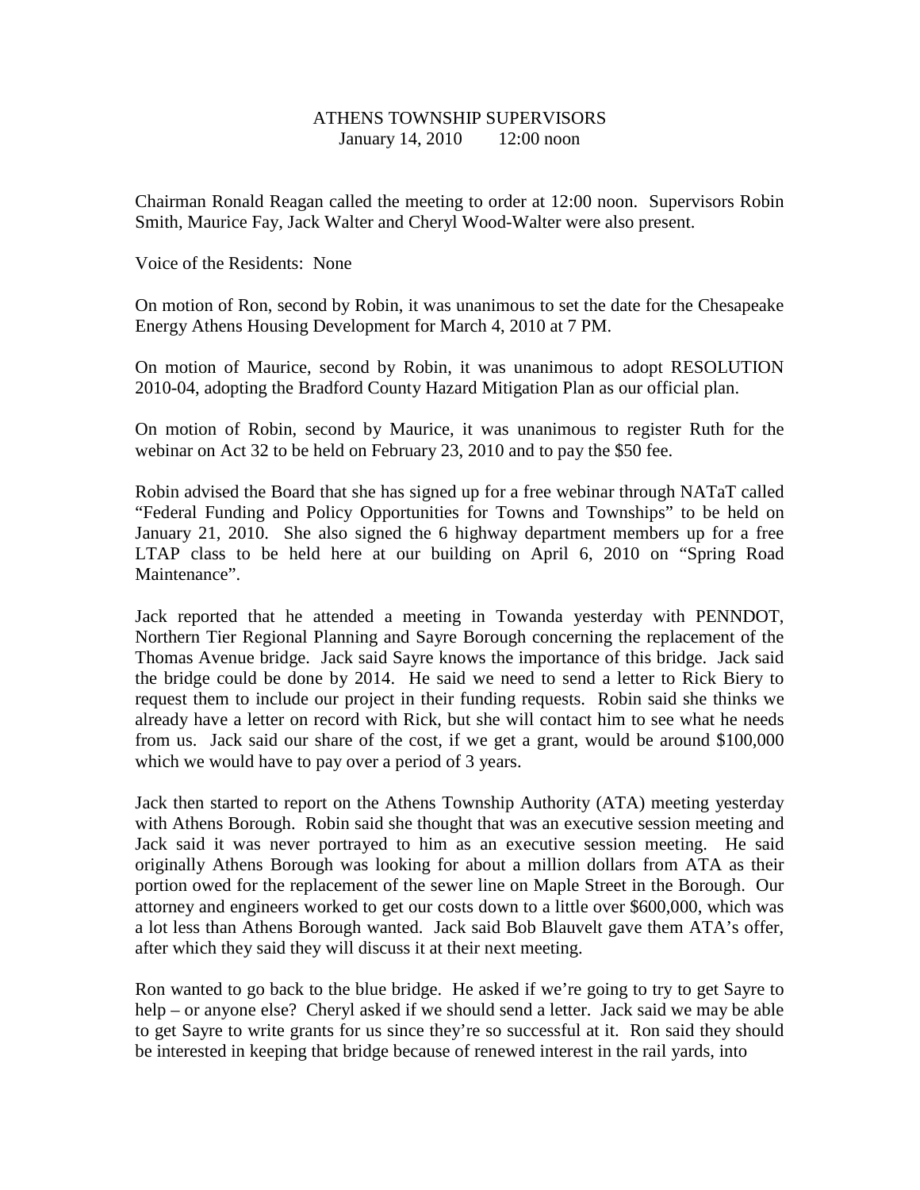ATHENS TOWNSHIP SUPERVISORS
January 14, 2010 12:00 noon

Chairman Ronald Reagan called the meeting to order at 12:00 noon. Supervisors Robin Smith, Maurice Fay, Jack Walter and Cheryl Wood-Walter were also present.

Voice of the Residents: None

On motion of Ron, second by Robin, it was unanimous to set the date for the Chesapeake Energy Athens Housing Development for March 4, 2010 at 7 PM.

On motion of Maurice, second by Robin, it was unanimous to adopt RESOLUTION 2010-04, adopting the Bradford County Hazard Mitigation Plan as our official plan.

On motion of Robin, second by Maurice, it was unanimous to register Ruth for the webinar on Act 32 to be held on February 23, 2010 and to pay the $50 fee.

Robin advised the Board that she has signed up for a free webinar through NATaT called "Federal Funding and Policy Opportunities for Towns and Townships" to be held on January 21, 2010. She also signed the 6 highway department members up for a free LTAP class to be held here at our building on April 6, 2010 on "Spring Road Maintenance".

Jack reported that he attended a meeting in Towanda yesterday with PENNDOT, Northern Tier Regional Planning and Sayre Borough concerning the replacement of the Thomas Avenue bridge. Jack said Sayre knows the importance of this bridge. Jack said the bridge could be done by 2014. He said we need to send a letter to Rick Biery to request them to include our project in their funding requests. Robin said she thinks we already have a letter on record with Rick, but she will contact him to see what he needs from us. Jack said our share of the cost, if we get a grant, would be around $100,000 which we would have to pay over a period of 3 years.

Jack then started to report on the Athens Township Authority (ATA) meeting yesterday with Athens Borough. Robin said she thought that was an executive session meeting and Jack said it was never portrayed to him as an executive session meeting. He said originally Athens Borough was looking for about a million dollars from ATA as their portion owed for the replacement of the sewer line on Maple Street in the Borough. Our attorney and engineers worked to get our costs down to a little over $600,000, which was a lot less than Athens Borough wanted. Jack said Bob Blauvelt gave them ATA's offer, after which they said they will discuss it at their next meeting.

Ron wanted to go back to the blue bridge. He asked if we're going to try to get Sayre to help – or anyone else? Cheryl asked if we should send a letter. Jack said we may be able to get Sayre to write grants for us since they're so successful at it. Ron said they should be interested in keeping that bridge because of renewed interest in the rail yards, into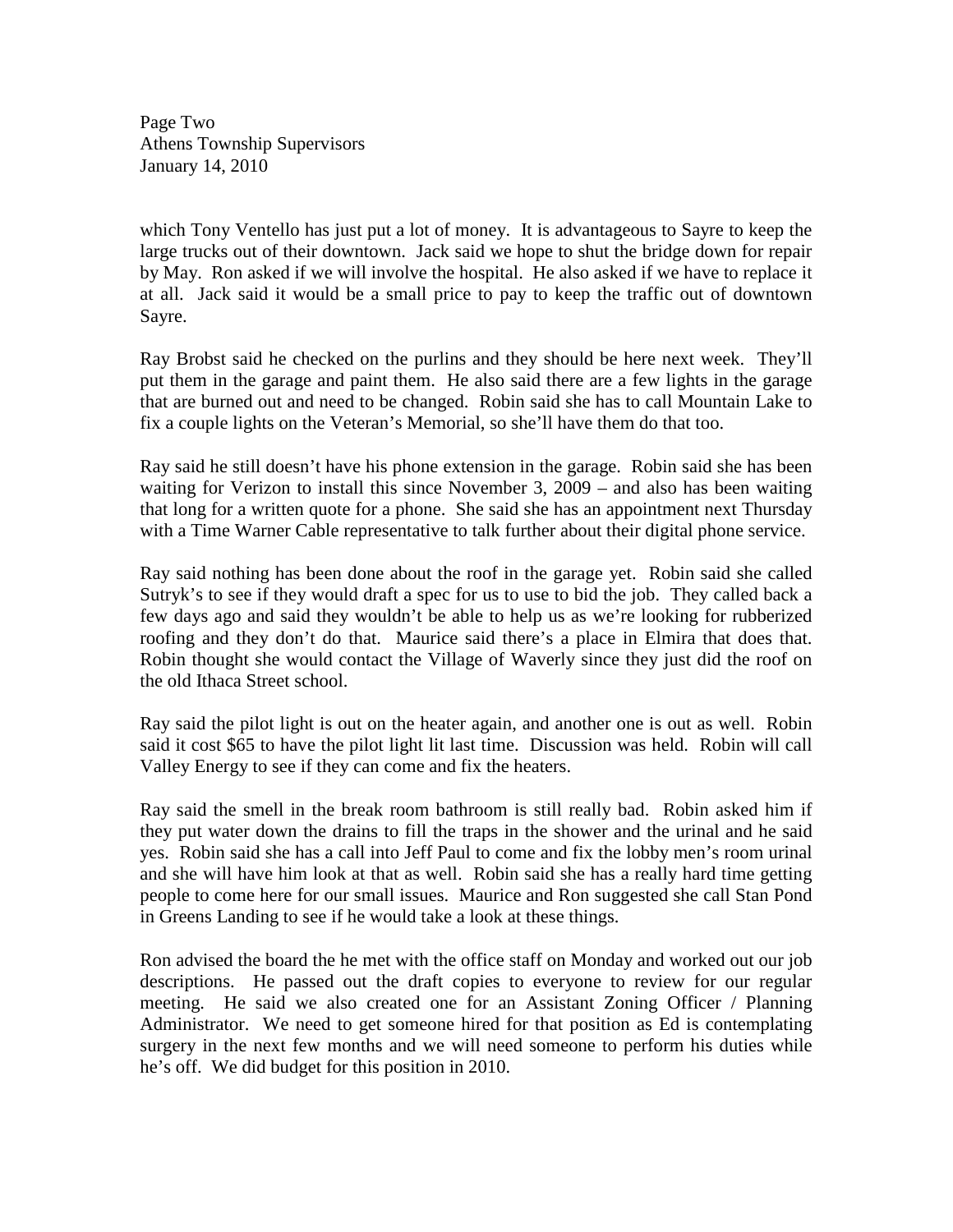which Tony Ventello has just put a lot of money. It is advantageous to Sayre to keep the large trucks out of their downtown. Jack said we hope to shut the bridge down for repair by May. Ron asked if we will involve the hospital. He also asked if we have to replace it at all. Jack said it would be a small price to pay to keep the traffic out of downtown Sayre.

Ray Brobst said he checked on the purlins and they should be here next week. They'll put them in the garage and paint them. He also said there are a few lights in the garage that are burned out and need to be changed. Robin said she has to call Mountain Lake to fix a couple lights on the Veteran's Memorial, so she'll have them do that too.

Ray said he still doesn't have his phone extension in the garage. Robin said she has been waiting for Verizon to install this since November 3, 2009 – and also has been waiting that long for a written quote for a phone. She said she has an appointment next Thursday with a Time Warner Cable representative to talk further about their digital phone service.

Ray said nothing has been done about the roof in the garage yet. Robin said she called Sutryk's to see if they would draft a spec for us to use to bid the job. They called back a few days ago and said they wouldn't be able to help us as we're looking for rubberized roofing and they don't do that. Maurice said there's a place in Elmira that does that. Robin thought she would contact the Village of Waverly since they just did the roof on the old Ithaca Street school.

Ray said the pilot light is out on the heater again, and another one is out as well. Robin said it cost $65 to have the pilot light lit last time. Discussion was held. Robin will call Valley Energy to see if they can come and fix the heaters.

Ray said the smell in the break room bathroom is still really bad. Robin asked him if they put water down the drains to fill the traps in the shower and the urinal and he said yes. Robin said she has a call into Jeff Paul to come and fix the lobby men's room urinal and she will have him look at that as well. Robin said she has a really hard time getting people to come here for our small issues. Maurice and Ron suggested she call Stan Pond in Greens Landing to see if he would take a look at these things.

Ron advised the board the he met with the office staff on Monday and worked out our job descriptions. He passed out the draft copies to everyone to review for our regular meeting. He said we also created one for an Assistant Zoning Officer / Planning Administrator. We need to get someone hired for that position as Ed is contemplating surgery in the next few months and we will need someone to perform his duties while he's off. We did budget for this position in 2010.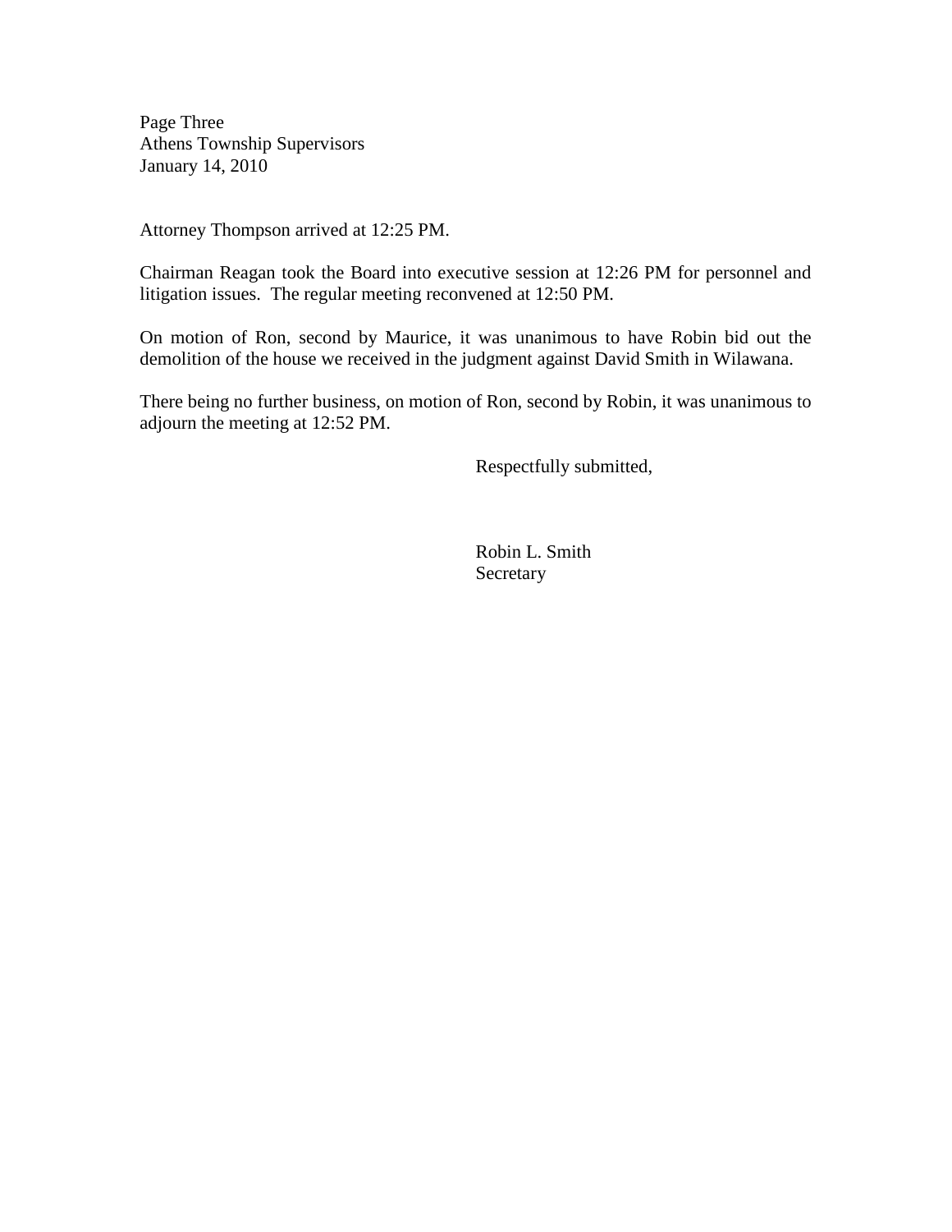Attorney Thompson arrived at 12:25 PM.

Chairman Reagan took the Board into executive session at 12:26 PM for personnel and litigation issues. The regular meeting reconvened at 12:50 PM.

On motion of Ron, second by Maurice, it was unanimous to have Robin bid out the demolition of the house we received in the judgment against David Smith in Wilawana.

There being no further business, on motion of Ron, second by Robin, it was unanimous to adjourn the meeting at 12:52 PM.

Respectfully submitted,

Robin L. Smith
Secretary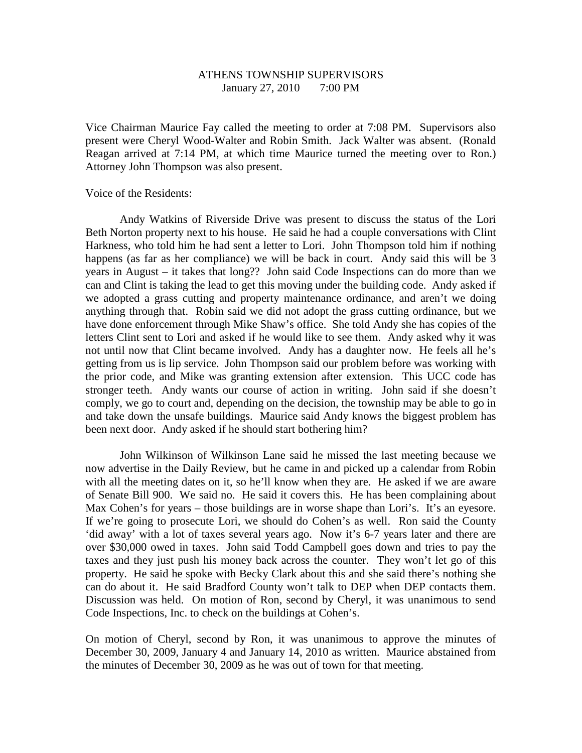# ATHENS TOWNSHIP SUPERVISORS

January 27, 2010 7:00 PM

Vice Chairman Maurice Fay called the meeting to order at 7:08 PM. Supervisors also present were Cheryl Wood-Walter and Robin Smith. Jack Walter was absent. (Ronald Reagan arrived at 7:14 PM, at which time Maurice turned the meeting over to Ron.) Attorney John Thompson was also present.

Voice of the Residents:

Andy Watkins of Riverside Drive was present to discuss the status of the Lori Beth Norton property next to his house. He said he had a couple conversations with Clint Harkness, who told him he had sent a letter to Lori. John Thompson told him if nothing happens (as far as her compliance) we will be back in court. Andy said this will be 3 years in August – it takes that long?? John said Code Inspections can do more than we can and Clint is taking the lead to get this moving under the building code. Andy asked if we adopted a grass cutting and property maintenance ordinance, and aren't we doing anything through that. Robin said we did not adopt the grass cutting ordinance, but we have done enforcement through Mike Shaw's office. She told Andy she has copies of the letters Clint sent to Lori and asked if he would like to see them. Andy asked why it was not until now that Clint became involved. Andy has a daughter now. He feels all he's getting from us is lip service. John Thompson said our problem before was working with the prior code, and Mike was granting extension after extension. This UCC code has stronger teeth. Andy wants our course of action in writing. John said if she doesn't comply, we go to court and, depending on the decision, the township may be able to go in and take down the unsafe buildings. Maurice said Andy knows the biggest problem has been next door. Andy asked if he should start bothering him?

John Wilkinson of Wilkinson Lane said he missed the last meeting because we now advertise in the Daily Review, but he came in and picked up a calendar from Robin with all the meeting dates on it, so he'll know when they are. He asked if we are aware of Senate Bill 900. We said no. He said it covers this. He has been complaining about Max Cohen's for years – those buildings are in worse shape than Lori's. It's an eyesore. If we're going to prosecute Lori, we should do Cohen's as well. Ron said the County 'did away' with a lot of taxes several years ago. Now it's 6-7 years later and there are over $30,000 owed in taxes. John said Todd Campbell goes down and tries to pay the taxes and they just push his money back across the counter. They won't let go of this property. He said he spoke with Becky Clark about this and she said there's nothing she can do about it. He said Bradford County won't talk to DEP when DEP contacts them. Discussion was held. On motion of Ron, second by Cheryl, it was unanimous to send Code Inspections, Inc. to check on the buildings at Cohen's.

On motion of Cheryl, second by Ron, it was unanimous to approve the minutes of December 30, 2009, January 4 and January 14, 2010 as written. Maurice abstained from the minutes of December 30, 2009 as he was out of town for that meeting.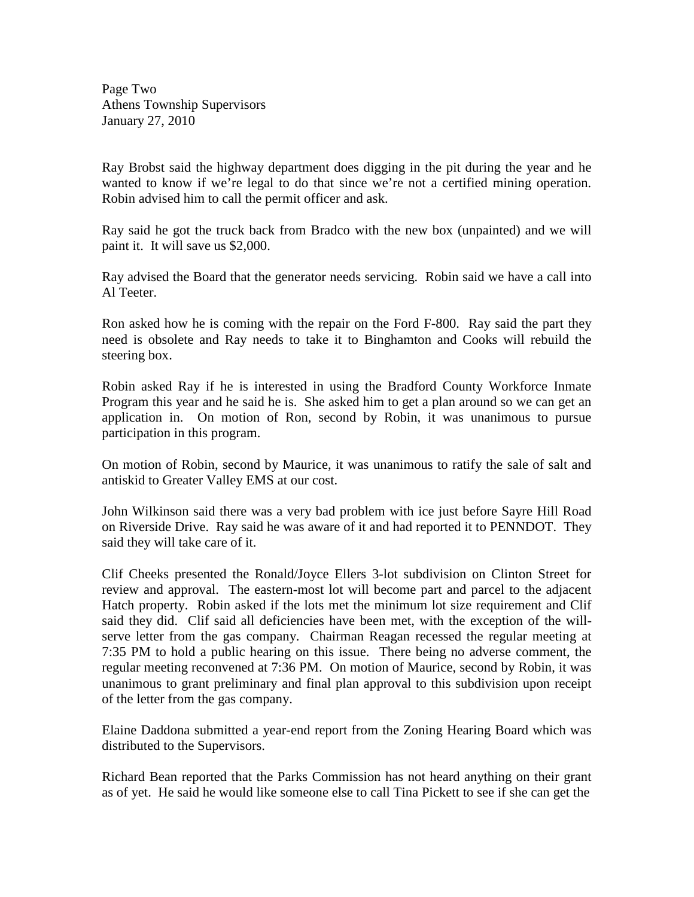Page Two
Athens Township Supervisors
January 27, 2010

Ray Brobst said the highway department does digging in the pit during the year and he wanted to know if we're legal to do that since we're not a certified mining operation. Robin advised him to call the permit officer and ask.

Ray said he got the truck back from Bradco with the new box (unpainted) and we will paint it. It will save us $2,000.

Ray advised the Board that the generator needs servicing. Robin said we have a call into Al Teeter.

Ron asked how he is coming with the repair on the Ford F-800. Ray said the part they need is obsolete and Ray needs to take it to Binghamton and Cooks will rebuild the steering box.

Robin asked Ray if he is interested in using the Bradford County Workforce Inmate Program this year and he said he is. She asked him to get a plan around so we can get an application in. On motion of Ron, second by Robin, it was unanimous to pursue participation in this program.

On motion of Robin, second by Maurice, it was unanimous to ratify the sale of salt and antiskid to Greater Valley EMS at our cost.

John Wilkinson said there was a very bad problem with ice just before Sayre Hill Road on Riverside Drive. Ray said he was aware of it and had reported it to PENNDOT. They said they will take care of it.

Clif Cheeks presented the Ronald/Joyce Ellers 3-lot subdivision on Clinton Street for review and approval. The eastern-most lot will become part and parcel to the adjacent Hatch property. Robin asked if the lots met the minimum lot size requirement and Clif said they did. Clif said all deficiencies have been met, with the exception of the will-serve letter from the gas company. Chairman Reagan recessed the regular meeting at 7:35 PM to hold a public hearing on this issue. There being no adverse comment, the regular meeting reconvened at 7:36 PM. On motion of Maurice, second by Robin, it was unanimous to grant preliminary and final plan approval to this subdivision upon receipt of the letter from the gas company.

Elaine Daddona submitted a year-end report from the Zoning Hearing Board which was distributed to the Supervisors.

Richard Bean reported that the Parks Commission has not heard anything on their grant as of yet. He said he would like someone else to call Tina Pickett to see if she can get the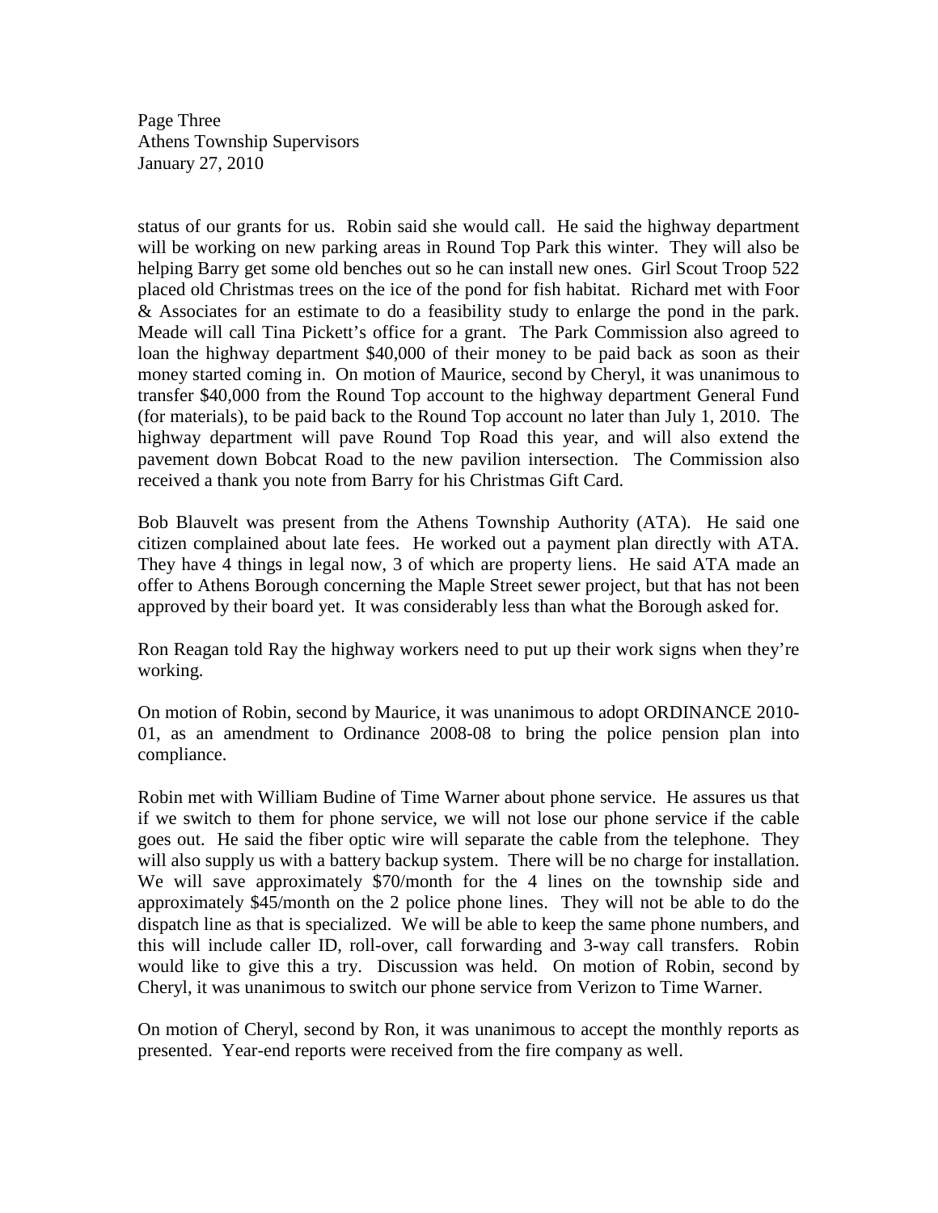status of our grants for us. Robin said she would call. He said the highway department will be working on new parking areas in Round Top Park this winter. They will also be helping Barry get some old benches out so he can install new ones. Girl Scout Troop 522 placed old Christmas trees on the ice of the pond for fish habitat. Richard met with Foor & Associates for an estimate to do a feasibility study to enlarge the pond in the park. Meade will call Tina Pickett's office for a grant. The Park Commission also agreed to loan the highway department $40,000 of their money to be paid back as soon as their money started coming in. On motion of Maurice, second by Cheryl, it was unanimous to transfer $40,000 from the Round Top account to the highway department General Fund (for materials), to be paid back to the Round Top account no later than July 1, 2010. The highway department will pave Round Top Road this year, and will also extend the pavement down Bobcat Road to the new pavilion intersection. The Commission also received a thank you note from Barry for his Christmas Gift Card.

Bob Blauvelt was present from the Athens Township Authority (ATA). He said one citizen complained about late fees. He worked out a payment plan directly with ATA. They have 4 things in legal now, 3 of which are property liens. He said ATA made an offer to Athens Borough concerning the Maple Street sewer project, but that has not been approved by their board yet. It was considerably less than what the Borough asked for.

Ron Reagan told Ray the highway workers need to put up their work signs when they're working.

On motion of Robin, second by Maurice, it was unanimous to adopt ORDINANCE 2010-01, as an amendment to Ordinance 2008-08 to bring the police pension plan into compliance.

Robin met with William Budine of Time Warner about phone service. He assures us that if we switch to them for phone service, we will not lose our phone service if the cable goes out. He said the fiber optic wire will separate the cable from the telephone. They will also supply us with a battery backup system. There will be no charge for installation. We will save approximately $70/month for the 4 lines on the township side and approximately $45/month on the 2 police phone lines. They will not be able to do the dispatch line as that is specialized. We will be able to keep the same phone numbers, and this will include caller ID, roll-over, call forwarding and 3-way call transfers. Robin would like to give this a try. Discussion was held. On motion of Robin, second by Cheryl, it was unanimous to switch our phone service from Verizon to Time Warner.

On motion of Cheryl, second by Ron, it was unanimous to accept the monthly reports as presented. Year-end reports were received from the fire company as well.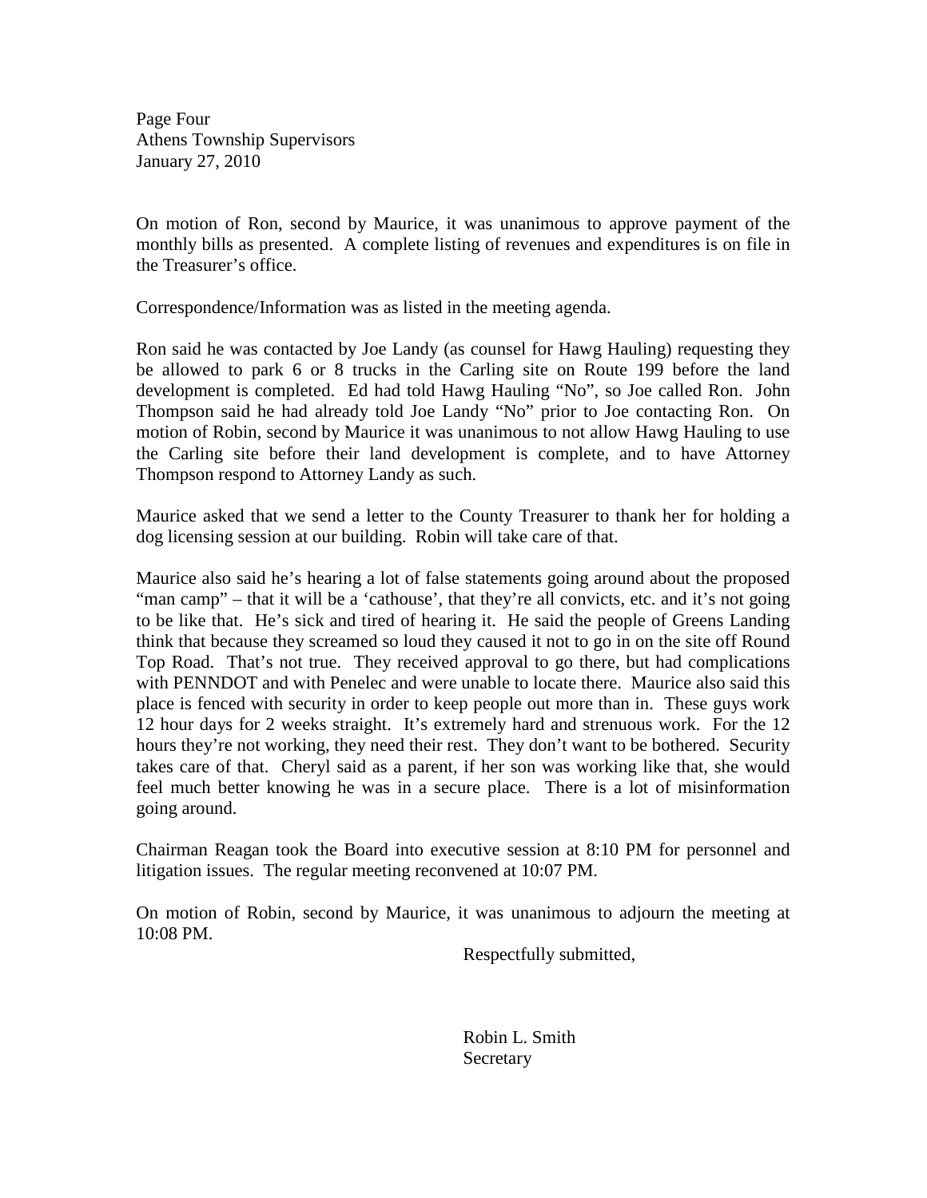Page Four
Athens Township Supervisors
January 27, 2010

On motion of Ron, second by Maurice, it was unanimous to approve payment of the monthly bills as presented. A complete listing of revenues and expenditures is on file in the Treasurer's office.

Correspondence/Information was as listed in the meeting agenda.

Ron said he was contacted by Joe Landy (as counsel for Hawg Hauling) requesting they be allowed to park 6 or 8 trucks in the Carling site on Route 199 before the land development is completed. Ed had told Hawg Hauling "No", so Joe called Ron. John Thompson said he had already told Joe Landy "No" prior to Joe contacting Ron. On motion of Robin, second by Maurice it was unanimous to not allow Hawg Hauling to use the Carling site before their land development is complete, and to have Attorney Thompson respond to Attorney Landy as such.

Maurice asked that we send a letter to the County Treasurer to thank her for holding a dog licensing session at our building. Robin will take care of that.

Maurice also said he's hearing a lot of false statements going around about the proposed "man camp" – that it will be a 'cathouse', that they're all convicts, etc. and it's not going to be like that. He's sick and tired of hearing it. He said the people of Greens Landing think that because they screamed so loud they caused it not to go in on the site off Round Top Road. That's not true. They received approval to go there, but had complications with PENNDOT and with Penelec and were unable to locate there. Maurice also said this place is fenced with security in order to keep people out more than in. These guys work 12 hour days for 2 weeks straight. It's extremely hard and strenuous work. For the 12 hours they're not working, they need their rest. They don't want to be bothered. Security takes care of that. Cheryl said as a parent, if her son was working like that, she would feel much better knowing he was in a secure place. There is a lot of misinformation going around.

Chairman Reagan took the Board into executive session at 8:10 PM for personnel and litigation issues. The regular meeting reconvened at 10:07 PM.

On motion of Robin, second by Maurice, it was unanimous to adjourn the meeting at 10:08 PM.

Respectfully submitted,

Robin L. Smith
Secretary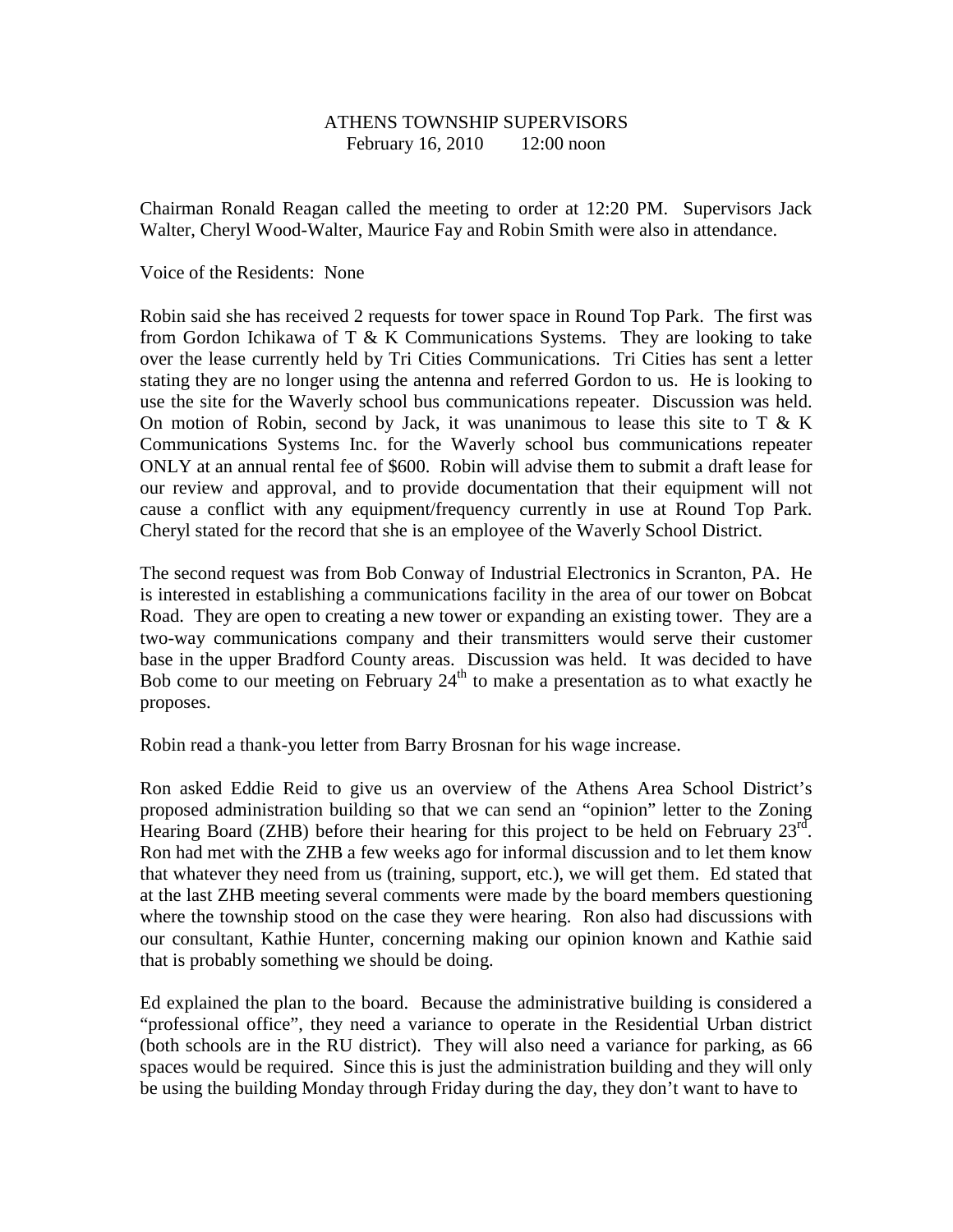ATHENS TOWNSHIP SUPERVISORS
February 16, 2010 12:00 noon

Chairman Ronald Reagan called the meeting to order at 12:20 PM. Supervisors Jack Walter, Cheryl Wood-Walter, Maurice Fay and Robin Smith were also in attendance.

Voice of the Residents: None

Robin said she has received 2 requests for tower space in Round Top Park. The first was from Gordon Ichikawa of T & K Communications Systems. They are looking to take over the lease currently held by Tri Cities Communications. Tri Cities has sent a letter stating they are no longer using the antenna and referred Gordon to us. He is looking to use the site for the Waverly school bus communications repeater. Discussion was held. On motion of Robin, second by Jack, it was unanimous to lease this site to T & K Communications Systems Inc. for the Waverly school bus communications repeater ONLY at an annual rental fee of $600. Robin will advise them to submit a draft lease for our review and approval, and to provide documentation that their equipment will not cause a conflict with any equipment/frequency currently in use at Round Top Park. Cheryl stated for the record that she is an employee of the Waverly School District.

The second request was from Bob Conway of Industrial Electronics in Scranton, PA. He is interested in establishing a communications facility in the area of our tower on Bobcat Road. They are open to creating a new tower or expanding an existing tower. They are a two-way communications company and their transmitters would serve their customer base in the upper Bradford County areas. Discussion was held. It was decided to have Bob come to our meeting on February 24th to make a presentation as to what exactly he proposes.

Robin read a thank-you letter from Barry Brosnan for his wage increase.

Ron asked Eddie Reid to give us an overview of the Athens Area School District's proposed administration building so that we can send an "opinion" letter to the Zoning Hearing Board (ZHB) before their hearing for this project to be held on February 23rd. Ron had met with the ZHB a few weeks ago for informal discussion and to let them know that whatever they need from us (training, support, etc.), we will get them. Ed stated that at the last ZHB meeting several comments were made by the board members questioning where the township stood on the case they were hearing. Ron also had discussions with our consultant, Kathie Hunter, concerning making our opinion known and Kathie said that is probably something we should be doing.

Ed explained the plan to the board. Because the administrative building is considered a "professional office", they need a variance to operate in the Residential Urban district (both schools are in the RU district). They will also need a variance for parking, as 66 spaces would be required. Since this is just the administration building and they will only be using the building Monday through Friday during the day, they don't want to have to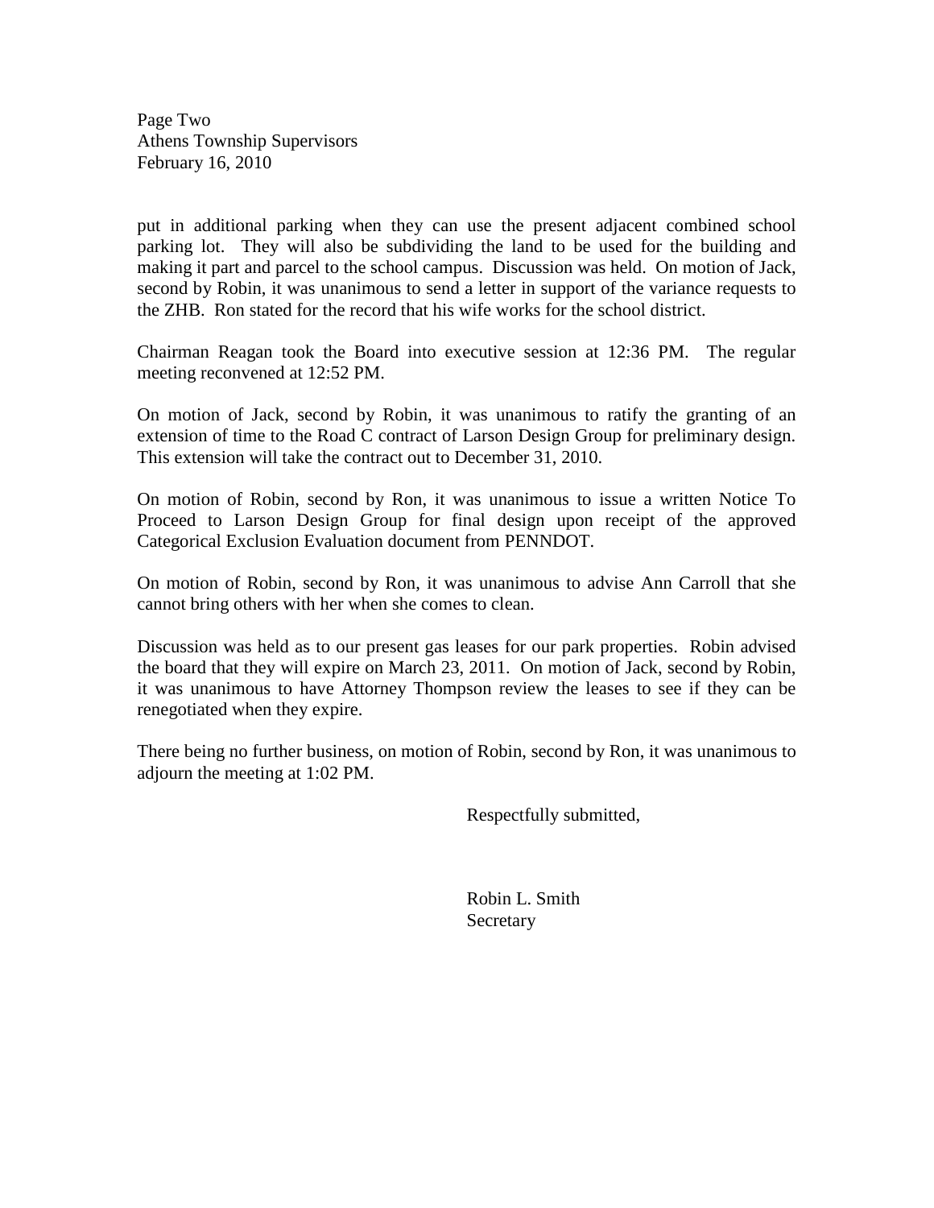Page Two
Athens Township Supervisors
February 16, 2010

put in additional parking when they can use the present adjacent combined school parking lot. They will also be subdividing the land to be used for the building and making it part and parcel to the school campus. Discussion was held. On motion of Jack, second by Robin, it was unanimous to send a letter in support of the variance requests to the ZHB. Ron stated for the record that his wife works for the school district.

Chairman Reagan took the Board into executive session at 12:36 PM. The regular meeting reconvened at 12:52 PM.

On motion of Jack, second by Robin, it was unanimous to ratify the granting of an extension of time to the Road C contract of Larson Design Group for preliminary design. This extension will take the contract out to December 31, 2010.

On motion of Robin, second by Ron, it was unanimous to issue a written Notice To Proceed to Larson Design Group for final design upon receipt of the approved Categorical Exclusion Evaluation document from PENNDOT.

On motion of Robin, second by Ron, it was unanimous to advise Ann Carroll that she cannot bring others with her when she comes to clean.

Discussion was held as to our present gas leases for our park properties. Robin advised the board that they will expire on March 23, 2011. On motion of Jack, second by Robin, it was unanimous to have Attorney Thompson review the leases to see if they can be renegotiated when they expire.

There being no further business, on motion of Robin, second by Ron, it was unanimous to adjourn the meeting at 1:02 PM.

Respectfully submitted,

Robin L. Smith
Secretary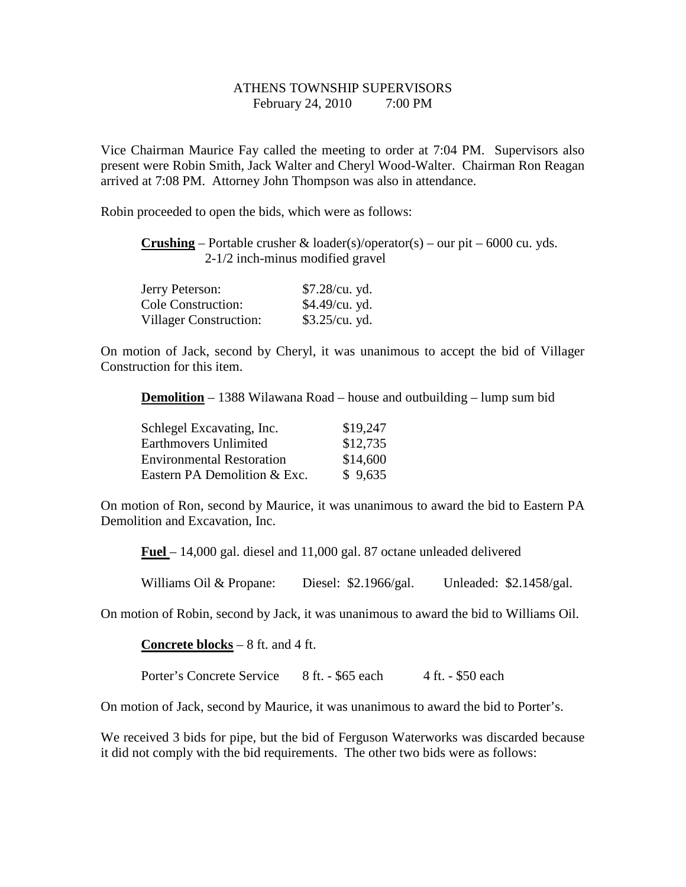ATHENS TOWNSHIP SUPERVISORS
February 24, 2010 7:00 PM

Vice Chairman Maurice Fay called the meeting to order at 7:04 PM. Supervisors also present were Robin Smith, Jack Walter and Cheryl Wood-Walter. Chairman Ron Reagan arrived at 7:08 PM. Attorney John Thompson was also in attendance.

Robin proceeded to open the bids, which were as follows:

**Crushing** – Portable crusher & loader(s)/operator(s) – our pit – 6000 cu. yds. 2-1/2 inch-minus modified gravel

| | |
|---|---|
| Jerry Peterson: | $7.28/cu. yd. |
| Cole Construction: | $4.49/cu. yd. |
| Villager Construction: | $3.25/cu. yd. |

On motion of Jack, second by Cheryl, it was unanimous to accept the bid of Villager Construction for this item.

**Demolition** – 1388 Wilawana Road – house and outbuilding – lump sum bid

| | |
|---|---|
| Schlegel Excavating, Inc. | $19,247 |
| Earthmovers Unlimited | $12,735 |
| Environmental Restoration | $14,600 |
| Eastern PA Demolition & Exc. | $ 9,635 |

On motion of Ron, second by Maurice, it was unanimous to award the bid to Eastern PA Demolition and Excavation, Inc.

**Fuel** – 14,000 gal. diesel and 11,000 gal. 87 octane unleaded delivered

Williams Oil & Propane: Diesel: $2.1966/gal. Unleaded: $2.1458/gal.

On motion of Robin, second by Jack, it was unanimous to award the bid to Williams Oil.

**Concrete blocks** – 8 ft. and 4 ft.

Porter's Concrete Service 8 ft. - $65 each 4 ft. - $50 each

On motion of Jack, second by Maurice, it was unanimous to award the bid to Porter's.

We received 3 bids for pipe, but the bid of Ferguson Waterworks was discarded because it did not comply with the bid requirements. The other two bids were as follows: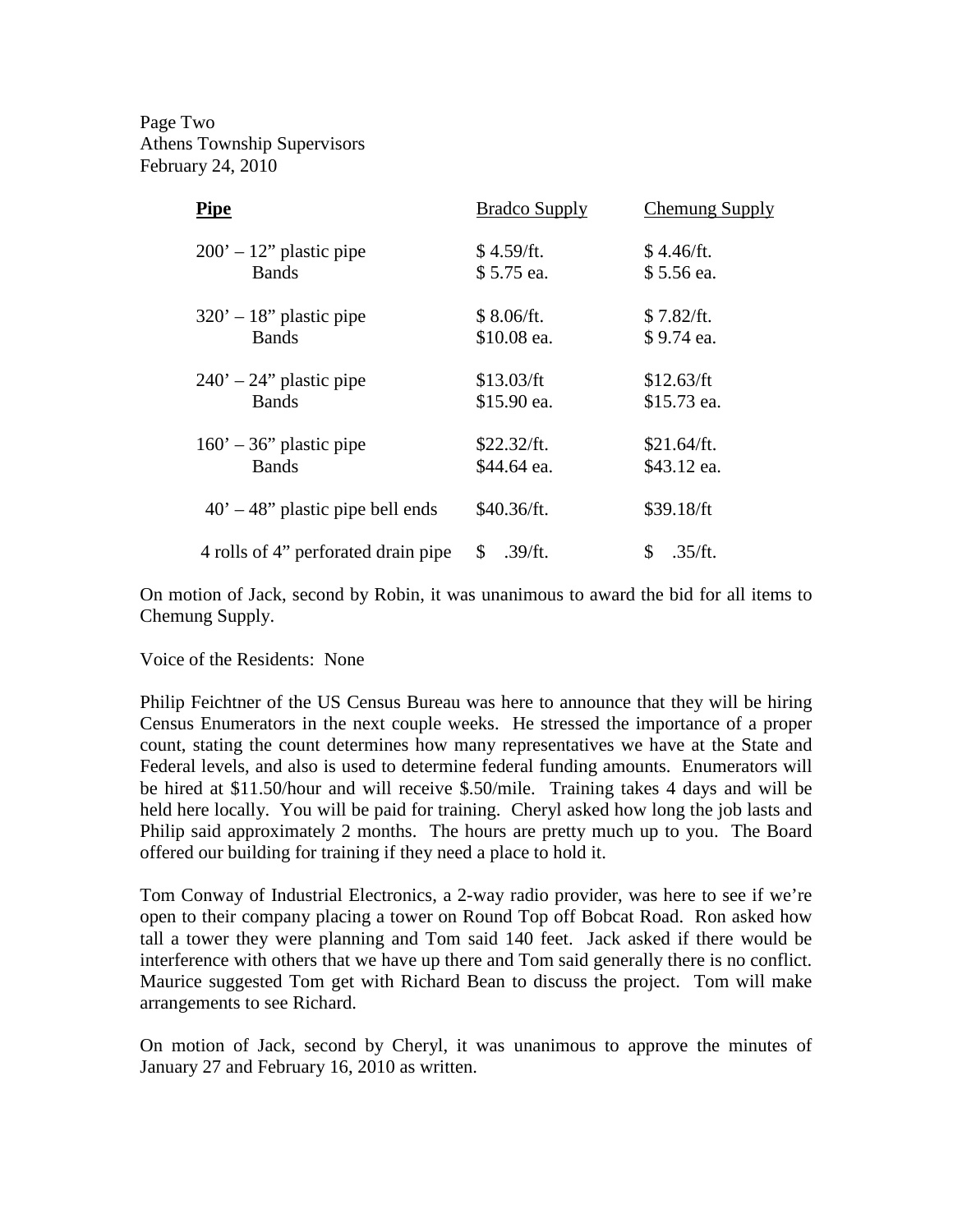Page Two
Athens Township Supervisors
February 24, 2010

| **Pipe** | Bradco Supply | Chemung Supply |
|---|---|---|
| 200' – 12" plastic pipe | $ 4.59/ft. | $ 4.46/ft. |
| Bands | $ 5.75 ea. | $ 5.56 ea. |
| 320' – 18" plastic pipe | $ 8.06/ft. | $ 7.82/ft. |
| Bands | $10.08 ea. | $ 9.74 ea. |
| 240' – 24" plastic pipe | $13.03/ft | $12.63/ft |
| Bands | $15.90 ea. | $15.73 ea. |
| 160' – 36" plastic pipe | $22.32/ft. | $21.64/ft. |
| Bands | $44.64 ea. | $43.12 ea. |
| 40' – 48" plastic pipe bell ends | $40.36/ft. | $39.18/ft |
| 4 rolls of 4" perforated drain pipe | $ .39/ft. | $ .35/ft. |

On motion of Jack, second by Robin, it was unanimous to award the bid for all items to Chemung Supply.

Voice of the Residents: None

Philip Feichtner of the US Census Bureau was here to announce that they will be hiring Census Enumerators in the next couple weeks. He stressed the importance of a proper count, stating the count determines how many representatives we have at the State and Federal levels, and also is used to determine federal funding amounts. Enumerators will be hired at $11.50/hour and will receive $.50/mile. Training takes 4 days and will be held here locally. You will be paid for training. Cheryl asked how long the job lasts and Philip said approximately 2 months. The hours are pretty much up to you. The Board offered our building for training if they need a place to hold it.

Tom Conway of Industrial Electronics, a 2-way radio provider, was here to see if we're open to their company placing a tower on Round Top off Bobcat Road. Ron asked how tall a tower they were planning and Tom said 140 feet. Jack asked if there would be interference with others that we have up there and Tom said generally there is no conflict. Maurice suggested Tom get with Richard Bean to discuss the project. Tom will make arrangements to see Richard.

On motion of Jack, second by Cheryl, it was unanimous to approve the minutes of January 27 and February 16, 2010 as written.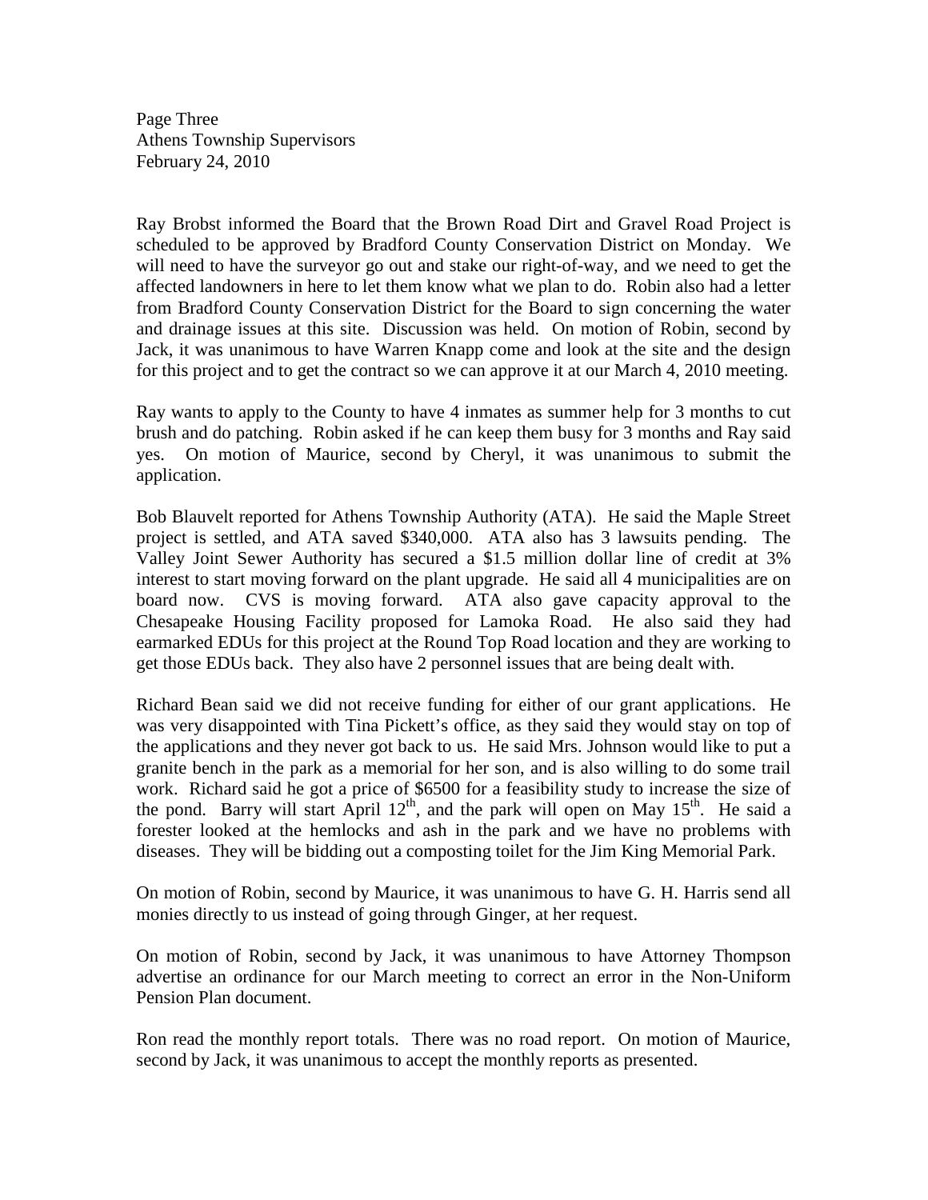Page Three
Athens Township Supervisors
February 24, 2010

Ray Brobst informed the Board that the Brown Road Dirt and Gravel Road Project is scheduled to be approved by Bradford County Conservation District on Monday. We will need to have the surveyor go out and stake our right-of-way, and we need to get the affected landowners in here to let them know what we plan to do. Robin also had a letter from Bradford County Conservation District for the Board to sign concerning the water and drainage issues at this site. Discussion was held. On motion of Robin, second by Jack, it was unanimous to have Warren Knapp come and look at the site and the design for this project and to get the contract so we can approve it at our March 4, 2010 meeting.

Ray wants to apply to the County to have 4 inmates as summer help for 3 months to cut brush and do patching. Robin asked if he can keep them busy for 3 months and Ray said yes. On motion of Maurice, second by Cheryl, it was unanimous to submit the application.

Bob Blauvelt reported for Athens Township Authority (ATA). He said the Maple Street project is settled, and ATA saved $340,000. ATA also has 3 lawsuits pending. The Valley Joint Sewer Authority has secured a $1.5 million dollar line of credit at 3% interest to start moving forward on the plant upgrade. He said all 4 municipalities are on board now. CVS is moving forward. ATA also gave capacity approval to the Chesapeake Housing Facility proposed for Lamoka Road. He also said they had earmarked EDUs for this project at the Round Top Road location and they are working to get those EDUs back. They also have 2 personnel issues that are being dealt with.

Richard Bean said we did not receive funding for either of our grant applications. He was very disappointed with Tina Pickett's office, as they said they would stay on top of the applications and they never got back to us. He said Mrs. Johnson would like to put a granite bench in the park as a memorial for her son, and is also willing to do some trail work. Richard said he got a price of $6500 for a feasibility study to increase the size of the pond. Barry will start April 12th, and the park will open on May 15th. He said a forester looked at the hemlocks and ash in the park and we have no problems with diseases. They will be bidding out a composting toilet for the Jim King Memorial Park.

On motion of Robin, second by Maurice, it was unanimous to have G. H. Harris send all monies directly to us instead of going through Ginger, at her request.

On motion of Robin, second by Jack, it was unanimous to have Attorney Thompson advertise an ordinance for our March meeting to correct an error in the Non-Uniform Pension Plan document.

Ron read the monthly report totals. There was no road report. On motion of Maurice, second by Jack, it was unanimous to accept the monthly reports as presented.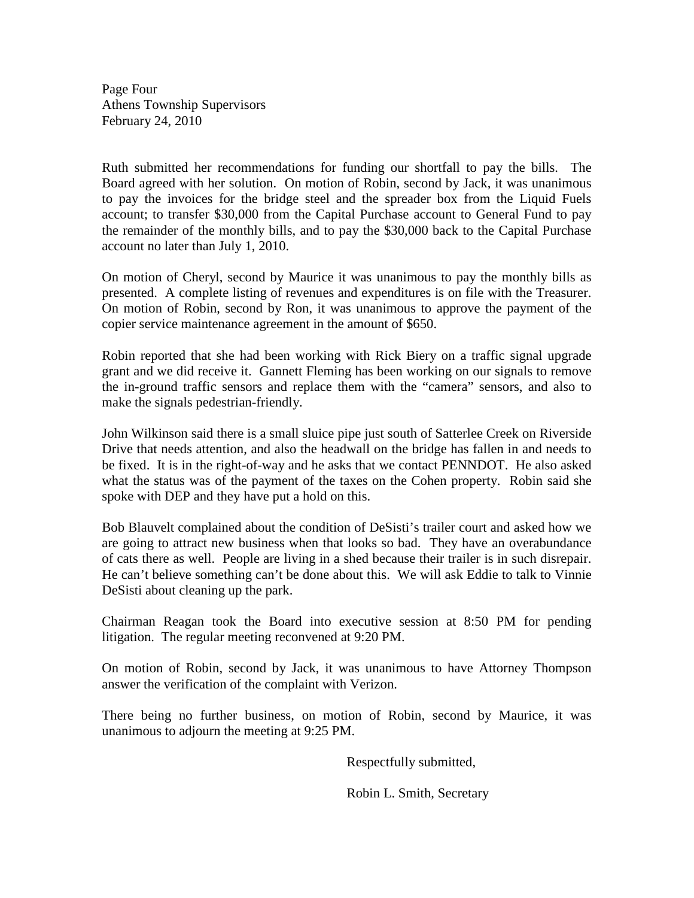Ruth submitted her recommendations for funding our shortfall to pay the bills. The Board agreed with her solution. On motion of Robin, second by Jack, it was unanimous to pay the invoices for the bridge steel and the spreader box from the Liquid Fuels account; to transfer $30,000 from the Capital Purchase account to General Fund to pay the remainder of the monthly bills, and to pay the $30,000 back to the Capital Purchase account no later than July 1, 2010.

On motion of Cheryl, second by Maurice it was unanimous to pay the monthly bills as presented. A complete listing of revenues and expenditures is on file with the Treasurer. On motion of Robin, second by Ron, it was unanimous to approve the payment of the copier service maintenance agreement in the amount of $650.

Robin reported that she had been working with Rick Biery on a traffic signal upgrade grant and we did receive it. Gannett Fleming has been working on our signals to remove the in-ground traffic sensors and replace them with the "camera" sensors, and also to make the signals pedestrian-friendly.

John Wilkinson said there is a small sluice pipe just south of Satterlee Creek on Riverside Drive that needs attention, and also the headwall on the bridge has fallen in and needs to be fixed. It is in the right-of-way and he asks that we contact PENNDOT. He also asked what the status was of the payment of the taxes on the Cohen property. Robin said she spoke with DEP and they have put a hold on this.

Bob Blauvelt complained about the condition of DeSisti's trailer court and asked how we are going to attract new business when that looks so bad. They have an overabundance of cats there as well. People are living in a shed because their trailer is in such disrepair. He can't believe something can't be done about this. We will ask Eddie to talk to Vinnie DeSisti about cleaning up the park.

Chairman Reagan took the Board into executive session at 8:50 PM for pending litigation. The regular meeting reconvened at 9:20 PM.

On motion of Robin, second by Jack, it was unanimous to have Attorney Thompson answer the verification of the complaint with Verizon.

There being no further business, on motion of Robin, second by Maurice, it was unanimous to adjourn the meeting at 9:25 PM.

Respectfully submitted,

Robin L. Smith, Secretary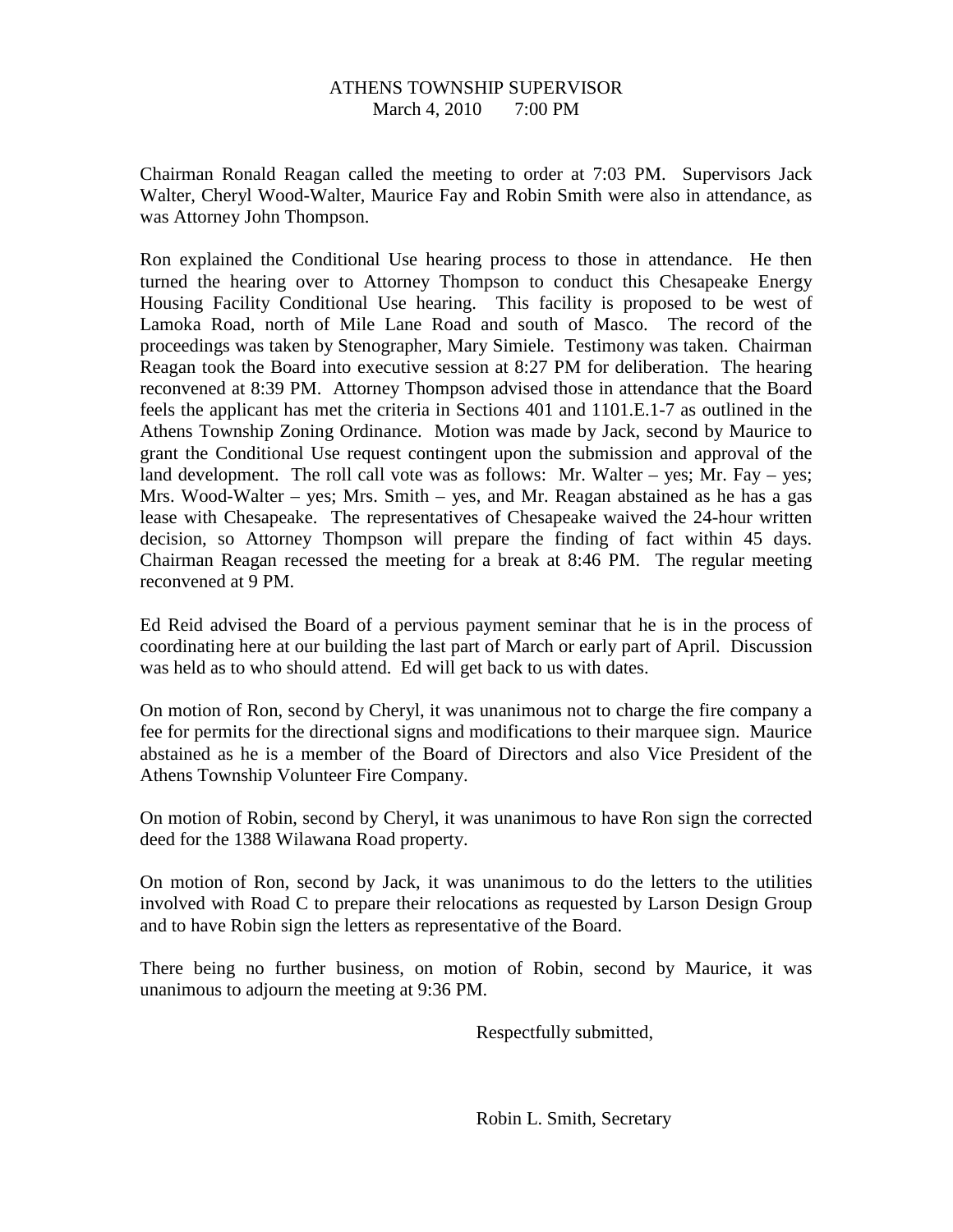ATHENS TOWNSHIP SUPERVISOR
March 4, 2010 7:00 PM

Chairman Ronald Reagan called the meeting to order at 7:03 PM. Supervisors Jack Walter, Cheryl Wood-Walter, Maurice Fay and Robin Smith were also in attendance, as was Attorney John Thompson.

Ron explained the Conditional Use hearing process to those in attendance. He then turned the hearing over to Attorney Thompson to conduct this Chesapeake Energy Housing Facility Conditional Use hearing. This facility is proposed to be west of Lamoka Road, north of Mile Lane Road and south of Masco. The record of the proceedings was taken by Stenographer, Mary Simiele. Testimony was taken. Chairman Reagan took the Board into executive session at 8:27 PM for deliberation. The hearing reconvened at 8:39 PM. Attorney Thompson advised those in attendance that the Board feels the applicant has met the criteria in Sections 401 and 1101.E.1-7 as outlined in the Athens Township Zoning Ordinance. Motion was made by Jack, second by Maurice to grant the Conditional Use request contingent upon the submission and approval of the land development. The roll call vote was as follows: Mr. Walter – yes; Mr. Fay – yes; Mrs. Wood-Walter – yes; Mrs. Smith – yes, and Mr. Reagan abstained as he has a gas lease with Chesapeake. The representatives of Chesapeake waived the 24-hour written decision, so Attorney Thompson will prepare the finding of fact within 45 days. Chairman Reagan recessed the meeting for a break at 8:46 PM. The regular meeting reconvened at 9 PM.

Ed Reid advised the Board of a pervious payment seminar that he is in the process of coordinating here at our building the last part of March or early part of April. Discussion was held as to who should attend. Ed will get back to us with dates.

On motion of Ron, second by Cheryl, it was unanimous not to charge the fire company a fee for permits for the directional signs and modifications to their marquee sign. Maurice abstained as he is a member of the Board of Directors and also Vice President of the Athens Township Volunteer Fire Company.

On motion of Robin, second by Cheryl, it was unanimous to have Ron sign the corrected deed for the 1388 Wilawana Road property.

On motion of Ron, second by Jack, it was unanimous to do the letters to the utilities involved with Road C to prepare their relocations as requested by Larson Design Group and to have Robin sign the letters as representative of the Board.

There being no further business, on motion of Robin, second by Maurice, it was unanimous to adjourn the meeting at 9:36 PM.

Respectfully submitted,

Robin L. Smith, Secretary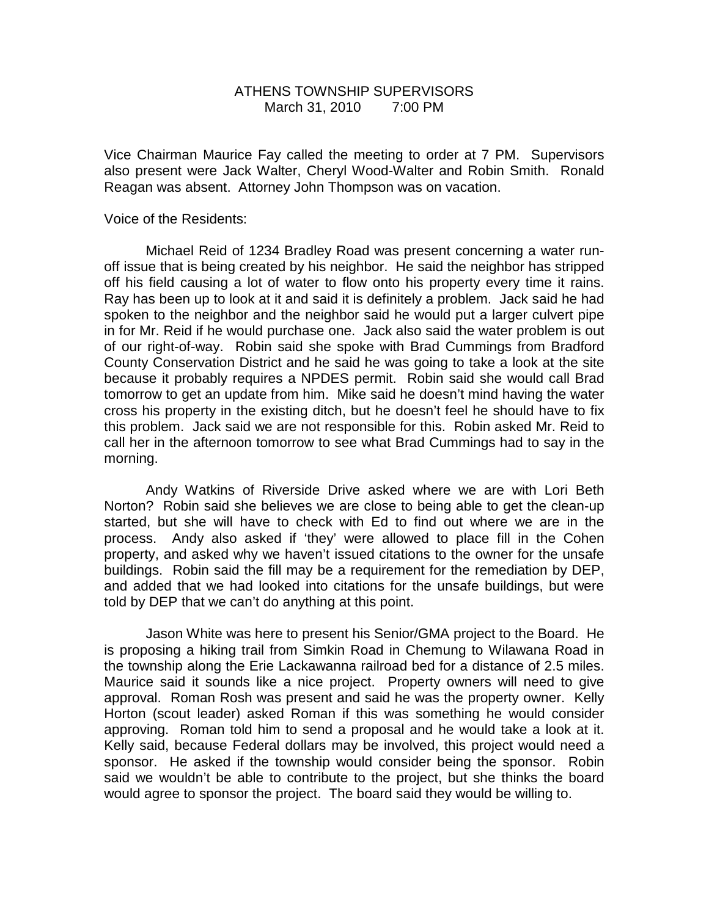ATHENS TOWNSHIP SUPERVISORS
March 31, 2010 7:00 PM

Vice Chairman Maurice Fay called the meeting to order at 7 PM. Supervisors also present were Jack Walter, Cheryl Wood-Walter and Robin Smith. Ronald Reagan was absent. Attorney John Thompson was on vacation.

Voice of the Residents:

Michael Reid of 1234 Bradley Road was present concerning a water run-off issue that is being created by his neighbor. He said the neighbor has stripped off his field causing a lot of water to flow onto his property every time it rains. Ray has been up to look at it and said it is definitely a problem. Jack said he had spoken to the neighbor and the neighbor said he would put a larger culvert pipe in for Mr. Reid if he would purchase one. Jack also said the water problem is out of our right-of-way. Robin said she spoke with Brad Cummings from Bradford County Conservation District and he said he was going to take a look at the site because it probably requires a NPDES permit. Robin said she would call Brad tomorrow to get an update from him. Mike said he doesn't mind having the water cross his property in the existing ditch, but he doesn't feel he should have to fix this problem. Jack said we are not responsible for this. Robin asked Mr. Reid to call her in the afternoon tomorrow to see what Brad Cummings had to say in the morning.

Andy Watkins of Riverside Drive asked where we are with Lori Beth Norton? Robin said she believes we are close to being able to get the clean-up started, but she will have to check with Ed to find out where we are in the process. Andy also asked if 'they' were allowed to place fill in the Cohen property, and asked why we haven't issued citations to the owner for the unsafe buildings. Robin said the fill may be a requirement for the remediation by DEP, and added that we had looked into citations for the unsafe buildings, but were told by DEP that we can't do anything at this point.

Jason White was here to present his Senior/GMA project to the Board. He is proposing a hiking trail from Simkin Road in Chemung to Wilawana Road in the township along the Erie Lackawanna railroad bed for a distance of 2.5 miles. Maurice said it sounds like a nice project. Property owners will need to give approval. Roman Rosh was present and said he was the property owner. Kelly Horton (scout leader) asked Roman if this was something he would consider approving. Roman told him to send a proposal and he would take a look at it. Kelly said, because Federal dollars may be involved, this project would need a sponsor. He asked if the township would consider being the sponsor. Robin said we wouldn't be able to contribute to the project, but she thinks the board would agree to sponsor the project. The board said they would be willing to.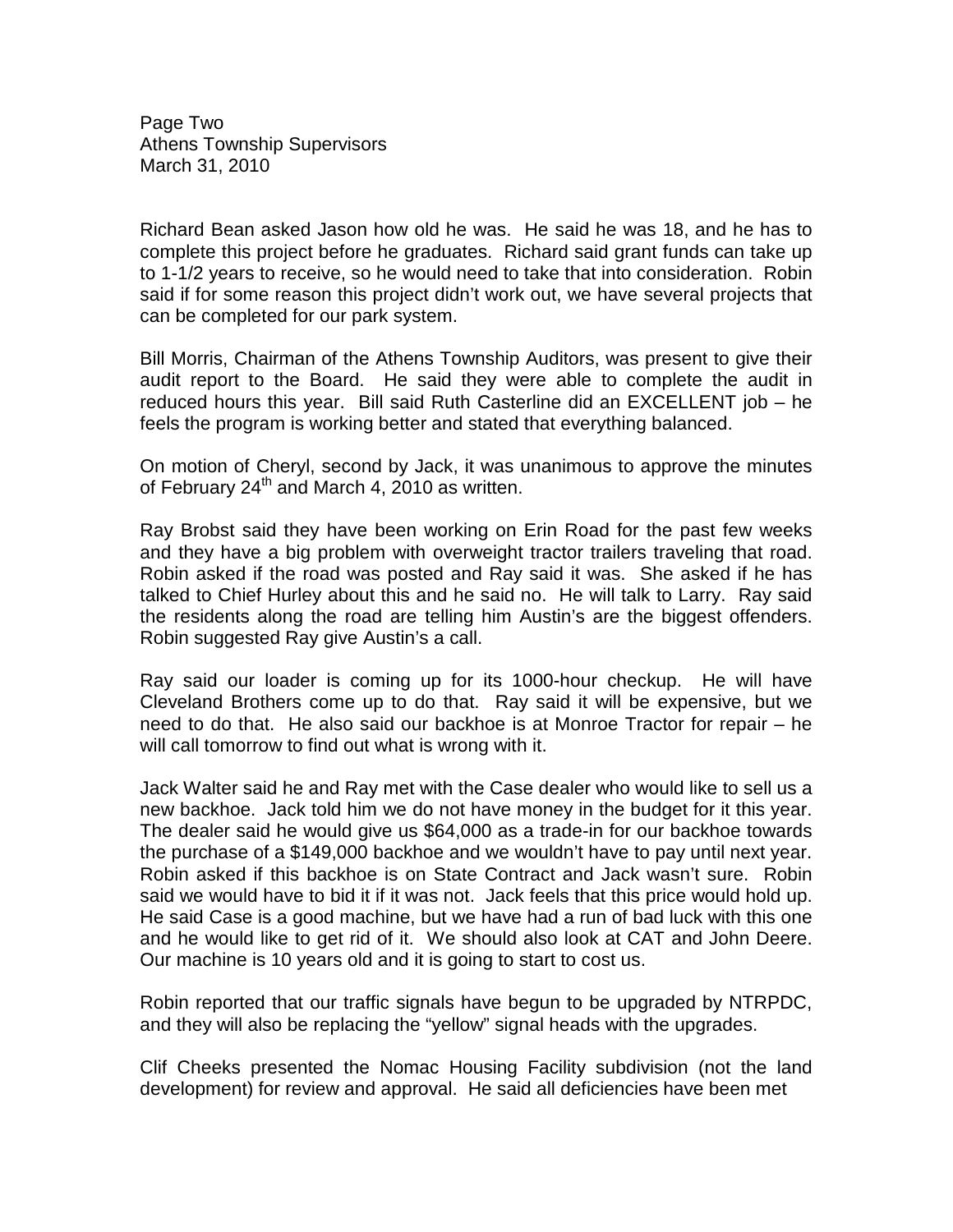Page Two
Athens Township Supervisors
March 31, 2010

Richard Bean asked Jason how old he was. He said he was 18, and he has to complete this project before he graduates. Richard said grant funds can take up to 1-1/2 years to receive, so he would need to take that into consideration. Robin said if for some reason this project didn't work out, we have several projects that can be completed for our park system.

Bill Morris, Chairman of the Athens Township Auditors, was present to give their audit report to the Board. He said they were able to complete the audit in reduced hours this year. Bill said Ruth Casterline did an EXCELLENT job – he feels the program is working better and stated that everything balanced.

On motion of Cheryl, second by Jack, it was unanimous to approve the minutes of February 24th and March 4, 2010 as written.

Ray Brobst said they have been working on Erin Road for the past few weeks and they have a big problem with overweight tractor trailers traveling that road. Robin asked if the road was posted and Ray said it was. She asked if he has talked to Chief Hurley about this and he said no. He will talk to Larry. Ray said the residents along the road are telling him Austin's are the biggest offenders. Robin suggested Ray give Austin's a call.

Ray said our loader is coming up for its 1000-hour checkup. He will have Cleveland Brothers come up to do that. Ray said it will be expensive, but we need to do that. He also said our backhoe is at Monroe Tractor for repair – he will call tomorrow to find out what is wrong with it.

Jack Walter said he and Ray met with the Case dealer who would like to sell us a new backhoe. Jack told him we do not have money in the budget for it this year. The dealer said he would give us $64,000 as a trade-in for our backhoe towards the purchase of a $149,000 backhoe and we wouldn't have to pay until next year. Robin asked if this backhoe is on State Contract and Jack wasn't sure. Robin said we would have to bid it if it was not. Jack feels that this price would hold up. He said Case is a good machine, but we have had a run of bad luck with this one and he would like to get rid of it. We should also look at CAT and John Deere. Our machine is 10 years old and it is going to start to cost us.

Robin reported that our traffic signals have begun to be upgraded by NTRPDC, and they will also be replacing the "yellow" signal heads with the upgrades.

Clif Cheeks presented the Nomac Housing Facility subdivision (not the land development) for review and approval. He said all deficiencies have been met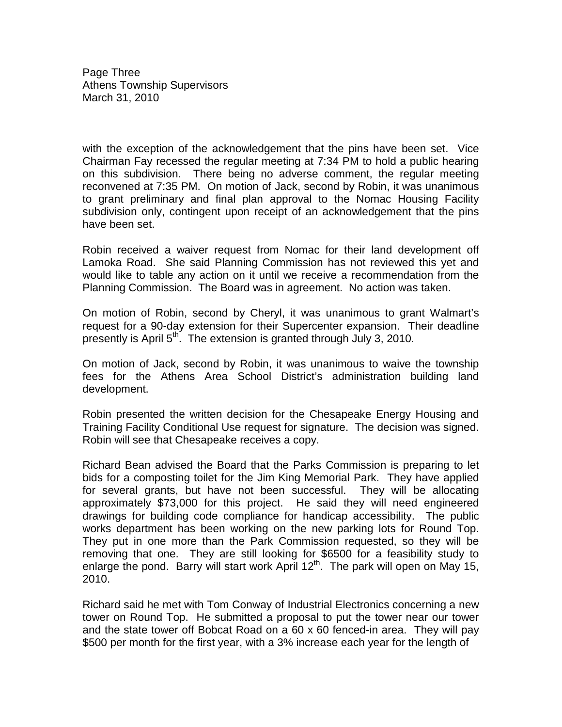with the exception of the acknowledgement that the pins have been set. Vice Chairman Fay recessed the regular meeting at 7:34 PM to hold a public hearing on this subdivision. There being no adverse comment, the regular meeting reconvened at 7:35 PM. On motion of Jack, second by Robin, it was unanimous to grant preliminary and final plan approval to the Nomac Housing Facility subdivision only, contingent upon receipt of an acknowledgement that the pins have been set.

Robin received a waiver request from Nomac for their land development off Lamoka Road. She said Planning Commission has not reviewed this yet and would like to table any action on it until we receive a recommendation from the Planning Commission. The Board was in agreement. No action was taken.

On motion of Robin, second by Cheryl, it was unanimous to grant Walmart's request for a 90-day extension for their Supercenter expansion. Their deadline presently is April 5th. The extension is granted through July 3, 2010.

On motion of Jack, second by Robin, it was unanimous to waive the township fees for the Athens Area School District's administration building land development.

Robin presented the written decision for the Chesapeake Energy Housing and Training Facility Conditional Use request for signature. The decision was signed. Robin will see that Chesapeake receives a copy.

Richard Bean advised the Board that the Parks Commission is preparing to let bids for a composting toilet for the Jim King Memorial Park. They have applied for several grants, but have not been successful. They will be allocating approximately $73,000 for this project. He said they will need engineered drawings for building code compliance for handicap accessibility. The public works department has been working on the new parking lots for Round Top. They put in one more than the Park Commission requested, so they will be removing that one. They are still looking for $6500 for a feasibility study to enlarge the pond. Barry will start work April 12th. The park will open on May 15, 2010.

Richard said he met with Tom Conway of Industrial Electronics concerning a new tower on Round Top. He submitted a proposal to put the tower near our tower and the state tower off Bobcat Road on a 60 x 60 fenced-in area. They will pay $500 per month for the first year, with a 3% increase each year for the length of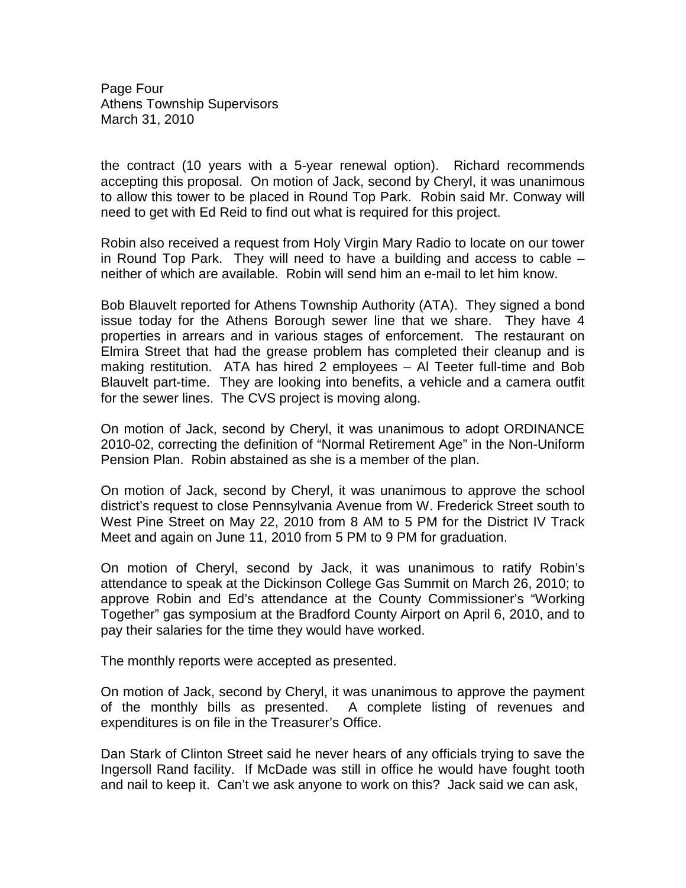the contract (10 years with a 5-year renewal option). Richard recommends accepting this proposal. On motion of Jack, second by Cheryl, it was unanimous to allow this tower to be placed in Round Top Park. Robin said Mr. Conway will need to get with Ed Reid to find out what is required for this project.

Robin also received a request from Holy Virgin Mary Radio to locate on our tower in Round Top Park. They will need to have a building and access to cable – neither of which are available. Robin will send him an e-mail to let him know.

Bob Blauvelt reported for Athens Township Authority (ATA). They signed a bond issue today for the Athens Borough sewer line that we share. They have 4 properties in arrears and in various stages of enforcement. The restaurant on Elmira Street that had the grease problem has completed their cleanup and is making restitution. ATA has hired 2 employees – Al Teeter full-time and Bob Blauvelt part-time. They are looking into benefits, a vehicle and a camera outfit for the sewer lines. The CVS project is moving along.

On motion of Jack, second by Cheryl, it was unanimous to adopt ORDINANCE 2010-02, correcting the definition of "Normal Retirement Age" in the Non-Uniform Pension Plan. Robin abstained as she is a member of the plan.

On motion of Jack, second by Cheryl, it was unanimous to approve the school district's request to close Pennsylvania Avenue from W. Frederick Street south to West Pine Street on May 22, 2010 from 8 AM to 5 PM for the District IV Track Meet and again on June 11, 2010 from 5 PM to 9 PM for graduation.

On motion of Cheryl, second by Jack, it was unanimous to ratify Robin's attendance to speak at the Dickinson College Gas Summit on March 26, 2010; to approve Robin and Ed's attendance at the County Commissioner's "Working Together" gas symposium at the Bradford County Airport on April 6, 2010, and to pay their salaries for the time they would have worked.

The monthly reports were accepted as presented.

On motion of Jack, second by Cheryl, it was unanimous to approve the payment of the monthly bills as presented. A complete listing of revenues and expenditures is on file in the Treasurer's Office.

Dan Stark of Clinton Street said he never hears of any officials trying to save the Ingersoll Rand facility. If McDade was still in office he would have fought tooth and nail to keep it. Can't we ask anyone to work on this? Jack said we can ask,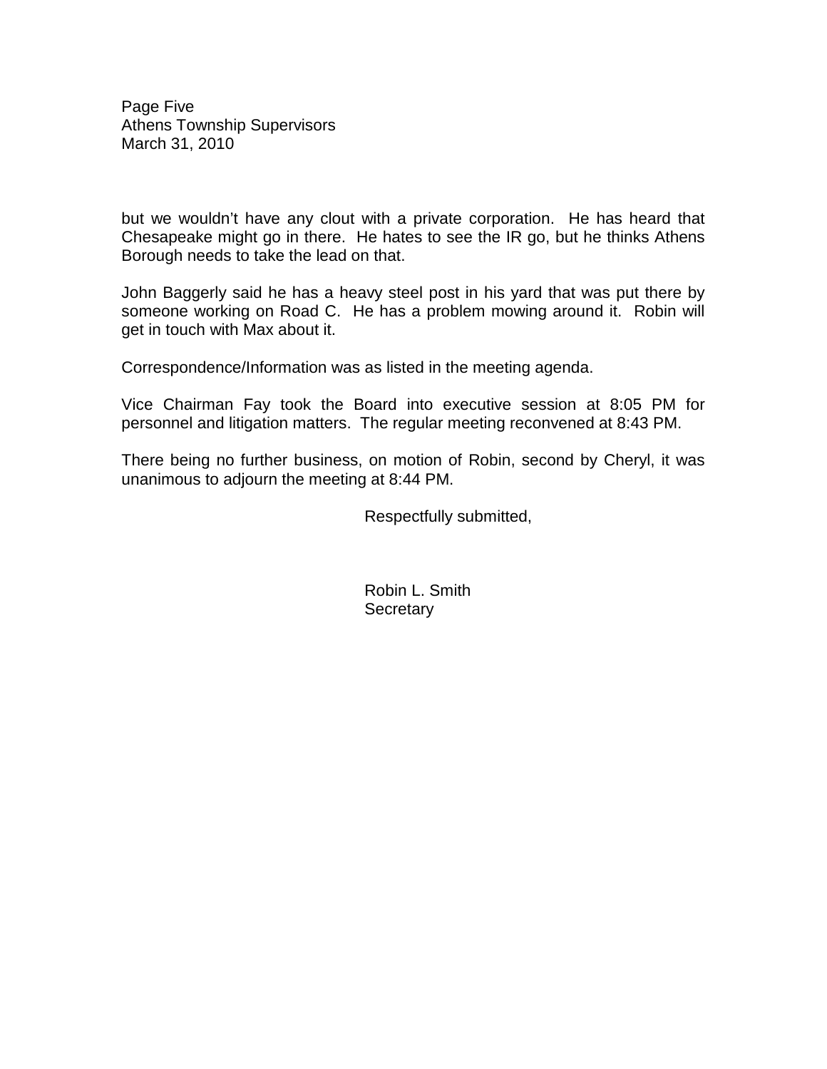but we wouldn't have any clout with a private corporation. He has heard that Chesapeake might go in there. He hates to see the IR go, but he thinks Athens Borough needs to take the lead on that.

John Baggerly said he has a heavy steel post in his yard that was put there by someone working on Road C. He has a problem mowing around it. Robin will get in touch with Max about it.

Correspondence/Information was as listed in the meeting agenda.

Vice Chairman Fay took the Board into executive session at 8:05 PM for personnel and litigation matters. The regular meeting reconvened at 8:43 PM.

There being no further business, on motion of Robin, second by Cheryl, it was unanimous to adjourn the meeting at 8:44 PM.

Respectfully submitted,

Robin L. Smith
Secretary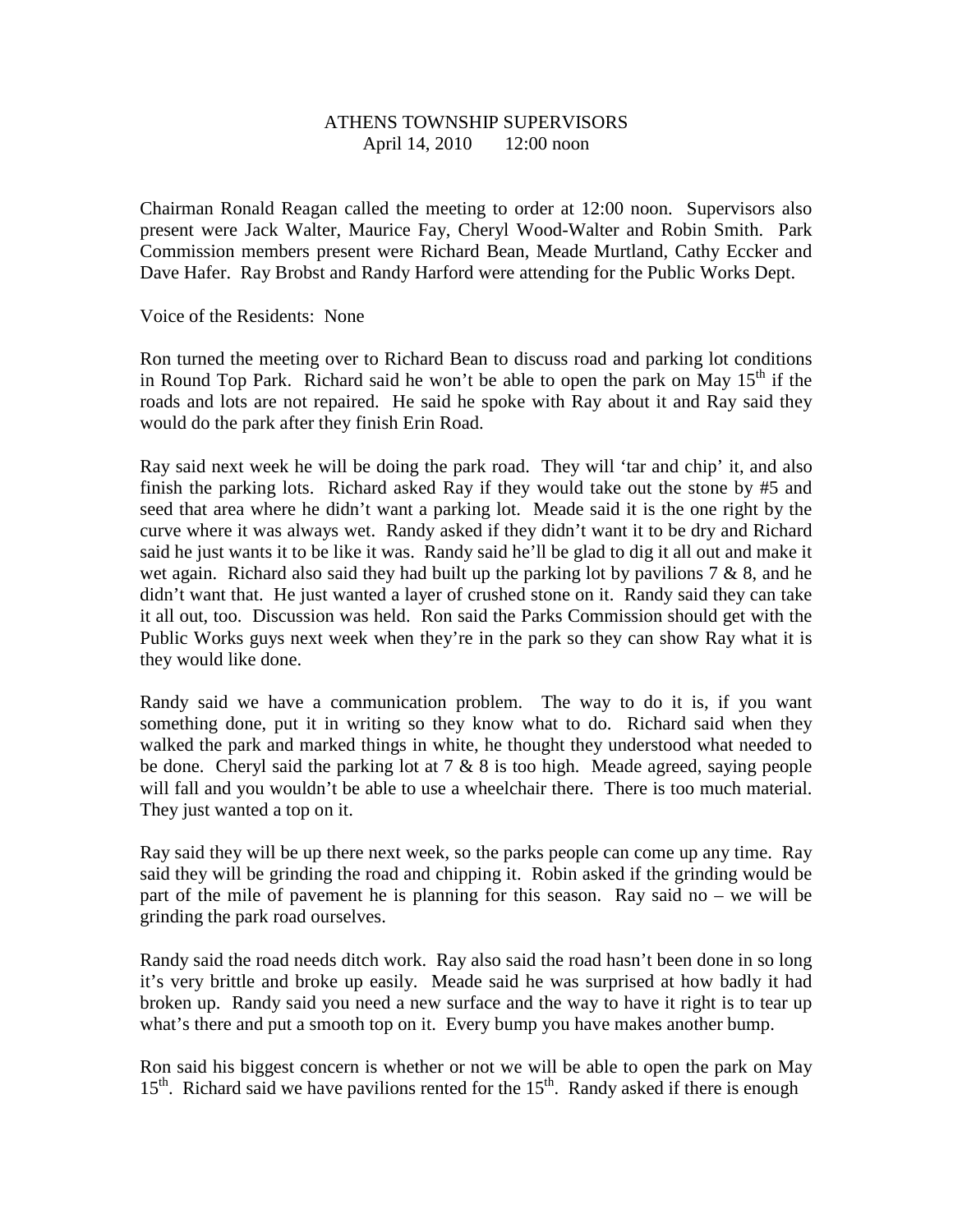ATHENS TOWNSHIP SUPERVISORS
April 14, 2010 12:00 noon

Chairman Ronald Reagan called the meeting to order at 12:00 noon. Supervisors also present were Jack Walter, Maurice Fay, Cheryl Wood-Walter and Robin Smith. Park Commission members present were Richard Bean, Meade Murtland, Cathy Eccker and Dave Hafer. Ray Brobst and Randy Harford were attending for the Public Works Dept.

Voice of the Residents: None

Ron turned the meeting over to Richard Bean to discuss road and parking lot conditions in Round Top Park. Richard said he won't be able to open the park on May 15th if the roads and lots are not repaired. He said he spoke with Ray about it and Ray said they would do the park after they finish Erin Road.

Ray said next week he will be doing the park road. They will 'tar and chip' it, and also finish the parking lots. Richard asked Ray if they would take out the stone by #5 and seed that area where he didn't want a parking lot. Meade said it is the one right by the curve where it was always wet. Randy asked if they didn't want it to be dry and Richard said he just wants it to be like it was. Randy said he'll be glad to dig it all out and make it wet again. Richard also said they had built up the parking lot by pavilions 7 & 8, and he didn't want that. He just wanted a layer of crushed stone on it. Randy said they can take it all out, too. Discussion was held. Ron said the Parks Commission should get with the Public Works guys next week when they're in the park so they can show Ray what it is they would like done.

Randy said we have a communication problem. The way to do it is, if you want something done, put it in writing so they know what to do. Richard said when they walked the park and marked things in white, he thought they understood what needed to be done. Cheryl said the parking lot at 7 & 8 is too high. Meade agreed, saying people will fall and you wouldn't be able to use a wheelchair there. There is too much material. They just wanted a top on it.

Ray said they will be up there next week, so the parks people can come up any time. Ray said they will be grinding the road and chipping it. Robin asked if the grinding would be part of the mile of pavement he is planning for this season. Ray said no – we will be grinding the park road ourselves.

Randy said the road needs ditch work. Ray also said the road hasn't been done in so long it's very brittle and broke up easily. Meade said he was surprised at how badly it had broken up. Randy said you need a new surface and the way to have it right is to tear up what's there and put a smooth top on it. Every bump you have makes another bump.

Ron said his biggest concern is whether or not we will be able to open the park on May 15th. Richard said we have pavilions rented for the 15th. Randy asked if there is enough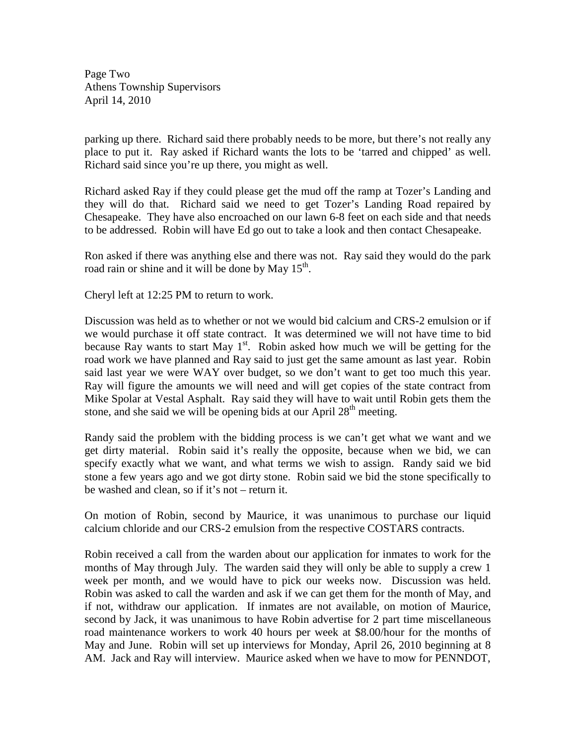parking up there. Richard said there probably needs to be more, but there's not really any place to put it. Ray asked if Richard wants the lots to be 'tarred and chipped' as well. Richard said since you're up there, you might as well.

Richard asked Ray if they could please get the mud off the ramp at Tozer's Landing and they will do that. Richard said we need to get Tozer's Landing Road repaired by Chesapeake. They have also encroached on our lawn 6-8 feet on each side and that needs to be addressed. Robin will have Ed go out to take a look and then contact Chesapeake.

Ron asked if there was anything else and there was not. Ray said they would do the park road rain or shine and it will be done by May 15th.

Cheryl left at 12:25 PM to return to work.

Discussion was held as to whether or not we would bid calcium and CRS-2 emulsion or if we would purchase it off state contract. It was determined we will not have time to bid because Ray wants to start May 1st. Robin asked how much we will be getting for the road work we have planned and Ray said to just get the same amount as last year. Robin said last year we were WAY over budget, so we don't want to get too much this year. Ray will figure the amounts we will need and will get copies of the state contract from Mike Spolar at Vestal Asphalt. Ray said they will have to wait until Robin gets them the stone, and she said we will be opening bids at our April 28th meeting.

Randy said the problem with the bidding process is we can't get what we want and we get dirty material. Robin said it's really the opposite, because when we bid, we can specify exactly what we want, and what terms we wish to assign. Randy said we bid stone a few years ago and we got dirty stone. Robin said we bid the stone specifically to be washed and clean, so if it's not – return it.

On motion of Robin, second by Maurice, it was unanimous to purchase our liquid calcium chloride and our CRS-2 emulsion from the respective COSTARS contracts.

Robin received a call from the warden about our application for inmates to work for the months of May through July. The warden said they will only be able to supply a crew 1 week per month, and we would have to pick our weeks now. Discussion was held. Robin was asked to call the warden and ask if we can get them for the month of May, and if not, withdraw our application. If inmates are not available, on motion of Maurice, second by Jack, it was unanimous to have Robin advertise for 2 part time miscellaneous road maintenance workers to work 40 hours per week at $8.00/hour for the months of May and June. Robin will set up interviews for Monday, April 26, 2010 beginning at 8 AM. Jack and Ray will interview. Maurice asked when we have to mow for PENNDOT,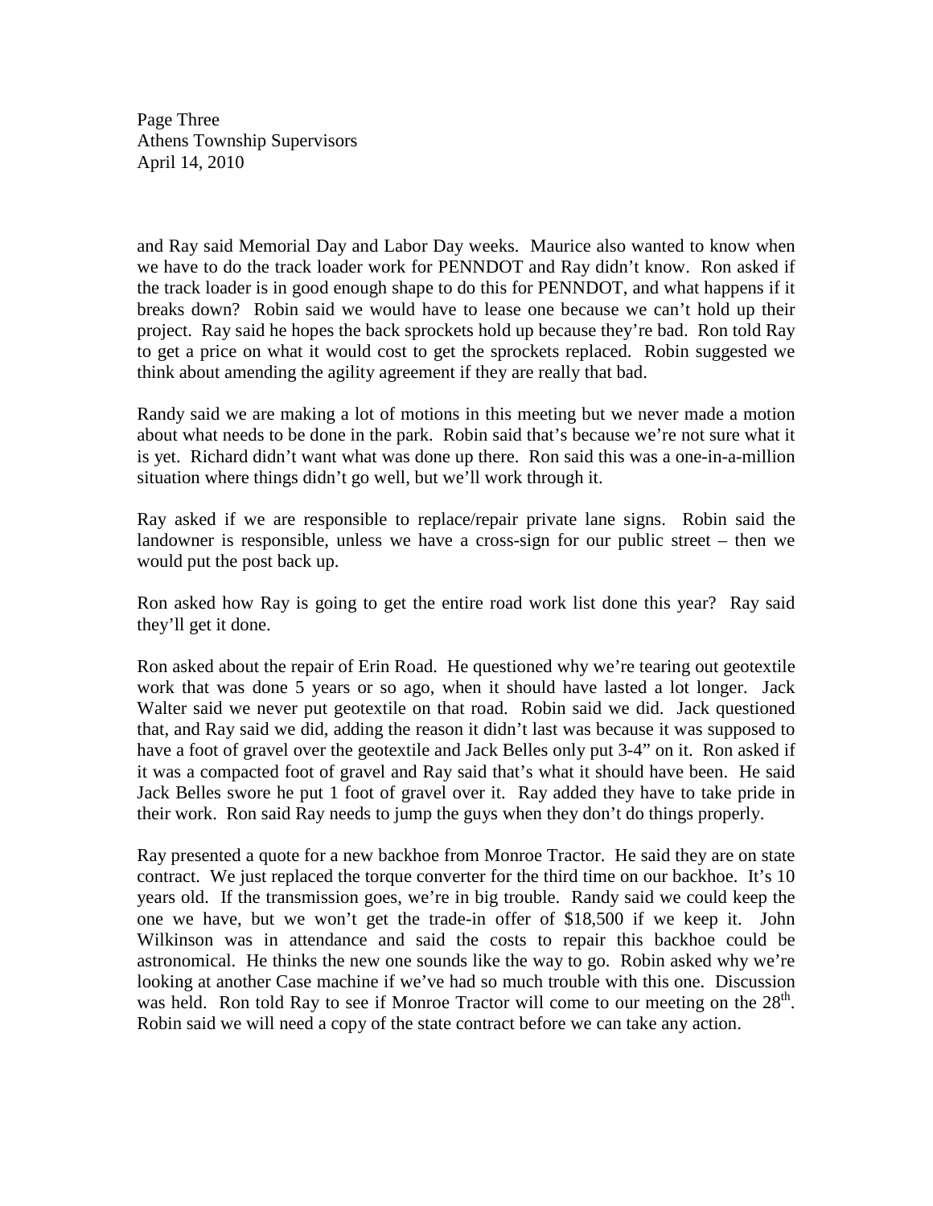and Ray said Memorial Day and Labor Day weeks. Maurice also wanted to know when we have to do the track loader work for PENNDOT and Ray didn't know. Ron asked if the track loader is in good enough shape to do this for PENNDOT, and what happens if it breaks down? Robin said we would have to lease one because we can't hold up their project. Ray said he hopes the back sprockets hold up because they're bad. Ron told Ray to get a price on what it would cost to get the sprockets replaced. Robin suggested we think about amending the agility agreement if they are really that bad.

Randy said we are making a lot of motions in this meeting but we never made a motion about what needs to be done in the park. Robin said that's because we're not sure what it is yet. Richard didn't want what was done up there. Ron said this was a one-in-a-million situation where things didn't go well, but we'll work through it.

Ray asked if we are responsible to replace/repair private lane signs. Robin said the landowner is responsible, unless we have a cross-sign for our public street – then we would put the post back up.

Ron asked how Ray is going to get the entire road work list done this year? Ray said they'll get it done.

Ron asked about the repair of Erin Road. He questioned why we're tearing out geotextile work that was done 5 years or so ago, when it should have lasted a lot longer. Jack Walter said we never put geotextile on that road. Robin said we did. Jack questioned that, and Ray said we did, adding the reason it didn't last was because it was supposed to have a foot of gravel over the geotextile and Jack Belles only put 3-4" on it. Ron asked if it was a compacted foot of gravel and Ray said that's what it should have been. He said Jack Belles swore he put 1 foot of gravel over it. Ray added they have to take pride in their work. Ron said Ray needs to jump the guys when they don't do things properly.

Ray presented a quote for a new backhoe from Monroe Tractor. He said they are on state contract. We just replaced the torque converter for the third time on our backhoe. It's 10 years old. If the transmission goes, we're in big trouble. Randy said we could keep the one we have, but we won't get the trade-in offer of $18,500 if we keep it. John Wilkinson was in attendance and said the costs to repair this backhoe could be astronomical. He thinks the new one sounds like the way to go. Robin asked why we're looking at another Case machine if we've had so much trouble with this one. Discussion was held. Ron told Ray to see if Monroe Tractor will come to our meeting on the 28th. Robin said we will need a copy of the state contract before we can take any action.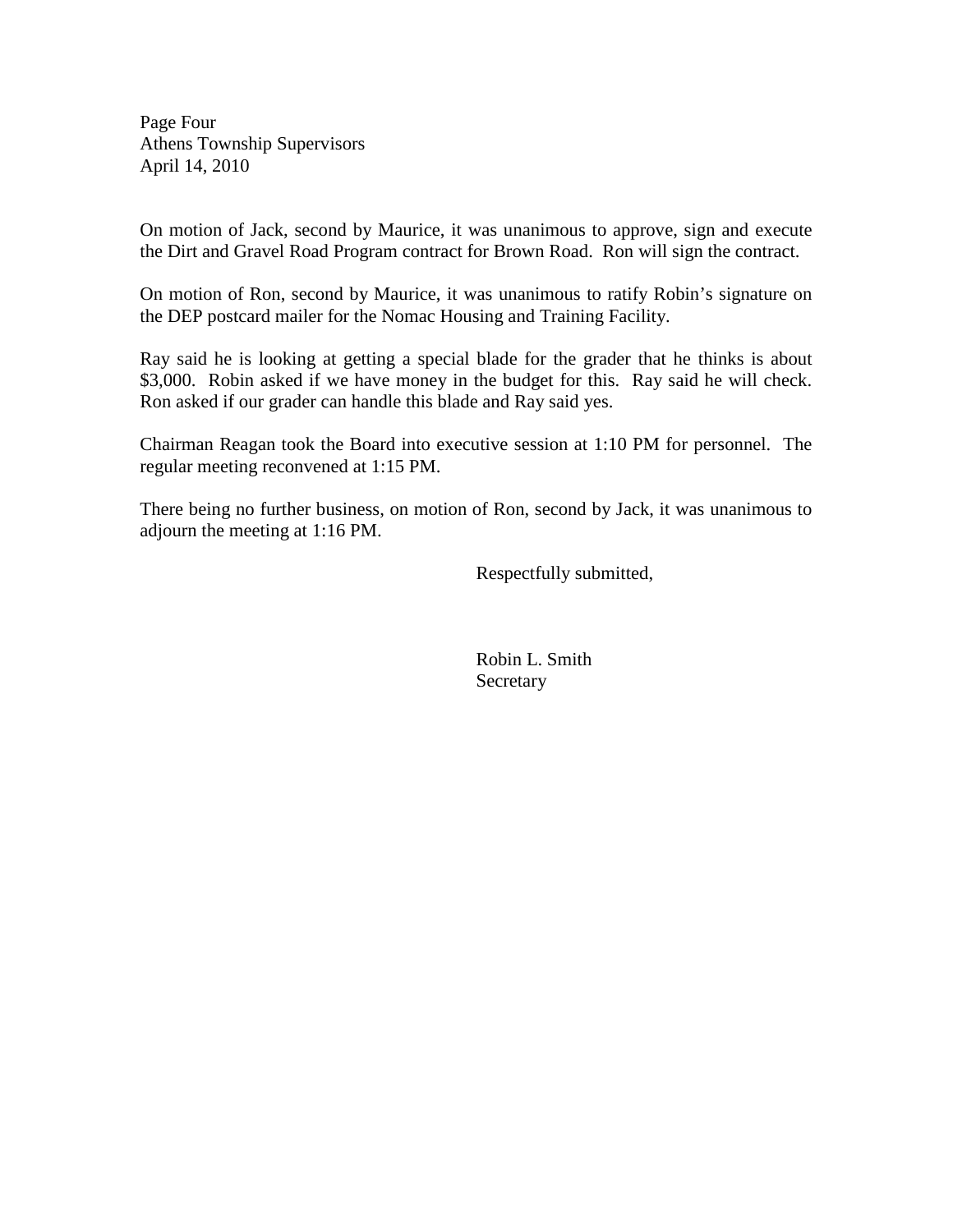On motion of Jack, second by Maurice, it was unanimous to approve, sign and execute the Dirt and Gravel Road Program contract for Brown Road. Ron will sign the contract.

On motion of Ron, second by Maurice, it was unanimous to ratify Robin's signature on the DEP postcard mailer for the Nomac Housing and Training Facility.

Ray said he is looking at getting a special blade for the grader that he thinks is about $3,000. Robin asked if we have money in the budget for this. Ray said he will check. Ron asked if our grader can handle this blade and Ray said yes.

Chairman Reagan took the Board into executive session at 1:10 PM for personnel. The regular meeting reconvened at 1:15 PM.

There being no further business, on motion of Ron, second by Jack, it was unanimous to adjourn the meeting at 1:16 PM.

Respectfully submitted,

Robin L. Smith
Secretary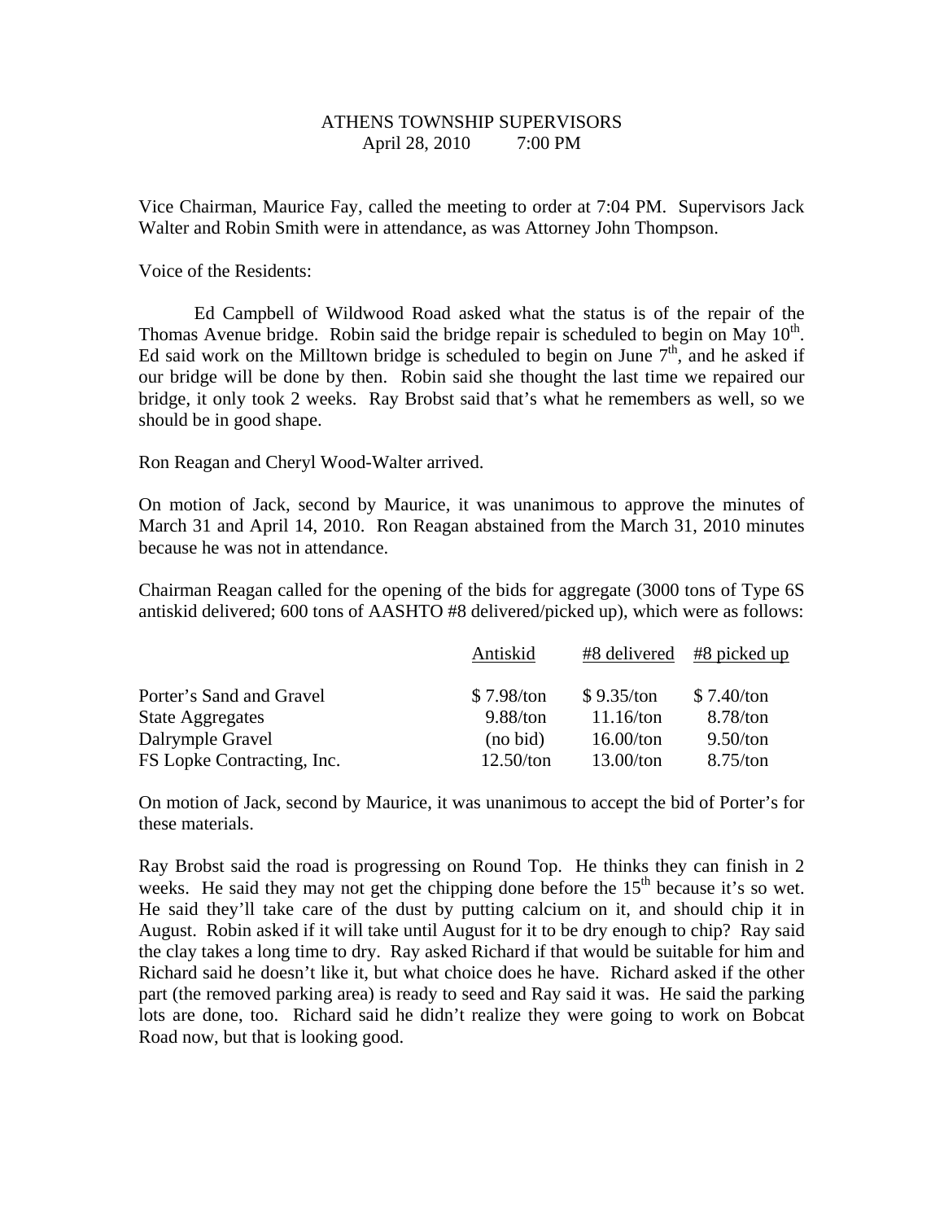ATHENS TOWNSHIP SUPERVISORS
April 28, 2010 7:00 PM

Vice Chairman, Maurice Fay, called the meeting to order at 7:04 PM. Supervisors Jack Walter and Robin Smith were in attendance, as was Attorney John Thompson.

Voice of the Residents:

Ed Campbell of Wildwood Road asked what the status is of the repair of the Thomas Avenue bridge. Robin said the bridge repair is scheduled to begin on May 10th. Ed said work on the Milltown bridge is scheduled to begin on June 7th, and he asked if our bridge will be done by then. Robin said she thought the last time we repaired our bridge, it only took 2 weeks. Ray Brobst said that's what he remembers as well, so we should be in good shape.

Ron Reagan and Cheryl Wood-Walter arrived.

On motion of Jack, second by Maurice, it was unanimous to approve the minutes of March 31 and April 14, 2010. Ron Reagan abstained from the March 31, 2010 minutes because he was not in attendance.

Chairman Reagan called for the opening of the bids for aggregate (3000 tons of Type 6S antiskid delivered; 600 tons of AASHTO #8 delivered/picked up), which were as follows:

| | Antiskid | #8 delivered | #8 picked up |
|---|---|---|---|
| Porter's Sand and Gravel | $ 7.98/ton | $ 9.35/ton | $ 7.40/ton |
| State Aggregates | 9.88/ton | 11.16/ton | 8.78/ton |
| Dalrymple Gravel | (no bid) | 16.00/ton | 9.50/ton |
| FS Lopke Contracting, Inc. | 12.50/ton | 13.00/ton | 8.75/ton |

On motion of Jack, second by Maurice, it was unanimous to accept the bid of Porter's for these materials.

Ray Brobst said the road is progressing on Round Top. He thinks they can finish in 2 weeks. He said they may not get the chipping done before the 15th because it's so wet. He said they'll take care of the dust by putting calcium on it, and should chip it in August. Robin asked if it will take until August for it to be dry enough to chip? Ray said the clay takes a long time to dry. Ray asked Richard if that would be suitable for him and Richard said he doesn't like it, but what choice does he have. Richard asked if the other part (the removed parking area) is ready to seed and Ray said it was. He said the parking lots are done, too. Richard said he didn't realize they were going to work on Bobcat Road now, but that is looking good.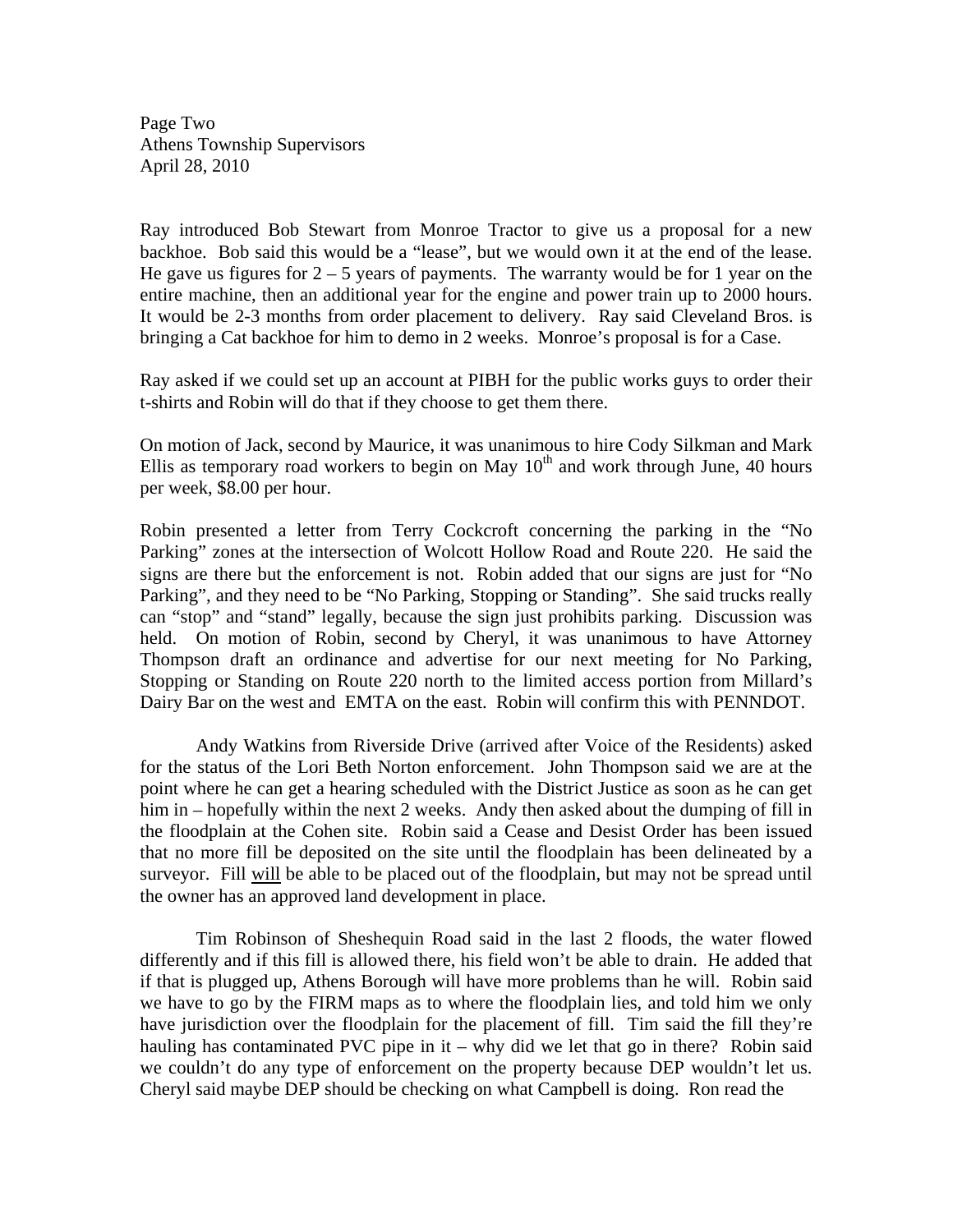Ray introduced Bob Stewart from Monroe Tractor to give us a proposal for a new backhoe. Bob said this would be a "lease", but we would own it at the end of the lease. He gave us figures for 2 – 5 years of payments. The warranty would be for 1 year on the entire machine, then an additional year for the engine and power train up to 2000 hours. It would be 2-3 months from order placement to delivery. Ray said Cleveland Bros. is bringing a Cat backhoe for him to demo in 2 weeks. Monroe's proposal is for a Case.

Ray asked if we could set up an account at PIBH for the public works guys to order their t-shirts and Robin will do that if they choose to get them there.

On motion of Jack, second by Maurice, it was unanimous to hire Cody Silkman and Mark Ellis as temporary road workers to begin on May 10th and work through June, 40 hours per week, $8.00 per hour.

Robin presented a letter from Terry Cockcroft concerning the parking in the "No Parking" zones at the intersection of Wolcott Hollow Road and Route 220. He said the signs are there but the enforcement is not. Robin added that our signs are just for "No Parking", and they need to be "No Parking, Stopping or Standing". She said trucks really can "stop" and "stand" legally, because the sign just prohibits parking. Discussion was held. On motion of Robin, second by Cheryl, it was unanimous to have Attorney Thompson draft an ordinance and advertise for our next meeting for No Parking, Stopping or Standing on Route 220 north to the limited access portion from Millard's Dairy Bar on the west and EMTA on the east. Robin will confirm this with PENNDOT.

Andy Watkins from Riverside Drive (arrived after Voice of the Residents) asked for the status of the Lori Beth Norton enforcement. John Thompson said we are at the point where he can get a hearing scheduled with the District Justice as soon as he can get him in – hopefully within the next 2 weeks. Andy then asked about the dumping of fill in the floodplain at the Cohen site. Robin said a Cease and Desist Order has been issued that no more fill be deposited on the site until the floodplain has been delineated by a surveyor. Fill will be able to be placed out of the floodplain, but may not be spread until the owner has an approved land development in place.

Tim Robinson of Sheshequin Road said in the last 2 floods, the water flowed differently and if this fill is allowed there, his field won't be able to drain. He added that if that is plugged up, Athens Borough will have more problems than he will. Robin said we have to go by the FIRM maps as to where the floodplain lies, and told him we only have jurisdiction over the floodplain for the placement of fill. Tim said the fill they're hauling has contaminated PVC pipe in it – why did we let that go in there? Robin said we couldn't do any type of enforcement on the property because DEP wouldn't let us. Cheryl said maybe DEP should be checking on what Campbell is doing. Ron read the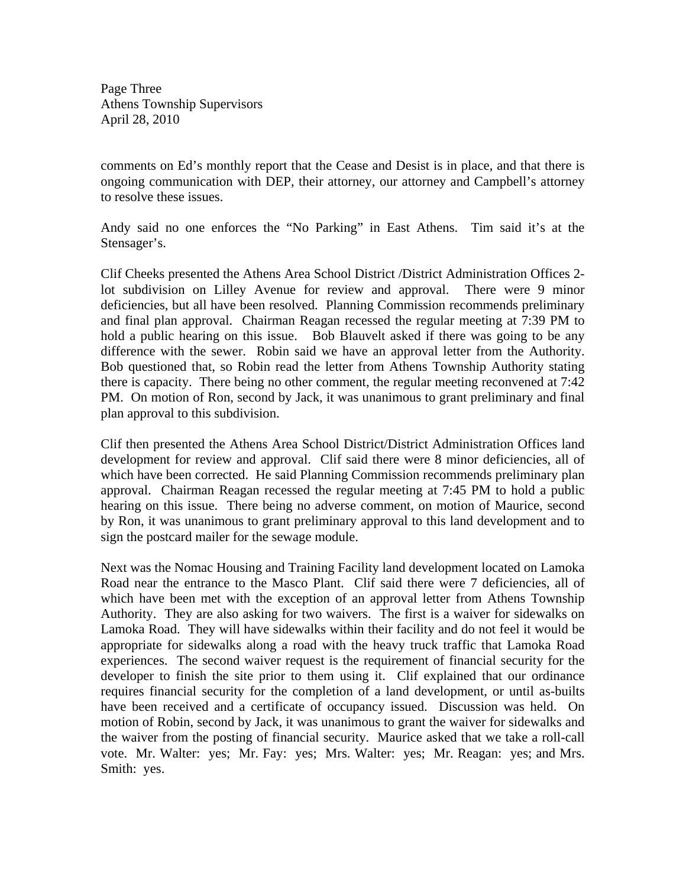comments on Ed's monthly report that the Cease and Desist is in place, and that there is ongoing communication with DEP, their attorney, our attorney and Campbell's attorney to resolve these issues.

Andy said no one enforces the "No Parking" in East Athens. Tim said it's at the Stensager's.

Clif Cheeks presented the Athens Area School District /District Administration Offices 2-lot subdivision on Lilley Avenue for review and approval. There were 9 minor deficiencies, but all have been resolved. Planning Commission recommends preliminary and final plan approval. Chairman Reagan recessed the regular meeting at 7:39 PM to hold a public hearing on this issue. Bob Blauvelt asked if there was going to be any difference with the sewer. Robin said we have an approval letter from the Authority. Bob questioned that, so Robin read the letter from Athens Township Authority stating there is capacity. There being no other comment, the regular meeting reconvened at 7:42 PM. On motion of Ron, second by Jack, it was unanimous to grant preliminary and final plan approval to this subdivision.

Clif then presented the Athens Area School District/District Administration Offices land development for review and approval. Clif said there were 8 minor deficiencies, all of which have been corrected. He said Planning Commission recommends preliminary plan approval. Chairman Reagan recessed the regular meeting at 7:45 PM to hold a public hearing on this issue. There being no adverse comment, on motion of Maurice, second by Ron, it was unanimous to grant preliminary approval to this land development and to sign the postcard mailer for the sewage module.

Next was the Nomac Housing and Training Facility land development located on Lamoka Road near the entrance to the Masco Plant. Clif said there were 7 deficiencies, all of which have been met with the exception of an approval letter from Athens Township Authority. They are also asking for two waivers. The first is a waiver for sidewalks on Lamoka Road. They will have sidewalks within their facility and do not feel it would be appropriate for sidewalks along a road with the heavy truck traffic that Lamoka Road experiences. The second waiver request is the requirement of financial security for the developer to finish the site prior to them using it. Clif explained that our ordinance requires financial security for the completion of a land development, or until as-builts have been received and a certificate of occupancy issued. Discussion was held. On motion of Robin, second by Jack, it was unanimous to grant the waiver for sidewalks and the waiver from the posting of financial security. Maurice asked that we take a roll-call vote. Mr. Walter: yes; Mr. Fay: yes; Mrs. Walter: yes; Mr. Reagan: yes; and Mrs. Smith: yes.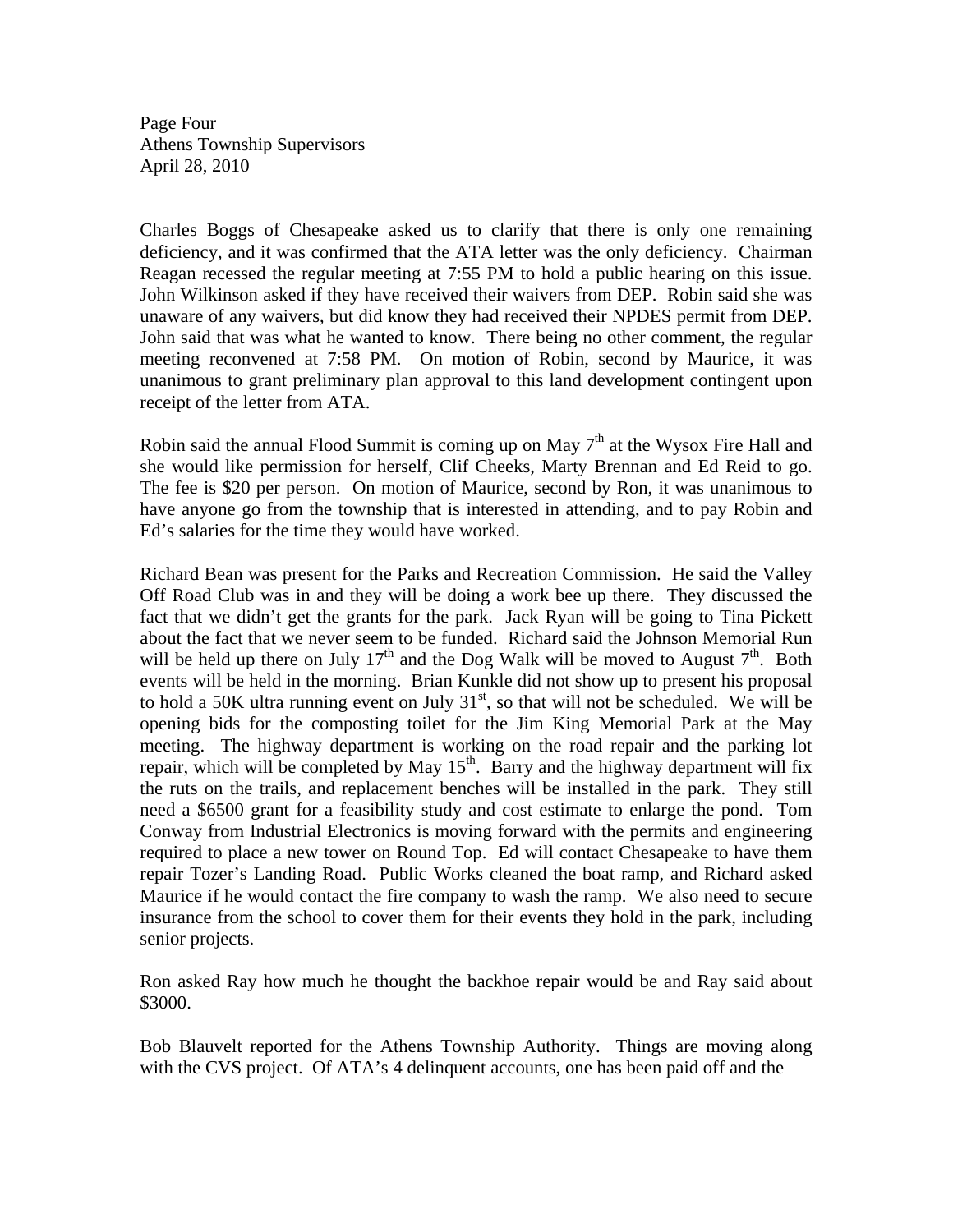Charles Boggs of Chesapeake asked us to clarify that there is only one remaining deficiency, and it was confirmed that the ATA letter was the only deficiency. Chairman Reagan recessed the regular meeting at 7:55 PM to hold a public hearing on this issue. John Wilkinson asked if they have received their waivers from DEP. Robin said she was unaware of any waivers, but did know they had received their NPDES permit from DEP. John said that was what he wanted to know. There being no other comment, the regular meeting reconvened at 7:58 PM. On motion of Robin, second by Maurice, it was unanimous to grant preliminary plan approval to this land development contingent upon receipt of the letter from ATA.

Robin said the annual Flood Summit is coming up on May 7th at the Wysox Fire Hall and she would like permission for herself, Clif Cheeks, Marty Brennan and Ed Reid to go. The fee is $20 per person. On motion of Maurice, second by Ron, it was unanimous to have anyone go from the township that is interested in attending, and to pay Robin and Ed's salaries for the time they would have worked.

Richard Bean was present for the Parks and Recreation Commission. He said the Valley Off Road Club was in and they will be doing a work bee up there. They discussed the fact that we didn't get the grants for the park. Jack Ryan will be going to Tina Pickett about the fact that we never seem to be funded. Richard said the Johnson Memorial Run will be held up there on July 17th and the Dog Walk will be moved to August 7th. Both events will be held in the morning. Brian Kunkle did not show up to present his proposal to hold a 50K ultra running event on July 31st, so that will not be scheduled. We will be opening bids for the composting toilet for the Jim King Memorial Park at the May meeting. The highway department is working on the road repair and the parking lot repair, which will be completed by May 15th. Barry and the highway department will fix the ruts on the trails, and replacement benches will be installed in the park. They still need a $6500 grant for a feasibility study and cost estimate to enlarge the pond. Tom Conway from Industrial Electronics is moving forward with the permits and engineering required to place a new tower on Round Top. Ed will contact Chesapeake to have them repair Tozer's Landing Road. Public Works cleaned the boat ramp, and Richard asked Maurice if he would contact the fire company to wash the ramp. We also need to secure insurance from the school to cover them for their events they hold in the park, including senior projects.

Ron asked Ray how much he thought the backhoe repair would be and Ray said about $3000.

Bob Blauvelt reported for the Athens Township Authority. Things are moving along with the CVS project. Of ATA's 4 delinquent accounts, one has been paid off and the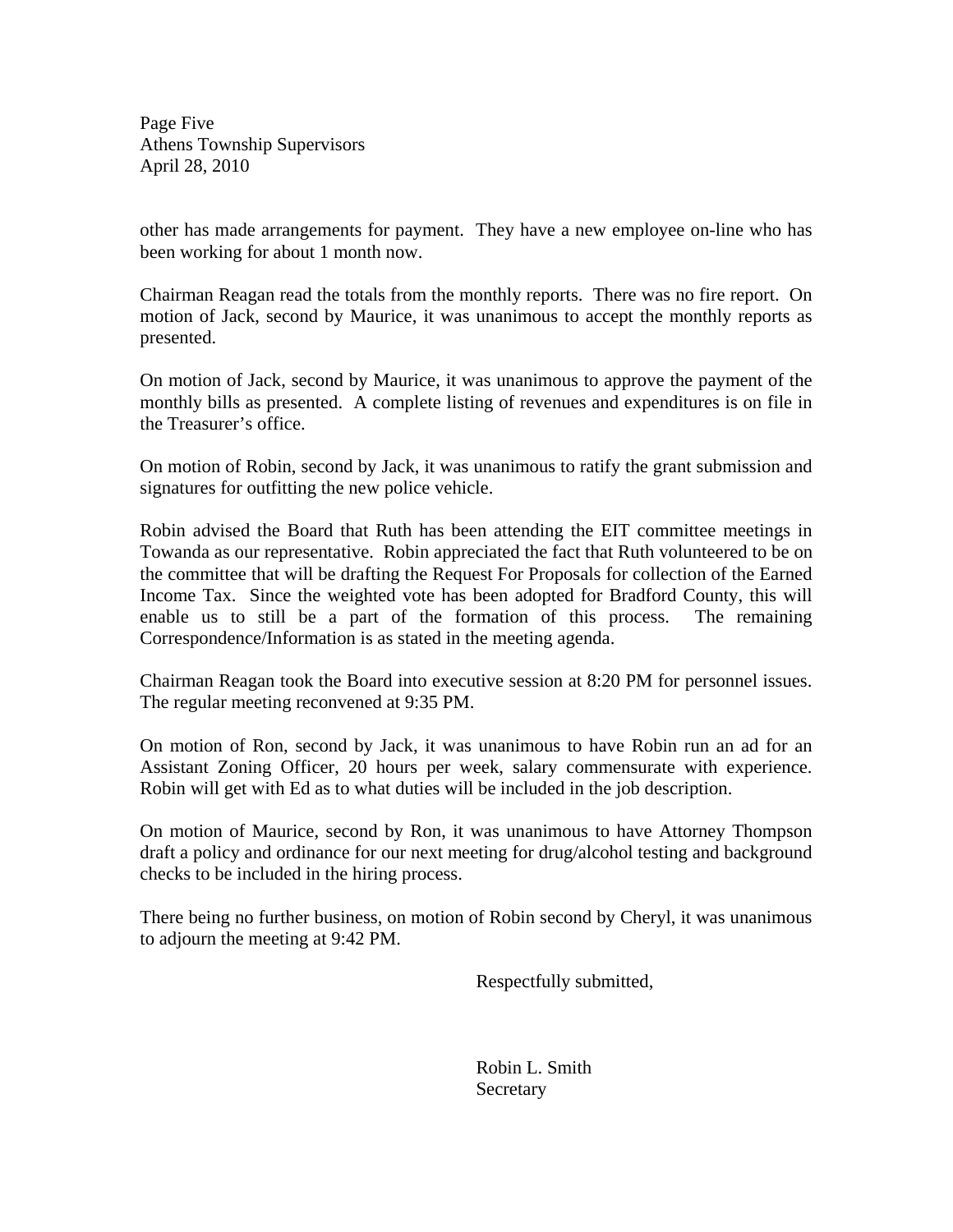other has made arrangements for payment. They have a new employee on-line who has been working for about 1 month now.

Chairman Reagan read the totals from the monthly reports. There was no fire report. On motion of Jack, second by Maurice, it was unanimous to accept the monthly reports as presented.

On motion of Jack, second by Maurice, it was unanimous to approve the payment of the monthly bills as presented. A complete listing of revenues and expenditures is on file in the Treasurer's office.

On motion of Robin, second by Jack, it was unanimous to ratify the grant submission and signatures for outfitting the new police vehicle.

Robin advised the Board that Ruth has been attending the EIT committee meetings in Towanda as our representative. Robin appreciated the fact that Ruth volunteered to be on the committee that will be drafting the Request For Proposals for collection of the Earned Income Tax. Since the weighted vote has been adopted for Bradford County, this will enable us to still be a part of the formation of this process. The remaining Correspondence/Information is as stated in the meeting agenda.

Chairman Reagan took the Board into executive session at 8:20 PM for personnel issues. The regular meeting reconvened at 9:35 PM.

On motion of Ron, second by Jack, it was unanimous to have Robin run an ad for an Assistant Zoning Officer, 20 hours per week, salary commensurate with experience. Robin will get with Ed as to what duties will be included in the job description.

On motion of Maurice, second by Ron, it was unanimous to have Attorney Thompson draft a policy and ordinance for our next meeting for drug/alcohol testing and background checks to be included in the hiring process.

There being no further business, on motion of Robin second by Cheryl, it was unanimous to adjourn the meeting at 9:42 PM.

Respectfully submitted,

Robin L. Smith
Secretary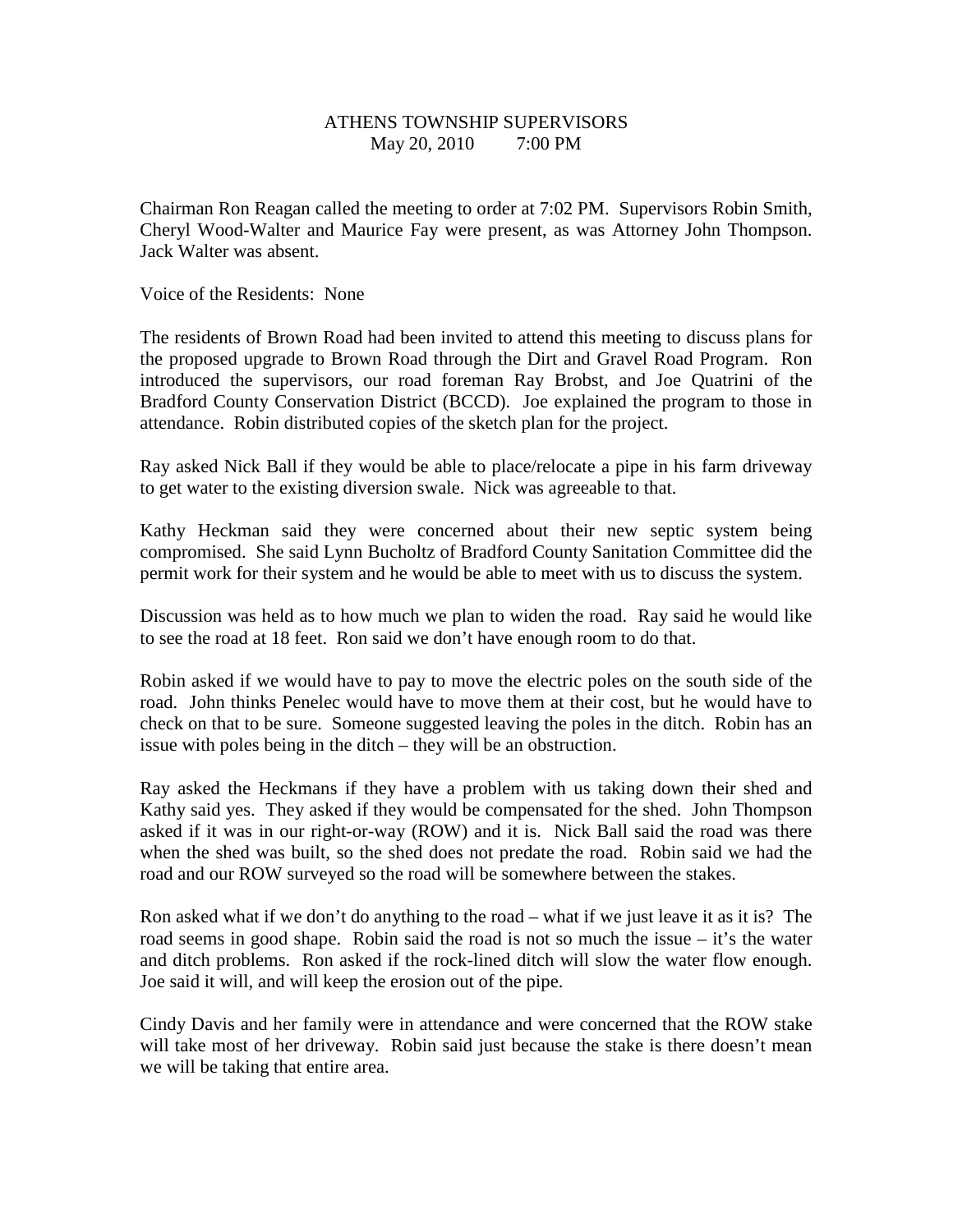ATHENS TOWNSHIP SUPERVISORS
May 20, 2010 7:00 PM

Chairman Ron Reagan called the meeting to order at 7:02 PM. Supervisors Robin Smith, Cheryl Wood-Walter and Maurice Fay were present, as was Attorney John Thompson. Jack Walter was absent.

Voice of the Residents: None

The residents of Brown Road had been invited to attend this meeting to discuss plans for the proposed upgrade to Brown Road through the Dirt and Gravel Road Program. Ron introduced the supervisors, our road foreman Ray Brobst, and Joe Quatrini of the Bradford County Conservation District (BCCD). Joe explained the program to those in attendance. Robin distributed copies of the sketch plan for the project.

Ray asked Nick Ball if they would be able to place/relocate a pipe in his farm driveway to get water to the existing diversion swale. Nick was agreeable to that.

Kathy Heckman said they were concerned about their new septic system being compromised. She said Lynn Bucholtz of Bradford County Sanitation Committee did the permit work for their system and he would be able to meet with us to discuss the system.

Discussion was held as to how much we plan to widen the road. Ray said he would like to see the road at 18 feet. Ron said we don't have enough room to do that.

Robin asked if we would have to pay to move the electric poles on the south side of the road. John thinks Penelec would have to move them at their cost, but he would have to check on that to be sure. Someone suggested leaving the poles in the ditch. Robin has an issue with poles being in the ditch – they will be an obstruction.

Ray asked the Heckmans if they have a problem with us taking down their shed and Kathy said yes. They asked if they would be compensated for the shed. John Thompson asked if it was in our right-or-way (ROW) and it is. Nick Ball said the road was there when the shed was built, so the shed does not predate the road. Robin said we had the road and our ROW surveyed so the road will be somewhere between the stakes.

Ron asked what if we don't do anything to the road – what if we just leave it as it is? The road seems in good shape. Robin said the road is not so much the issue – it's the water and ditch problems. Ron asked if the rock-lined ditch will slow the water flow enough. Joe said it will, and will keep the erosion out of the pipe.

Cindy Davis and her family were in attendance and were concerned that the ROW stake will take most of her driveway. Robin said just because the stake is there doesn't mean we will be taking that entire area.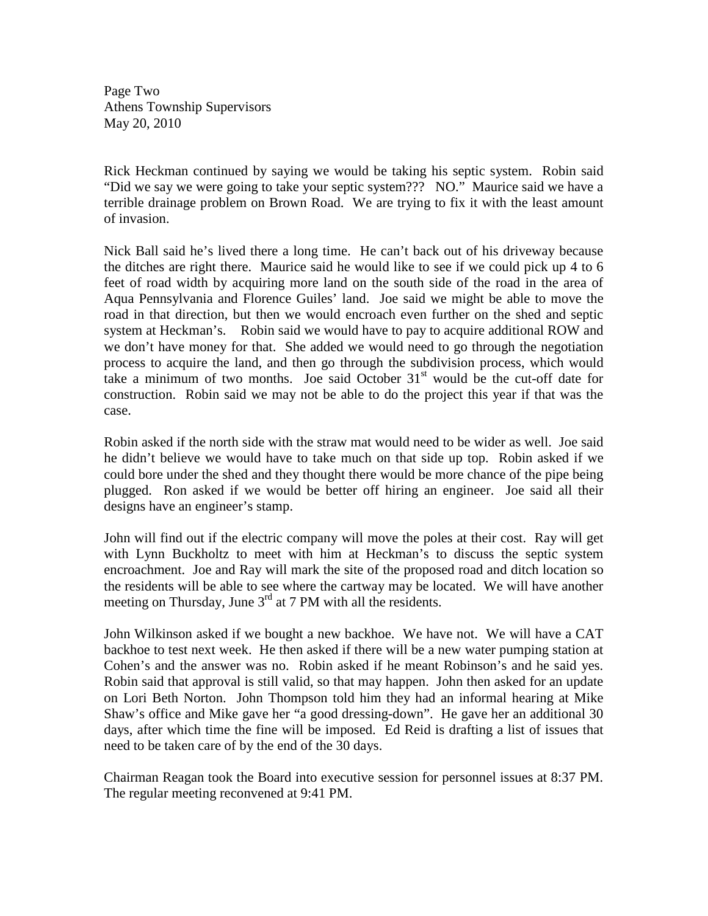Rick Heckman continued by saying we would be taking his septic system. Robin said "Did we say we were going to take your septic system??? NO." Maurice said we have a terrible drainage problem on Brown Road. We are trying to fix it with the least amount of invasion.

Nick Ball said he's lived there a long time. He can't back out of his driveway because the ditches are right there. Maurice said he would like to see if we could pick up 4 to 6 feet of road width by acquiring more land on the south side of the road in the area of Aqua Pennsylvania and Florence Guiles' land. Joe said we might be able to move the road in that direction, but then we would encroach even further on the shed and septic system at Heckman's. Robin said we would have to pay to acquire additional ROW and we don't have money for that. She added we would need to go through the negotiation process to acquire the land, and then go through the subdivision process, which would take a minimum of two months. Joe said October 31st would be the cut-off date for construction. Robin said we may not be able to do the project this year if that was the case.

Robin asked if the north side with the straw mat would need to be wider as well. Joe said he didn't believe we would have to take much on that side up top. Robin asked if we could bore under the shed and they thought there would be more chance of the pipe being plugged. Ron asked if we would be better off hiring an engineer. Joe said all their designs have an engineer's stamp.

John will find out if the electric company will move the poles at their cost. Ray will get with Lynn Buckholtz to meet with him at Heckman's to discuss the septic system encroachment. Joe and Ray will mark the site of the proposed road and ditch location so the residents will be able to see where the cartway may be located. We will have another meeting on Thursday, June 3rd at 7 PM with all the residents.

John Wilkinson asked if we bought a new backhoe. We have not. We will have a CAT backhoe to test next week. He then asked if there will be a new water pumping station at Cohen's and the answer was no. Robin asked if he meant Robinson's and he said yes. Robin said that approval is still valid, so that may happen. John then asked for an update on Lori Beth Norton. John Thompson told him they had an informal hearing at Mike Shaw's office and Mike gave her "a good dressing-down". He gave her an additional 30 days, after which time the fine will be imposed. Ed Reid is drafting a list of issues that need to be taken care of by the end of the 30 days.

Chairman Reagan took the Board into executive session for personnel issues at 8:37 PM. The regular meeting reconvened at 9:41 PM.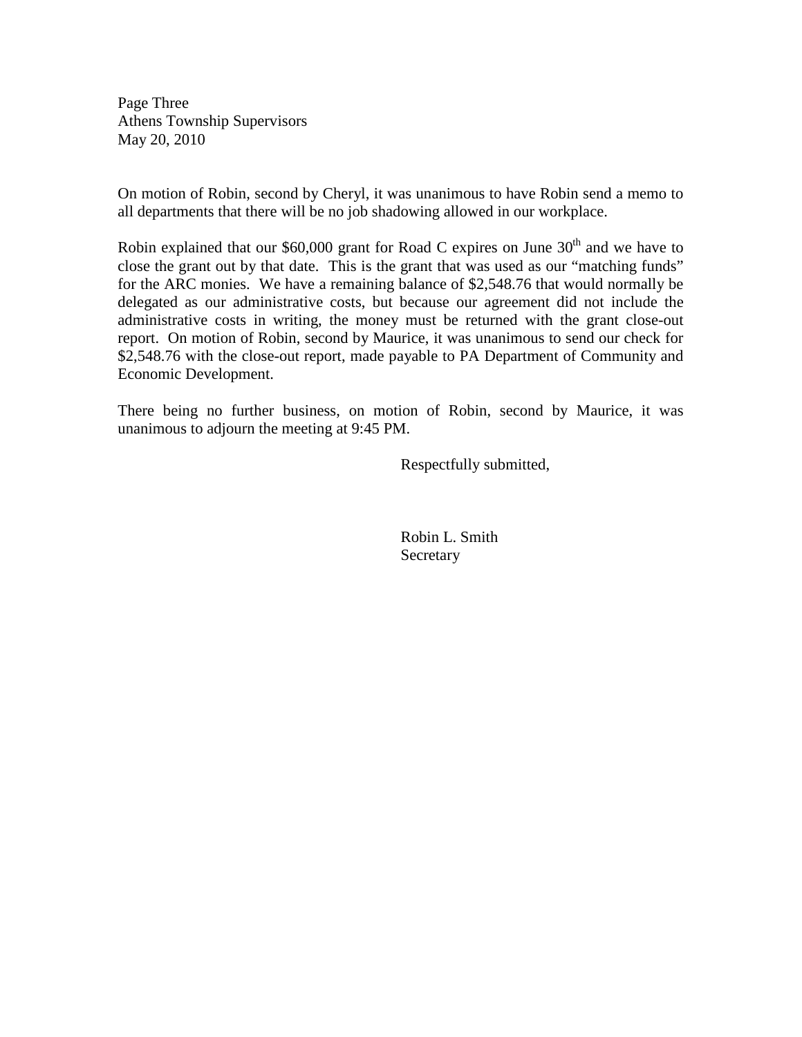On motion of Robin, second by Cheryl, it was unanimous to have Robin send a memo to all departments that there will be no job shadowing allowed in our workplace.

Robin explained that our $60,000 grant for Road C expires on June 30th and we have to close the grant out by that date. This is the grant that was used as our "matching funds" for the ARC monies. We have a remaining balance of $2,548.76 that would normally be delegated as our administrative costs, but because our agreement did not include the administrative costs in writing, the money must be returned with the grant close-out report. On motion of Robin, second by Maurice, it was unanimous to send our check for $2,548.76 with the close-out report, made payable to PA Department of Community and Economic Development.

There being no further business, on motion of Robin, second by Maurice, it was unanimous to adjourn the meeting at 9:45 PM.

Respectfully submitted,

Robin L. Smith
Secretary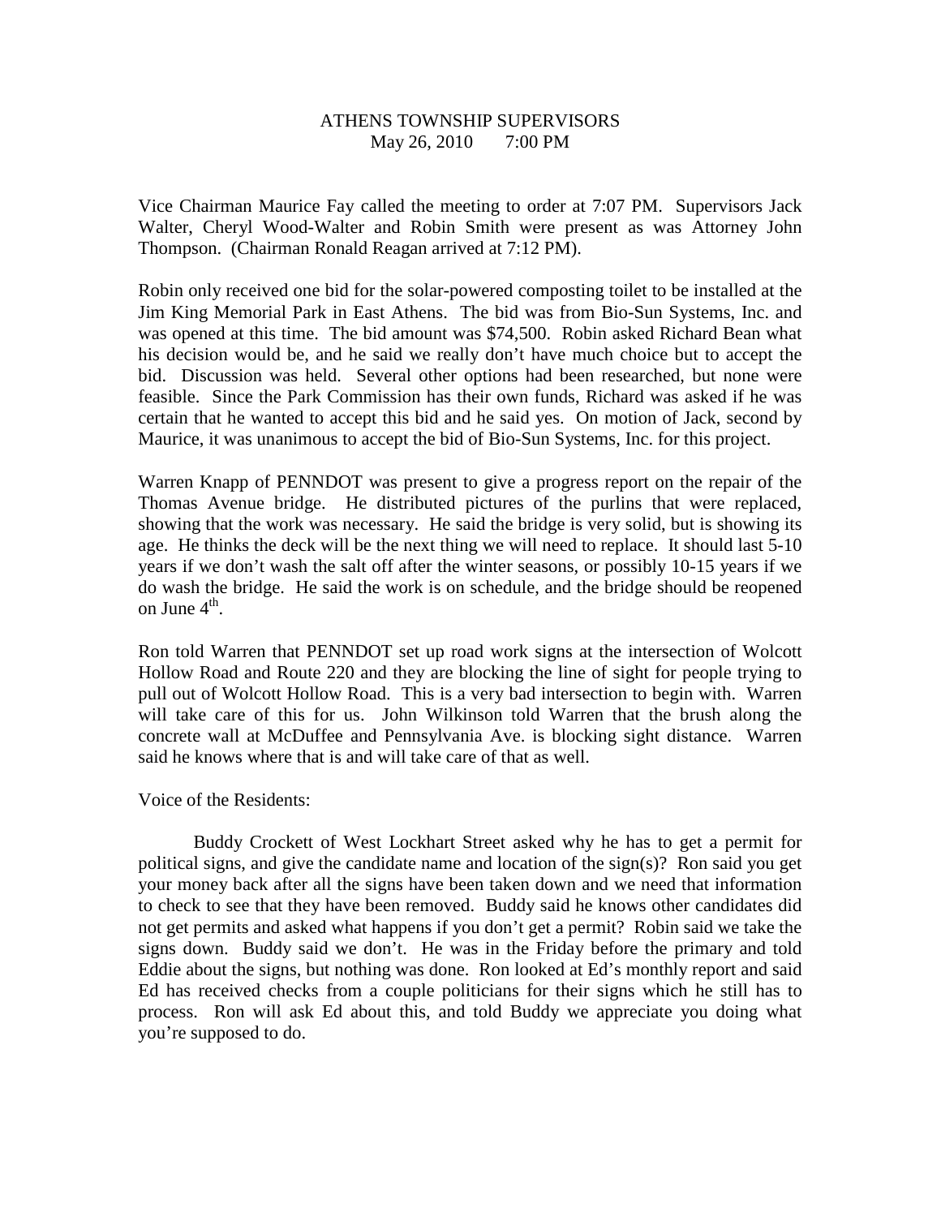# ATHENS TOWNSHIP SUPERVISORS
May 26, 2010     7:00 PM

Vice Chairman Maurice Fay called the meeting to order at 7:07 PM. Supervisors Jack Walter, Cheryl Wood-Walter and Robin Smith were present as was Attorney John Thompson. (Chairman Ronald Reagan arrived at 7:12 PM).

Robin only received one bid for the solar-powered composting toilet to be installed at the Jim King Memorial Park in East Athens. The bid was from Bio-Sun Systems, Inc. and was opened at this time. The bid amount was $74,500. Robin asked Richard Bean what his decision would be, and he said we really don't have much choice but to accept the bid. Discussion was held. Several other options had been researched, but none were feasible. Since the Park Commission has their own funds, Richard was asked if he was certain that he wanted to accept this bid and he said yes. On motion of Jack, second by Maurice, it was unanimous to accept the bid of Bio-Sun Systems, Inc. for this project.

Warren Knapp of PENNDOT was present to give a progress report on the repair of the Thomas Avenue bridge. He distributed pictures of the purlins that were replaced, showing that the work was necessary. He said the bridge is very solid, but is showing its age. He thinks the deck will be the next thing we will need to replace. It should last 5-10 years if we don't wash the salt off after the winter seasons, or possibly 10-15 years if we do wash the bridge. He said the work is on schedule, and the bridge should be reopened on June 4th.

Ron told Warren that PENNDOT set up road work signs at the intersection of Wolcott Hollow Road and Route 220 and they are blocking the line of sight for people trying to pull out of Wolcott Hollow Road. This is a very bad intersection to begin with. Warren will take care of this for us. John Wilkinson told Warren that the brush along the concrete wall at McDuffee and Pennsylvania Ave. is blocking sight distance. Warren said he knows where that is and will take care of that as well.

Voice of the Residents:

Buddy Crockett of West Lockhart Street asked why he has to get a permit for political signs, and give the candidate name and location of the sign(s)? Ron said you get your money back after all the signs have been taken down and we need that information to check to see that they have been removed. Buddy said he knows other candidates did not get permits and asked what happens if you don't get a permit? Robin said we take the signs down. Buddy said we don't. He was in the Friday before the primary and told Eddie about the signs, but nothing was done. Ron looked at Ed's monthly report and said Ed has received checks from a couple politicians for their signs which he still has to process. Ron will ask Ed about this, and told Buddy we appreciate you doing what you're supposed to do.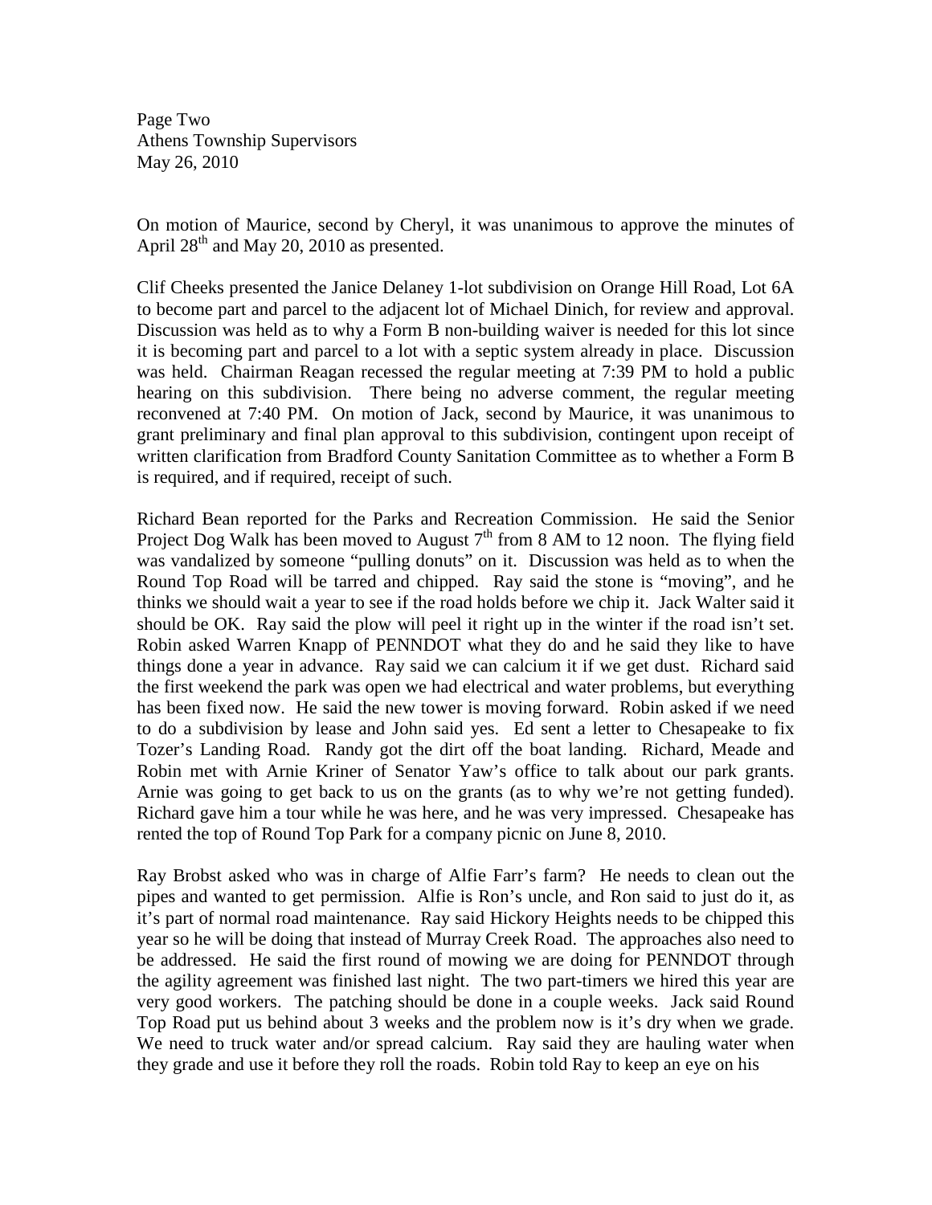On motion of Maurice, second by Cheryl, it was unanimous to approve the minutes of April 28th and May 20, 2010 as presented.

Clif Cheeks presented the Janice Delaney 1-lot subdivision on Orange Hill Road, Lot 6A to become part and parcel to the adjacent lot of Michael Dinich, for review and approval. Discussion was held as to why a Form B non-building waiver is needed for this lot since it is becoming part and parcel to a lot with a septic system already in place. Discussion was held. Chairman Reagan recessed the regular meeting at 7:39 PM to hold a public hearing on this subdivision. There being no adverse comment, the regular meeting reconvened at 7:40 PM. On motion of Jack, second by Maurice, it was unanimous to grant preliminary and final plan approval to this subdivision, contingent upon receipt of written clarification from Bradford County Sanitation Committee as to whether a Form B is required, and if required, receipt of such.

Richard Bean reported for the Parks and Recreation Commission. He said the Senior Project Dog Walk has been moved to August 7th from 8 AM to 12 noon. The flying field was vandalized by someone "pulling donuts" on it. Discussion was held as to when the Round Top Road will be tarred and chipped. Ray said the stone is "moving", and he thinks we should wait a year to see if the road holds before we chip it. Jack Walter said it should be OK. Ray said the plow will peel it right up in the winter if the road isn't set. Robin asked Warren Knapp of PENNDOT what they do and he said they like to have things done a year in advance. Ray said we can calcium it if we get dust. Richard said the first weekend the park was open we had electrical and water problems, but everything has been fixed now. He said the new tower is moving forward. Robin asked if we need to do a subdivision by lease and John said yes. Ed sent a letter to Chesapeake to fix Tozer's Landing Road. Randy got the dirt off the boat landing. Richard, Meade and Robin met with Arnie Kriner of Senator Yaw's office to talk about our park grants. Arnie was going to get back to us on the grants (as to why we're not getting funded). Richard gave him a tour while he was here, and he was very impressed. Chesapeake has rented the top of Round Top Park for a company picnic on June 8, 2010.

Ray Brobst asked who was in charge of Alfie Farr's farm? He needs to clean out the pipes and wanted to get permission. Alfie is Ron's uncle, and Ron said to just do it, as it's part of normal road maintenance. Ray said Hickory Heights needs to be chipped this year so he will be doing that instead of Murray Creek Road. The approaches also need to be addressed. He said the first round of mowing we are doing for PENNDOT through the agility agreement was finished last night. The two part-timers we hired this year are very good workers. The patching should be done in a couple weeks. Jack said Round Top Road put us behind about 3 weeks and the problem now is it's dry when we grade. We need to truck water and/or spread calcium. Ray said they are hauling water when they grade and use it before they roll the roads. Robin told Ray to keep an eye on his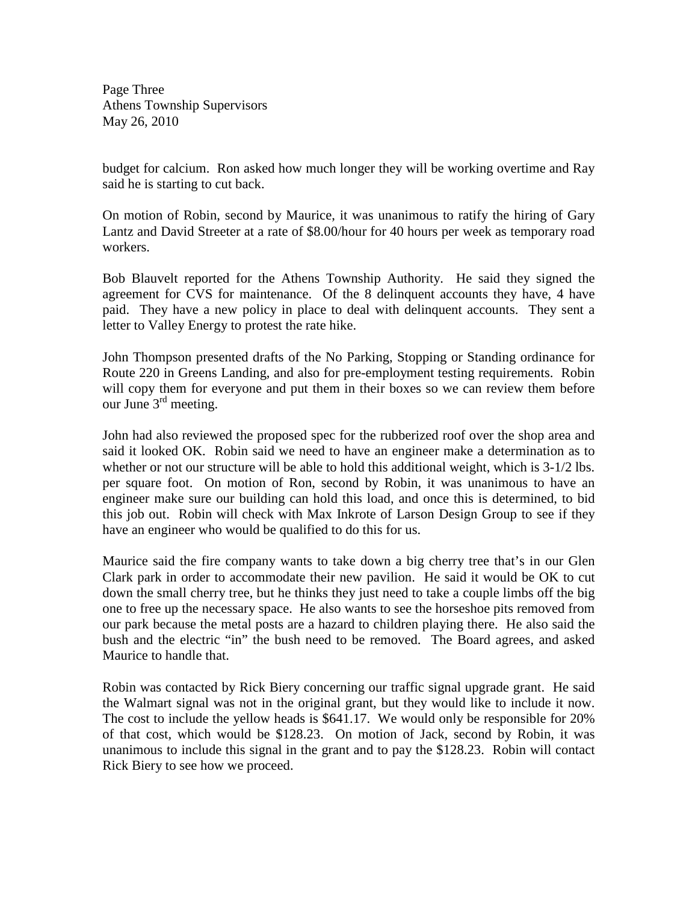budget for calcium. Ron asked how much longer they will be working overtime and Ray said he is starting to cut back.

On motion of Robin, second by Maurice, it was unanimous to ratify the hiring of Gary Lantz and David Streeter at a rate of $8.00/hour for 40 hours per week as temporary road workers.

Bob Blauvelt reported for the Athens Township Authority. He said they signed the agreement for CVS for maintenance. Of the 8 delinquent accounts they have, 4 have paid. They have a new policy in place to deal with delinquent accounts. They sent a letter to Valley Energy to protest the rate hike.

John Thompson presented drafts of the No Parking, Stopping or Standing ordinance for Route 220 in Greens Landing, and also for pre-employment testing requirements. Robin will copy them for everyone and put them in their boxes so we can review them before our June 3rd meeting.

John had also reviewed the proposed spec for the rubberized roof over the shop area and said it looked OK. Robin said we need to have an engineer make a determination as to whether or not our structure will be able to hold this additional weight, which is 3-1/2 lbs. per square foot. On motion of Ron, second by Robin, it was unanimous to have an engineer make sure our building can hold this load, and once this is determined, to bid this job out. Robin will check with Max Inkrote of Larson Design Group to see if they have an engineer who would be qualified to do this for us.

Maurice said the fire company wants to take down a big cherry tree that's in our Glen Clark park in order to accommodate their new pavilion. He said it would be OK to cut down the small cherry tree, but he thinks they just need to take a couple limbs off the big one to free up the necessary space. He also wants to see the horseshoe pits removed from our park because the metal posts are a hazard to children playing there. He also said the bush and the electric "in" the bush need to be removed. The Board agrees, and asked Maurice to handle that.

Robin was contacted by Rick Biery concerning our traffic signal upgrade grant. He said the Walmart signal was not in the original grant, but they would like to include it now. The cost to include the yellow heads is $641.17. We would only be responsible for 20% of that cost, which would be $128.23. On motion of Jack, second by Robin, it was unanimous to include this signal in the grant and to pay the $128.23. Robin will contact Rick Biery to see how we proceed.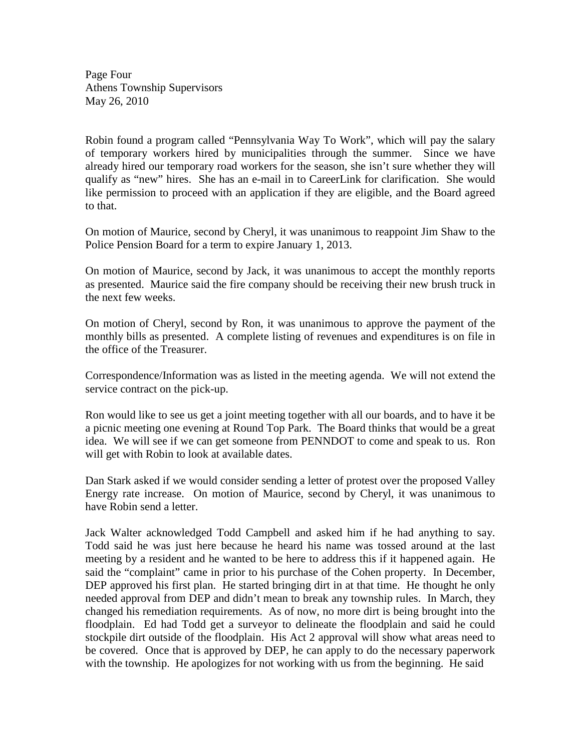Robin found a program called "Pennsylvania Way To Work", which will pay the salary of temporary workers hired by municipalities through the summer. Since we have already hired our temporary road workers for the season, she isn't sure whether they will qualify as "new" hires. She has an e-mail in to CareerLink for clarification. She would like permission to proceed with an application if they are eligible, and the Board agreed to that.

On motion of Maurice, second by Cheryl, it was unanimous to reappoint Jim Shaw to the Police Pension Board for a term to expire January 1, 2013.

On motion of Maurice, second by Jack, it was unanimous to accept the monthly reports as presented. Maurice said the fire company should be receiving their new brush truck in the next few weeks.

On motion of Cheryl, second by Ron, it was unanimous to approve the payment of the monthly bills as presented. A complete listing of revenues and expenditures is on file in the office of the Treasurer.

Correspondence/Information was as listed in the meeting agenda. We will not extend the service contract on the pick-up.

Ron would like to see us get a joint meeting together with all our boards, and to have it be a picnic meeting one evening at Round Top Park. The Board thinks that would be a great idea. We will see if we can get someone from PENNDOT to come and speak to us. Ron will get with Robin to look at available dates.

Dan Stark asked if we would consider sending a letter of protest over the proposed Valley Energy rate increase. On motion of Maurice, second by Cheryl, it was unanimous to have Robin send a letter.

Jack Walter acknowledged Todd Campbell and asked him if he had anything to say. Todd said he was just here because he heard his name was tossed around at the last meeting by a resident and he wanted to be here to address this if it happened again. He said the "complaint" came in prior to his purchase of the Cohen property. In December, DEP approved his first plan. He started bringing dirt in at that time. He thought he only needed approval from DEP and didn't mean to break any township rules. In March, they changed his remediation requirements. As of now, no more dirt is being brought into the floodplain. Ed had Todd get a surveyor to delineate the floodplain and said he could stockpile dirt outside of the floodplain. His Act 2 approval will show what areas need to be covered. Once that is approved by DEP, he can apply to do the necessary paperwork with the township. He apologizes for not working with us from the beginning. He said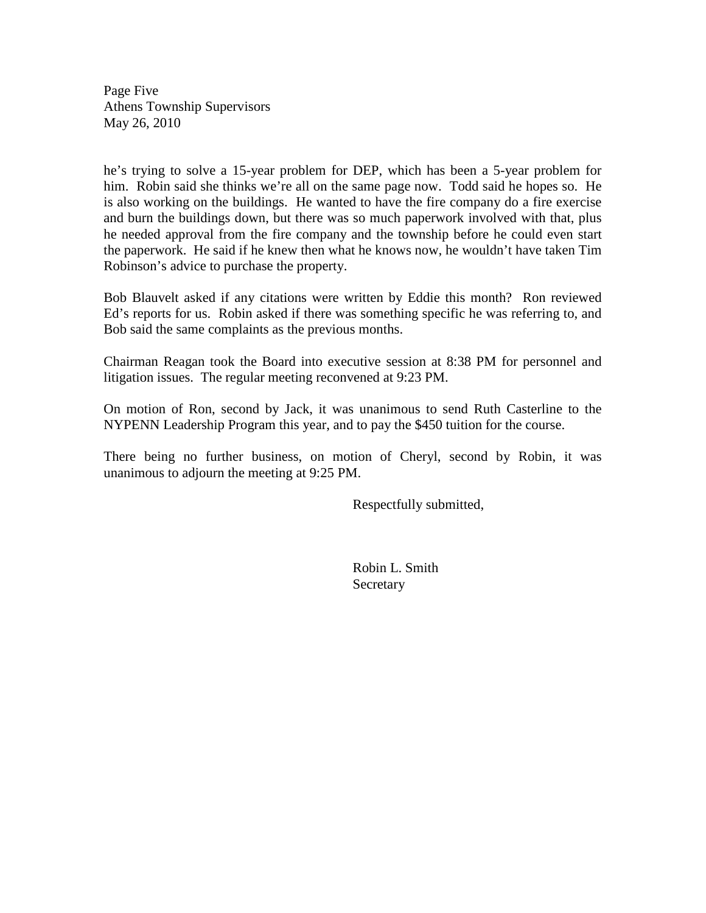he's trying to solve a 15-year problem for DEP, which has been a 5-year problem for him. Robin said she thinks we're all on the same page now. Todd said he hopes so. He is also working on the buildings. He wanted to have the fire company do a fire exercise and burn the buildings down, but there was so much paperwork involved with that, plus he needed approval from the fire company and the township before he could even start the paperwork. He said if he knew then what he knows now, he wouldn't have taken Tim Robinson's advice to purchase the property.

Bob Blauvelt asked if any citations were written by Eddie this month? Ron reviewed Ed's reports for us. Robin asked if there was something specific he was referring to, and Bob said the same complaints as the previous months.

Chairman Reagan took the Board into executive session at 8:38 PM for personnel and litigation issues. The regular meeting reconvened at 9:23 PM.

On motion of Ron, second by Jack, it was unanimous to send Ruth Casterline to the NYPENN Leadership Program this year, and to pay the $450 tuition for the course.

There being no further business, on motion of Cheryl, second by Robin, it was unanimous to adjourn the meeting at 9:25 PM.

Respectfully submitted,

Robin L. Smith
Secretary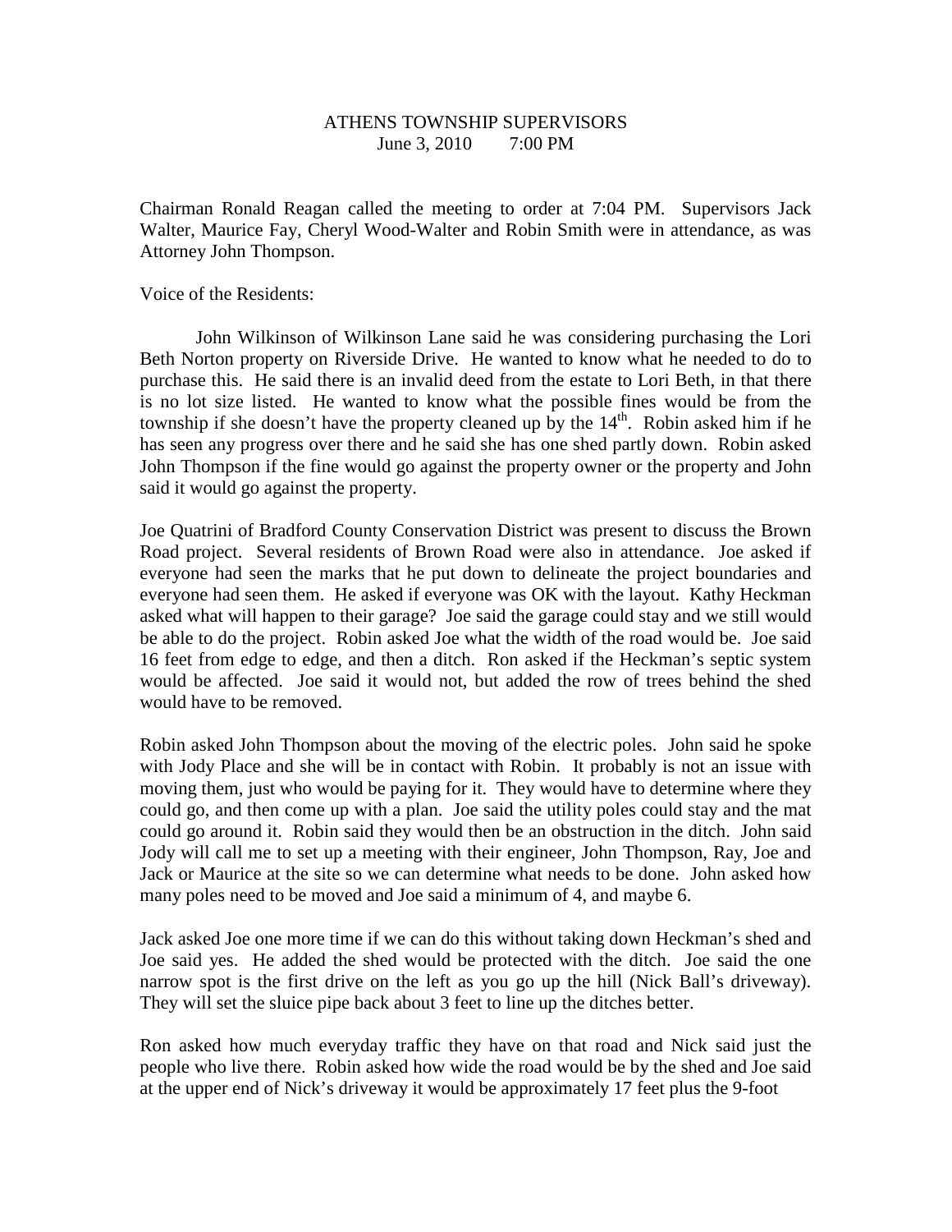ATHENS TOWNSHIP SUPERVISORS
June 3, 2010 7:00 PM

Chairman Ronald Reagan called the meeting to order at 7:04 PM. Supervisors Jack Walter, Maurice Fay, Cheryl Wood-Walter and Robin Smith were in attendance, as was Attorney John Thompson.

Voice of the Residents:

John Wilkinson of Wilkinson Lane said he was considering purchasing the Lori Beth Norton property on Riverside Drive. He wanted to know what he needed to do to purchase this. He said there is an invalid deed from the estate to Lori Beth, in that there is no lot size listed. He wanted to know what the possible fines would be from the township if she doesn't have the property cleaned up by the 14th. Robin asked him if he has seen any progress over there and he said she has one shed partly down. Robin asked John Thompson if the fine would go against the property owner or the property and John said it would go against the property.

Joe Quatrini of Bradford County Conservation District was present to discuss the Brown Road project. Several residents of Brown Road were also in attendance. Joe asked if everyone had seen the marks that he put down to delineate the project boundaries and everyone had seen them. He asked if everyone was OK with the layout. Kathy Heckman asked what will happen to their garage? Joe said the garage could stay and we still would be able to do the project. Robin asked Joe what the width of the road would be. Joe said 16 feet from edge to edge, and then a ditch. Ron asked if the Heckman's septic system would be affected. Joe said it would not, but added the row of trees behind the shed would have to be removed.

Robin asked John Thompson about the moving of the electric poles. John said he spoke with Jody Place and she will be in contact with Robin. It probably is not an issue with moving them, just who would be paying for it. They would have to determine where they could go, and then come up with a plan. Joe said the utility poles could stay and the mat could go around it. Robin said they would then be an obstruction in the ditch. John said Jody will call me to set up a meeting with their engineer, John Thompson, Ray, Joe and Jack or Maurice at the site so we can determine what needs to be done. John asked how many poles need to be moved and Joe said a minimum of 4, and maybe 6.

Jack asked Joe one more time if we can do this without taking down Heckman's shed and Joe said yes. He added the shed would be protected with the ditch. Joe said the one narrow spot is the first drive on the left as you go up the hill (Nick Ball's driveway). They will set the sluice pipe back about 3 feet to line up the ditches better.

Ron asked how much everyday traffic they have on that road and Nick said just the people who live there. Robin asked how wide the road would be by the shed and Joe said at the upper end of Nick's driveway it would be approximately 17 feet plus the 9-foot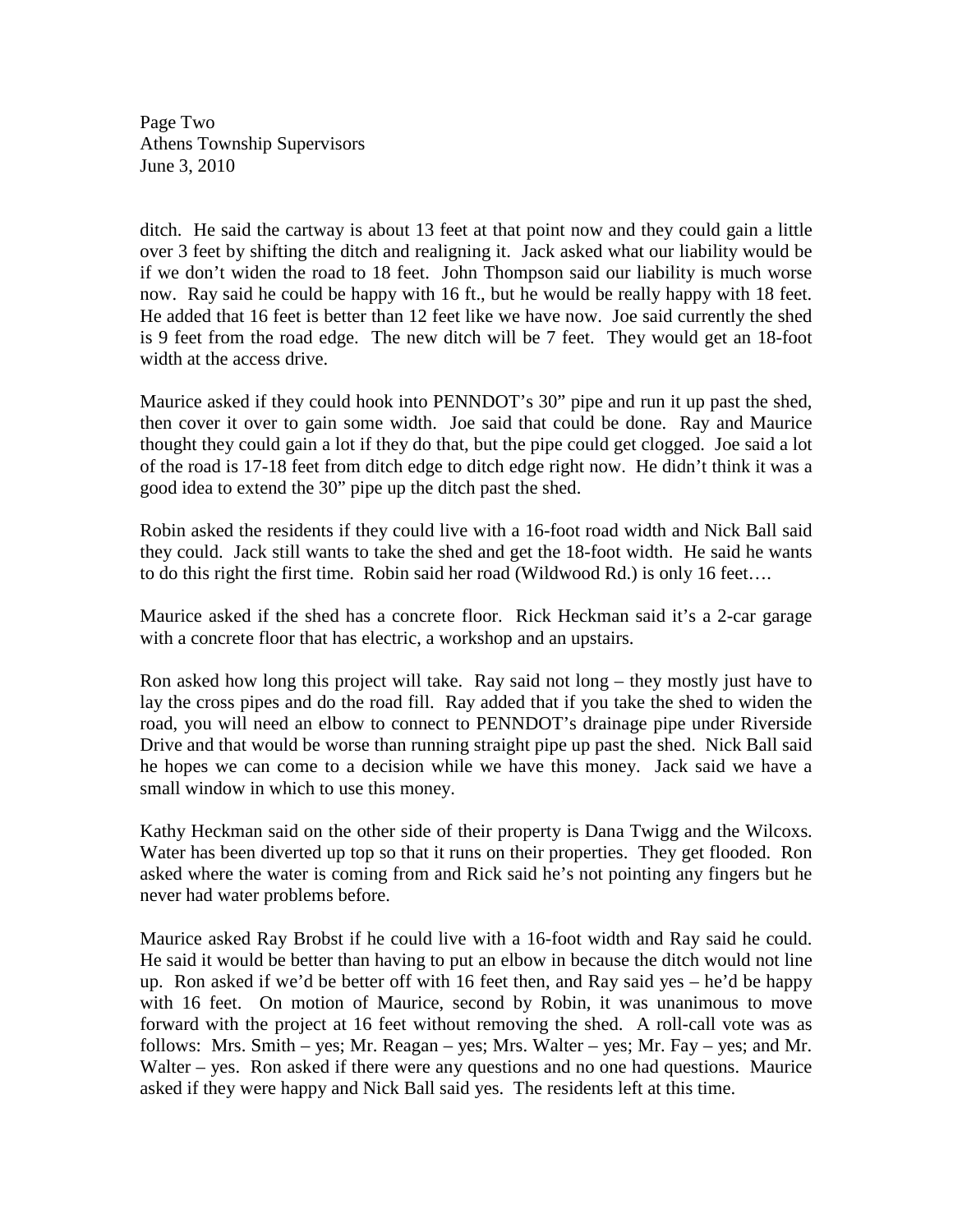ditch. He said the cartway is about 13 feet at that point now and they could gain a little over 3 feet by shifting the ditch and realigning it. Jack asked what our liability would be if we don't widen the road to 18 feet. John Thompson said our liability is much worse now. Ray said he could be happy with 16 ft., but he would be really happy with 18 feet. He added that 16 feet is better than 12 feet like we have now. Joe said currently the shed is 9 feet from the road edge. The new ditch will be 7 feet. They would get an 18-foot width at the access drive.

Maurice asked if they could hook into PENNDOT's 30" pipe and run it up past the shed, then cover it over to gain some width. Joe said that could be done. Ray and Maurice thought they could gain a lot if they do that, but the pipe could get clogged. Joe said a lot of the road is 17-18 feet from ditch edge to ditch edge right now. He didn't think it was a good idea to extend the 30" pipe up the ditch past the shed.

Robin asked the residents if they could live with a 16-foot road width and Nick Ball said they could. Jack still wants to take the shed and get the 18-foot width. He said he wants to do this right the first time. Robin said her road (Wildwood Rd.) is only 16 feet….

Maurice asked if the shed has a concrete floor. Rick Heckman said it's a 2-car garage with a concrete floor that has electric, a workshop and an upstairs.

Ron asked how long this project will take. Ray said not long – they mostly just have to lay the cross pipes and do the road fill. Ray added that if you take the shed to widen the road, you will need an elbow to connect to PENNDOT's drainage pipe under Riverside Drive and that would be worse than running straight pipe up past the shed. Nick Ball said he hopes we can come to a decision while we have this money. Jack said we have a small window in which to use this money.

Kathy Heckman said on the other side of their property is Dana Twigg and the Wilcoxs. Water has been diverted up top so that it runs on their properties. They get flooded. Ron asked where the water is coming from and Rick said he's not pointing any fingers but he never had water problems before.

Maurice asked Ray Brobst if he could live with a 16-foot width and Ray said he could. He said it would be better than having to put an elbow in because the ditch would not line up. Ron asked if we'd be better off with 16 feet then, and Ray said yes – he'd be happy with 16 feet. On motion of Maurice, second by Robin, it was unanimous to move forward with the project at 16 feet without removing the shed. A roll-call vote was as follows: Mrs. Smith – yes; Mr. Reagan – yes; Mrs. Walter – yes; Mr. Fay – yes; and Mr. Walter – yes. Ron asked if there were any questions and no one had questions. Maurice asked if they were happy and Nick Ball said yes. The residents left at this time.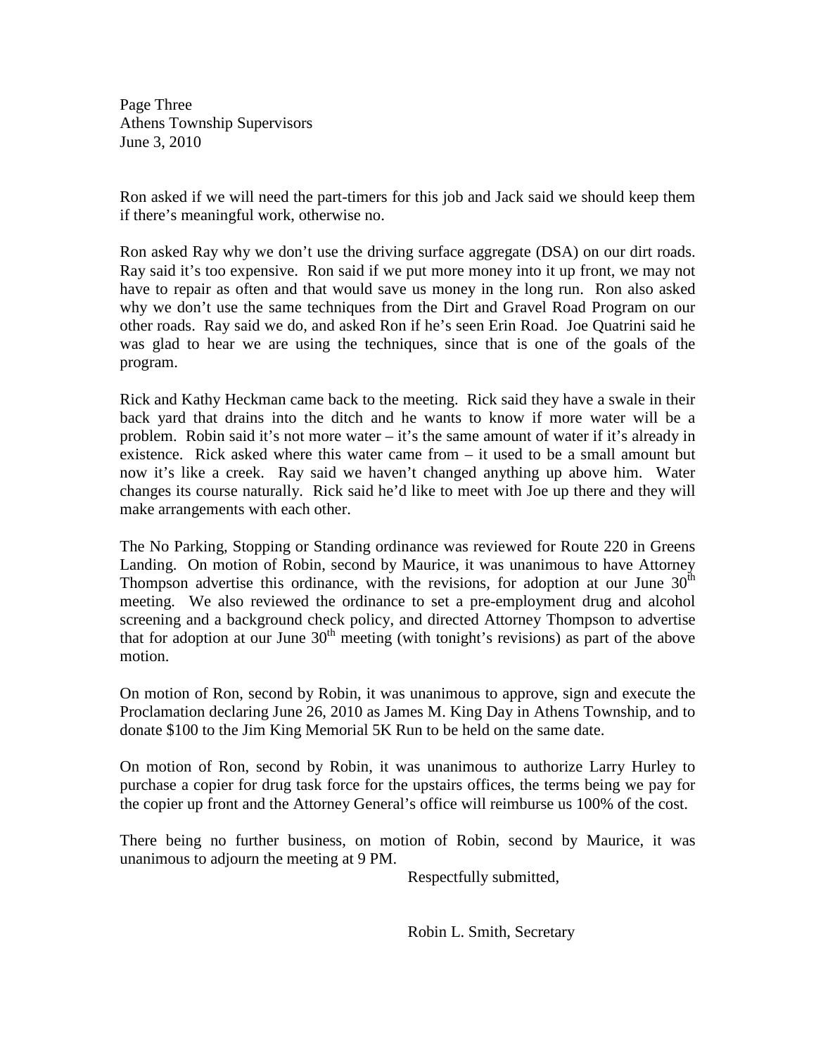Ron asked if we will need the part-timers for this job and Jack said we should keep them if there's meaningful work, otherwise no.

Ron asked Ray why we don't use the driving surface aggregate (DSA) on our dirt roads. Ray said it's too expensive. Ron said if we put more money into it up front, we may not have to repair as often and that would save us money in the long run. Ron also asked why we don't use the same techniques from the Dirt and Gravel Road Program on our other roads. Ray said we do, and asked Ron if he's seen Erin Road. Joe Quatrini said he was glad to hear we are using the techniques, since that is one of the goals of the program.

Rick and Kathy Heckman came back to the meeting. Rick said they have a swale in their back yard that drains into the ditch and he wants to know if more water will be a problem. Robin said it's not more water – it's the same amount of water if it's already in existence. Rick asked where this water came from – it used to be a small amount but now it's like a creek. Ray said we haven't changed anything up above him. Water changes its course naturally. Rick said he'd like to meet with Joe up there and they will make arrangements with each other.

The No Parking, Stopping or Standing ordinance was reviewed for Route 220 in Greens Landing. On motion of Robin, second by Maurice, it was unanimous to have Attorney Thompson advertise this ordinance, with the revisions, for adoption at our June 30th meeting. We also reviewed the ordinance to set a pre-employment drug and alcohol screening and a background check policy, and directed Attorney Thompson to advertise that for adoption at our June 30th meeting (with tonight's revisions) as part of the above motion.

On motion of Ron, second by Robin, it was unanimous to approve, sign and execute the Proclamation declaring June 26, 2010 as James M. King Day in Athens Township, and to donate $100 to the Jim King Memorial 5K Run to be held on the same date.

On motion of Ron, second by Robin, it was unanimous to authorize Larry Hurley to purchase a copier for drug task force for the upstairs offices, the terms being we pay for the copier up front and the Attorney General's office will reimburse us 100% of the cost.

There being no further business, on motion of Robin, second by Maurice, it was unanimous to adjourn the meeting at 9 PM.

Respectfully submitted,

Robin L. Smith, Secretary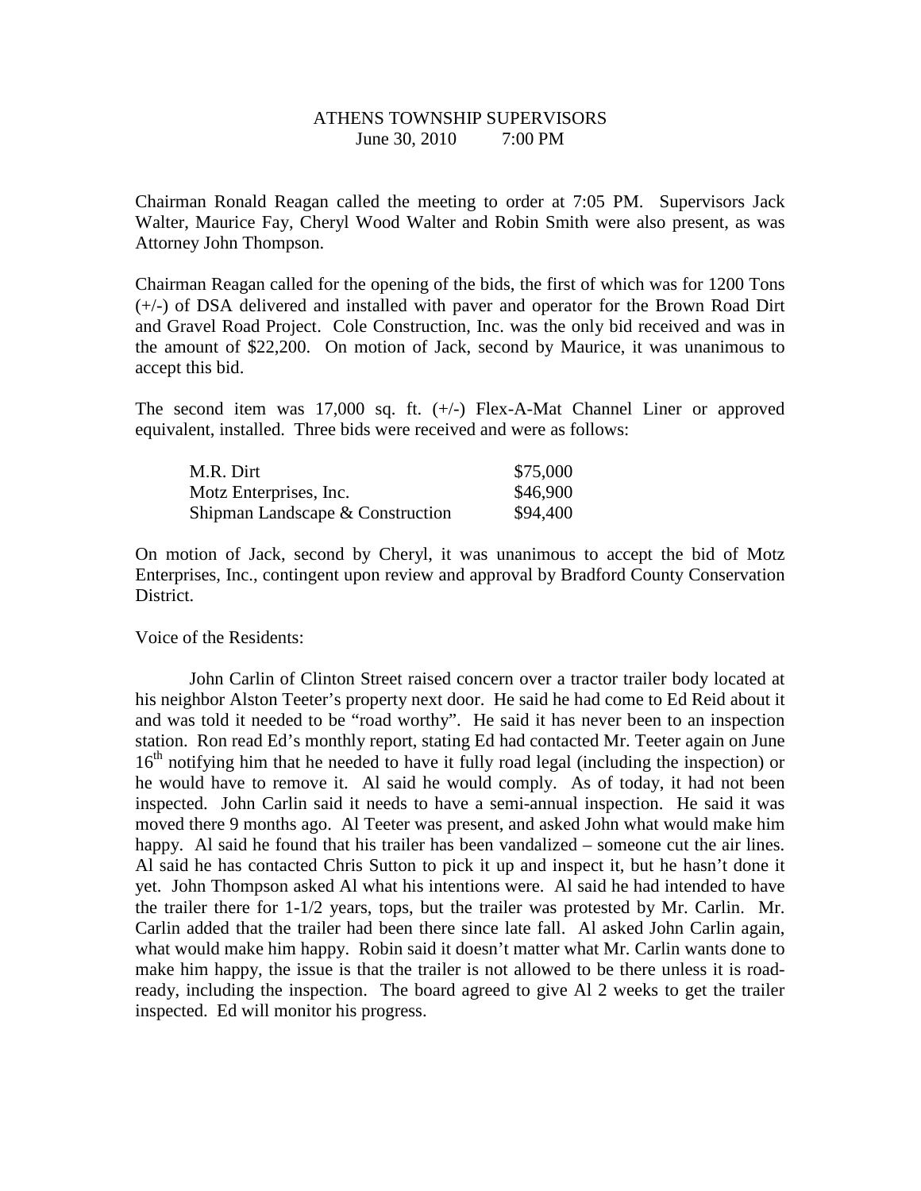ATHENS TOWNSHIP SUPERVISORS
June 30, 2010 7:00 PM

Chairman Ronald Reagan called the meeting to order at 7:05 PM. Supervisors Jack Walter, Maurice Fay, Cheryl Wood Walter and Robin Smith were also present, as was Attorney John Thompson.

Chairman Reagan called for the opening of the bids, the first of which was for 1200 Tons (+/-) of DSA delivered and installed with paver and operator for the Brown Road Dirt and Gravel Road Project. Cole Construction, Inc. was the only bid received and was in the amount of $22,200. On motion of Jack, second by Maurice, it was unanimous to accept this bid.

The second item was 17,000 sq. ft. (+/-) Flex-A-Mat Channel Liner or approved equivalent, installed. Three bids were received and were as follows:

| | |
|---|---|
| M.R. Dirt | $75,000 |
| Motz Enterprises, Inc. | $46,900 |
| Shipman Landscape & Construction | $94,400 |

On motion of Jack, second by Cheryl, it was unanimous to accept the bid of Motz Enterprises, Inc., contingent upon review and approval by Bradford County Conservation District.

Voice of the Residents:

John Carlin of Clinton Street raised concern over a tractor trailer body located at his neighbor Alston Teeter's property next door. He said he had come to Ed Reid about it and was told it needed to be "road worthy". He said it has never been to an inspection station. Ron read Ed's monthly report, stating Ed had contacted Mr. Teeter again on June 16th notifying him that he needed to have it fully road legal (including the inspection) or he would have to remove it. Al said he would comply. As of today, it had not been inspected. John Carlin said it needs to have a semi-annual inspection. He said it was moved there 9 months ago. Al Teeter was present, and asked John what would make him happy. Al said he found that his trailer has been vandalized – someone cut the air lines. Al said he has contacted Chris Sutton to pick it up and inspect it, but he hasn't done it yet. John Thompson asked Al what his intentions were. Al said he had intended to have the trailer there for 1-1/2 years, tops, but the trailer was protested by Mr. Carlin. Mr. Carlin added that the trailer had been there since late fall. Al asked John Carlin again, what would make him happy. Robin said it doesn't matter what Mr. Carlin wants done to make him happy, the issue is that the trailer is not allowed to be there unless it is road-ready, including the inspection. The board agreed to give Al 2 weeks to get the trailer inspected. Ed will monitor his progress.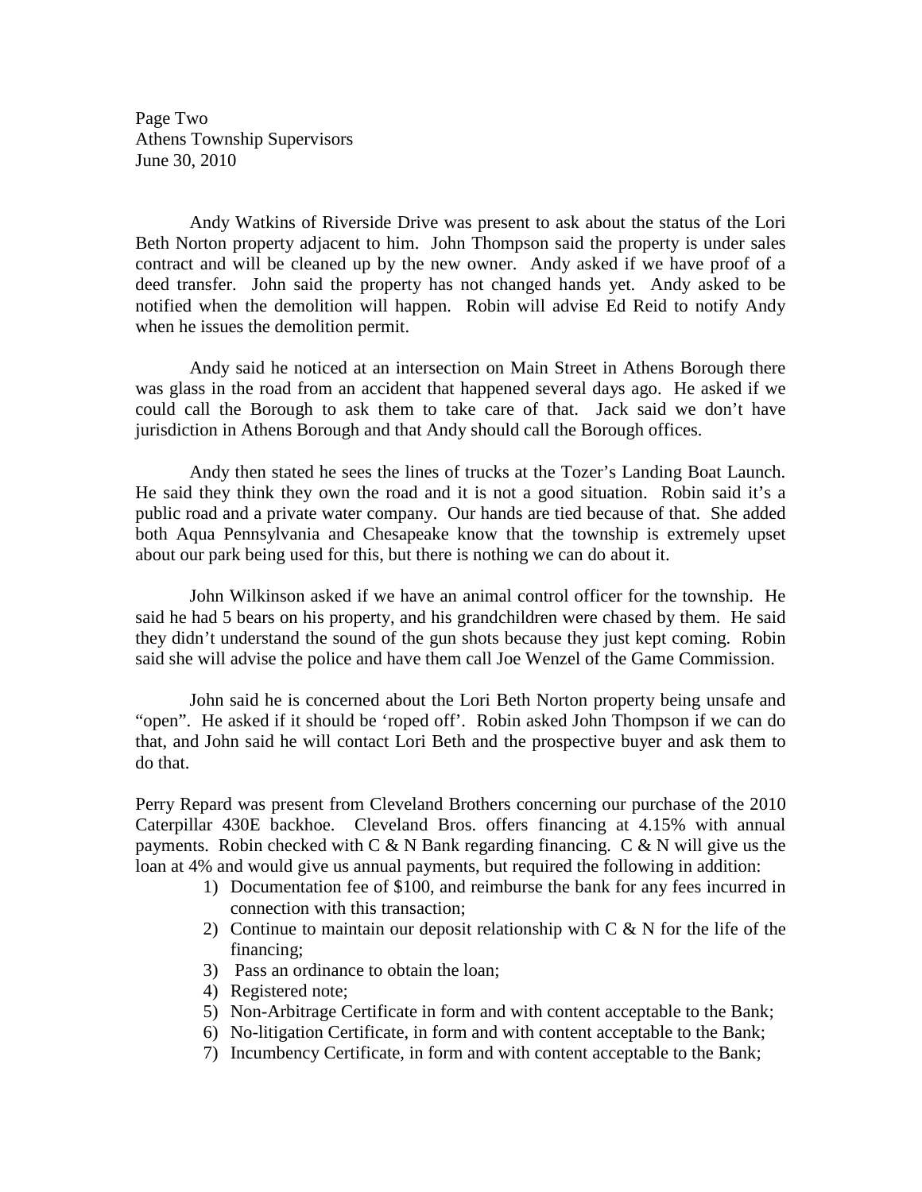Page Two
Athens Township Supervisors
June 30, 2010

Andy Watkins of Riverside Drive was present to ask about the status of the Lori Beth Norton property adjacent to him. John Thompson said the property is under sales contract and will be cleaned up by the new owner. Andy asked if we have proof of a deed transfer. John said the property has not changed hands yet. Andy asked to be notified when the demolition will happen. Robin will advise Ed Reid to notify Andy when he issues the demolition permit.

Andy said he noticed at an intersection on Main Street in Athens Borough there was glass in the road from an accident that happened several days ago. He asked if we could call the Borough to ask them to take care of that. Jack said we don't have jurisdiction in Athens Borough and that Andy should call the Borough offices.

Andy then stated he sees the lines of trucks at the Tozer's Landing Boat Launch. He said they think they own the road and it is not a good situation. Robin said it's a public road and a private water company. Our hands are tied because of that. She added both Aqua Pennsylvania and Chesapeake know that the township is extremely upset about our park being used for this, but there is nothing we can do about it.

John Wilkinson asked if we have an animal control officer for the township. He said he had 5 bears on his property, and his grandchildren were chased by them. He said they didn't understand the sound of the gun shots because they just kept coming. Robin said she will advise the police and have them call Joe Wenzel of the Game Commission.

John said he is concerned about the Lori Beth Norton property being unsafe and "open". He asked if it should be 'roped off'. Robin asked John Thompson if we can do that, and John said he will contact Lori Beth and the prospective buyer and ask them to do that.

Perry Repard was present from Cleveland Brothers concerning our purchase of the 2010 Caterpillar 430E backhoe. Cleveland Bros. offers financing at 4.15% with annual payments. Robin checked with C & N Bank regarding financing. C & N will give us the loan at 4% and would give us annual payments, but required the following in addition:

1) Documentation fee of $100, and reimburse the bank for any fees incurred in connection with this transaction;
2) Continue to maintain our deposit relationship with C & N for the life of the financing;
3) Pass an ordinance to obtain the loan;
4) Registered note;
5) Non-Arbitrage Certificate in form and with content acceptable to the Bank;
6) No-litigation Certificate, in form and with content acceptable to the Bank;
7) Incumbency Certificate, in form and with content acceptable to the Bank;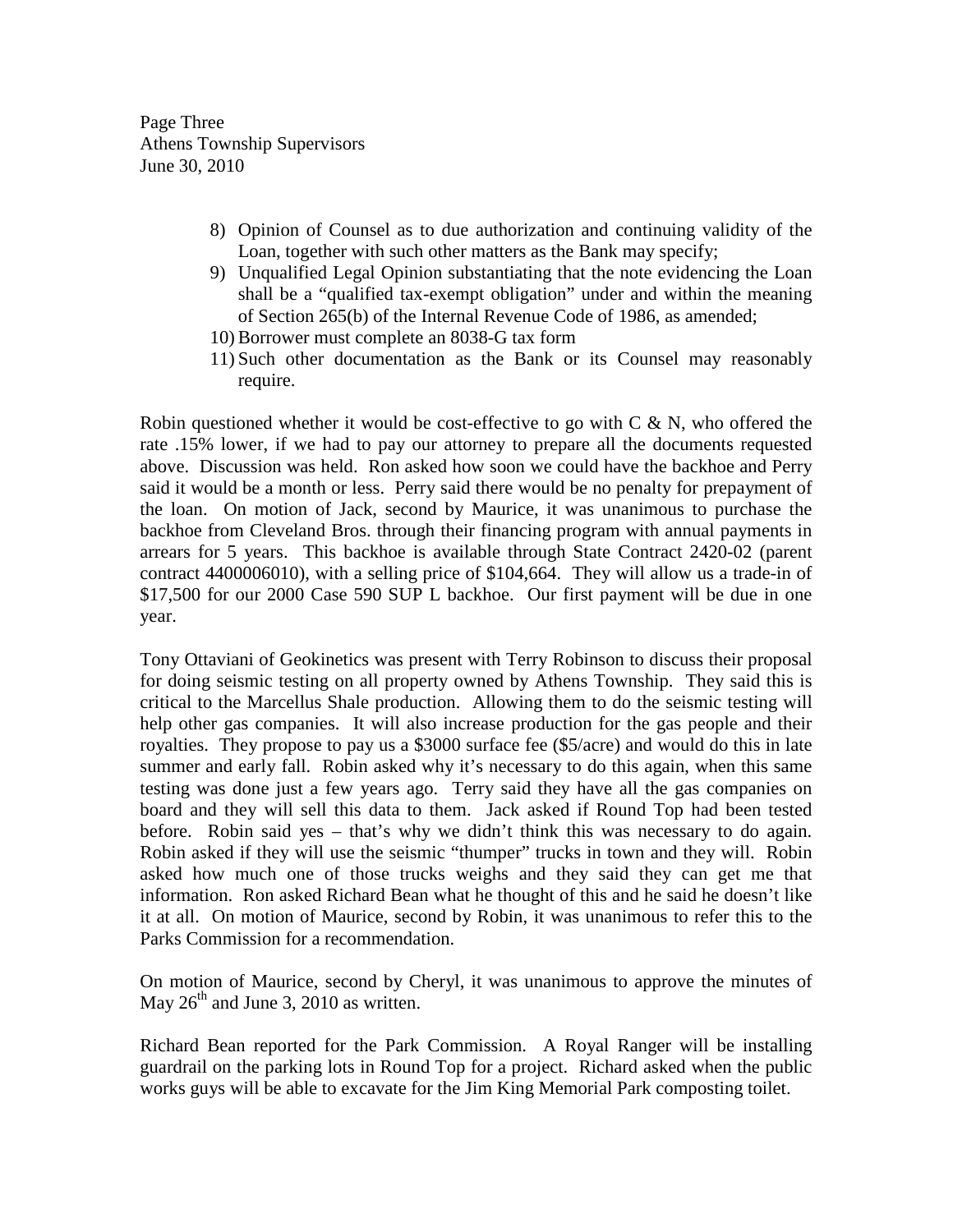8) Opinion of Counsel as to due authorization and continuing validity of the Loan, together with such other matters as the Bank may specify;
9) Unqualified Legal Opinion substantiating that the note evidencing the Loan shall be a "qualified tax-exempt obligation" under and within the meaning of Section 265(b) of the Internal Revenue Code of 1986, as amended;
10) Borrower must complete an 8038-G tax form
11) Such other documentation as the Bank or its Counsel may reasonably require.

Robin questioned whether it would be cost-effective to go with C & N, who offered the rate .15% lower, if we had to pay our attorney to prepare all the documents requested above. Discussion was held. Ron asked how soon we could have the backhoe and Perry said it would be a month or less. Perry said there would be no penalty for prepayment of the loan. On motion of Jack, second by Maurice, it was unanimous to purchase the backhoe from Cleveland Bros. through their financing program with annual payments in arrears for 5 years. This backhoe is available through State Contract 2420-02 (parent contract 4400006010), with a selling price of $104,664. They will allow us a trade-in of $17,500 for our 2000 Case 590 SUP L backhoe. Our first payment will be due in one year.

Tony Ottaviani of Geokinetics was present with Terry Robinson to discuss their proposal for doing seismic testing on all property owned by Athens Township. They said this is critical to the Marcellus Shale production. Allowing them to do the seismic testing will help other gas companies. It will also increase production for the gas people and their royalties. They propose to pay us a $3000 surface fee ($5/acre) and would do this in late summer and early fall. Robin asked why it's necessary to do this again, when this same testing was done just a few years ago. Terry said they have all the gas companies on board and they will sell this data to them. Jack asked if Round Top had been tested before. Robin said yes – that's why we didn't think this was necessary to do again. Robin asked if they will use the seismic "thumper" trucks in town and they will. Robin asked how much one of those trucks weighs and they said they can get me that information. Ron asked Richard Bean what he thought of this and he said he doesn't like it at all. On motion of Maurice, second by Robin, it was unanimous to refer this to the Parks Commission for a recommendation.

On motion of Maurice, second by Cheryl, it was unanimous to approve the minutes of May 26th and June 3, 2010 as written.

Richard Bean reported for the Park Commission. A Royal Ranger will be installing guardrail on the parking lots in Round Top for a project. Richard asked when the public works guys will be able to excavate for the Jim King Memorial Park composting toilet.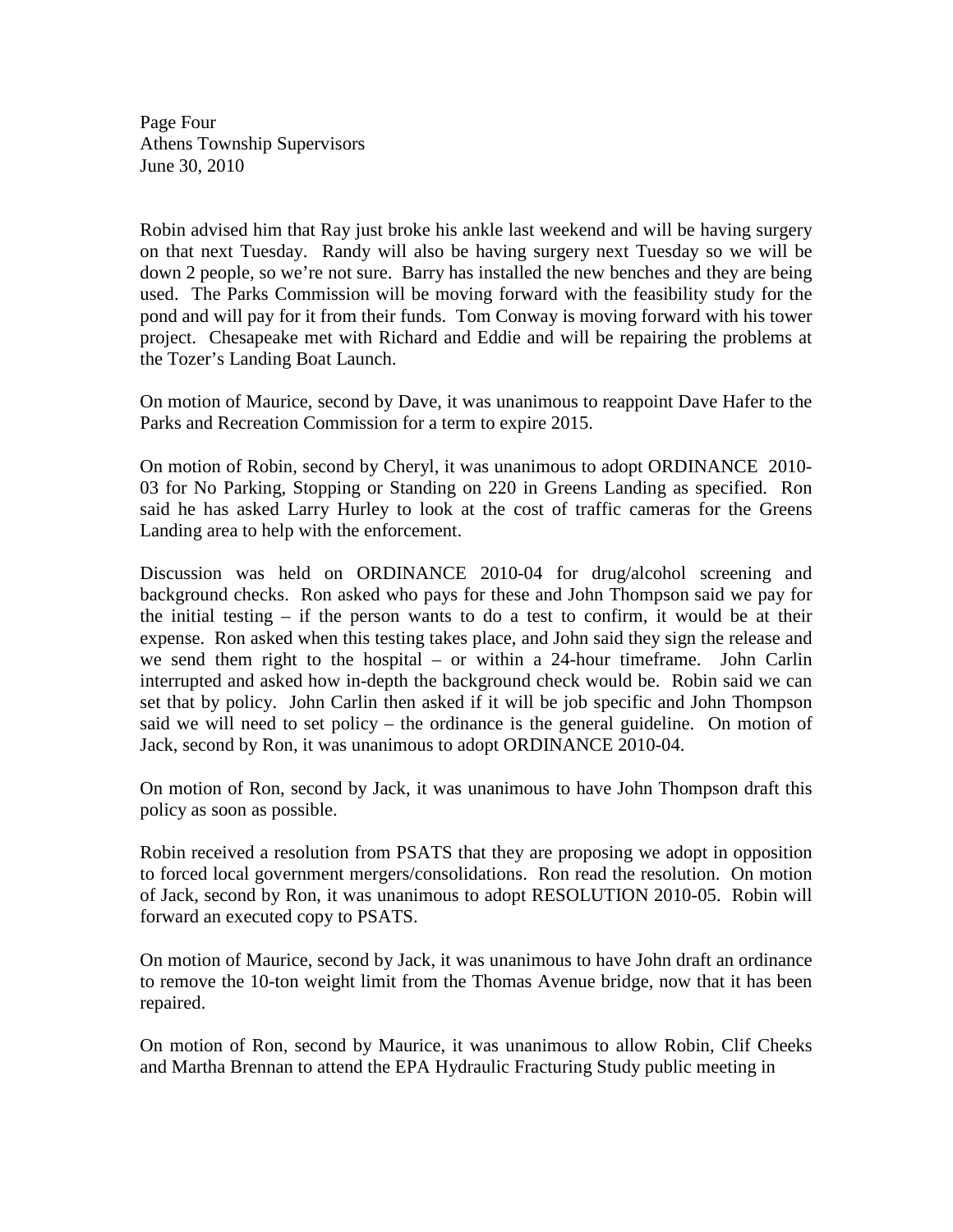Robin advised him that Ray just broke his ankle last weekend and will be having surgery on that next Tuesday. Randy will also be having surgery next Tuesday so we will be down 2 people, so we're not sure. Barry has installed the new benches and they are being used. The Parks Commission will be moving forward with the feasibility study for the pond and will pay for it from their funds. Tom Conway is moving forward with his tower project. Chesapeake met with Richard and Eddie and will be repairing the problems at the Tozer's Landing Boat Launch.

On motion of Maurice, second by Dave, it was unanimous to reappoint Dave Hafer to the Parks and Recreation Commission for a term to expire 2015.

On motion of Robin, second by Cheryl, it was unanimous to adopt ORDINANCE 2010-03 for No Parking, Stopping or Standing on 220 in Greens Landing as specified. Ron said he has asked Larry Hurley to look at the cost of traffic cameras for the Greens Landing area to help with the enforcement.

Discussion was held on ORDINANCE 2010-04 for drug/alcohol screening and background checks. Ron asked who pays for these and John Thompson said we pay for the initial testing – if the person wants to do a test to confirm, it would be at their expense. Ron asked when this testing takes place, and John said they sign the release and we send them right to the hospital – or within a 24-hour timeframe. John Carlin interrupted and asked how in-depth the background check would be. Robin said we can set that by policy. John Carlin then asked if it will be job specific and John Thompson said we will need to set policy – the ordinance is the general guideline. On motion of Jack, second by Ron, it was unanimous to adopt ORDINANCE 2010-04.

On motion of Ron, second by Jack, it was unanimous to have John Thompson draft this policy as soon as possible.

Robin received a resolution from PSATS that they are proposing we adopt in opposition to forced local government mergers/consolidations. Ron read the resolution. On motion of Jack, second by Ron, it was unanimous to adopt RESOLUTION 2010-05. Robin will forward an executed copy to PSATS.

On motion of Maurice, second by Jack, it was unanimous to have John draft an ordinance to remove the 10-ton weight limit from the Thomas Avenue bridge, now that it has been repaired.

On motion of Ron, second by Maurice, it was unanimous to allow Robin, Clif Cheeks and Martha Brennan to attend the EPA Hydraulic Fracturing Study public meeting in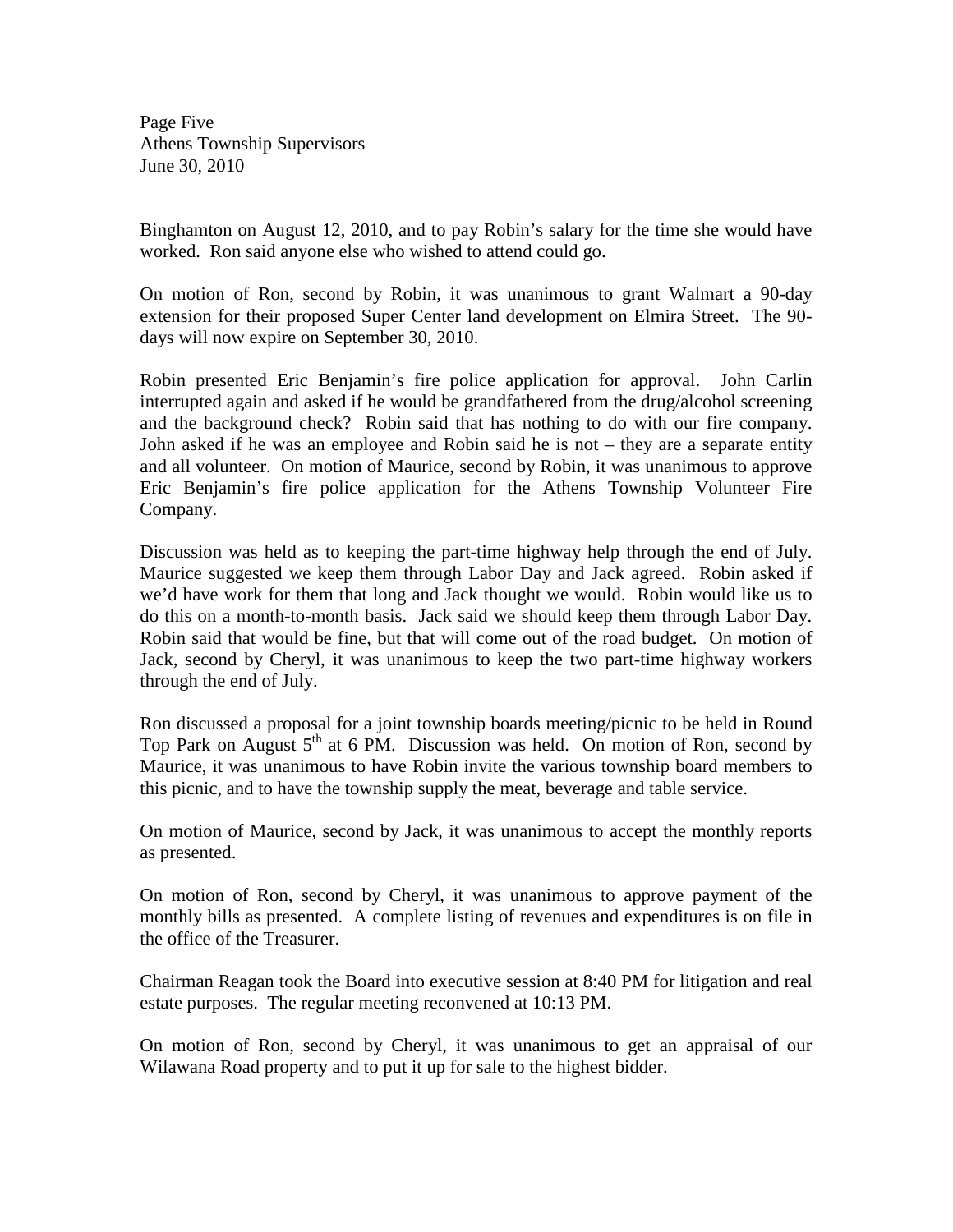Binghamton on August 12, 2010, and to pay Robin's salary for the time she would have worked. Ron said anyone else who wished to attend could go.

On motion of Ron, second by Robin, it was unanimous to grant Walmart a 90-day extension for their proposed Super Center land development on Elmira Street. The 90-days will now expire on September 30, 2010.

Robin presented Eric Benjamin's fire police application for approval. John Carlin interrupted again and asked if he would be grandfathered from the drug/alcohol screening and the background check? Robin said that has nothing to do with our fire company. John asked if he was an employee and Robin said he is not – they are a separate entity and all volunteer. On motion of Maurice, second by Robin, it was unanimous to approve Eric Benjamin's fire police application for the Athens Township Volunteer Fire Company.

Discussion was held as to keeping the part-time highway help through the end of July. Maurice suggested we keep them through Labor Day and Jack agreed. Robin asked if we'd have work for them that long and Jack thought we would. Robin would like us to do this on a month-to-month basis. Jack said we should keep them through Labor Day. Robin said that would be fine, but that will come out of the road budget. On motion of Jack, second by Cheryl, it was unanimous to keep the two part-time highway workers through the end of July.

Ron discussed a proposal for a joint township boards meeting/picnic to be held in Round Top Park on August 5th at 6 PM. Discussion was held. On motion of Ron, second by Maurice, it was unanimous to have Robin invite the various township board members to this picnic, and to have the township supply the meat, beverage and table service.

On motion of Maurice, second by Jack, it was unanimous to accept the monthly reports as presented.

On motion of Ron, second by Cheryl, it was unanimous to approve payment of the monthly bills as presented. A complete listing of revenues and expenditures is on file in the office of the Treasurer.

Chairman Reagan took the Board into executive session at 8:40 PM for litigation and real estate purposes. The regular meeting reconvened at 10:13 PM.

On motion of Ron, second by Cheryl, it was unanimous to get an appraisal of our Wilawana Road property and to put it up for sale to the highest bidder.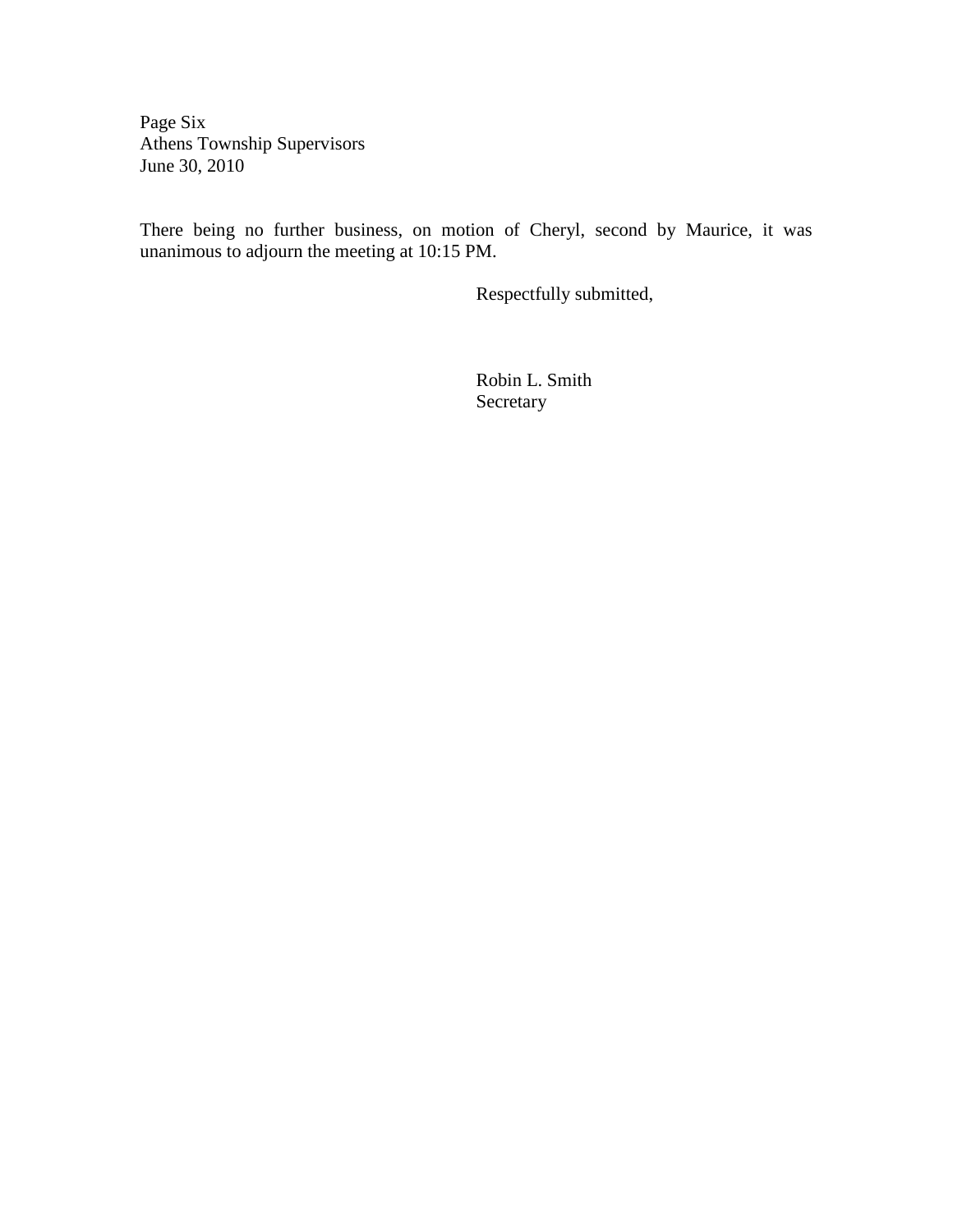There being no further business, on motion of Cheryl, second by Maurice, it was unanimous to adjourn the meeting at 10:15 PM.

Respectfully submitted,

Robin L. Smith
Secretary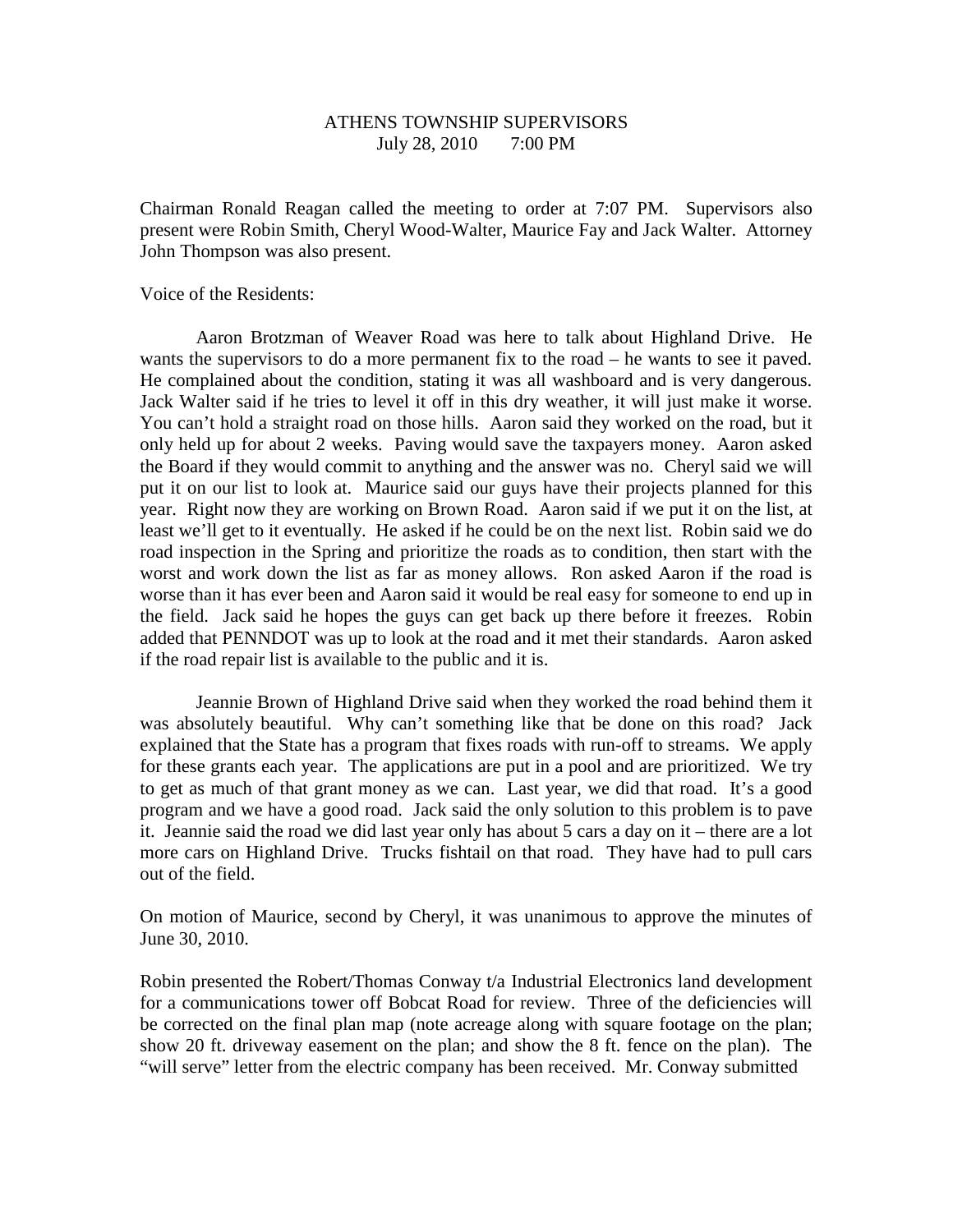ATHENS TOWNSHIP SUPERVISORS
July 28, 2010 7:00 PM

Chairman Ronald Reagan called the meeting to order at 7:07 PM. Supervisors also present were Robin Smith, Cheryl Wood-Walter, Maurice Fay and Jack Walter. Attorney John Thompson was also present.

Voice of the Residents:

Aaron Brotzman of Weaver Road was here to talk about Highland Drive. He wants the supervisors to do a more permanent fix to the road – he wants to see it paved. He complained about the condition, stating it was all washboard and is very dangerous. Jack Walter said if he tries to level it off in this dry weather, it will just make it worse. You can't hold a straight road on those hills. Aaron said they worked on the road, but it only held up for about 2 weeks. Paving would save the taxpayers money. Aaron asked the Board if they would commit to anything and the answer was no. Cheryl said we will put it on our list to look at. Maurice said our guys have their projects planned for this year. Right now they are working on Brown Road. Aaron said if we put it on the list, at least we'll get to it eventually. He asked if he could be on the next list. Robin said we do road inspection in the Spring and prioritize the roads as to condition, then start with the worst and work down the list as far as money allows. Ron asked Aaron if the road is worse than it has ever been and Aaron said it would be real easy for someone to end up in the field. Jack said he hopes the guys can get back up there before it freezes. Robin added that PENNDOT was up to look at the road and it met their standards. Aaron asked if the road repair list is available to the public and it is.

Jeannie Brown of Highland Drive said when they worked the road behind them it was absolutely beautiful. Why can't something like that be done on this road? Jack explained that the State has a program that fixes roads with run-off to streams. We apply for these grants each year. The applications are put in a pool and are prioritized. We try to get as much of that grant money as we can. Last year, we did that road. It's a good program and we have a good road. Jack said the only solution to this problem is to pave it. Jeannie said the road we did last year only has about 5 cars a day on it – there are a lot more cars on Highland Drive. Trucks fishtail on that road. They have had to pull cars out of the field.

On motion of Maurice, second by Cheryl, it was unanimous to approve the minutes of June 30, 2010.

Robin presented the Robert/Thomas Conway t/a Industrial Electronics land development for a communications tower off Bobcat Road for review. Three of the deficiencies will be corrected on the final plan map (note acreage along with square footage on the plan; show 20 ft. driveway easement on the plan; and show the 8 ft. fence on the plan). The "will serve" letter from the electric company has been received. Mr. Conway submitted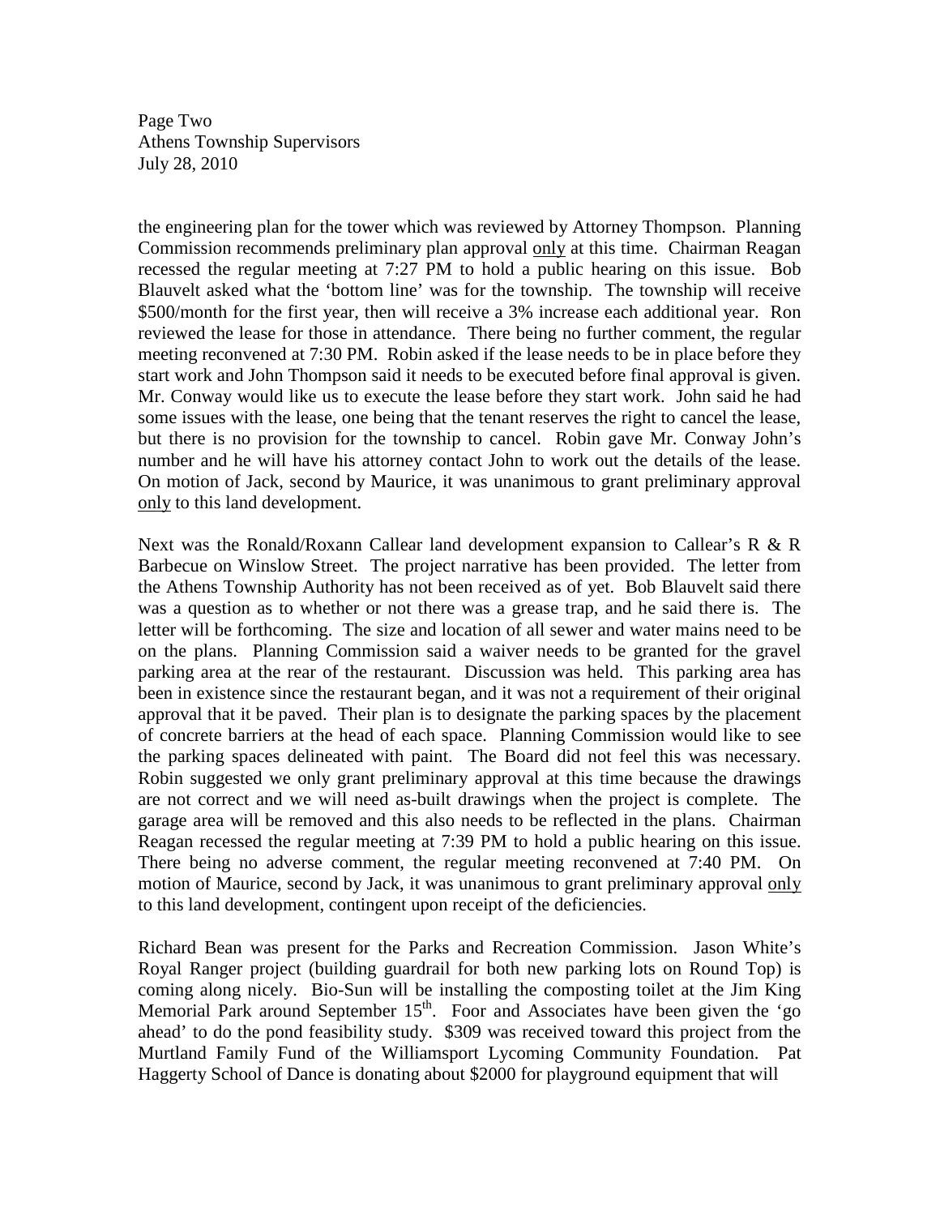the engineering plan for the tower which was reviewed by Attorney Thompson. Planning Commission recommends preliminary plan approval only at this time. Chairman Reagan recessed the regular meeting at 7:27 PM to hold a public hearing on this issue. Bob Blauvelt asked what the 'bottom line' was for the township. The township will receive $500/month for the first year, then will receive a 3% increase each additional year. Ron reviewed the lease for those in attendance. There being no further comment, the regular meeting reconvened at 7:30 PM. Robin asked if the lease needs to be in place before they start work and John Thompson said it needs to be executed before final approval is given. Mr. Conway would like us to execute the lease before they start work. John said he had some issues with the lease, one being that the tenant reserves the right to cancel the lease, but there is no provision for the township to cancel. Robin gave Mr. Conway John's number and he will have his attorney contact John to work out the details of the lease. On motion of Jack, second by Maurice, it was unanimous to grant preliminary approval only to this land development.

Next was the Ronald/Roxann Callear land development expansion to Callear's R & R Barbecue on Winslow Street. The project narrative has been provided. The letter from the Athens Township Authority has not been received as of yet. Bob Blauvelt said there was a question as to whether or not there was a grease trap, and he said there is. The letter will be forthcoming. The size and location of all sewer and water mains need to be on the plans. Planning Commission said a waiver needs to be granted for the gravel parking area at the rear of the restaurant. Discussion was held. This parking area has been in existence since the restaurant began, and it was not a requirement of their original approval that it be paved. Their plan is to designate the parking spaces by the placement of concrete barriers at the head of each space. Planning Commission would like to see the parking spaces delineated with paint. The Board did not feel this was necessary. Robin suggested we only grant preliminary approval at this time because the drawings are not correct and we will need as-built drawings when the project is complete. The garage area will be removed and this also needs to be reflected in the plans. Chairman Reagan recessed the regular meeting at 7:39 PM to hold a public hearing on this issue. There being no adverse comment, the regular meeting reconvened at 7:40 PM. On motion of Maurice, second by Jack, it was unanimous to grant preliminary approval only to this land development, contingent upon receipt of the deficiencies.

Richard Bean was present for the Parks and Recreation Commission. Jason White's Royal Ranger project (building guardrail for both new parking lots on Round Top) is coming along nicely. Bio-Sun will be installing the composting toilet at the Jim King Memorial Park around September 15th. Foor and Associates have been given the 'go ahead' to do the pond feasibility study. $309 was received toward this project from the Murtland Family Fund of the Williamsport Lycoming Community Foundation. Pat Haggerty School of Dance is donating about $2000 for playground equipment that will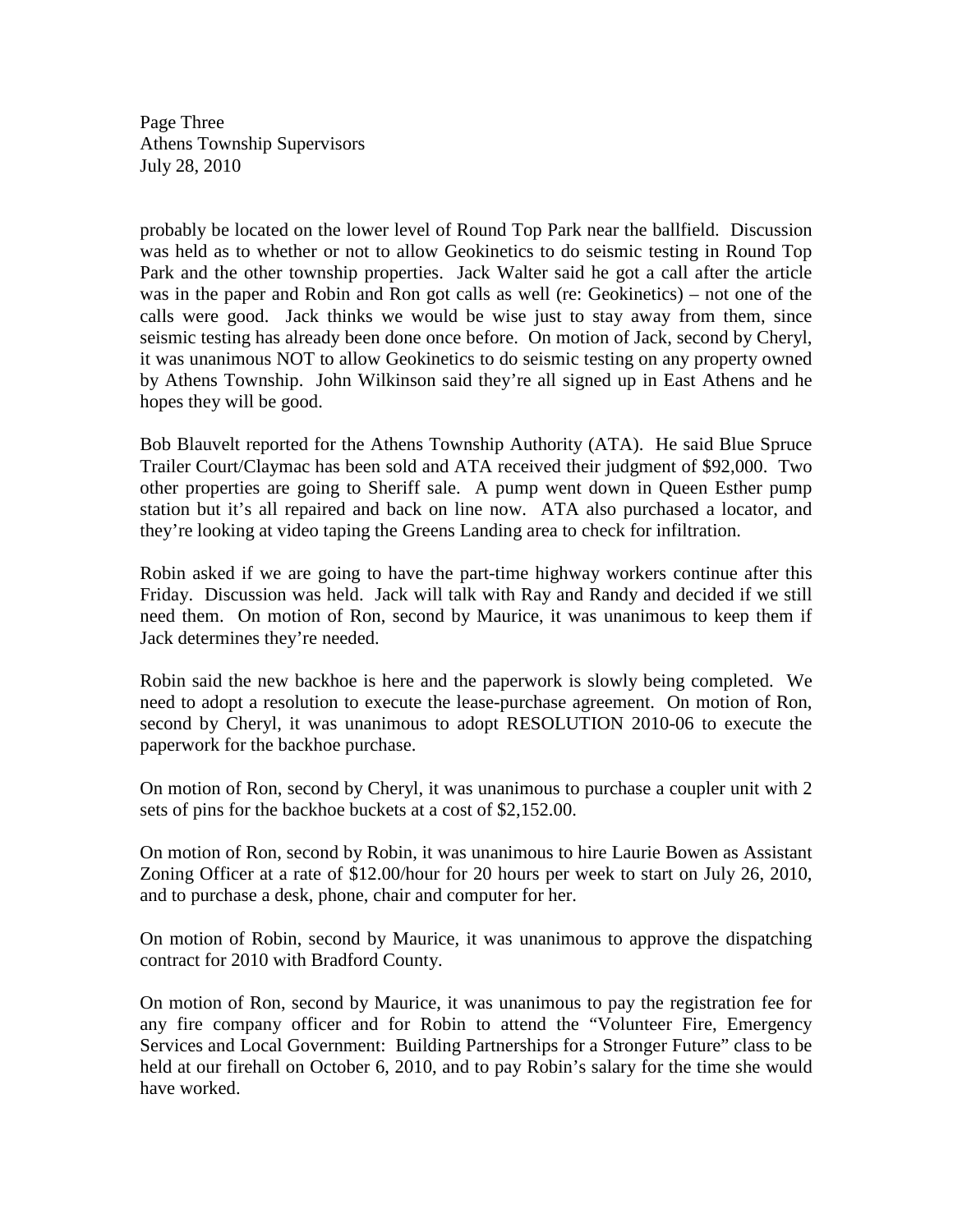probably be located on the lower level of Round Top Park near the ballfield. Discussion was held as to whether or not to allow Geokinetics to do seismic testing in Round Top Park and the other township properties. Jack Walter said he got a call after the article was in the paper and Robin and Ron got calls as well (re: Geokinetics) – not one of the calls were good. Jack thinks we would be wise just to stay away from them, since seismic testing has already been done once before. On motion of Jack, second by Cheryl, it was unanimous NOT to allow Geokinetics to do seismic testing on any property owned by Athens Township. John Wilkinson said they're all signed up in East Athens and he hopes they will be good.

Bob Blauvelt reported for the Athens Township Authority (ATA). He said Blue Spruce Trailer Court/Claymac has been sold and ATA received their judgment of $92,000. Two other properties are going to Sheriff sale. A pump went down in Queen Esther pump station but it's all repaired and back on line now. ATA also purchased a locator, and they're looking at video taping the Greens Landing area to check for infiltration.

Robin asked if we are going to have the part-time highway workers continue after this Friday. Discussion was held. Jack will talk with Ray and Randy and decided if we still need them. On motion of Ron, second by Maurice, it was unanimous to keep them if Jack determines they're needed.

Robin said the new backhoe is here and the paperwork is slowly being completed. We need to adopt a resolution to execute the lease-purchase agreement. On motion of Ron, second by Cheryl, it was unanimous to adopt RESOLUTION 2010-06 to execute the paperwork for the backhoe purchase.

On motion of Ron, second by Cheryl, it was unanimous to purchase a coupler unit with 2 sets of pins for the backhoe buckets at a cost of $2,152.00.

On motion of Ron, second by Robin, it was unanimous to hire Laurie Bowen as Assistant Zoning Officer at a rate of $12.00/hour for 20 hours per week to start on July 26, 2010, and to purchase a desk, phone, chair and computer for her.

On motion of Robin, second by Maurice, it was unanimous to approve the dispatching contract for 2010 with Bradford County.

On motion of Ron, second by Maurice, it was unanimous to pay the registration fee for any fire company officer and for Robin to attend the "Volunteer Fire, Emergency Services and Local Government: Building Partnerships for a Stronger Future" class to be held at our firehall on October 6, 2010, and to pay Robin's salary for the time she would have worked.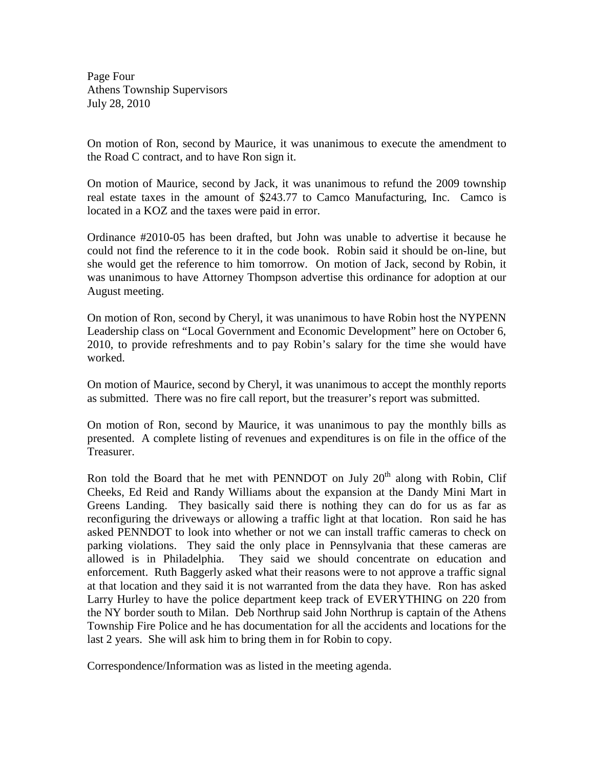Page Four
Athens Township Supervisors
July 28, 2010

On motion of Ron, second by Maurice, it was unanimous to execute the amendment to the Road C contract, and to have Ron sign it.

On motion of Maurice, second by Jack, it was unanimous to refund the 2009 township real estate taxes in the amount of $243.77 to Camco Manufacturing, Inc. Camco is located in a KOZ and the taxes were paid in error.

Ordinance #2010-05 has been drafted, but John was unable to advertise it because he could not find the reference to it in the code book. Robin said it should be on-line, but she would get the reference to him tomorrow. On motion of Jack, second by Robin, it was unanimous to have Attorney Thompson advertise this ordinance for adoption at our August meeting.

On motion of Ron, second by Cheryl, it was unanimous to have Robin host the NYPENN Leadership class on "Local Government and Economic Development" here on October 6, 2010, to provide refreshments and to pay Robin's salary for the time she would have worked.

On motion of Maurice, second by Cheryl, it was unanimous to accept the monthly reports as submitted. There was no fire call report, but the treasurer's report was submitted.

On motion of Ron, second by Maurice, it was unanimous to pay the monthly bills as presented. A complete listing of revenues and expenditures is on file in the office of the Treasurer.

Ron told the Board that he met with PENNDOT on July 20th along with Robin, Clif Cheeks, Ed Reid and Randy Williams about the expansion at the Dandy Mini Mart in Greens Landing. They basically said there is nothing they can do for us as far as reconfiguring the driveways or allowing a traffic light at that location. Ron said he has asked PENNDOT to look into whether or not we can install traffic cameras to check on parking violations. They said the only place in Pennsylvania that these cameras are allowed is in Philadelphia. They said we should concentrate on education and enforcement. Ruth Baggerly asked what their reasons were to not approve a traffic signal at that location and they said it is not warranted from the data they have. Ron has asked Larry Hurley to have the police department keep track of EVERYTHING on 220 from the NY border south to Milan. Deb Northrup said John Northrup is captain of the Athens Township Fire Police and he has documentation for all the accidents and locations for the last 2 years. She will ask him to bring them in for Robin to copy.

Correspondence/Information was as listed in the meeting agenda.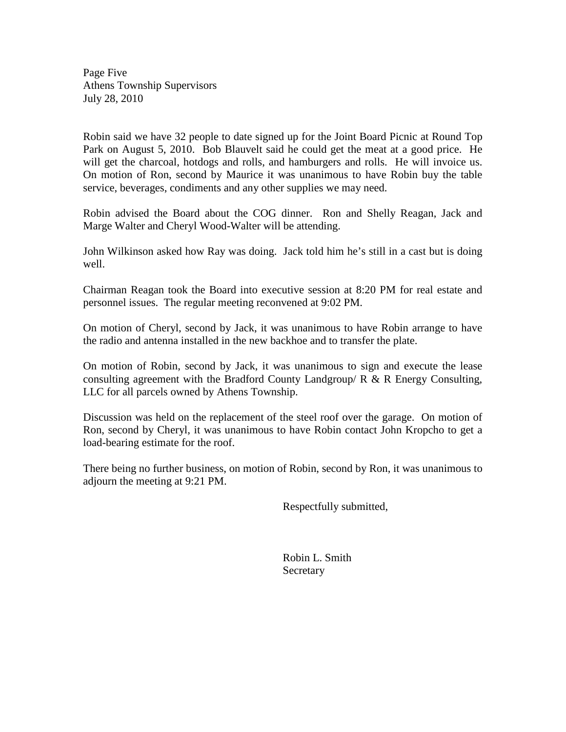Robin said we have 32 people to date signed up for the Joint Board Picnic at Round Top Park on August 5, 2010. Bob Blauvelt said he could get the meat at a good price. He will get the charcoal, hotdogs and rolls, and hamburgers and rolls. He will invoice us. On motion of Ron, second by Maurice it was unanimous to have Robin buy the table service, beverages, condiments and any other supplies we may need.

Robin advised the Board about the COG dinner. Ron and Shelly Reagan, Jack and Marge Walter and Cheryl Wood-Walter will be attending.

John Wilkinson asked how Ray was doing. Jack told him he's still in a cast but is doing well.

Chairman Reagan took the Board into executive session at 8:20 PM for real estate and personnel issues. The regular meeting reconvened at 9:02 PM.

On motion of Cheryl, second by Jack, it was unanimous to have Robin arrange to have the radio and antenna installed in the new backhoe and to transfer the plate.

On motion of Robin, second by Jack, it was unanimous to sign and execute the lease consulting agreement with the Bradford County Landgroup/ R & R Energy Consulting, LLC for all parcels owned by Athens Township.

Discussion was held on the replacement of the steel roof over the garage. On motion of Ron, second by Cheryl, it was unanimous to have Robin contact John Kropcho to get a load-bearing estimate for the roof.

There being no further business, on motion of Robin, second by Ron, it was unanimous to adjourn the meeting at 9:21 PM.

Respectfully submitted,

Robin L. Smith
Secretary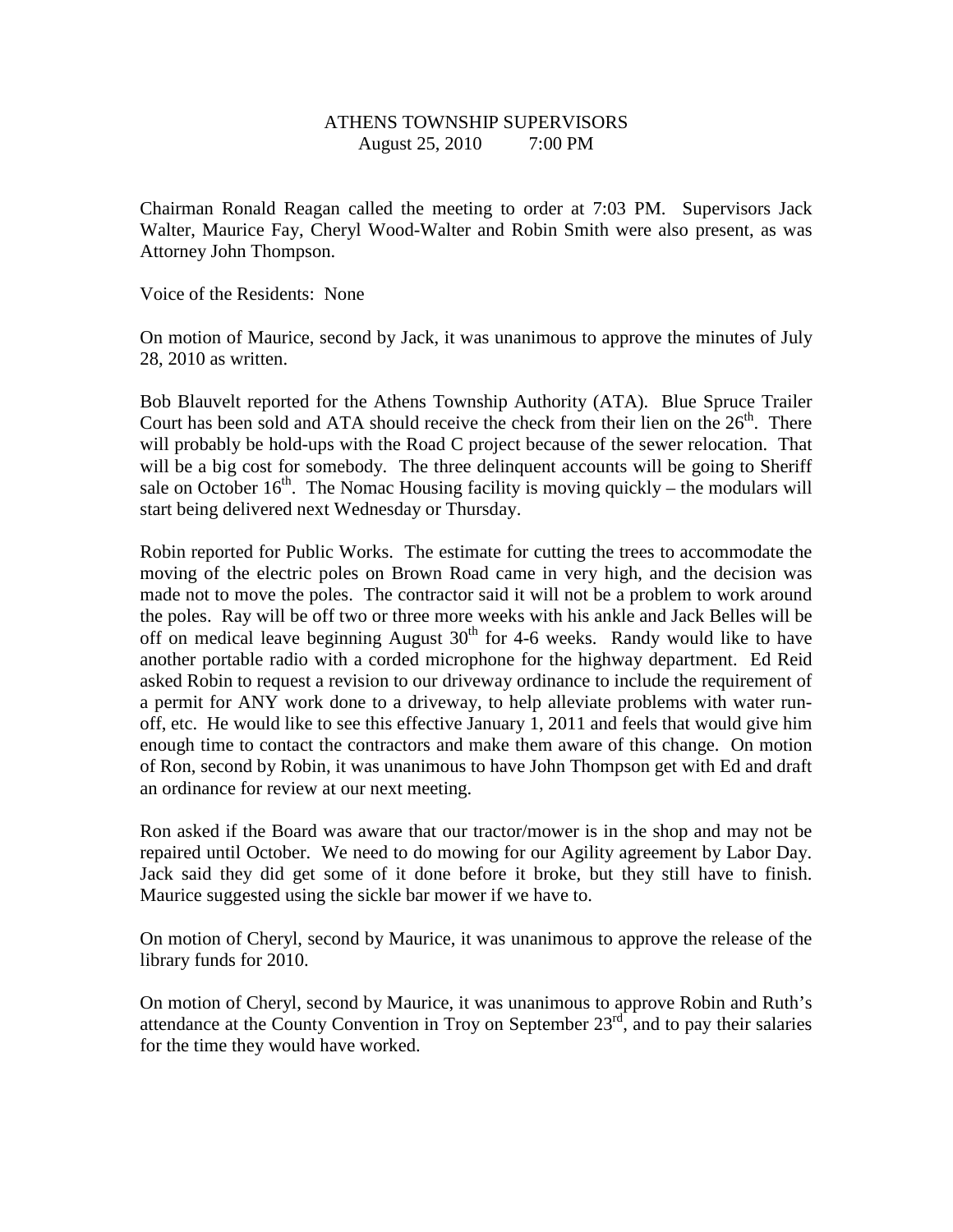ATHENS TOWNSHIP SUPERVISORS
August 25, 2010 7:00 PM

Chairman Ronald Reagan called the meeting to order at 7:03 PM. Supervisors Jack Walter, Maurice Fay, Cheryl Wood-Walter and Robin Smith were also present, as was Attorney John Thompson.

Voice of the Residents: None

On motion of Maurice, second by Jack, it was unanimous to approve the minutes of July 28, 2010 as written.

Bob Blauvelt reported for the Athens Township Authority (ATA). Blue Spruce Trailer Court has been sold and ATA should receive the check from their lien on the 26th. There will probably be hold-ups with the Road C project because of the sewer relocation. That will be a big cost for somebody. The three delinquent accounts will be going to Sheriff sale on October 16th. The Nomac Housing facility is moving quickly – the modulars will start being delivered next Wednesday or Thursday.

Robin reported for Public Works. The estimate for cutting the trees to accommodate the moving of the electric poles on Brown Road came in very high, and the decision was made not to move the poles. The contractor said it will not be a problem to work around the poles. Ray will be off two or three more weeks with his ankle and Jack Belles will be off on medical leave beginning August 30th for 4-6 weeks. Randy would like to have another portable radio with a corded microphone for the highway department. Ed Reid asked Robin to request a revision to our driveway ordinance to include the requirement of a permit for ANY work done to a driveway, to help alleviate problems with water run-off, etc. He would like to see this effective January 1, 2011 and feels that would give him enough time to contact the contractors and make them aware of this change. On motion of Ron, second by Robin, it was unanimous to have John Thompson get with Ed and draft an ordinance for review at our next meeting.

Ron asked if the Board was aware that our tractor/mower is in the shop and may not be repaired until October. We need to do mowing for our Agility agreement by Labor Day. Jack said they did get some of it done before it broke, but they still have to finish. Maurice suggested using the sickle bar mower if we have to.

On motion of Cheryl, second by Maurice, it was unanimous to approve the release of the library funds for 2010.

On motion of Cheryl, second by Maurice, it was unanimous to approve Robin and Ruth's attendance at the County Convention in Troy on September 23rd, and to pay their salaries for the time they would have worked.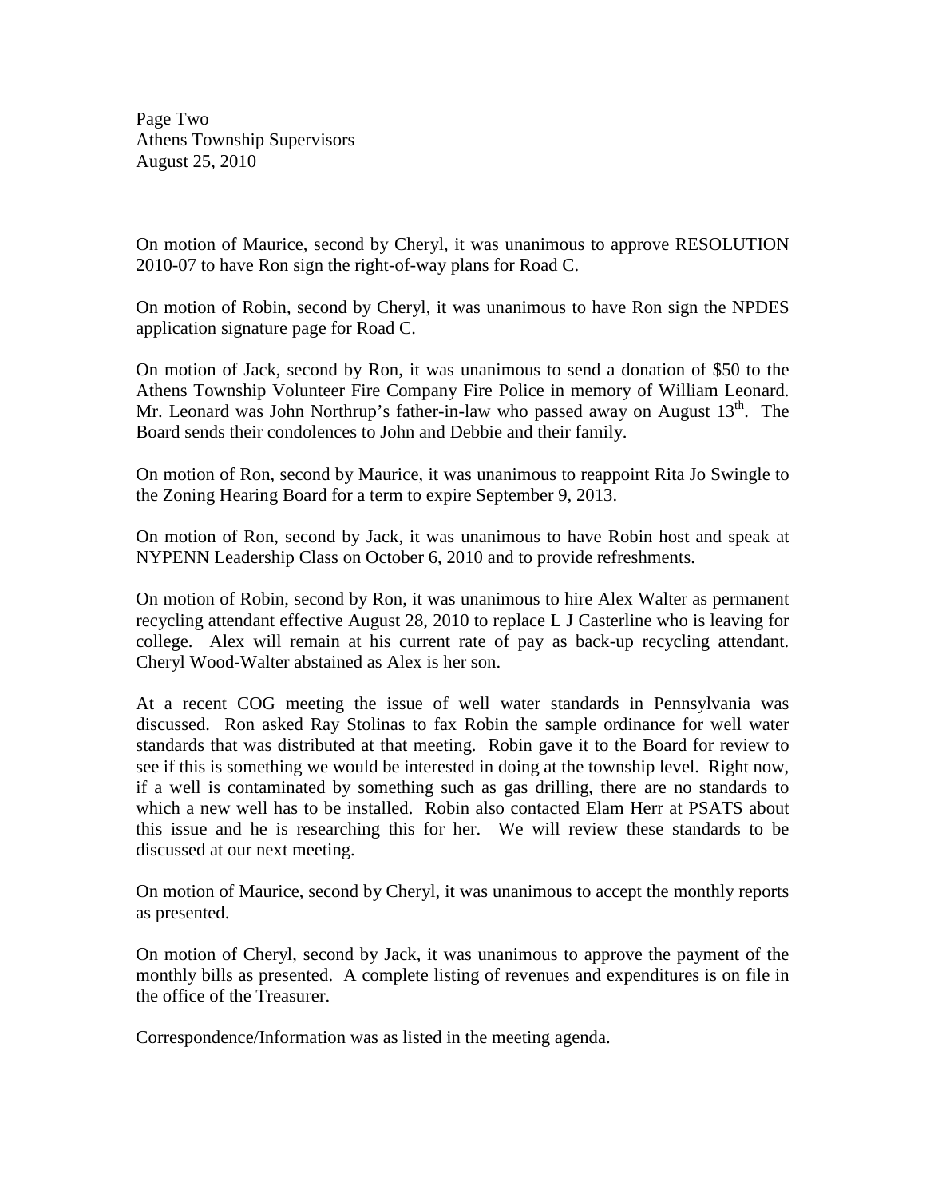On motion of Maurice, second by Cheryl, it was unanimous to approve RESOLUTION 2010-07 to have Ron sign the right-of-way plans for Road C.

On motion of Robin, second by Cheryl, it was unanimous to have Ron sign the NPDES application signature page for Road C.

On motion of Jack, second by Ron, it was unanimous to send a donation of $50 to the Athens Township Volunteer Fire Company Fire Police in memory of William Leonard. Mr. Leonard was John Northrup's father-in-law who passed away on August 13th. The Board sends their condolences to John and Debbie and their family.

On motion of Ron, second by Maurice, it was unanimous to reappoint Rita Jo Swingle to the Zoning Hearing Board for a term to expire September 9, 2013.

On motion of Ron, second by Jack, it was unanimous to have Robin host and speak at NYPENN Leadership Class on October 6, 2010 and to provide refreshments.

On motion of Robin, second by Ron, it was unanimous to hire Alex Walter as permanent recycling attendant effective August 28, 2010 to replace L J Casterline who is leaving for college. Alex will remain at his current rate of pay as back-up recycling attendant. Cheryl Wood-Walter abstained as Alex is her son.

At a recent COG meeting the issue of well water standards in Pennsylvania was discussed. Ron asked Ray Stolinas to fax Robin the sample ordinance for well water standards that was distributed at that meeting. Robin gave it to the Board for review to see if this is something we would be interested in doing at the township level. Right now, if a well is contaminated by something such as gas drilling, there are no standards to which a new well has to be installed. Robin also contacted Elam Herr at PSATS about this issue and he is researching this for her. We will review these standards to be discussed at our next meeting.

On motion of Maurice, second by Cheryl, it was unanimous to accept the monthly reports as presented.

On motion of Cheryl, second by Jack, it was unanimous to approve the payment of the monthly bills as presented. A complete listing of revenues and expenditures is on file in the office of the Treasurer.

Correspondence/Information was as listed in the meeting agenda.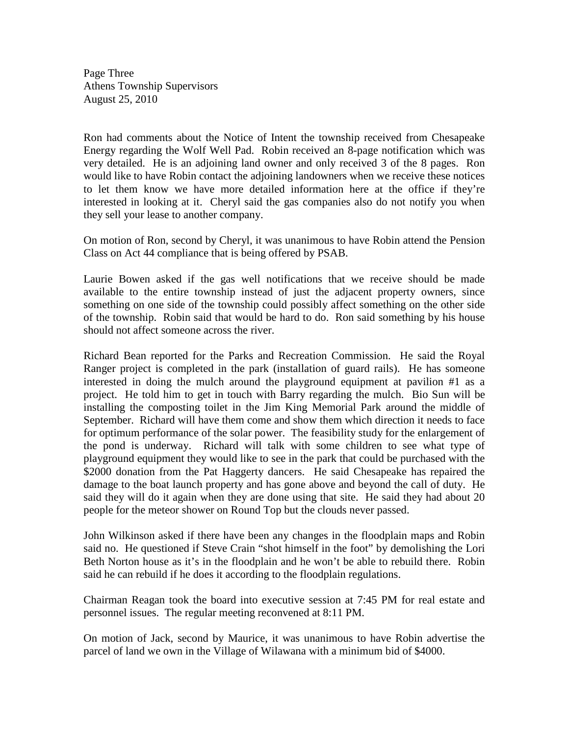Ron had comments about the Notice of Intent the township received from Chesapeake Energy regarding the Wolf Well Pad. Robin received an 8-page notification which was very detailed. He is an adjoining land owner and only received 3 of the 8 pages. Ron would like to have Robin contact the adjoining landowners when we receive these notices to let them know we have more detailed information here at the office if they're interested in looking at it. Cheryl said the gas companies also do not notify you when they sell your lease to another company.

On motion of Ron, second by Cheryl, it was unanimous to have Robin attend the Pension Class on Act 44 compliance that is being offered by PSAB.

Laurie Bowen asked if the gas well notifications that we receive should be made available to the entire township instead of just the adjacent property owners, since something on one side of the township could possibly affect something on the other side of the township. Robin said that would be hard to do. Ron said something by his house should not affect someone across the river.

Richard Bean reported for the Parks and Recreation Commission. He said the Royal Ranger project is completed in the park (installation of guard rails). He has someone interested in doing the mulch around the playground equipment at pavilion #1 as a project. He told him to get in touch with Barry regarding the mulch. Bio Sun will be installing the composting toilet in the Jim King Memorial Park around the middle of September. Richard will have them come and show them which direction it needs to face for optimum performance of the solar power. The feasibility study for the enlargement of the pond is underway. Richard will talk with some children to see what type of playground equipment they would like to see in the park that could be purchased with the $2000 donation from the Pat Haggerty dancers. He said Chesapeake has repaired the damage to the boat launch property and has gone above and beyond the call of duty. He said they will do it again when they are done using that site. He said they had about 20 people for the meteor shower on Round Top but the clouds never passed.

John Wilkinson asked if there have been any changes in the floodplain maps and Robin said no. He questioned if Steve Crain "shot himself in the foot" by demolishing the Lori Beth Norton house as it's in the floodplain and he won't be able to rebuild there. Robin said he can rebuild if he does it according to the floodplain regulations.

Chairman Reagan took the board into executive session at 7:45 PM for real estate and personnel issues. The regular meeting reconvened at 8:11 PM.

On motion of Jack, second by Maurice, it was unanimous to have Robin advertise the parcel of land we own in the Village of Wilawana with a minimum bid of $4000.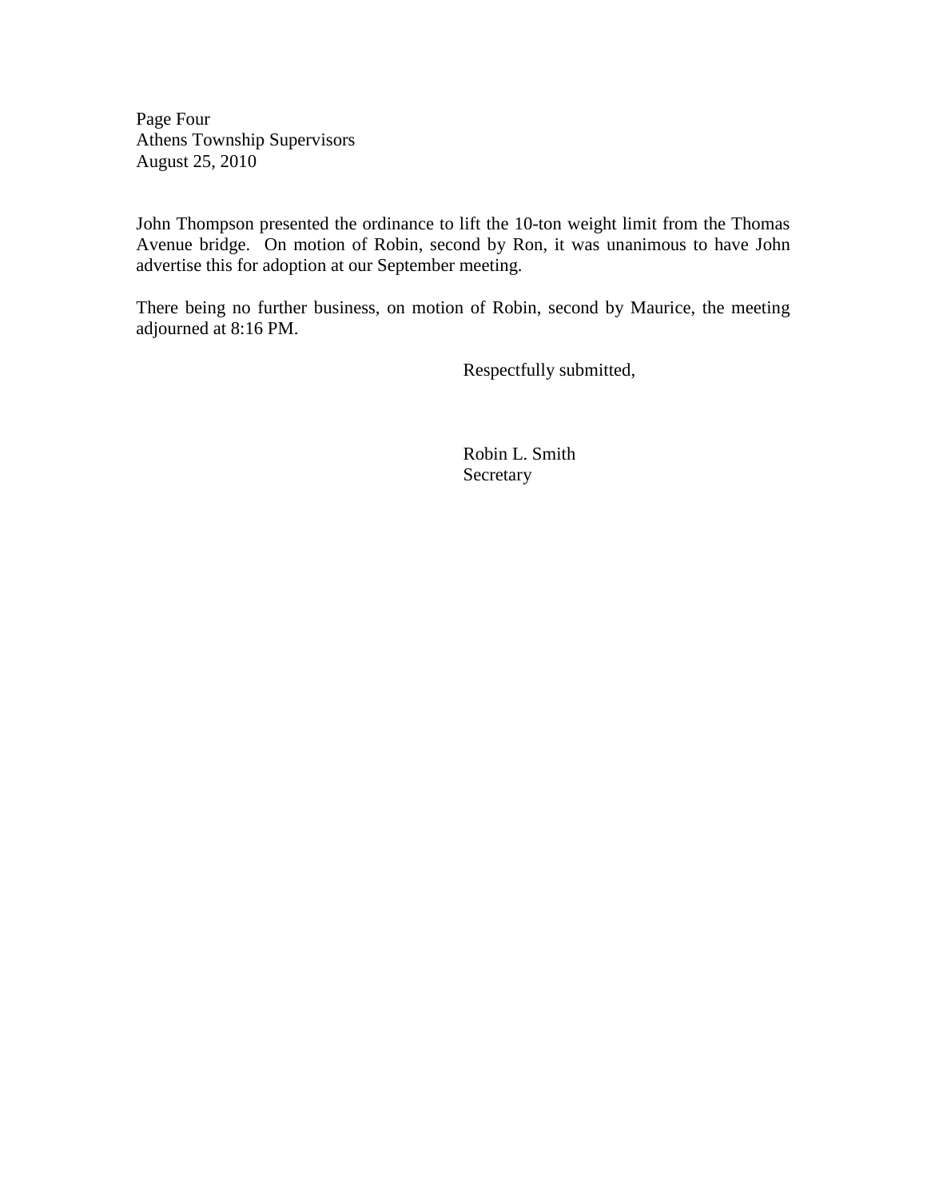John Thompson presented the ordinance to lift the 10-ton weight limit from the Thomas Avenue bridge. On motion of Robin, second by Ron, it was unanimous to have John advertise this for adoption at our September meeting.

There being no further business, on motion of Robin, second by Maurice, the meeting adjourned at 8:16 PM.

Respectfully submitted,

Robin L. Smith
Secretary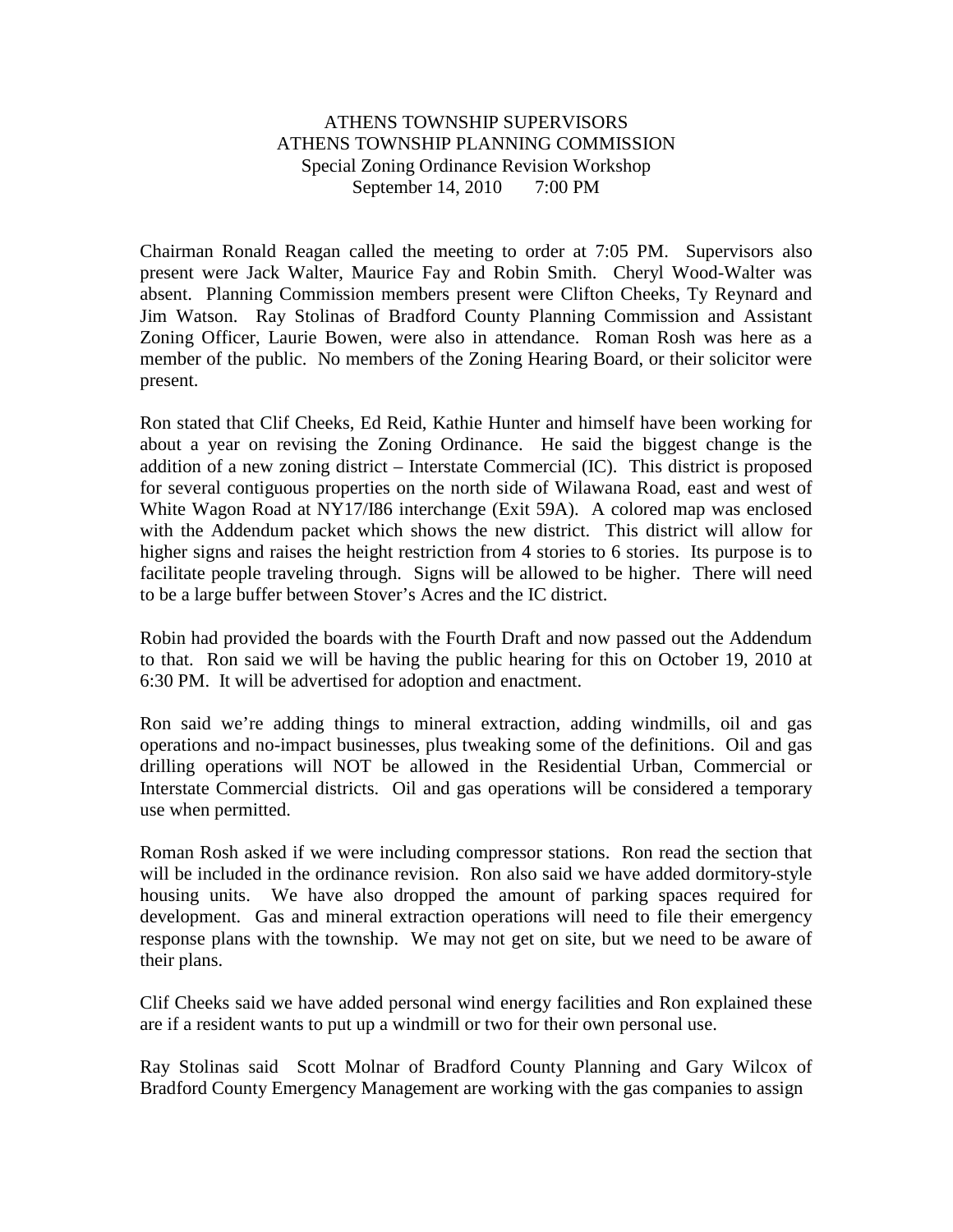ATHENS TOWNSHIP SUPERVISORS
ATHENS TOWNSHIP PLANNING COMMISSION
Special Zoning Ordinance Revision Workshop
September 14, 2010 7:00 PM

Chairman Ronald Reagan called the meeting to order at 7:05 PM. Supervisors also present were Jack Walter, Maurice Fay and Robin Smith. Cheryl Wood-Walter was absent. Planning Commission members present were Clifton Cheeks, Ty Reynard and Jim Watson. Ray Stolinas of Bradford County Planning Commission and Assistant Zoning Officer, Laurie Bowen, were also in attendance. Roman Rosh was here as a member of the public. No members of the Zoning Hearing Board, or their solicitor were present.

Ron stated that Clif Cheeks, Ed Reid, Kathie Hunter and himself have been working for about a year on revising the Zoning Ordinance. He said the biggest change is the addition of a new zoning district – Interstate Commercial (IC). This district is proposed for several contiguous properties on the north side of Wilawana Road, east and west of White Wagon Road at NY17/I86 interchange (Exit 59A). A colored map was enclosed with the Addendum packet which shows the new district. This district will allow for higher signs and raises the height restriction from 4 stories to 6 stories. Its purpose is to facilitate people traveling through. Signs will be allowed to be higher. There will need to be a large buffer between Stover's Acres and the IC district.

Robin had provided the boards with the Fourth Draft and now passed out the Addendum to that. Ron said we will be having the public hearing for this on October 19, 2010 at 6:30 PM. It will be advertised for adoption and enactment.

Ron said we're adding things to mineral extraction, adding windmills, oil and gas operations and no-impact businesses, plus tweaking some of the definitions. Oil and gas drilling operations will NOT be allowed in the Residential Urban, Commercial or Interstate Commercial districts. Oil and gas operations will be considered a temporary use when permitted.

Roman Rosh asked if we were including compressor stations. Ron read the section that will be included in the ordinance revision. Ron also said we have added dormitory-style housing units. We have also dropped the amount of parking spaces required for development. Gas and mineral extraction operations will need to file their emergency response plans with the township. We may not get on site, but we need to be aware of their plans.

Clif Cheeks said we have added personal wind energy facilities and Ron explained these are if a resident wants to put up a windmill or two for their own personal use.

Ray Stolinas said Scott Molnar of Bradford County Planning and Gary Wilcox of Bradford County Emergency Management are working with the gas companies to assign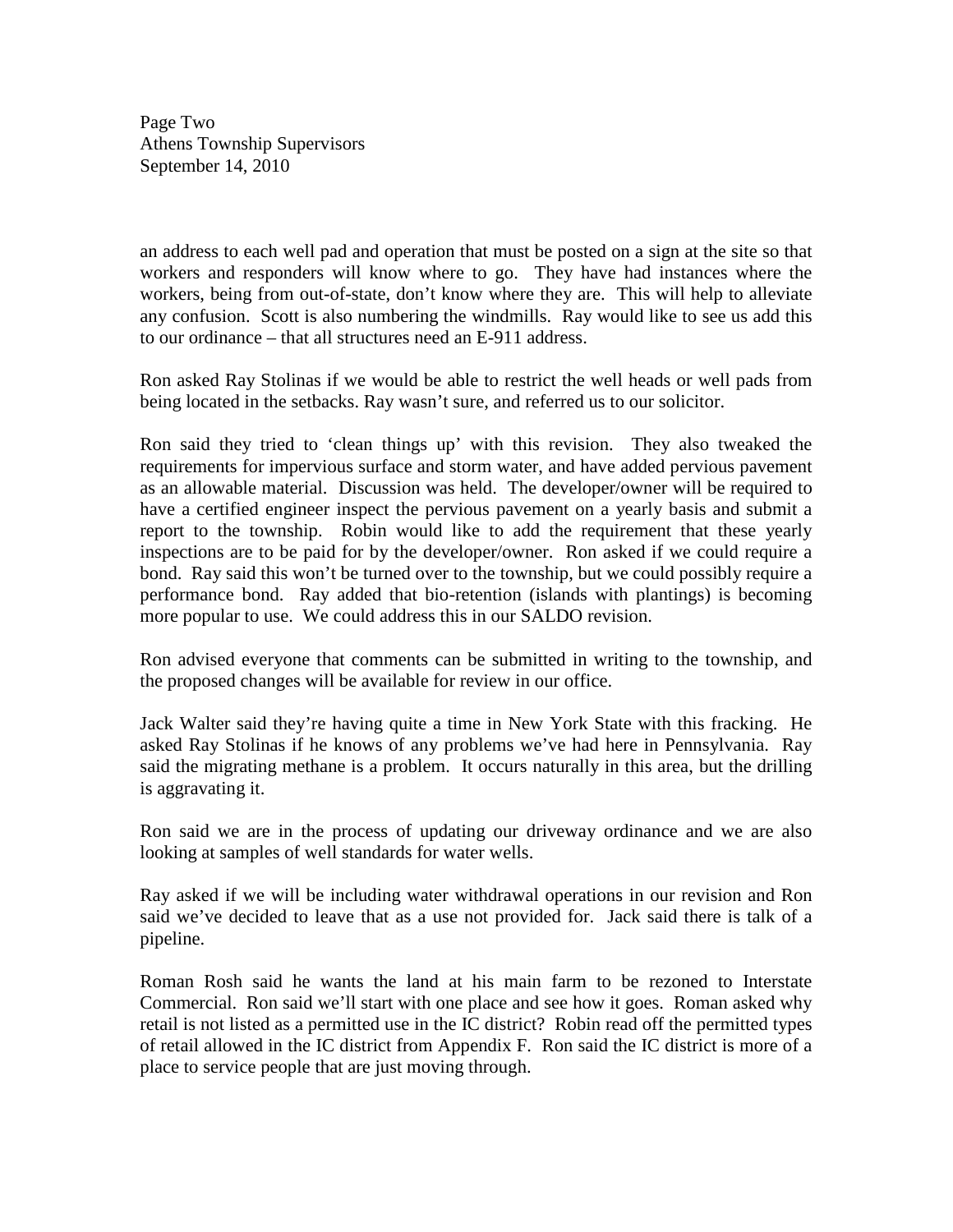an address to each well pad and operation that must be posted on a sign at the site so that workers and responders will know where to go. They have had instances where the workers, being from out-of-state, don't know where they are. This will help to alleviate any confusion. Scott is also numbering the windmills. Ray would like to see us add this to our ordinance – that all structures need an E-911 address.

Ron asked Ray Stolinas if we would be able to restrict the well heads or well pads from being located in the setbacks. Ray wasn't sure, and referred us to our solicitor.

Ron said they tried to 'clean things up' with this revision. They also tweaked the requirements for impervious surface and storm water, and have added pervious pavement as an allowable material. Discussion was held. The developer/owner will be required to have a certified engineer inspect the pervious pavement on a yearly basis and submit a report to the township. Robin would like to add the requirement that these yearly inspections are to be paid for by the developer/owner. Ron asked if we could require a bond. Ray said this won't be turned over to the township, but we could possibly require a performance bond. Ray added that bio-retention (islands with plantings) is becoming more popular to use. We could address this in our SALDO revision.

Ron advised everyone that comments can be submitted in writing to the township, and the proposed changes will be available for review in our office.

Jack Walter said they're having quite a time in New York State with this fracking. He asked Ray Stolinas if he knows of any problems we've had here in Pennsylvania. Ray said the migrating methane is a problem. It occurs naturally in this area, but the drilling is aggravating it.

Ron said we are in the process of updating our driveway ordinance and we are also looking at samples of well standards for water wells.

Ray asked if we will be including water withdrawal operations in our revision and Ron said we've decided to leave that as a use not provided for. Jack said there is talk of a pipeline.

Roman Rosh said he wants the land at his main farm to be rezoned to Interstate Commercial. Ron said we'll start with one place and see how it goes. Roman asked why retail is not listed as a permitted use in the IC district? Robin read off the permitted types of retail allowed in the IC district from Appendix F. Ron said the IC district is more of a place to service people that are just moving through.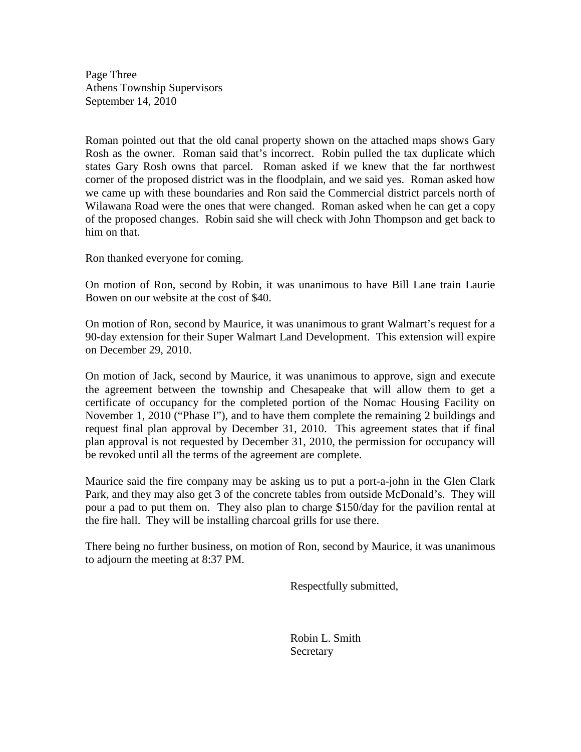Roman pointed out that the old canal property shown on the attached maps shows Gary Rosh as the owner. Roman said that's incorrect. Robin pulled the tax duplicate which states Gary Rosh owns that parcel. Roman asked if we knew that the far northwest corner of the proposed district was in the floodplain, and we said yes. Roman asked how we came up with these boundaries and Ron said the Commercial district parcels north of Wilawana Road were the ones that were changed. Roman asked when he can get a copy of the proposed changes. Robin said she will check with John Thompson and get back to him on that.

Ron thanked everyone for coming.

On motion of Ron, second by Robin, it was unanimous to have Bill Lane train Laurie Bowen on our website at the cost of $40.

On motion of Ron, second by Maurice, it was unanimous to grant Walmart's request for a 90-day extension for their Super Walmart Land Development. This extension will expire on December 29, 2010.

On motion of Jack, second by Maurice, it was unanimous to approve, sign and execute the agreement between the township and Chesapeake that will allow them to get a certificate of occupancy for the completed portion of the Nomac Housing Facility on November 1, 2010 ("Phase I"), and to have them complete the remaining 2 buildings and request final plan approval by December 31, 2010. This agreement states that if final plan approval is not requested by December 31, 2010, the permission for occupancy will be revoked until all the terms of the agreement are complete.

Maurice said the fire company may be asking us to put a port-a-john in the Glen Clark Park, and they may also get 3 of the concrete tables from outside McDonald's. They will pour a pad to put them on. They also plan to charge $150/day for the pavilion rental at the fire hall. They will be installing charcoal grills for use there.

There being no further business, on motion of Ron, second by Maurice, it was unanimous to adjourn the meeting at 8:37 PM.

Respectfully submitted,

Robin L. Smith
Secretary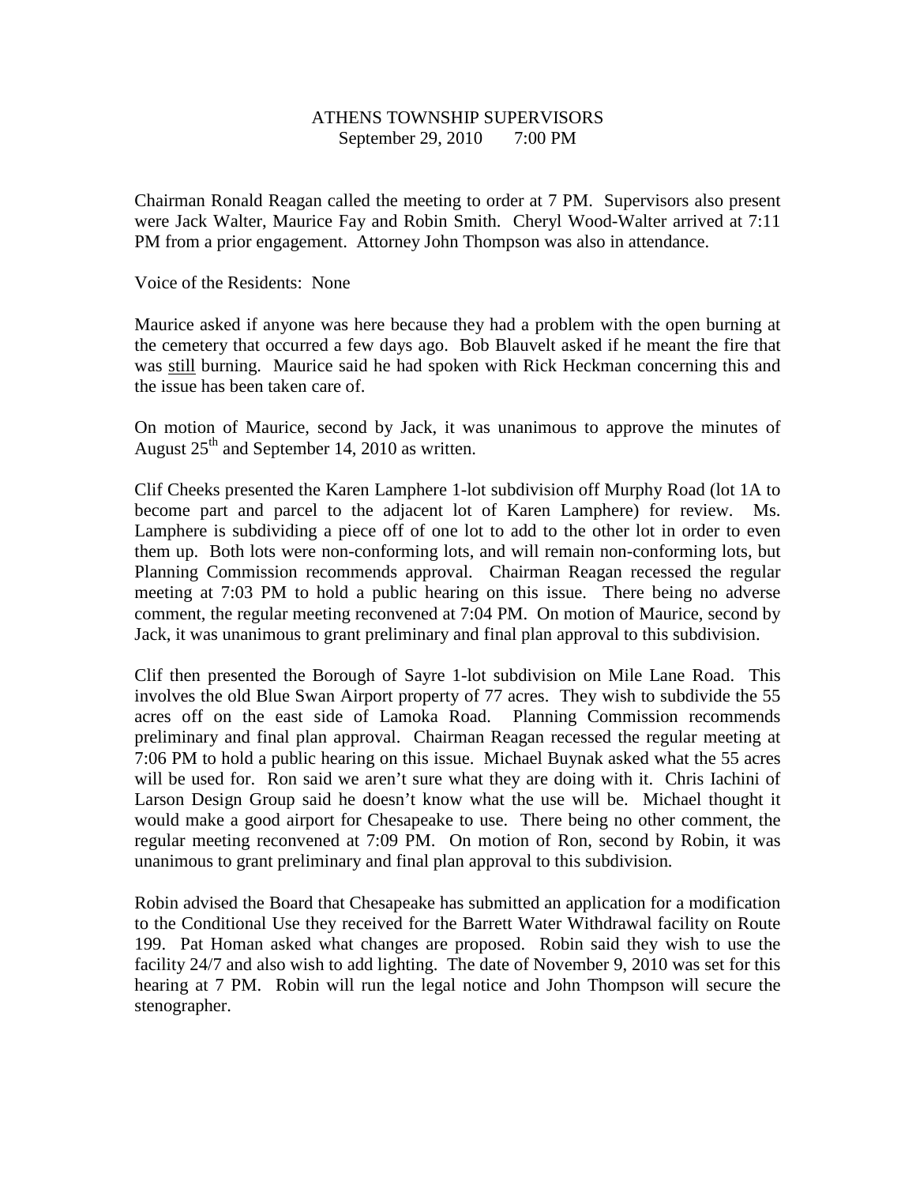ATHENS TOWNSHIP SUPERVISORS
September 29, 2010 7:00 PM

Chairman Ronald Reagan called the meeting to order at 7 PM. Supervisors also present were Jack Walter, Maurice Fay and Robin Smith. Cheryl Wood-Walter arrived at 7:11 PM from a prior engagement. Attorney John Thompson was also in attendance.

Voice of the Residents: None

Maurice asked if anyone was here because they had a problem with the open burning at the cemetery that occurred a few days ago. Bob Blauvelt asked if he meant the fire that was still burning. Maurice said he had spoken with Rick Heckman concerning this and the issue has been taken care of.

On motion of Maurice, second by Jack, it was unanimous to approve the minutes of August 25th and September 14, 2010 as written.

Clif Cheeks presented the Karen Lamphere 1-lot subdivision off Murphy Road (lot 1A to become part and parcel to the adjacent lot of Karen Lamphere) for review. Ms. Lamphere is subdividing a piece off of one lot to add to the other lot in order to even them up. Both lots were non-conforming lots, and will remain non-conforming lots, but Planning Commission recommends approval. Chairman Reagan recessed the regular meeting at 7:03 PM to hold a public hearing on this issue. There being no adverse comment, the regular meeting reconvened at 7:04 PM. On motion of Maurice, second by Jack, it was unanimous to grant preliminary and final plan approval to this subdivision.

Clif then presented the Borough of Sayre 1-lot subdivision on Mile Lane Road. This involves the old Blue Swan Airport property of 77 acres. They wish to subdivide the 55 acres off on the east side of Lamoka Road. Planning Commission recommends preliminary and final plan approval. Chairman Reagan recessed the regular meeting at 7:06 PM to hold a public hearing on this issue. Michael Buynak asked what the 55 acres will be used for. Ron said we aren't sure what they are doing with it. Chris Iachini of Larson Design Group said he doesn't know what the use will be. Michael thought it would make a good airport for Chesapeake to use. There being no other comment, the regular meeting reconvened at 7:09 PM. On motion of Ron, second by Robin, it was unanimous to grant preliminary and final plan approval to this subdivision.

Robin advised the Board that Chesapeake has submitted an application for a modification to the Conditional Use they received for the Barrett Water Withdrawal facility on Route 199. Pat Homan asked what changes are proposed. Robin said they wish to use the facility 24/7 and also wish to add lighting. The date of November 9, 2010 was set for this hearing at 7 PM. Robin will run the legal notice and John Thompson will secure the stenographer.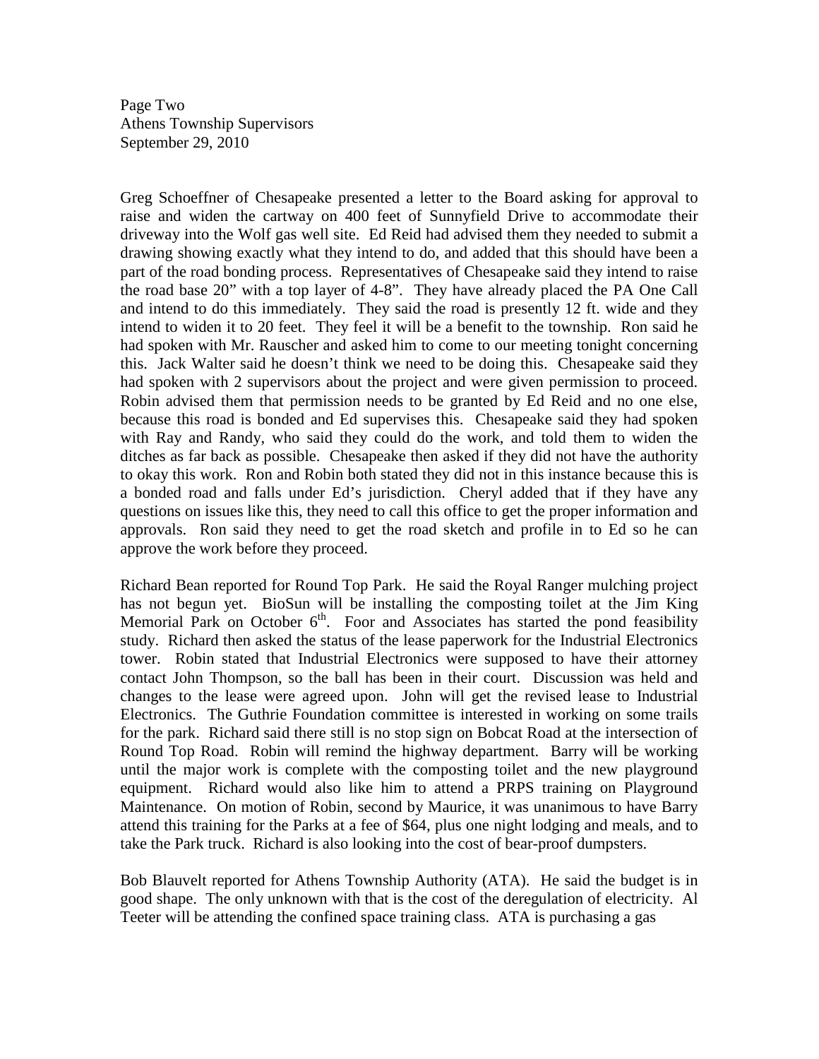Greg Schoeffner of Chesapeake presented a letter to the Board asking for approval to raise and widen the cartway on 400 feet of Sunnyfield Drive to accommodate their driveway into the Wolf gas well site. Ed Reid had advised them they needed to submit a drawing showing exactly what they intend to do, and added that this should have been a part of the road bonding process. Representatives of Chesapeake said they intend to raise the road base 20" with a top layer of 4-8". They have already placed the PA One Call and intend to do this immediately. They said the road is presently 12 ft. wide and they intend to widen it to 20 feet. They feel it will be a benefit to the township. Ron said he had spoken with Mr. Rauscher and asked him to come to our meeting tonight concerning this. Jack Walter said he doesn't think we need to be doing this. Chesapeake said they had spoken with 2 supervisors about the project and were given permission to proceed. Robin advised them that permission needs to be granted by Ed Reid and no one else, because this road is bonded and Ed supervises this. Chesapeake said they had spoken with Ray and Randy, who said they could do the work, and told them to widen the ditches as far back as possible. Chesapeake then asked if they did not have the authority to okay this work. Ron and Robin both stated they did not in this instance because this is a bonded road and falls under Ed's jurisdiction. Cheryl added that if they have any questions on issues like this, they need to call this office to get the proper information and approvals. Ron said they need to get the road sketch and profile in to Ed so he can approve the work before they proceed.

Richard Bean reported for Round Top Park. He said the Royal Ranger mulching project has not begun yet. BioSun will be installing the composting toilet at the Jim King Memorial Park on October 6th. Foor and Associates has started the pond feasibility study. Richard then asked the status of the lease paperwork for the Industrial Electronics tower. Robin stated that Industrial Electronics were supposed to have their attorney contact John Thompson, so the ball has been in their court. Discussion was held and changes to the lease were agreed upon. John will get the revised lease to Industrial Electronics. The Guthrie Foundation committee is interested in working on some trails for the park. Richard said there still is no stop sign on Bobcat Road at the intersection of Round Top Road. Robin will remind the highway department. Barry will be working until the major work is complete with the composting toilet and the new playground equipment. Richard would also like him to attend a PRPS training on Playground Maintenance. On motion of Robin, second by Maurice, it was unanimous to have Barry attend this training for the Parks at a fee of $64, plus one night lodging and meals, and to take the Park truck. Richard is also looking into the cost of bear-proof dumpsters.

Bob Blauvelt reported for Athens Township Authority (ATA). He said the budget is in good shape. The only unknown with that is the cost of the deregulation of electricity. Al Teeter will be attending the confined space training class. ATA is purchasing a gas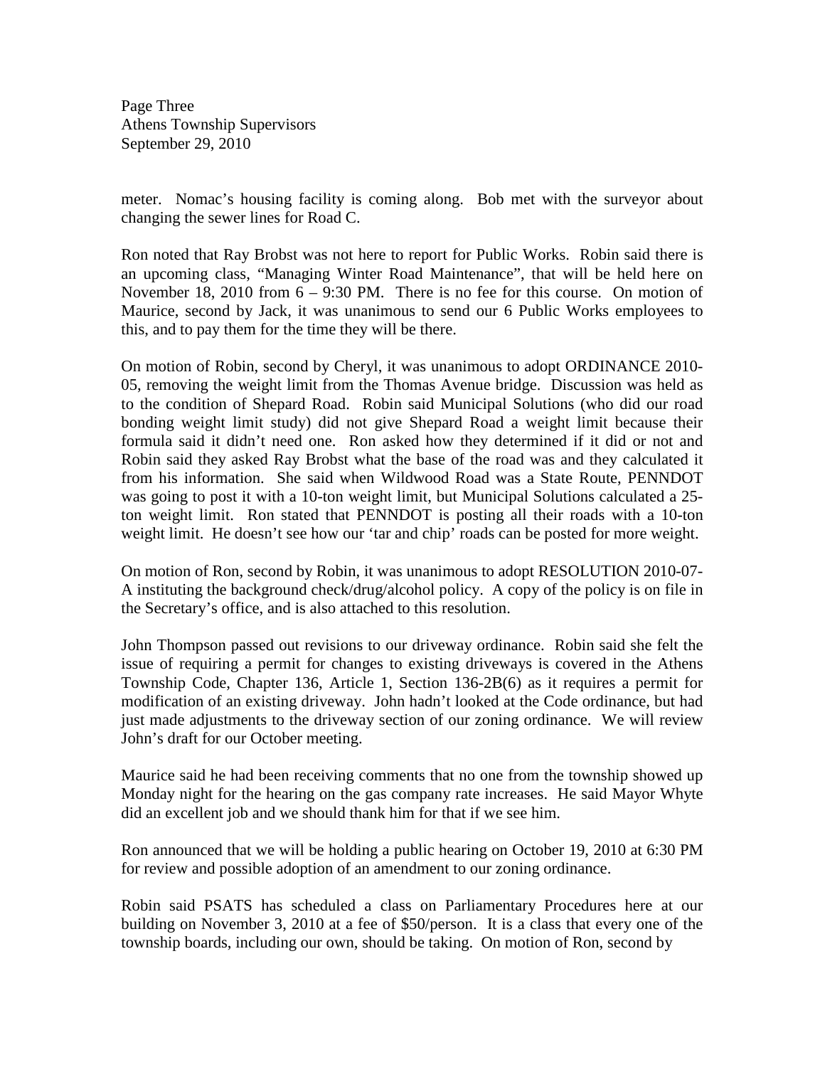meter. Nomac's housing facility is coming along. Bob met with the surveyor about changing the sewer lines for Road C.

Ron noted that Ray Brobst was not here to report for Public Works. Robin said there is an upcoming class, "Managing Winter Road Maintenance", that will be held here on November 18, 2010 from 6 – 9:30 PM. There is no fee for this course. On motion of Maurice, second by Jack, it was unanimous to send our 6 Public Works employees to this, and to pay them for the time they will be there.

On motion of Robin, second by Cheryl, it was unanimous to adopt ORDINANCE 2010-05, removing the weight limit from the Thomas Avenue bridge. Discussion was held as to the condition of Shepard Road. Robin said Municipal Solutions (who did our road bonding weight limit study) did not give Shepard Road a weight limit because their formula said it didn't need one. Ron asked how they determined if it did or not and Robin said they asked Ray Brobst what the base of the road was and they calculated it from his information. She said when Wildwood Road was a State Route, PENNDOT was going to post it with a 10-ton weight limit, but Municipal Solutions calculated a 25-ton weight limit. Ron stated that PENNDOT is posting all their roads with a 10-ton weight limit. He doesn't see how our 'tar and chip' roads can be posted for more weight.

On motion of Ron, second by Robin, it was unanimous to adopt RESOLUTION 2010-07-A instituting the background check/drug/alcohol policy. A copy of the policy is on file in the Secretary's office, and is also attached to this resolution.

John Thompson passed out revisions to our driveway ordinance. Robin said she felt the issue of requiring a permit for changes to existing driveways is covered in the Athens Township Code, Chapter 136, Article 1, Section 136-2B(6) as it requires a permit for modification of an existing driveway. John hadn't looked at the Code ordinance, but had just made adjustments to the driveway section of our zoning ordinance. We will review John's draft for our October meeting.

Maurice said he had been receiving comments that no one from the township showed up Monday night for the hearing on the gas company rate increases. He said Mayor Whyte did an excellent job and we should thank him for that if we see him.

Ron announced that we will be holding a public hearing on October 19, 2010 at 6:30 PM for review and possible adoption of an amendment to our zoning ordinance.

Robin said PSATS has scheduled a class on Parliamentary Procedures here at our building on November 3, 2010 at a fee of $50/person. It is a class that every one of the township boards, including our own, should be taking. On motion of Ron, second by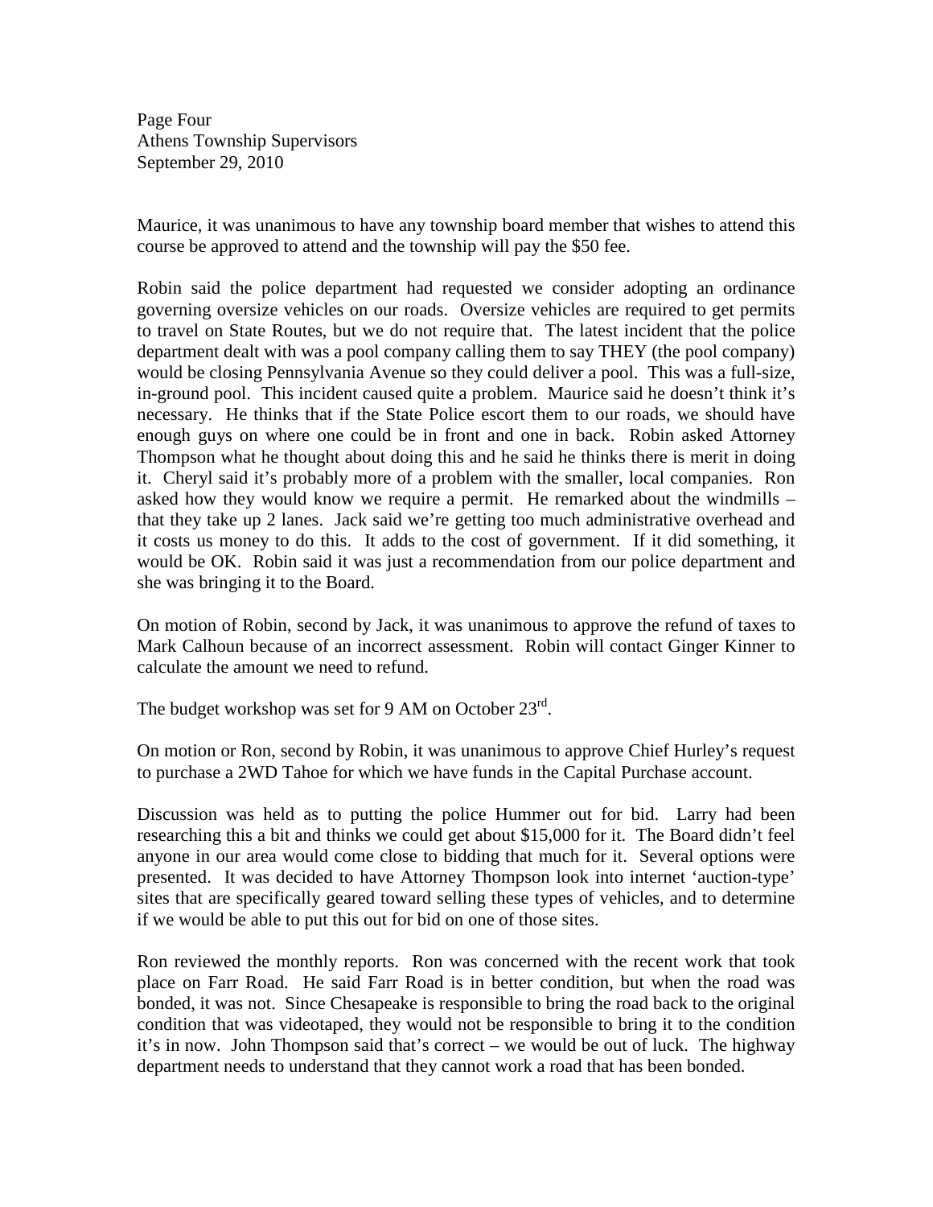Maurice, it was unanimous to have any township board member that wishes to attend this course be approved to attend and the township will pay the $50 fee.

Robin said the police department had requested we consider adopting an ordinance governing oversize vehicles on our roads. Oversize vehicles are required to get permits to travel on State Routes, but we do not require that. The latest incident that the police department dealt with was a pool company calling them to say THEY (the pool company) would be closing Pennsylvania Avenue so they could deliver a pool. This was a full-size, in-ground pool. This incident caused quite a problem. Maurice said he doesn't think it's necessary. He thinks that if the State Police escort them to our roads, we should have enough guys on where one could be in front and one in back. Robin asked Attorney Thompson what he thought about doing this and he said he thinks there is merit in doing it. Cheryl said it's probably more of a problem with the smaller, local companies. Ron asked how they would know we require a permit. He remarked about the windmills – that they take up 2 lanes. Jack said we're getting too much administrative overhead and it costs us money to do this. It adds to the cost of government. If it did something, it would be OK. Robin said it was just a recommendation from our police department and she was bringing it to the Board.

On motion of Robin, second by Jack, it was unanimous to approve the refund of taxes to Mark Calhoun because of an incorrect assessment. Robin will contact Ginger Kinner to calculate the amount we need to refund.

The budget workshop was set for 9 AM on October 23rd.

On motion or Ron, second by Robin, it was unanimous to approve Chief Hurley's request to purchase a 2WD Tahoe for which we have funds in the Capital Purchase account.

Discussion was held as to putting the police Hummer out for bid. Larry had been researching this a bit and thinks we could get about $15,000 for it. The Board didn't feel anyone in our area would come close to bidding that much for it. Several options were presented. It was decided to have Attorney Thompson look into internet 'auction-type' sites that are specifically geared toward selling these types of vehicles, and to determine if we would be able to put this out for bid on one of those sites.

Ron reviewed the monthly reports. Ron was concerned with the recent work that took place on Farr Road. He said Farr Road is in better condition, but when the road was bonded, it was not. Since Chesapeake is responsible to bring the road back to the original condition that was videotaped, they would not be responsible to bring it to the condition it's in now. John Thompson said that's correct – we would be out of luck. The highway department needs to understand that they cannot work a road that has been bonded.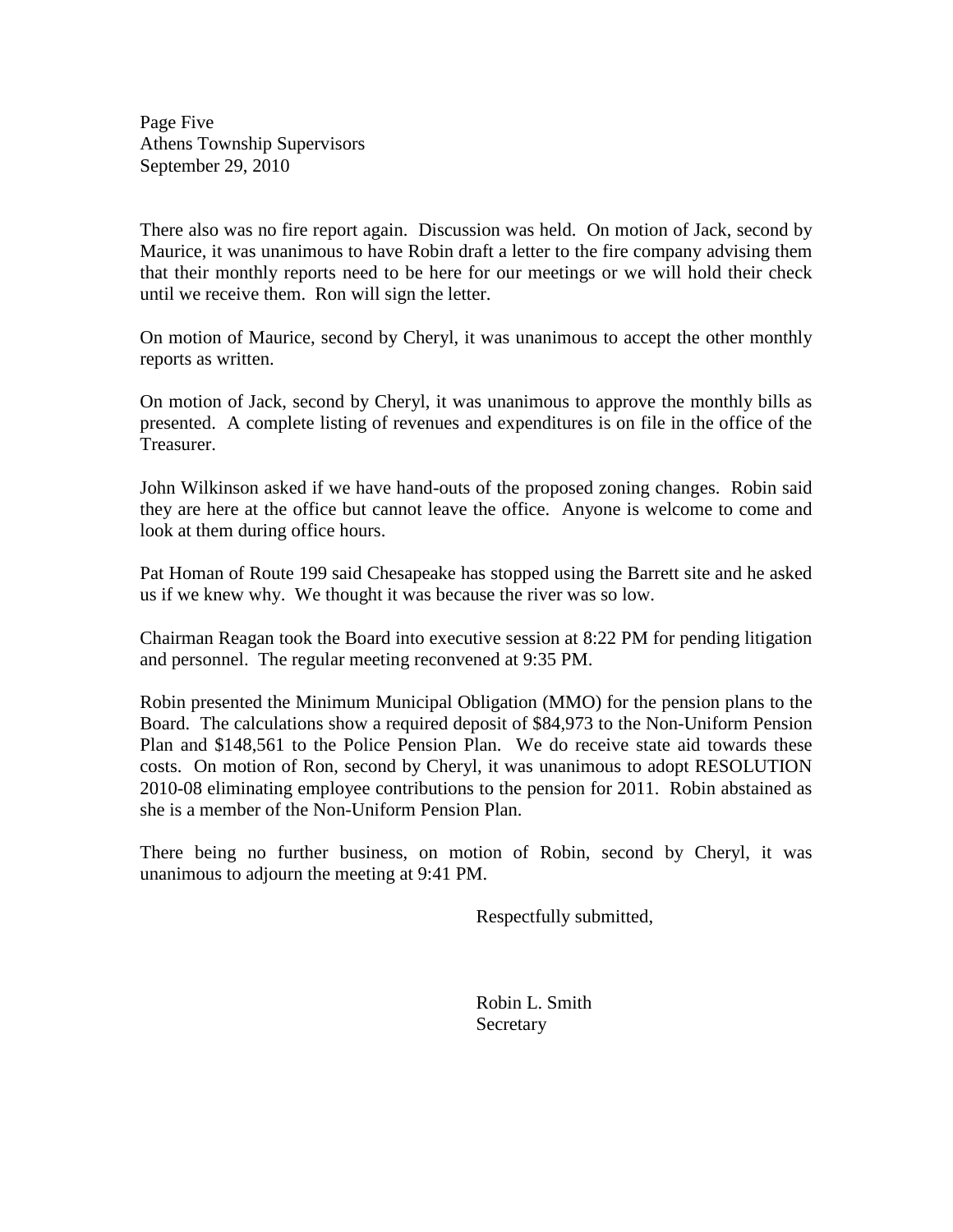There also was no fire report again. Discussion was held. On motion of Jack, second by Maurice, it was unanimous to have Robin draft a letter to the fire company advising them that their monthly reports need to be here for our meetings or we will hold their check until we receive them. Ron will sign the letter.

On motion of Maurice, second by Cheryl, it was unanimous to accept the other monthly reports as written.

On motion of Jack, second by Cheryl, it was unanimous to approve the monthly bills as presented. A complete listing of revenues and expenditures is on file in the office of the Treasurer.

John Wilkinson asked if we have hand-outs of the proposed zoning changes. Robin said they are here at the office but cannot leave the office. Anyone is welcome to come and look at them during office hours.

Pat Homan of Route 199 said Chesapeake has stopped using the Barrett site and he asked us if we knew why. We thought it was because the river was so low.

Chairman Reagan took the Board into executive session at 8:22 PM for pending litigation and personnel. The regular meeting reconvened at 9:35 PM.

Robin presented the Minimum Municipal Obligation (MMO) for the pension plans to the Board. The calculations show a required deposit of $84,973 to the Non-Uniform Pension Plan and $148,561 to the Police Pension Plan. We do receive state aid towards these costs. On motion of Ron, second by Cheryl, it was unanimous to adopt RESOLUTION 2010-08 eliminating employee contributions to the pension for 2011. Robin abstained as she is a member of the Non-Uniform Pension Plan.

There being no further business, on motion of Robin, second by Cheryl, it was unanimous to adjourn the meeting at 9:41 PM.

Respectfully submitted,

Robin L. Smith
Secretary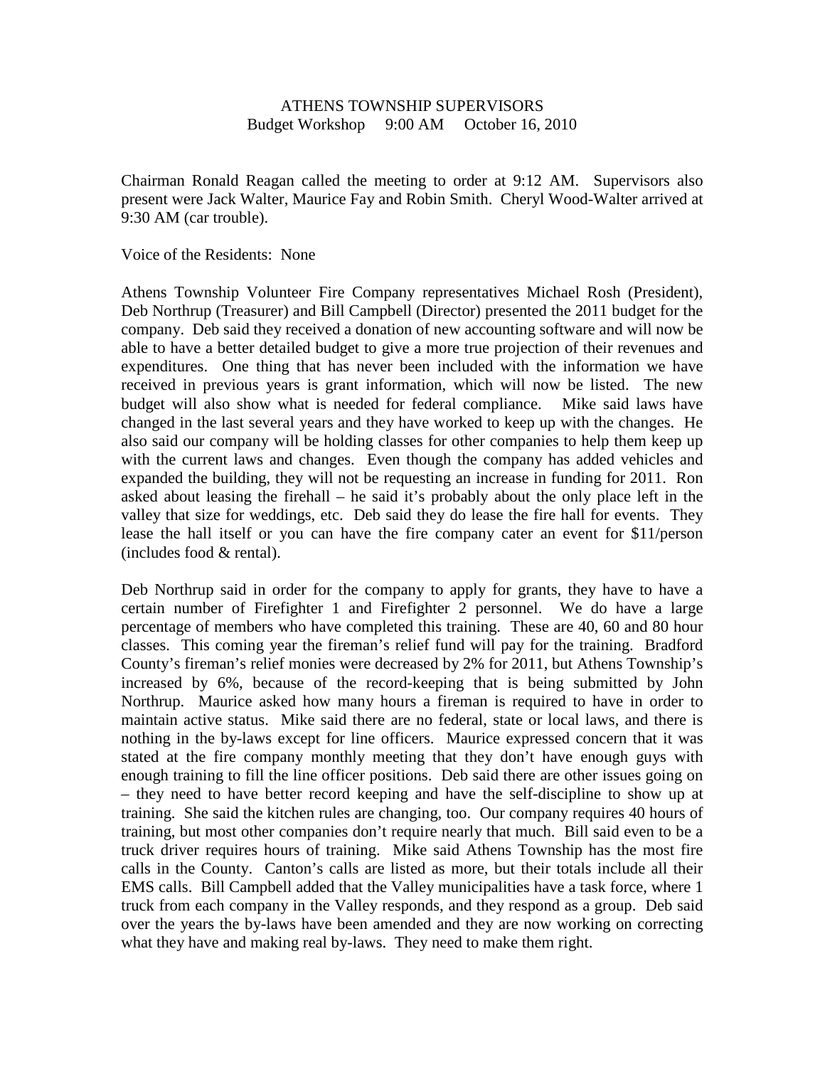ATHENS TOWNSHIP SUPERVISORS
Budget Workshop 9:00 AM October 16, 2010

Chairman Ronald Reagan called the meeting to order at 9:12 AM. Supervisors also present were Jack Walter, Maurice Fay and Robin Smith. Cheryl Wood-Walter arrived at 9:30 AM (car trouble).

Voice of the Residents: None

Athens Township Volunteer Fire Company representatives Michael Rosh (President), Deb Northrup (Treasurer) and Bill Campbell (Director) presented the 2011 budget for the company. Deb said they received a donation of new accounting software and will now be able to have a better detailed budget to give a more true projection of their revenues and expenditures. One thing that has never been included with the information we have received in previous years is grant information, which will now be listed. The new budget will also show what is needed for federal compliance. Mike said laws have changed in the last several years and they have worked to keep up with the changes. He also said our company will be holding classes for other companies to help them keep up with the current laws and changes. Even though the company has added vehicles and expanded the building, they will not be requesting an increase in funding for 2011. Ron asked about leasing the firehall – he said it's probably about the only place left in the valley that size for weddings, etc. Deb said they do lease the fire hall for events. They lease the hall itself or you can have the fire company cater an event for $11/person (includes food & rental).

Deb Northrup said in order for the company to apply for grants, they have to have a certain number of Firefighter 1 and Firefighter 2 personnel. We do have a large percentage of members who have completed this training. These are 40, 60 and 80 hour classes. This coming year the fireman's relief fund will pay for the training. Bradford County's fireman's relief monies were decreased by 2% for 2011, but Athens Township's increased by 6%, because of the record-keeping that is being submitted by John Northrup. Maurice asked how many hours a fireman is required to have in order to maintain active status. Mike said there are no federal, state or local laws, and there is nothing in the by-laws except for line officers. Maurice expressed concern that it was stated at the fire company monthly meeting that they don't have enough guys with enough training to fill the line officer positions. Deb said there are other issues going on – they need to have better record keeping and have the self-discipline to show up at training. She said the kitchen rules are changing, too. Our company requires 40 hours of training, but most other companies don't require nearly that much. Bill said even to be a truck driver requires hours of training. Mike said Athens Township has the most fire calls in the County. Canton's calls are listed as more, but their totals include all their EMS calls. Bill Campbell added that the Valley municipalities have a task force, where 1 truck from each company in the Valley responds, and they respond as a group. Deb said over the years the by-laws have been amended and they are now working on correcting what they have and making real by-laws. They need to make them right.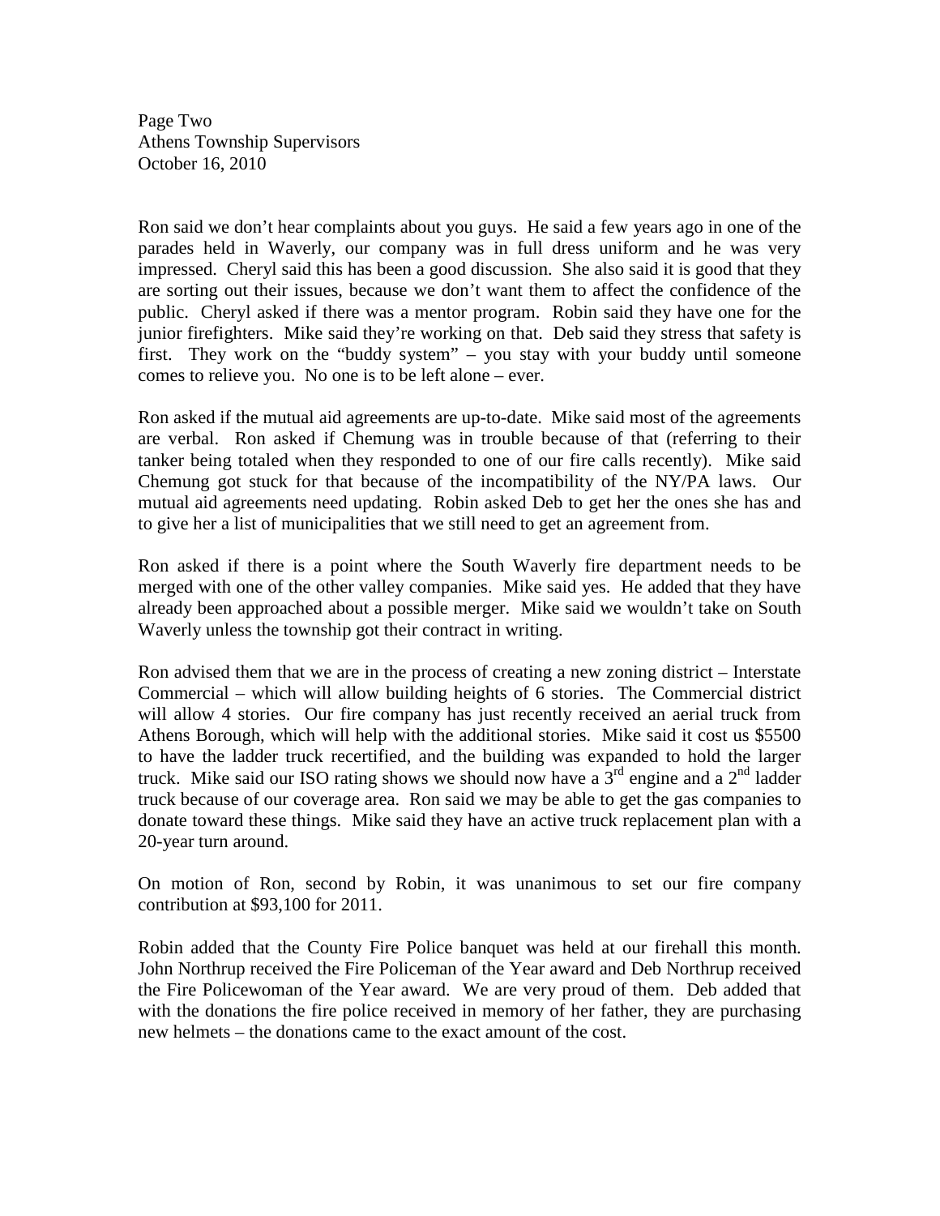Ron said we don't hear complaints about you guys. He said a few years ago in one of the parades held in Waverly, our company was in full dress uniform and he was very impressed. Cheryl said this has been a good discussion. She also said it is good that they are sorting out their issues, because we don't want them to affect the confidence of the public. Cheryl asked if there was a mentor program. Robin said they have one for the junior firefighters. Mike said they're working on that. Deb said they stress that safety is first. They work on the "buddy system" – you stay with your buddy until someone comes to relieve you. No one is to be left alone – ever.

Ron asked if the mutual aid agreements are up-to-date. Mike said most of the agreements are verbal. Ron asked if Chemung was in trouble because of that (referring to their tanker being totaled when they responded to one of our fire calls recently). Mike said Chemung got stuck for that because of the incompatibility of the NY/PA laws. Our mutual aid agreements need updating. Robin asked Deb to get her the ones she has and to give her a list of municipalities that we still need to get an agreement from.

Ron asked if there is a point where the South Waverly fire department needs to be merged with one of the other valley companies. Mike said yes. He added that they have already been approached about a possible merger. Mike said we wouldn't take on South Waverly unless the township got their contract in writing.

Ron advised them that we are in the process of creating a new zoning district – Interstate Commercial – which will allow building heights of 6 stories. The Commercial district will allow 4 stories. Our fire company has just recently received an aerial truck from Athens Borough, which will help with the additional stories. Mike said it cost us $5500 to have the ladder truck recertified, and the building was expanded to hold the larger truck. Mike said our ISO rating shows we should now have a 3rd engine and a 2nd ladder truck because of our coverage area. Ron said we may be able to get the gas companies to donate toward these things. Mike said they have an active truck replacement plan with a 20-year turn around.

On motion of Ron, second by Robin, it was unanimous to set our fire company contribution at $93,100 for 2011.

Robin added that the County Fire Police banquet was held at our firehall this month. John Northrup received the Fire Policeman of the Year award and Deb Northrup received the Fire Policewoman of the Year award. We are very proud of them. Deb added that with the donations the fire police received in memory of her father, they are purchasing new helmets – the donations came to the exact amount of the cost.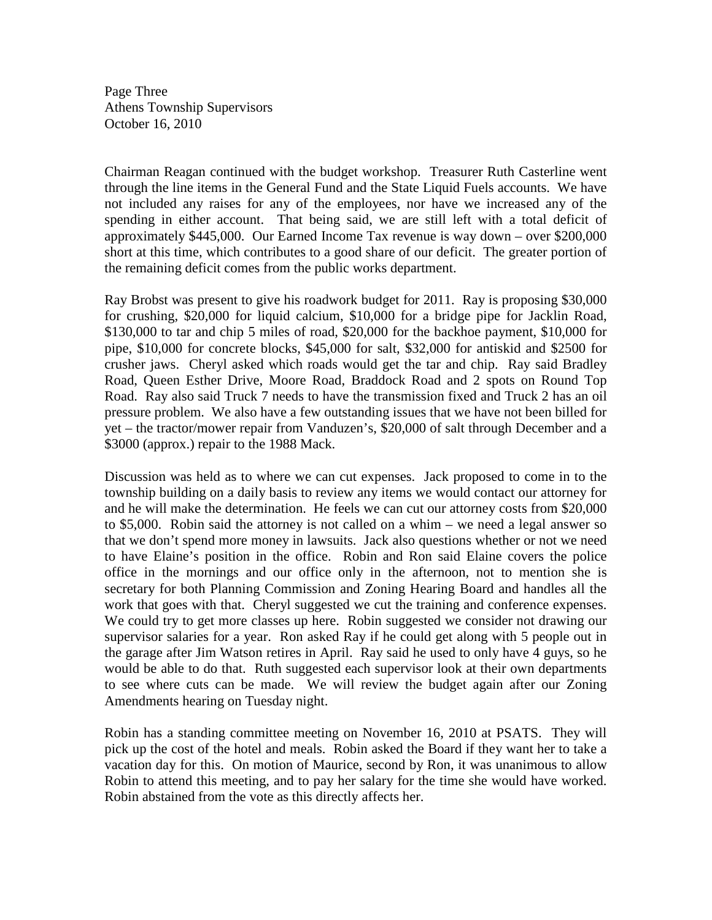Chairman Reagan continued with the budget workshop. Treasurer Ruth Casterline went through the line items in the General Fund and the State Liquid Fuels accounts. We have not included any raises for any of the employees, nor have we increased any of the spending in either account. That being said, we are still left with a total deficit of approximately $445,000. Our Earned Income Tax revenue is way down – over $200,000 short at this time, which contributes to a good share of our deficit. The greater portion of the remaining deficit comes from the public works department.

Ray Brobst was present to give his roadwork budget for 2011. Ray is proposing $30,000 for crushing, $20,000 for liquid calcium, $10,000 for a bridge pipe for Jacklin Road, $130,000 to tar and chip 5 miles of road, $20,000 for the backhoe payment, $10,000 for pipe, $10,000 for concrete blocks, $45,000 for salt, $32,000 for antiskid and $2500 for crusher jaws. Cheryl asked which roads would get the tar and chip. Ray said Bradley Road, Queen Esther Drive, Moore Road, Braddock Road and 2 spots on Round Top Road. Ray also said Truck 7 needs to have the transmission fixed and Truck 2 has an oil pressure problem. We also have a few outstanding issues that we have not been billed for yet – the tractor/mower repair from Vanduzen's, $20,000 of salt through December and a $3000 (approx.) repair to the 1988 Mack.

Discussion was held as to where we can cut expenses. Jack proposed to come in to the township building on a daily basis to review any items we would contact our attorney for and he will make the determination. He feels we can cut our attorney costs from $20,000 to $5,000. Robin said the attorney is not called on a whim – we need a legal answer so that we don't spend more money in lawsuits. Jack also questions whether or not we need to have Elaine's position in the office. Robin and Ron said Elaine covers the police office in the mornings and our office only in the afternoon, not to mention she is secretary for both Planning Commission and Zoning Hearing Board and handles all the work that goes with that. Cheryl suggested we cut the training and conference expenses. We could try to get more classes up here. Robin suggested we consider not drawing our supervisor salaries for a year. Ron asked Ray if he could get along with 5 people out in the garage after Jim Watson retires in April. Ray said he used to only have 4 guys, so he would be able to do that. Ruth suggested each supervisor look at their own departments to see where cuts can be made. We will review the budget again after our Zoning Amendments hearing on Tuesday night.

Robin has a standing committee meeting on November 16, 2010 at PSATS. They will pick up the cost of the hotel and meals. Robin asked the Board if they want her to take a vacation day for this. On motion of Maurice, second by Ron, it was unanimous to allow Robin to attend this meeting, and to pay her salary for the time she would have worked. Robin abstained from the vote as this directly affects her.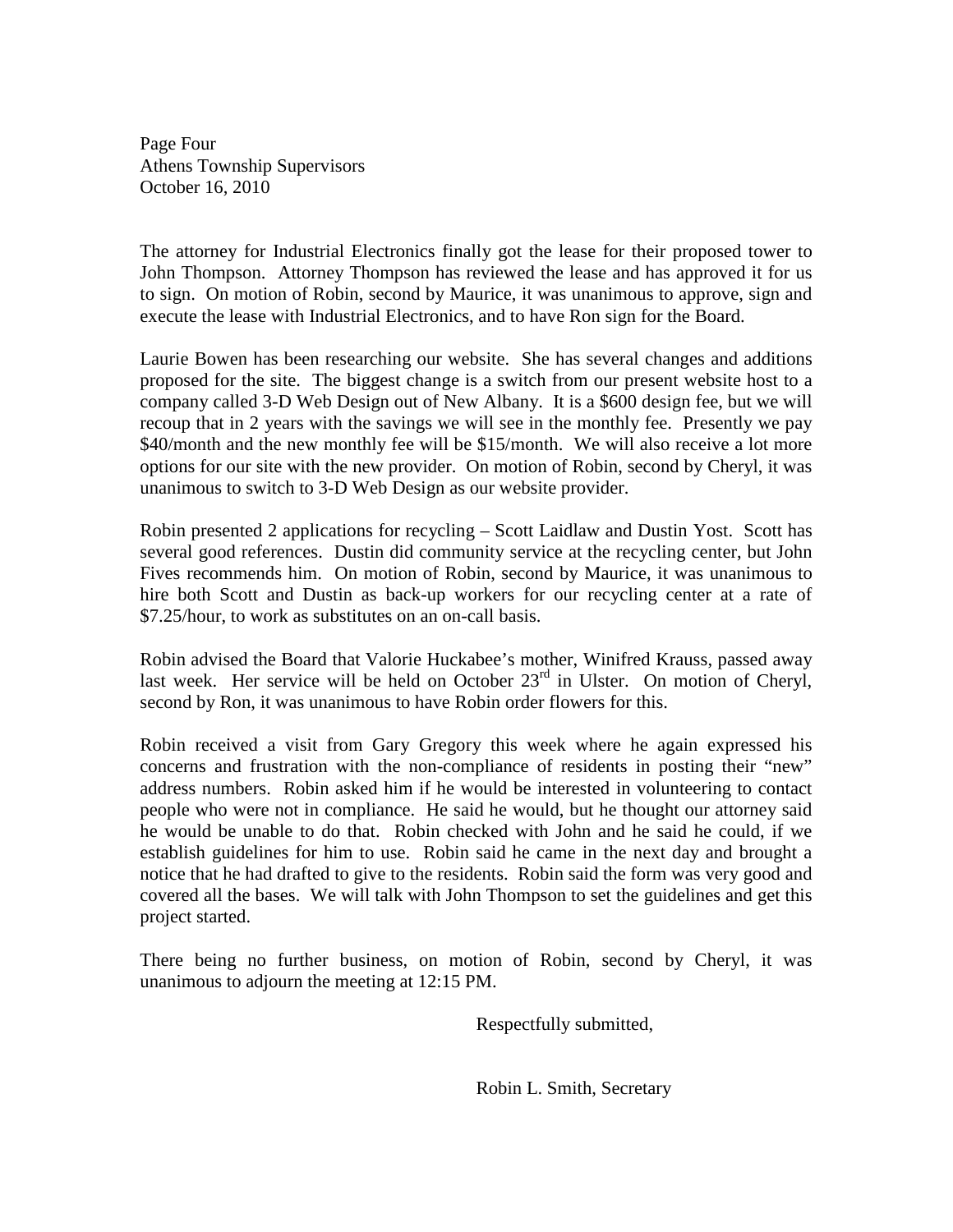The attorney for Industrial Electronics finally got the lease for their proposed tower to John Thompson. Attorney Thompson has reviewed the lease and has approved it for us to sign. On motion of Robin, second by Maurice, it was unanimous to approve, sign and execute the lease with Industrial Electronics, and to have Ron sign for the Board.

Laurie Bowen has been researching our website. She has several changes and additions proposed for the site. The biggest change is a switch from our present website host to a company called 3-D Web Design out of New Albany. It is a $600 design fee, but we will recoup that in 2 years with the savings we will see in the monthly fee. Presently we pay $40/month and the new monthly fee will be $15/month. We will also receive a lot more options for our site with the new provider. On motion of Robin, second by Cheryl, it was unanimous to switch to 3-D Web Design as our website provider.

Robin presented 2 applications for recycling – Scott Laidlaw and Dustin Yost. Scott has several good references. Dustin did community service at the recycling center, but John Fives recommends him. On motion of Robin, second by Maurice, it was unanimous to hire both Scott and Dustin as back-up workers for our recycling center at a rate of $7.25/hour, to work as substitutes on an on-call basis.

Robin advised the Board that Valorie Huckabee's mother, Winifred Krauss, passed away last week. Her service will be held on October 23rd in Ulster. On motion of Cheryl, second by Ron, it was unanimous to have Robin order flowers for this.

Robin received a visit from Gary Gregory this week where he again expressed his concerns and frustration with the non-compliance of residents in posting their "new" address numbers. Robin asked him if he would be interested in volunteering to contact people who were not in compliance. He said he would, but he thought our attorney said he would be unable to do that. Robin checked with John and he said he could, if we establish guidelines for him to use. Robin said he came in the next day and brought a notice that he had drafted to give to the residents. Robin said the form was very good and covered all the bases. We will talk with John Thompson to set the guidelines and get this project started.

There being no further business, on motion of Robin, second by Cheryl, it was unanimous to adjourn the meeting at 12:15 PM.

Respectfully submitted,

Robin L. Smith, Secretary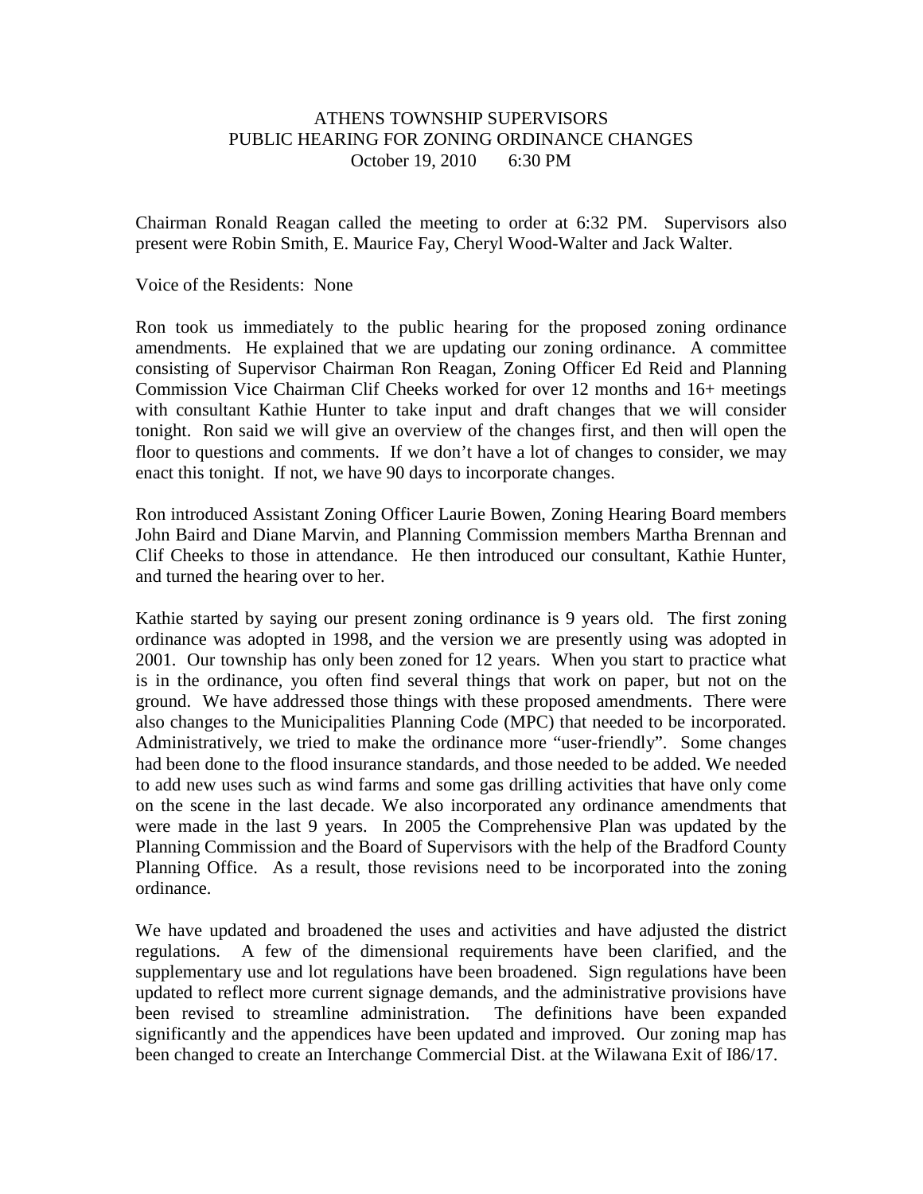ATHENS TOWNSHIP SUPERVISORS
PUBLIC HEARING FOR ZONING ORDINANCE CHANGES
October 19, 2010 6:30 PM

Chairman Ronald Reagan called the meeting to order at 6:32 PM. Supervisors also present were Robin Smith, E. Maurice Fay, Cheryl Wood-Walter and Jack Walter.

Voice of the Residents: None

Ron took us immediately to the public hearing for the proposed zoning ordinance amendments. He explained that we are updating our zoning ordinance. A committee consisting of Supervisor Chairman Ron Reagan, Zoning Officer Ed Reid and Planning Commission Vice Chairman Clif Cheeks worked for over 12 months and 16+ meetings with consultant Kathie Hunter to take input and draft changes that we will consider tonight. Ron said we will give an overview of the changes first, and then will open the floor to questions and comments. If we don't have a lot of changes to consider, we may enact this tonight. If not, we have 90 days to incorporate changes.

Ron introduced Assistant Zoning Officer Laurie Bowen, Zoning Hearing Board members John Baird and Diane Marvin, and Planning Commission members Martha Brennan and Clif Cheeks to those in attendance. He then introduced our consultant, Kathie Hunter, and turned the hearing over to her.

Kathie started by saying our present zoning ordinance is 9 years old. The first zoning ordinance was adopted in 1998, and the version we are presently using was adopted in 2001. Our township has only been zoned for 12 years. When you start to practice what is in the ordinance, you often find several things that work on paper, but not on the ground. We have addressed those things with these proposed amendments. There were also changes to the Municipalities Planning Code (MPC) that needed to be incorporated. Administratively, we tried to make the ordinance more "user-friendly". Some changes had been done to the flood insurance standards, and those needed to be added. We needed to add new uses such as wind farms and some gas drilling activities that have only come on the scene in the last decade. We also incorporated any ordinance amendments that were made in the last 9 years. In 2005 the Comprehensive Plan was updated by the Planning Commission and the Board of Supervisors with the help of the Bradford County Planning Office. As a result, those revisions need to be incorporated into the zoning ordinance.

We have updated and broadened the uses and activities and have adjusted the district regulations. A few of the dimensional requirements have been clarified, and the supplementary use and lot regulations have been broadened. Sign regulations have been updated to reflect more current signage demands, and the administrative provisions have been revised to streamline administration. The definitions have been expanded significantly and the appendices have been updated and improved. Our zoning map has been changed to create an Interchange Commercial Dist. at the Wilawana Exit of I86/17.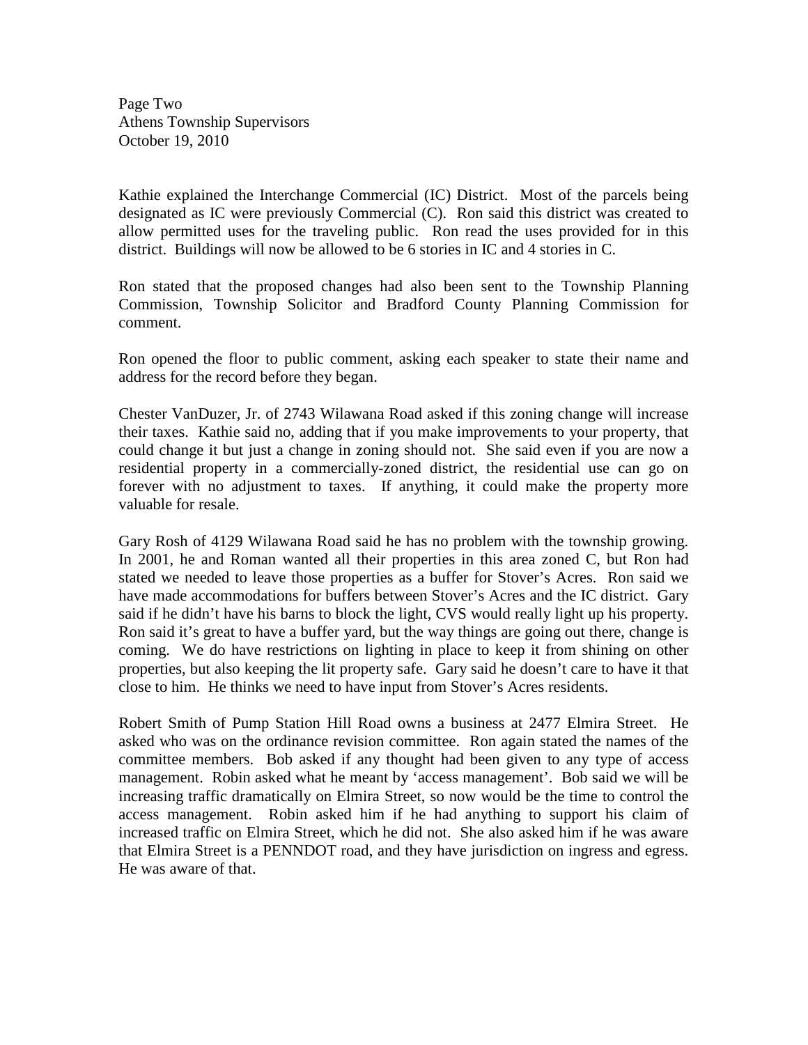Kathie explained the Interchange Commercial (IC) District. Most of the parcels being designated as IC were previously Commercial (C). Ron said this district was created to allow permitted uses for the traveling public. Ron read the uses provided for in this district. Buildings will now be allowed to be 6 stories in IC and 4 stories in C.

Ron stated that the proposed changes had also been sent to the Township Planning Commission, Township Solicitor and Bradford County Planning Commission for comment.

Ron opened the floor to public comment, asking each speaker to state their name and address for the record before they began.

Chester VanDuzer, Jr. of 2743 Wilawana Road asked if this zoning change will increase their taxes. Kathie said no, adding that if you make improvements to your property, that could change it but just a change in zoning should not. She said even if you are now a residential property in a commercially-zoned district, the residential use can go on forever with no adjustment to taxes. If anything, it could make the property more valuable for resale.

Gary Rosh of 4129 Wilawana Road said he has no problem with the township growing. In 2001, he and Roman wanted all their properties in this area zoned C, but Ron had stated we needed to leave those properties as a buffer for Stover's Acres. Ron said we have made accommodations for buffers between Stover's Acres and the IC district. Gary said if he didn't have his barns to block the light, CVS would really light up his property. Ron said it's great to have a buffer yard, but the way things are going out there, change is coming. We do have restrictions on lighting in place to keep it from shining on other properties, but also keeping the lit property safe. Gary said he doesn't care to have it that close to him. He thinks we need to have input from Stover's Acres residents.

Robert Smith of Pump Station Hill Road owns a business at 2477 Elmira Street. He asked who was on the ordinance revision committee. Ron again stated the names of the committee members. Bob asked if any thought had been given to any type of access management. Robin asked what he meant by 'access management'. Bob said we will be increasing traffic dramatically on Elmira Street, so now would be the time to control the access management. Robin asked him if he had anything to support his claim of increased traffic on Elmira Street, which he did not. She also asked him if he was aware that Elmira Street is a PENNDOT road, and they have jurisdiction on ingress and egress. He was aware of that.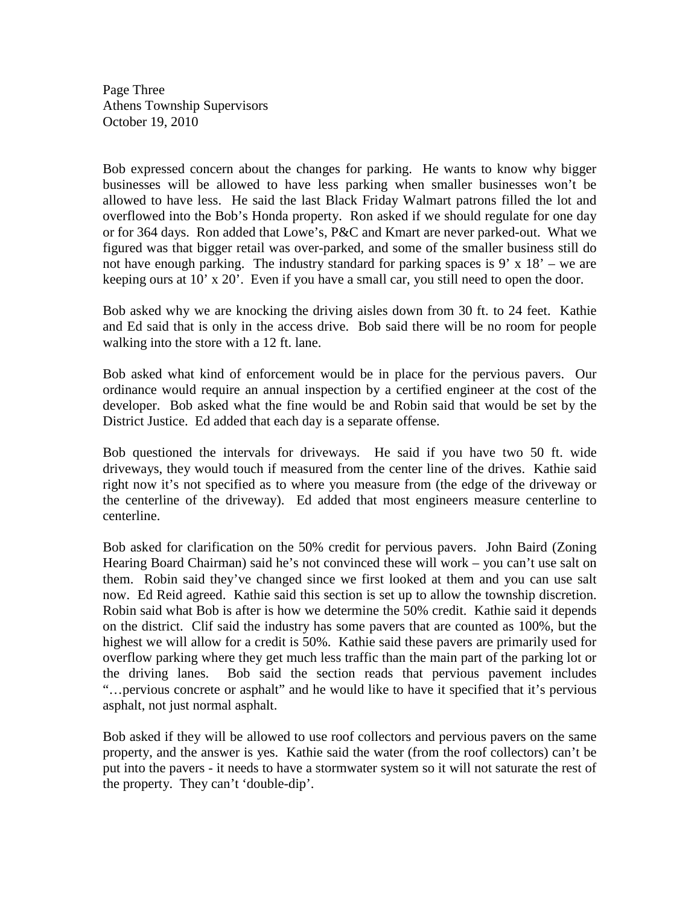Bob expressed concern about the changes for parking. He wants to know why bigger businesses will be allowed to have less parking when smaller businesses won't be allowed to have less. He said the last Black Friday Walmart patrons filled the lot and overflowed into the Bob's Honda property. Ron asked if we should regulate for one day or for 364 days. Ron added that Lowe's, P&C and Kmart are never parked-out. What we figured was that bigger retail was over-parked, and some of the smaller business still do not have enough parking. The industry standard for parking spaces is 9' x 18' – we are keeping ours at 10' x 20'. Even if you have a small car, you still need to open the door.

Bob asked why we are knocking the driving aisles down from 30 ft. to 24 feet. Kathie and Ed said that is only in the access drive. Bob said there will be no room for people walking into the store with a 12 ft. lane.

Bob asked what kind of enforcement would be in place for the pervious pavers. Our ordinance would require an annual inspection by a certified engineer at the cost of the developer. Bob asked what the fine would be and Robin said that would be set by the District Justice. Ed added that each day is a separate offense.

Bob questioned the intervals for driveways. He said if you have two 50 ft. wide driveways, they would touch if measured from the center line of the drives. Kathie said right now it's not specified as to where you measure from (the edge of the driveway or the centerline of the driveway). Ed added that most engineers measure centerline to centerline.

Bob asked for clarification on the 50% credit for pervious pavers. John Baird (Zoning Hearing Board Chairman) said he's not convinced these will work – you can't use salt on them. Robin said they've changed since we first looked at them and you can use salt now. Ed Reid agreed. Kathie said this section is set up to allow the township discretion. Robin said what Bob is after is how we determine the 50% credit. Kathie said it depends on the district. Clif said the industry has some pavers that are counted as 100%, but the highest we will allow for a credit is 50%. Kathie said these pavers are primarily used for overflow parking where they get much less traffic than the main part of the parking lot or the driving lanes. Bob said the section reads that pervious pavement includes "…pervious concrete or asphalt" and he would like to have it specified that it's pervious asphalt, not just normal asphalt.

Bob asked if they will be allowed to use roof collectors and pervious pavers on the same property, and the answer is yes. Kathie said the water (from the roof collectors) can't be put into the pavers - it needs to have a stormwater system so it will not saturate the rest of the property. They can't 'double-dip'.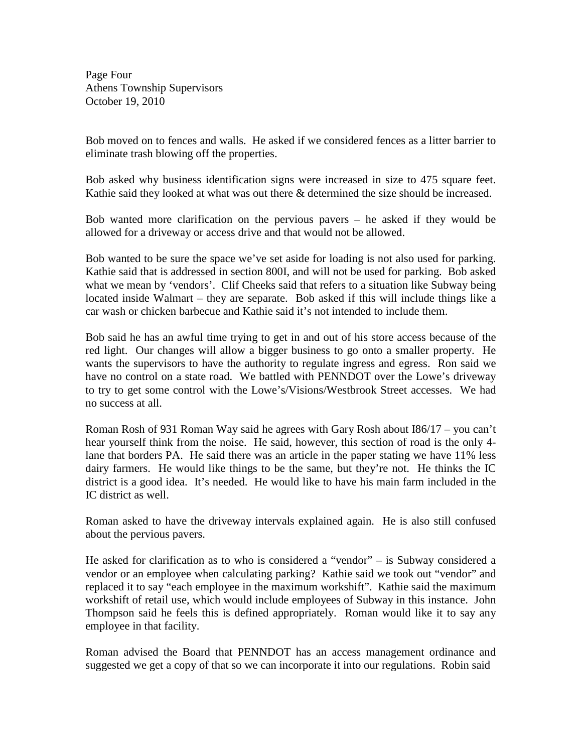Bob moved on to fences and walls. He asked if we considered fences as a litter barrier to eliminate trash blowing off the properties.

Bob asked why business identification signs were increased in size to 475 square feet. Kathie said they looked at what was out there & determined the size should be increased.

Bob wanted more clarification on the pervious pavers – he asked if they would be allowed for a driveway or access drive and that would not be allowed.

Bob wanted to be sure the space we've set aside for loading is not also used for parking. Kathie said that is addressed in section 800I, and will not be used for parking. Bob asked what we mean by 'vendors'. Clif Cheeks said that refers to a situation like Subway being located inside Walmart – they are separate. Bob asked if this will include things like a car wash or chicken barbecue and Kathie said it's not intended to include them.

Bob said he has an awful time trying to get in and out of his store access because of the red light. Our changes will allow a bigger business to go onto a smaller property. He wants the supervisors to have the authority to regulate ingress and egress. Ron said we have no control on a state road. We battled with PENNDOT over the Lowe's driveway to try to get some control with the Lowe's/Visions/Westbrook Street accesses. We had no success at all.

Roman Rosh of 931 Roman Way said he agrees with Gary Rosh about I86/17 – you can't hear yourself think from the noise. He said, however, this section of road is the only 4-lane that borders PA. He said there was an article in the paper stating we have 11% less dairy farmers. He would like things to be the same, but they're not. He thinks the IC district is a good idea. It's needed. He would like to have his main farm included in the IC district as well.

Roman asked to have the driveway intervals explained again. He is also still confused about the pervious pavers.

He asked for clarification as to who is considered a "vendor" – is Subway considered a vendor or an employee when calculating parking? Kathie said we took out "vendor" and replaced it to say "each employee in the maximum workshift". Kathie said the maximum workshift of retail use, which would include employees of Subway in this instance. John Thompson said he feels this is defined appropriately. Roman would like it to say any employee in that facility.

Roman advised the Board that PENNDOT has an access management ordinance and suggested we get a copy of that so we can incorporate it into our regulations. Robin said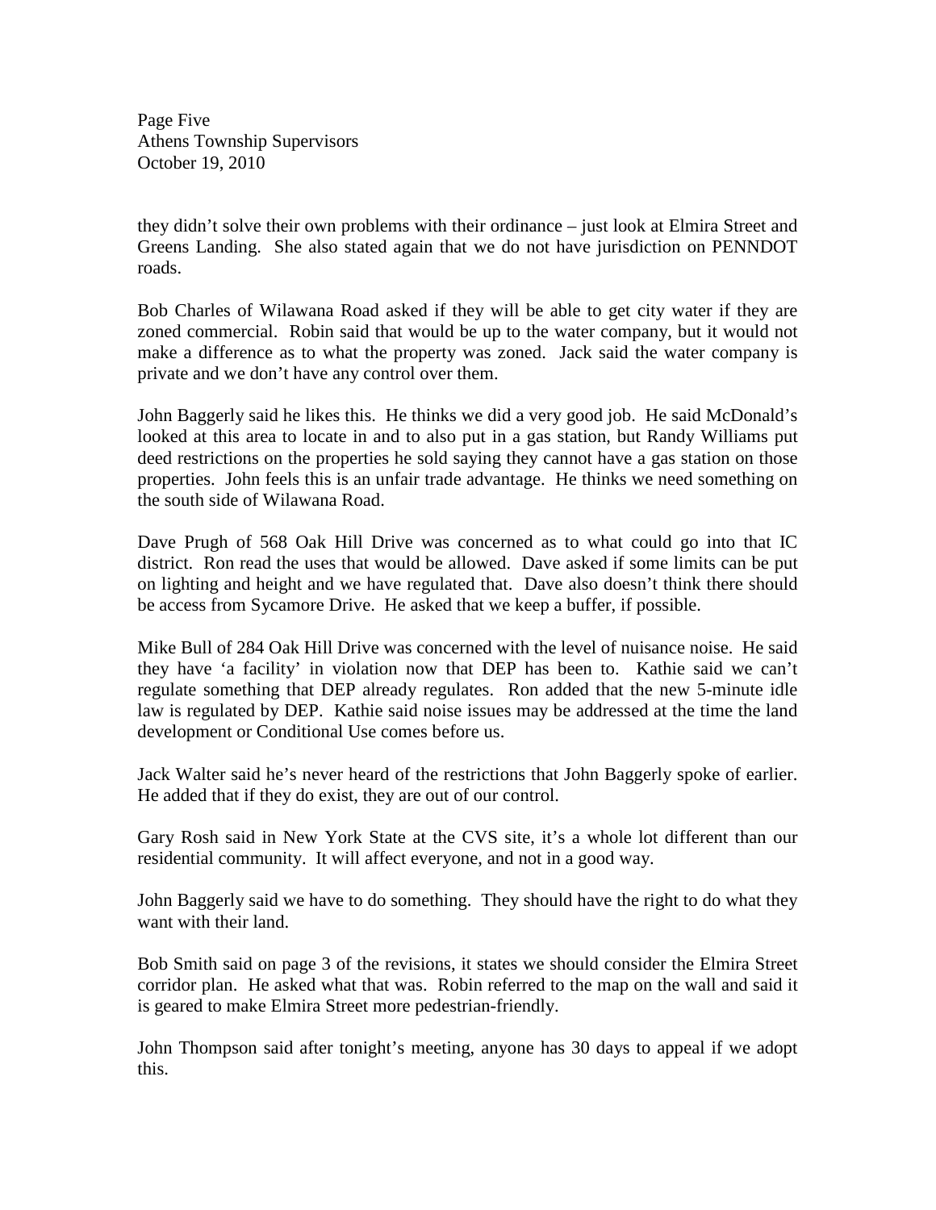they didn't solve their own problems with their ordinance – just look at Elmira Street and Greens Landing. She also stated again that we do not have jurisdiction on PENNDOT roads.

Bob Charles of Wilawana Road asked if they will be able to get city water if they are zoned commercial. Robin said that would be up to the water company, but it would not make a difference as to what the property was zoned. Jack said the water company is private and we don't have any control over them.

John Baggerly said he likes this. He thinks we did a very good job. He said McDonald's looked at this area to locate in and to also put in a gas station, but Randy Williams put deed restrictions on the properties he sold saying they cannot have a gas station on those properties. John feels this is an unfair trade advantage. He thinks we need something on the south side of Wilawana Road.

Dave Prugh of 568 Oak Hill Drive was concerned as to what could go into that IC district. Ron read the uses that would be allowed. Dave asked if some limits can be put on lighting and height and we have regulated that. Dave also doesn't think there should be access from Sycamore Drive. He asked that we keep a buffer, if possible.

Mike Bull of 284 Oak Hill Drive was concerned with the level of nuisance noise. He said they have 'a facility' in violation now that DEP has been to. Kathie said we can't regulate something that DEP already regulates. Ron added that the new 5-minute idle law is regulated by DEP. Kathie said noise issues may be addressed at the time the land development or Conditional Use comes before us.

Jack Walter said he's never heard of the restrictions that John Baggerly spoke of earlier. He added that if they do exist, they are out of our control.

Gary Rosh said in New York State at the CVS site, it's a whole lot different than our residential community. It will affect everyone, and not in a good way.

John Baggerly said we have to do something. They should have the right to do what they want with their land.

Bob Smith said on page 3 of the revisions, it states we should consider the Elmira Street corridor plan. He asked what that was. Robin referred to the map on the wall and said it is geared to make Elmira Street more pedestrian-friendly.

John Thompson said after tonight's meeting, anyone has 30 days to appeal if we adopt this.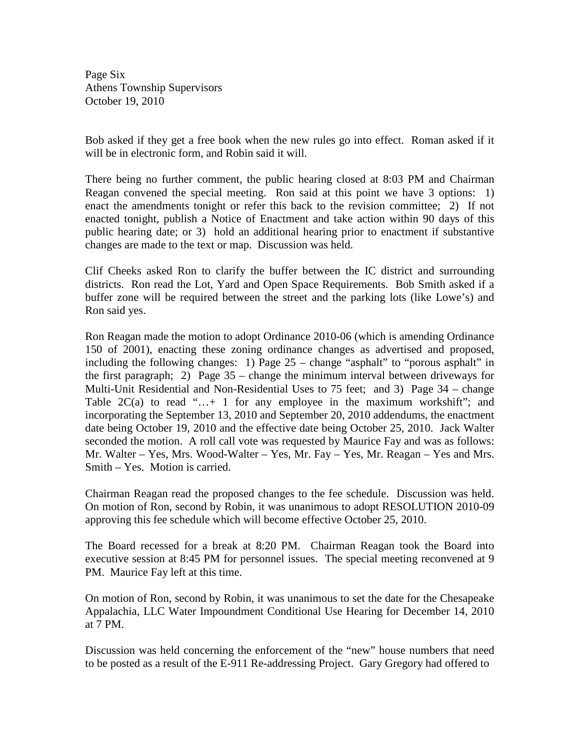Bob asked if they get a free book when the new rules go into effect. Roman asked if it will be in electronic form, and Robin said it will.

There being no further comment, the public hearing closed at 8:03 PM and Chairman Reagan convened the special meeting. Ron said at this point we have 3 options: 1) enact the amendments tonight or refer this back to the revision committee; 2) If not enacted tonight, publish a Notice of Enactment and take action within 90 days of this public hearing date; or 3) hold an additional hearing prior to enactment if substantive changes are made to the text or map. Discussion was held.

Clif Cheeks asked Ron to clarify the buffer between the IC district and surrounding districts. Ron read the Lot, Yard and Open Space Requirements. Bob Smith asked if a buffer zone will be required between the street and the parking lots (like Lowe's) and Ron said yes.

Ron Reagan made the motion to adopt Ordinance 2010-06 (which is amending Ordinance 150 of 2001), enacting these zoning ordinance changes as advertised and proposed, including the following changes: 1) Page 25 – change "asphalt" to "porous asphalt" in the first paragraph; 2) Page 35 – change the minimum interval between driveways for Multi-Unit Residential and Non-Residential Uses to 75 feet; and 3) Page 34 – change Table 2C(a) to read "…+ 1 for any employee in the maximum workshift"; and incorporating the September 13, 2010 and September 20, 2010 addendums, the enactment date being October 19, 2010 and the effective date being October 25, 2010. Jack Walter seconded the motion. A roll call vote was requested by Maurice Fay and was as follows: Mr. Walter – Yes, Mrs. Wood-Walter – Yes, Mr. Fay – Yes, Mr. Reagan – Yes and Mrs. Smith – Yes. Motion is carried.

Chairman Reagan read the proposed changes to the fee schedule. Discussion was held. On motion of Ron, second by Robin, it was unanimous to adopt RESOLUTION 2010-09 approving this fee schedule which will become effective October 25, 2010.

The Board recessed for a break at 8:20 PM. Chairman Reagan took the Board into executive session at 8:45 PM for personnel issues. The special meeting reconvened at 9 PM. Maurice Fay left at this time.

On motion of Ron, second by Robin, it was unanimous to set the date for the Chesapeake Appalachia, LLC Water Impoundment Conditional Use Hearing for December 14, 2010 at 7 PM.

Discussion was held concerning the enforcement of the "new" house numbers that need to be posted as a result of the E-911 Re-addressing Project. Gary Gregory had offered to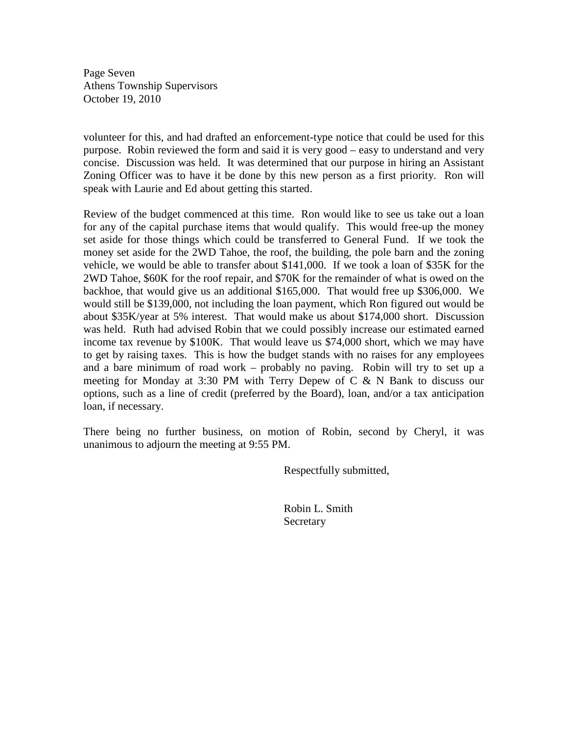volunteer for this, and had drafted an enforcement-type notice that could be used for this purpose. Robin reviewed the form and said it is very good – easy to understand and very concise. Discussion was held. It was determined that our purpose in hiring an Assistant Zoning Officer was to have it be done by this new person as a first priority. Ron will speak with Laurie and Ed about getting this started.

Review of the budget commenced at this time. Ron would like to see us take out a loan for any of the capital purchase items that would qualify. This would free-up the money set aside for those things which could be transferred to General Fund. If we took the money set aside for the 2WD Tahoe, the roof, the building, the pole barn and the zoning vehicle, we would be able to transfer about $141,000. If we took a loan of $35K for the 2WD Tahoe, $60K for the roof repair, and $70K for the remainder of what is owed on the backhoe, that would give us an additional $165,000. That would free up $306,000. We would still be $139,000, not including the loan payment, which Ron figured out would be about $35K/year at 5% interest. That would make us about $174,000 short. Discussion was held. Ruth had advised Robin that we could possibly increase our estimated earned income tax revenue by $100K. That would leave us $74,000 short, which we may have to get by raising taxes. This is how the budget stands with no raises for any employees and a bare minimum of road work – probably no paving. Robin will try to set up a meeting for Monday at 3:30 PM with Terry Depew of C & N Bank to discuss our options, such as a line of credit (preferred by the Board), loan, and/or a tax anticipation loan, if necessary.

There being no further business, on motion of Robin, second by Cheryl, it was unanimous to adjourn the meeting at 9:55 PM.

Respectfully submitted,

Robin L. Smith
Secretary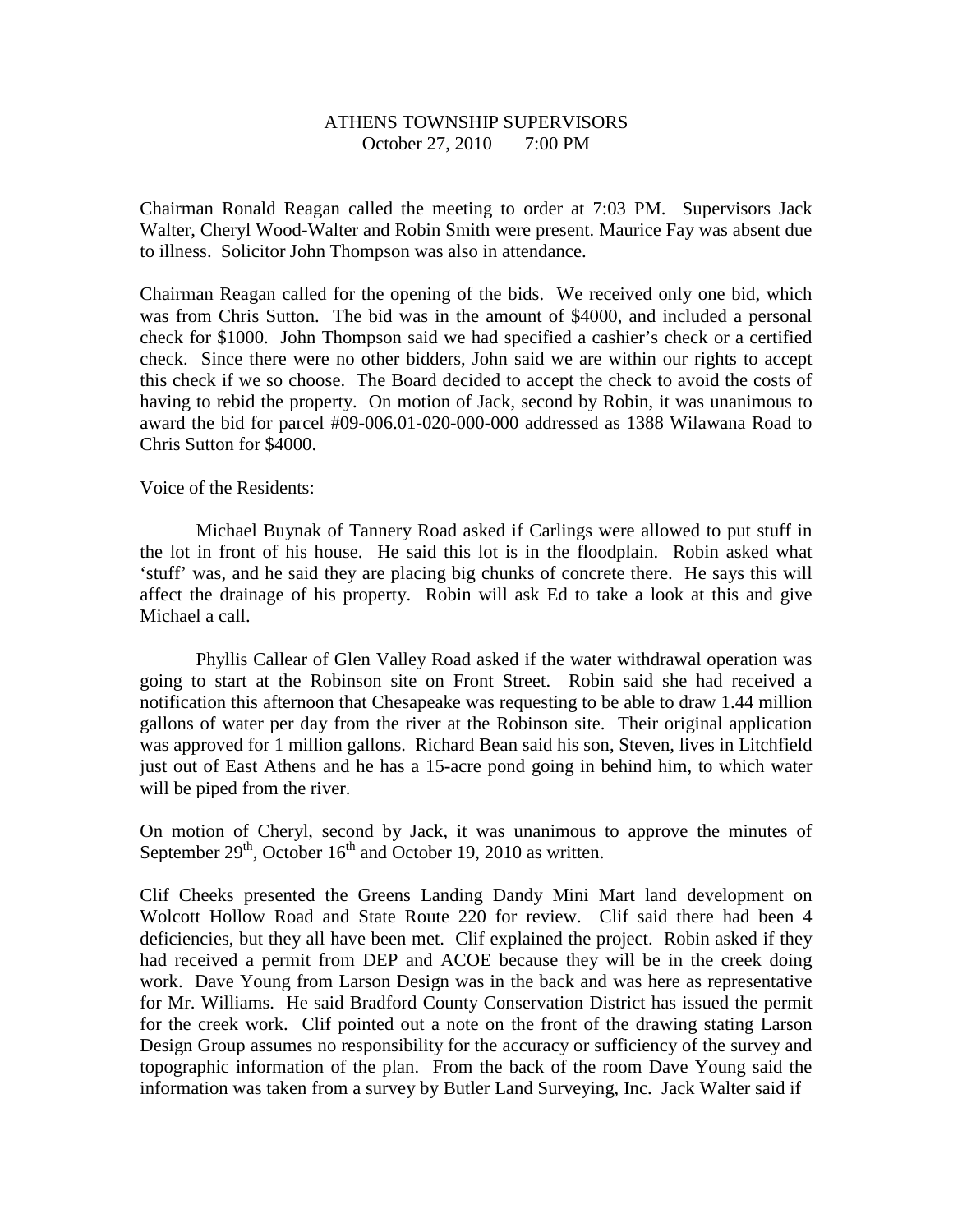ATHENS TOWNSHIP SUPERVISORS
October 27, 2010 7:00 PM

Chairman Ronald Reagan called the meeting to order at 7:03 PM. Supervisors Jack Walter, Cheryl Wood-Walter and Robin Smith were present. Maurice Fay was absent due to illness. Solicitor John Thompson was also in attendance.

Chairman Reagan called for the opening of the bids. We received only one bid, which was from Chris Sutton. The bid was in the amount of $4000, and included a personal check for $1000. John Thompson said we had specified a cashier's check or a certified check. Since there were no other bidders, John said we are within our rights to accept this check if we so choose. The Board decided to accept the check to avoid the costs of having to rebid the property. On motion of Jack, second by Robin, it was unanimous to award the bid for parcel #09-006.01-020-000-000 addressed as 1388 Wilawana Road to Chris Sutton for $4000.

Voice of the Residents:

Michael Buynak of Tannery Road asked if Carlings were allowed to put stuff in the lot in front of his house. He said this lot is in the floodplain. Robin asked what 'stuff' was, and he said they are placing big chunks of concrete there. He says this will affect the drainage of his property. Robin will ask Ed to take a look at this and give Michael a call.

Phyllis Callear of Glen Valley Road asked if the water withdrawal operation was going to start at the Robinson site on Front Street. Robin said she had received a notification this afternoon that Chesapeake was requesting to be able to draw 1.44 million gallons of water per day from the river at the Robinson site. Their original application was approved for 1 million gallons. Richard Bean said his son, Steven, lives in Litchfield just out of East Athens and he has a 15-acre pond going in behind him, to which water will be piped from the river.

On motion of Cheryl, second by Jack, it was unanimous to approve the minutes of September 29th, October 16th and October 19, 2010 as written.

Clif Cheeks presented the Greens Landing Dandy Mini Mart land development on Wolcott Hollow Road and State Route 220 for review. Clif said there had been 4 deficiencies, but they all have been met. Clif explained the project. Robin asked if they had received a permit from DEP and ACOE because they will be in the creek doing work. Dave Young from Larson Design was in the back and was here as representative for Mr. Williams. He said Bradford County Conservation District has issued the permit for the creek work. Clif pointed out a note on the front of the drawing stating Larson Design Group assumes no responsibility for the accuracy or sufficiency of the survey and topographic information of the plan. From the back of the room Dave Young said the information was taken from a survey by Butler Land Surveying, Inc. Jack Walter said if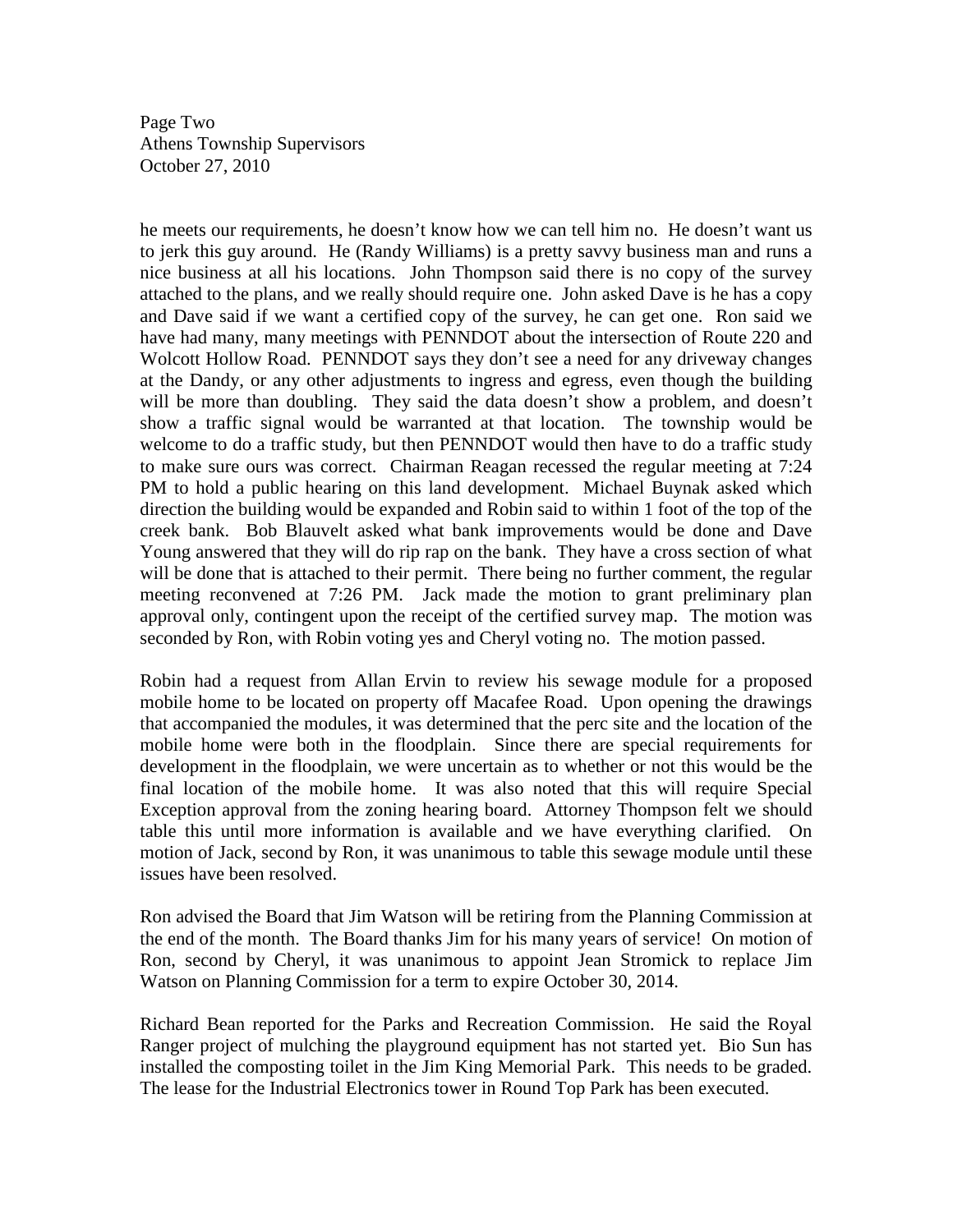he meets our requirements, he doesn't know how we can tell him no. He doesn't want us to jerk this guy around. He (Randy Williams) is a pretty savvy business man and runs a nice business at all his locations. John Thompson said there is no copy of the survey attached to the plans, and we really should require one. John asked Dave is he has a copy and Dave said if we want a certified copy of the survey, he can get one. Ron said we have had many, many meetings with PENNDOT about the intersection of Route 220 and Wolcott Hollow Road. PENNDOT says they don't see a need for any driveway changes at the Dandy, or any other adjustments to ingress and egress, even though the building will be more than doubling. They said the data doesn't show a problem, and doesn't show a traffic signal would be warranted at that location. The township would be welcome to do a traffic study, but then PENNDOT would then have to do a traffic study to make sure ours was correct. Chairman Reagan recessed the regular meeting at 7:24 PM to hold a public hearing on this land development. Michael Buynak asked which direction the building would be expanded and Robin said to within 1 foot of the top of the creek bank. Bob Blauvelt asked what bank improvements would be done and Dave Young answered that they will do rip rap on the bank. They have a cross section of what will be done that is attached to their permit. There being no further comment, the regular meeting reconvened at 7:26 PM. Jack made the motion to grant preliminary plan approval only, contingent upon the receipt of the certified survey map. The motion was seconded by Ron, with Robin voting yes and Cheryl voting no. The motion passed.

Robin had a request from Allan Ervin to review his sewage module for a proposed mobile home to be located on property off Macafee Road. Upon opening the drawings that accompanied the modules, it was determined that the perc site and the location of the mobile home were both in the floodplain. Since there are special requirements for development in the floodplain, we were uncertain as to whether or not this would be the final location of the mobile home. It was also noted that this will require Special Exception approval from the zoning hearing board. Attorney Thompson felt we should table this until more information is available and we have everything clarified. On motion of Jack, second by Ron, it was unanimous to table this sewage module until these issues have been resolved.

Ron advised the Board that Jim Watson will be retiring from the Planning Commission at the end of the month. The Board thanks Jim for his many years of service! On motion of Ron, second by Cheryl, it was unanimous to appoint Jean Stromick to replace Jim Watson on Planning Commission for a term to expire October 30, 2014.

Richard Bean reported for the Parks and Recreation Commission. He said the Royal Ranger project of mulching the playground equipment has not started yet. Bio Sun has installed the composting toilet in the Jim King Memorial Park. This needs to be graded. The lease for the Industrial Electronics tower in Round Top Park has been executed.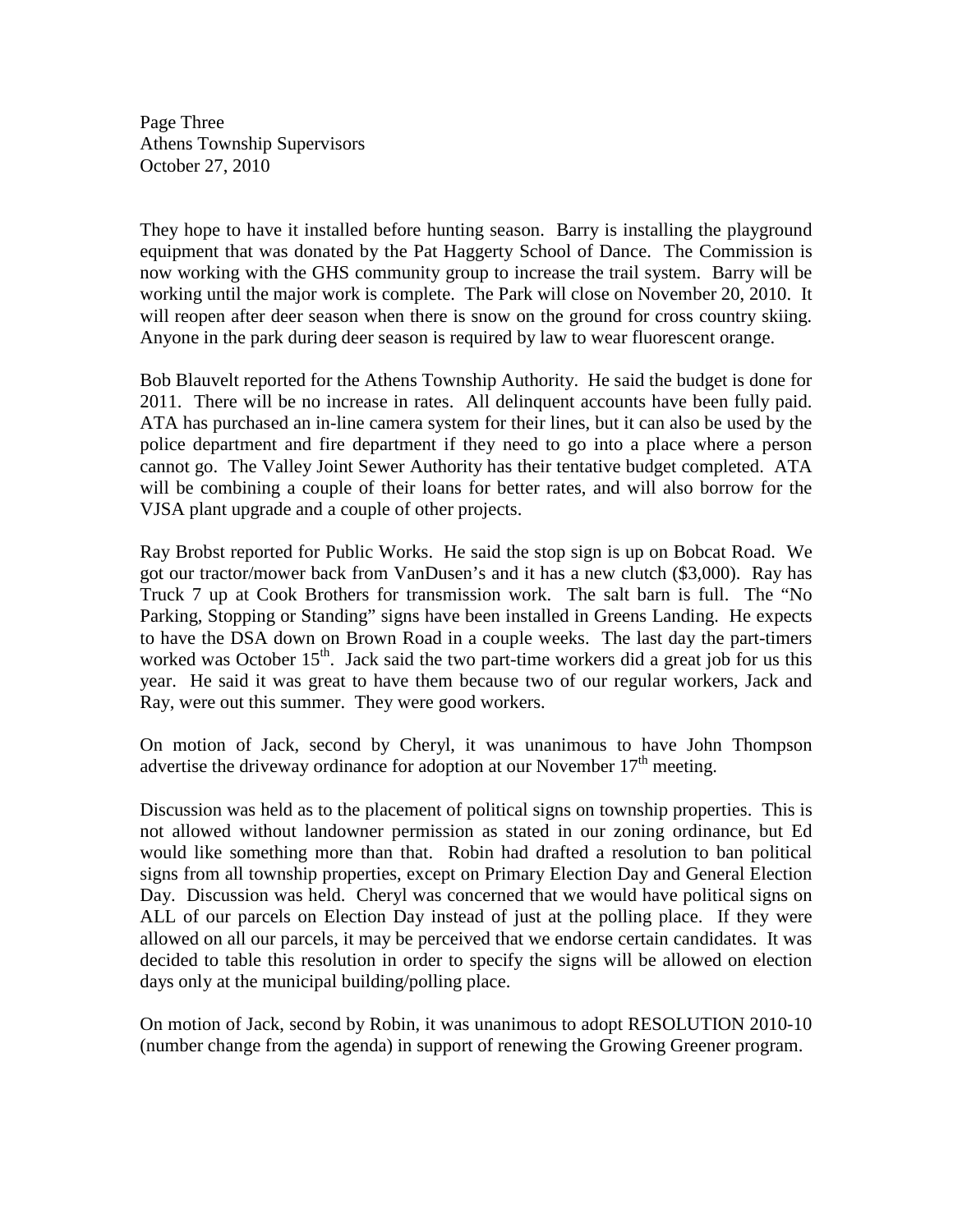They hope to have it installed before hunting season. Barry is installing the playground equipment that was donated by the Pat Haggerty School of Dance. The Commission is now working with the GHS community group to increase the trail system. Barry will be working until the major work is complete. The Park will close on November 20, 2010. It will reopen after deer season when there is snow on the ground for cross country skiing. Anyone in the park during deer season is required by law to wear fluorescent orange.

Bob Blauvelt reported for the Athens Township Authority. He said the budget is done for 2011. There will be no increase in rates. All delinquent accounts have been fully paid. ATA has purchased an in-line camera system for their lines, but it can also be used by the police department and fire department if they need to go into a place where a person cannot go. The Valley Joint Sewer Authority has their tentative budget completed. ATA will be combining a couple of their loans for better rates, and will also borrow for the VJSA plant upgrade and a couple of other projects.

Ray Brobst reported for Public Works. He said the stop sign is up on Bobcat Road. We got our tractor/mower back from VanDusen's and it has a new clutch ($3,000). Ray has Truck 7 up at Cook Brothers for transmission work. The salt barn is full. The "No Parking, Stopping or Standing" signs have been installed in Greens Landing. He expects to have the DSA down on Brown Road in a couple weeks. The last day the part-timers worked was October 15th. Jack said the two part-time workers did a great job for us this year. He said it was great to have them because two of our regular workers, Jack and Ray, were out this summer. They were good workers.

On motion of Jack, second by Cheryl, it was unanimous to have John Thompson advertise the driveway ordinance for adoption at our November 17th meeting.

Discussion was held as to the placement of political signs on township properties. This is not allowed without landowner permission as stated in our zoning ordinance, but Ed would like something more than that. Robin had drafted a resolution to ban political signs from all township properties, except on Primary Election Day and General Election Day. Discussion was held. Cheryl was concerned that we would have political signs on ALL of our parcels on Election Day instead of just at the polling place. If they were allowed on all our parcels, it may be perceived that we endorse certain candidates. It was decided to table this resolution in order to specify the signs will be allowed on election days only at the municipal building/polling place.

On motion of Jack, second by Robin, it was unanimous to adopt RESOLUTION 2010-10 (number change from the agenda) in support of renewing the Growing Greener program.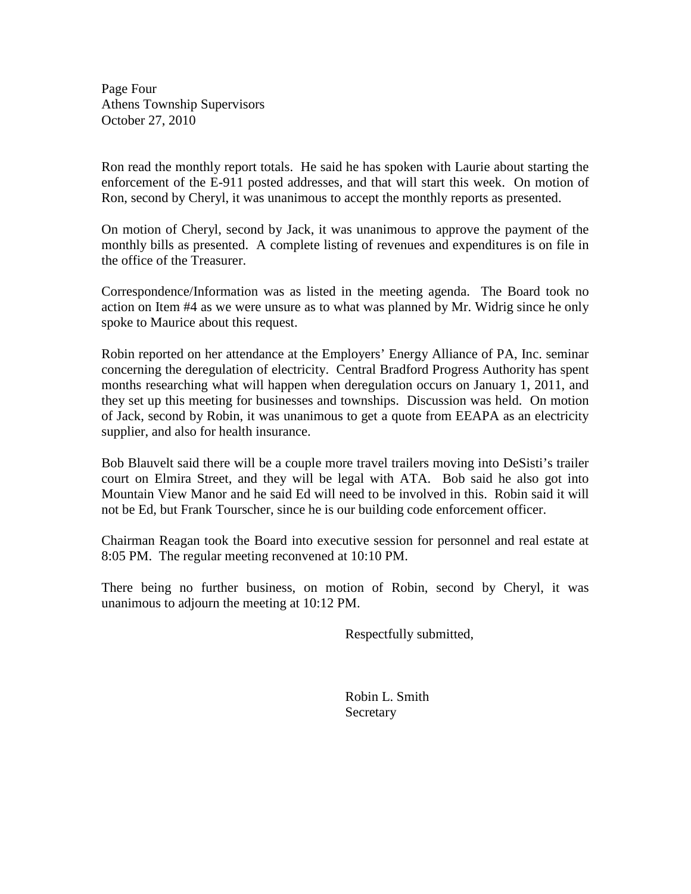Ron read the monthly report totals. He said he has spoken with Laurie about starting the enforcement of the E-911 posted addresses, and that will start this week. On motion of Ron, second by Cheryl, it was unanimous to accept the monthly reports as presented.

On motion of Cheryl, second by Jack, it was unanimous to approve the payment of the monthly bills as presented. A complete listing of revenues and expenditures is on file in the office of the Treasurer.

Correspondence/Information was as listed in the meeting agenda. The Board took no action on Item #4 as we were unsure as to what was planned by Mr. Widrig since he only spoke to Maurice about this request.

Robin reported on her attendance at the Employers' Energy Alliance of PA, Inc. seminar concerning the deregulation of electricity. Central Bradford Progress Authority has spent months researching what will happen when deregulation occurs on January 1, 2011, and they set up this meeting for businesses and townships. Discussion was held. On motion of Jack, second by Robin, it was unanimous to get a quote from EEAPA as an electricity supplier, and also for health insurance.

Bob Blauvelt said there will be a couple more travel trailers moving into DeSisti's trailer court on Elmira Street, and they will be legal with ATA. Bob said he also got into Mountain View Manor and he said Ed will need to be involved in this. Robin said it will not be Ed, but Frank Tourscher, since he is our building code enforcement officer.

Chairman Reagan took the Board into executive session for personnel and real estate at 8:05 PM. The regular meeting reconvened at 10:10 PM.

There being no further business, on motion of Robin, second by Cheryl, it was unanimous to adjourn the meeting at 10:12 PM.

Respectfully submitted,

Robin L. Smith
Secretary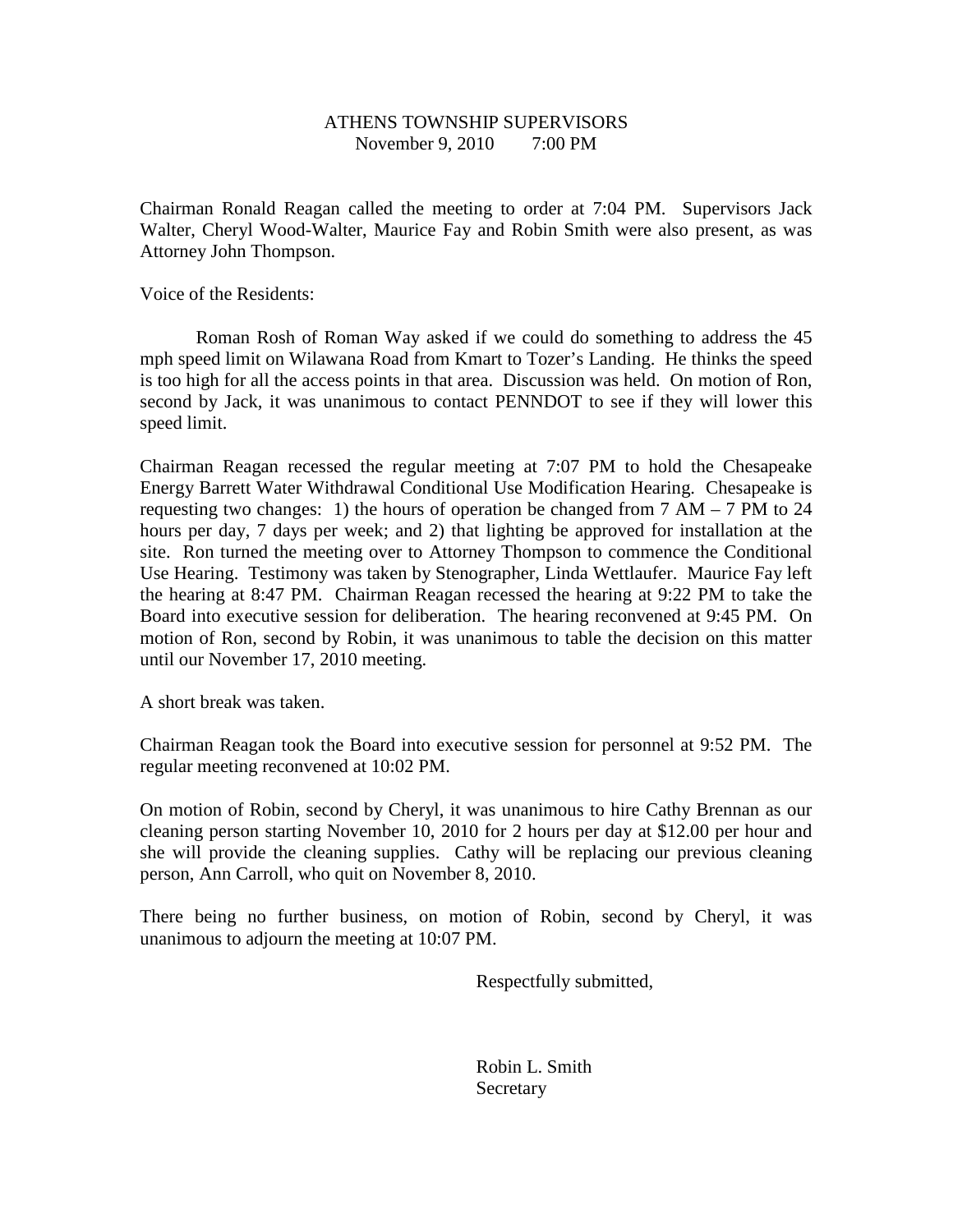ATHENS TOWNSHIP SUPERVISORS
November 9, 2010 7:00 PM

Chairman Ronald Reagan called the meeting to order at 7:04 PM. Supervisors Jack Walter, Cheryl Wood-Walter, Maurice Fay and Robin Smith were also present, as was Attorney John Thompson.

Voice of the Residents:

Roman Rosh of Roman Way asked if we could do something to address the 45 mph speed limit on Wilawana Road from Kmart to Tozer's Landing. He thinks the speed is too high for all the access points in that area. Discussion was held. On motion of Ron, second by Jack, it was unanimous to contact PENNDOT to see if they will lower this speed limit.

Chairman Reagan recessed the regular meeting at 7:07 PM to hold the Chesapeake Energy Barrett Water Withdrawal Conditional Use Modification Hearing. Chesapeake is requesting two changes: 1) the hours of operation be changed from 7 AM – 7 PM to 24 hours per day, 7 days per week; and 2) that lighting be approved for installation at the site. Ron turned the meeting over to Attorney Thompson to commence the Conditional Use Hearing. Testimony was taken by Stenographer, Linda Wettlaufer. Maurice Fay left the hearing at 8:47 PM. Chairman Reagan recessed the hearing at 9:22 PM to take the Board into executive session for deliberation. The hearing reconvened at 9:45 PM. On motion of Ron, second by Robin, it was unanimous to table the decision on this matter until our November 17, 2010 meeting.

A short break was taken.

Chairman Reagan took the Board into executive session for personnel at 9:52 PM. The regular meeting reconvened at 10:02 PM.

On motion of Robin, second by Cheryl, it was unanimous to hire Cathy Brennan as our cleaning person starting November 10, 2010 for 2 hours per day at $12.00 per hour and she will provide the cleaning supplies. Cathy will be replacing our previous cleaning person, Ann Carroll, who quit on November 8, 2010.

There being no further business, on motion of Robin, second by Cheryl, it was unanimous to adjourn the meeting at 10:07 PM.

Respectfully submitted,

Robin L. Smith
Secretary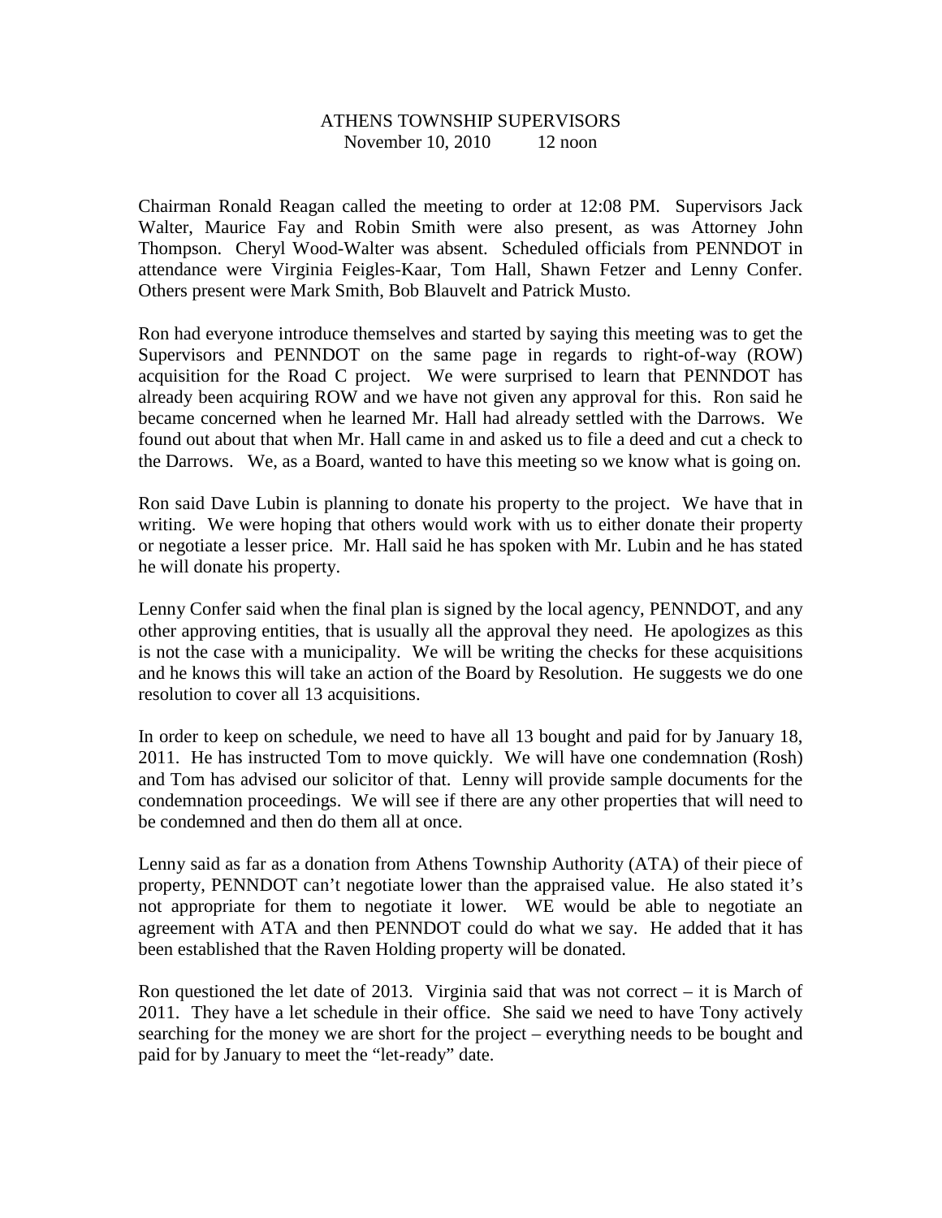ATHENS TOWNSHIP SUPERVISORS
November 10, 2010 12 noon

Chairman Ronald Reagan called the meeting to order at 12:08 PM. Supervisors Jack Walter, Maurice Fay and Robin Smith were also present, as was Attorney John Thompson. Cheryl Wood-Walter was absent. Scheduled officials from PENNDOT in attendance were Virginia Feigles-Kaar, Tom Hall, Shawn Fetzer and Lenny Confer. Others present were Mark Smith, Bob Blauvelt and Patrick Musto.

Ron had everyone introduce themselves and started by saying this meeting was to get the Supervisors and PENNDOT on the same page in regards to right-of-way (ROW) acquisition for the Road C project. We were surprised to learn that PENNDOT has already been acquiring ROW and we have not given any approval for this. Ron said he became concerned when he learned Mr. Hall had already settled with the Darrows. We found out about that when Mr. Hall came in and asked us to file a deed and cut a check to the Darrows. We, as a Board, wanted to have this meeting so we know what is going on.

Ron said Dave Lubin is planning to donate his property to the project. We have that in writing. We were hoping that others would work with us to either donate their property or negotiate a lesser price. Mr. Hall said he has spoken with Mr. Lubin and he has stated he will donate his property.

Lenny Confer said when the final plan is signed by the local agency, PENNDOT, and any other approving entities, that is usually all the approval they need. He apologizes as this is not the case with a municipality. We will be writing the checks for these acquisitions and he knows this will take an action of the Board by Resolution. He suggests we do one resolution to cover all 13 acquisitions.

In order to keep on schedule, we need to have all 13 bought and paid for by January 18, 2011. He has instructed Tom to move quickly. We will have one condemnation (Rosh) and Tom has advised our solicitor of that. Lenny will provide sample documents for the condemnation proceedings. We will see if there are any other properties that will need to be condemned and then do them all at once.

Lenny said as far as a donation from Athens Township Authority (ATA) of their piece of property, PENNDOT can't negotiate lower than the appraised value. He also stated it's not appropriate for them to negotiate it lower. WE would be able to negotiate an agreement with ATA and then PENNDOT could do what we say. He added that it has been established that the Raven Holding property will be donated.

Ron questioned the let date of 2013. Virginia said that was not correct – it is March of 2011. They have a let schedule in their office. She said we need to have Tony actively searching for the money we are short for the project – everything needs to be bought and paid for by January to meet the "let-ready" date.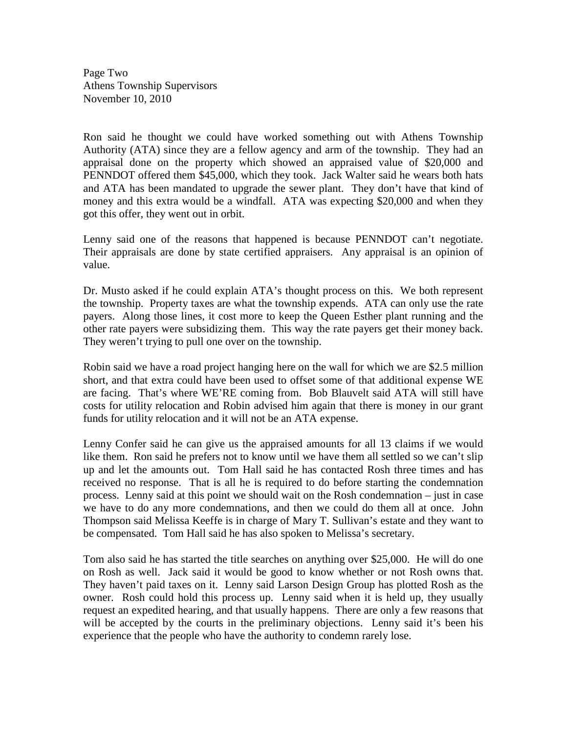Ron said he thought we could have worked something out with Athens Township Authority (ATA) since they are a fellow agency and arm of the township. They had an appraisal done on the property which showed an appraised value of $20,000 and PENNDOT offered them $45,000, which they took. Jack Walter said he wears both hats and ATA has been mandated to upgrade the sewer plant. They don't have that kind of money and this extra would be a windfall. ATA was expecting $20,000 and when they got this offer, they went out in orbit.

Lenny said one of the reasons that happened is because PENNDOT can't negotiate. Their appraisals are done by state certified appraisers. Any appraisal is an opinion of value.

Dr. Musto asked if he could explain ATA's thought process on this. We both represent the township. Property taxes are what the township expends. ATA can only use the rate payers. Along those lines, it cost more to keep the Queen Esther plant running and the other rate payers were subsidizing them. This way the rate payers get their money back. They weren't trying to pull one over on the township.

Robin said we have a road project hanging here on the wall for which we are $2.5 million short, and that extra could have been used to offset some of that additional expense WE are facing. That's where WE'RE coming from. Bob Blauvelt said ATA will still have costs for utility relocation and Robin advised him again that there is money in our grant funds for utility relocation and it will not be an ATA expense.

Lenny Confer said he can give us the appraised amounts for all 13 claims if we would like them. Ron said he prefers not to know until we have them all settled so we can't slip up and let the amounts out. Tom Hall said he has contacted Rosh three times and has received no response. That is all he is required to do before starting the condemnation process. Lenny said at this point we should wait on the Rosh condemnation – just in case we have to do any more condemnations, and then we could do them all at once. John Thompson said Melissa Keeffe is in charge of Mary T. Sullivan's estate and they want to be compensated. Tom Hall said he has also spoken to Melissa's secretary.

Tom also said he has started the title searches on anything over $25,000. He will do one on Rosh as well. Jack said it would be good to know whether or not Rosh owns that. They haven't paid taxes on it. Lenny said Larson Design Group has plotted Rosh as the owner. Rosh could hold this process up. Lenny said when it is held up, they usually request an expedited hearing, and that usually happens. There are only a few reasons that will be accepted by the courts in the preliminary objections. Lenny said it's been his experience that the people who have the authority to condemn rarely lose.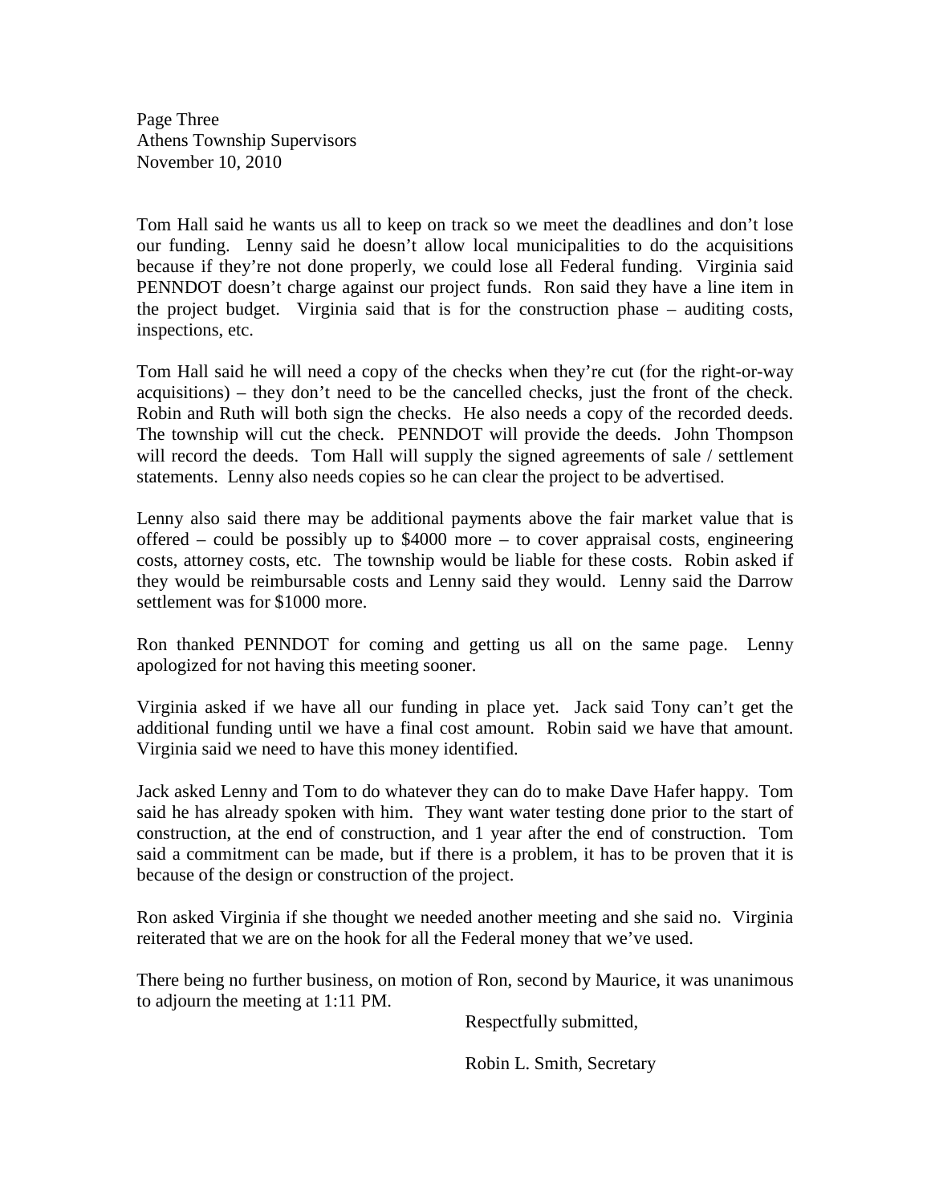Tom Hall said he wants us all to keep on track so we meet the deadlines and don't lose our funding. Lenny said he doesn't allow local municipalities to do the acquisitions because if they're not done properly, we could lose all Federal funding. Virginia said PENNDOT doesn't charge against our project funds. Ron said they have a line item in the project budget. Virginia said that is for the construction phase – auditing costs, inspections, etc.

Tom Hall said he will need a copy of the checks when they're cut (for the right-or-way acquisitions) – they don't need to be the cancelled checks, just the front of the check. Robin and Ruth will both sign the checks. He also needs a copy of the recorded deeds. The township will cut the check. PENNDOT will provide the deeds. John Thompson will record the deeds. Tom Hall will supply the signed agreements of sale / settlement statements. Lenny also needs copies so he can clear the project to be advertised.

Lenny also said there may be additional payments above the fair market value that is offered – could be possibly up to $4000 more – to cover appraisal costs, engineering costs, attorney costs, etc. The township would be liable for these costs. Robin asked if they would be reimbursable costs and Lenny said they would. Lenny said the Darrow settlement was for $1000 more.

Ron thanked PENNDOT for coming and getting us all on the same page. Lenny apologized for not having this meeting sooner.

Virginia asked if we have all our funding in place yet. Jack said Tony can't get the additional funding until we have a final cost amount. Robin said we have that amount. Virginia said we need to have this money identified.

Jack asked Lenny and Tom to do whatever they can do to make Dave Hafer happy. Tom said he has already spoken with him. They want water testing done prior to the start of construction, at the end of construction, and 1 year after the end of construction. Tom said a commitment can be made, but if there is a problem, it has to be proven that it is because of the design or construction of the project.

Ron asked Virginia if she thought we needed another meeting and she said no. Virginia reiterated that we are on the hook for all the Federal money that we've used.

There being no further business, on motion of Ron, second by Maurice, it was unanimous to adjourn the meeting at 1:11 PM.

Respectfully submitted,

Robin L. Smith, Secretary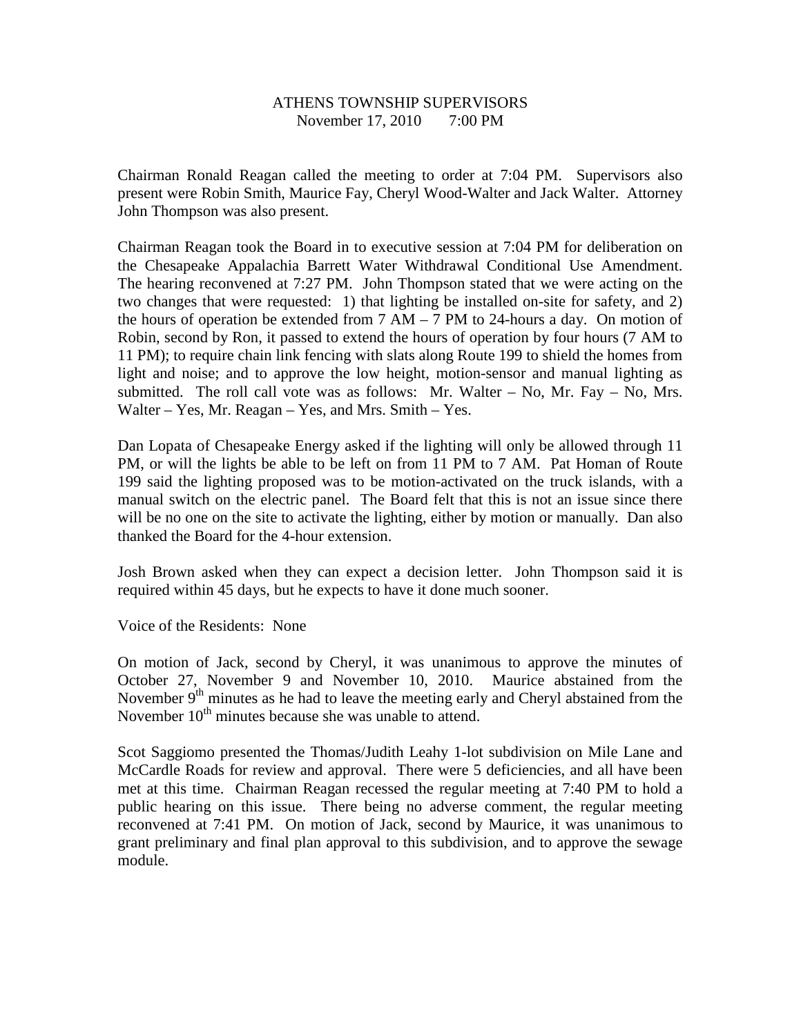# ATHENS TOWNSHIP SUPERVISORS
November 17, 2010 7:00 PM

Chairman Ronald Reagan called the meeting to order at 7:04 PM. Supervisors also present were Robin Smith, Maurice Fay, Cheryl Wood-Walter and Jack Walter. Attorney John Thompson was also present.

Chairman Reagan took the Board in to executive session at 7:04 PM for deliberation on the Chesapeake Appalachia Barrett Water Withdrawal Conditional Use Amendment. The hearing reconvened at 7:27 PM. John Thompson stated that we were acting on the two changes that were requested: 1) that lighting be installed on-site for safety, and 2) the hours of operation be extended from 7 AM – 7 PM to 24-hours a day. On motion of Robin, second by Ron, it passed to extend the hours of operation by four hours (7 AM to 11 PM); to require chain link fencing with slats along Route 199 to shield the homes from light and noise; and to approve the low height, motion-sensor and manual lighting as submitted. The roll call vote was as follows: Mr. Walter – No, Mr. Fay – No, Mrs. Walter – Yes, Mr. Reagan – Yes, and Mrs. Smith – Yes.

Dan Lopata of Chesapeake Energy asked if the lighting will only be allowed through 11 PM, or will the lights be able to be left on from 11 PM to 7 AM. Pat Homan of Route 199 said the lighting proposed was to be motion-activated on the truck islands, with a manual switch on the electric panel. The Board felt that this is not an issue since there will be no one on the site to activate the lighting, either by motion or manually. Dan also thanked the Board for the 4-hour extension.

Josh Brown asked when they can expect a decision letter. John Thompson said it is required within 45 days, but he expects to have it done much sooner.

Voice of the Residents: None

On motion of Jack, second by Cheryl, it was unanimous to approve the minutes of October 27, November 9 and November 10, 2010. Maurice abstained from the November 9th minutes as he had to leave the meeting early and Cheryl abstained from the November 10th minutes because she was unable to attend.

Scot Saggiomo presented the Thomas/Judith Leahy 1-lot subdivision on Mile Lane and McCardle Roads for review and approval. There were 5 deficiencies, and all have been met at this time. Chairman Reagan recessed the regular meeting at 7:40 PM to hold a public hearing on this issue. There being no adverse comment, the regular meeting reconvened at 7:41 PM. On motion of Jack, second by Maurice, it was unanimous to grant preliminary and final plan approval to this subdivision, and to approve the sewage module.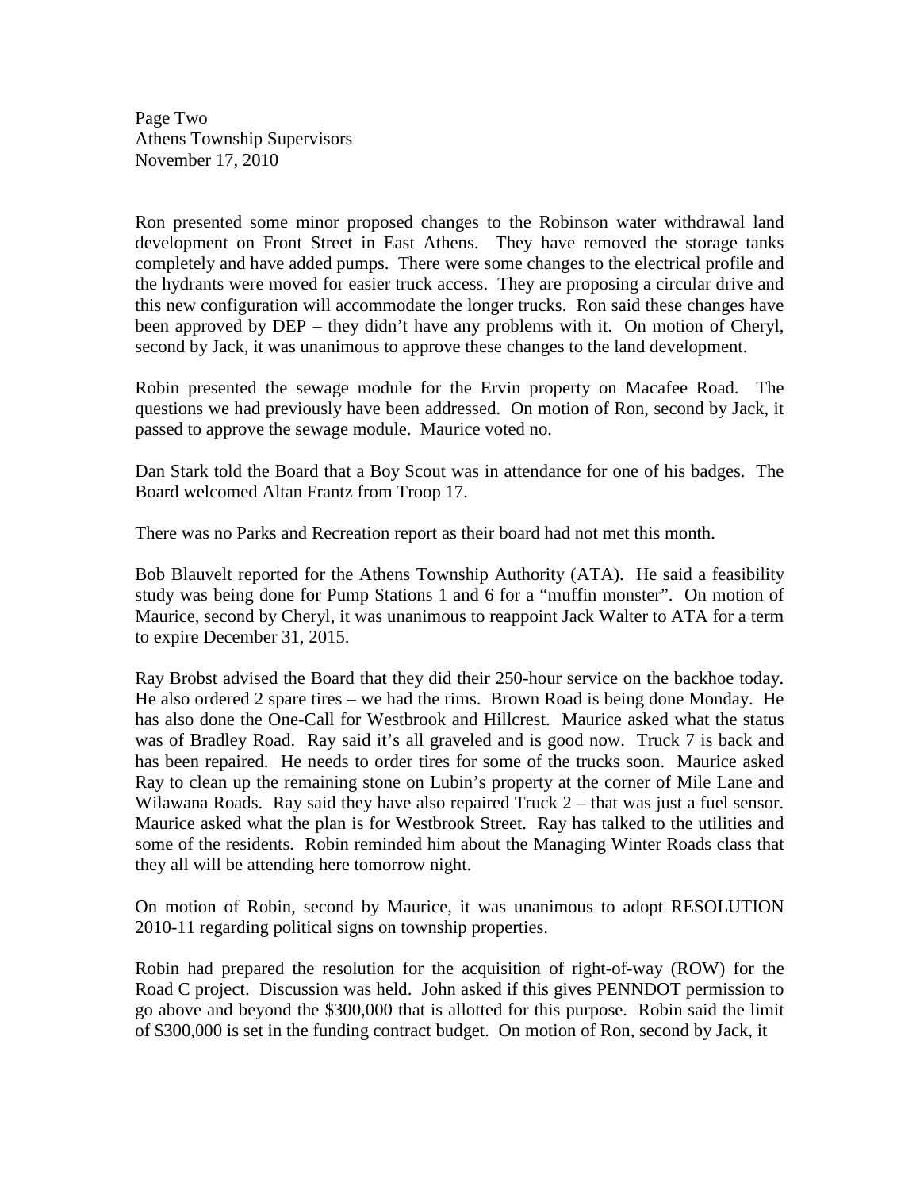Ron presented some minor proposed changes to the Robinson water withdrawal land development on Front Street in East Athens. They have removed the storage tanks completely and have added pumps. There were some changes to the electrical profile and the hydrants were moved for easier truck access. They are proposing a circular drive and this new configuration will accommodate the longer trucks. Ron said these changes have been approved by DEP – they didn't have any problems with it. On motion of Cheryl, second by Jack, it was unanimous to approve these changes to the land development.

Robin presented the sewage module for the Ervin property on Macafee Road. The questions we had previously have been addressed. On motion of Ron, second by Jack, it passed to approve the sewage module. Maurice voted no.

Dan Stark told the Board that a Boy Scout was in attendance for one of his badges. The Board welcomed Altan Frantz from Troop 17.

There was no Parks and Recreation report as their board had not met this month.

Bob Blauvelt reported for the Athens Township Authority (ATA). He said a feasibility study was being done for Pump Stations 1 and 6 for a "muffin monster". On motion of Maurice, second by Cheryl, it was unanimous to reappoint Jack Walter to ATA for a term to expire December 31, 2015.

Ray Brobst advised the Board that they did their 250-hour service on the backhoe today. He also ordered 2 spare tires – we had the rims. Brown Road is being done Monday. He has also done the One-Call for Westbrook and Hillcrest. Maurice asked what the status was of Bradley Road. Ray said it's all graveled and is good now. Truck 7 is back and has been repaired. He needs to order tires for some of the trucks soon. Maurice asked Ray to clean up the remaining stone on Lubin's property at the corner of Mile Lane and Wilawana Roads. Ray said they have also repaired Truck 2 – that was just a fuel sensor. Maurice asked what the plan is for Westbrook Street. Ray has talked to the utilities and some of the residents. Robin reminded him about the Managing Winter Roads class that they all will be attending here tomorrow night.

On motion of Robin, second by Maurice, it was unanimous to adopt RESOLUTION 2010-11 regarding political signs on township properties.

Robin had prepared the resolution for the acquisition of right-of-way (ROW) for the Road C project. Discussion was held. John asked if this gives PENNDOT permission to go above and beyond the $300,000 that is allotted for this purpose. Robin said the limit of $300,000 is set in the funding contract budget. On motion of Ron, second by Jack, it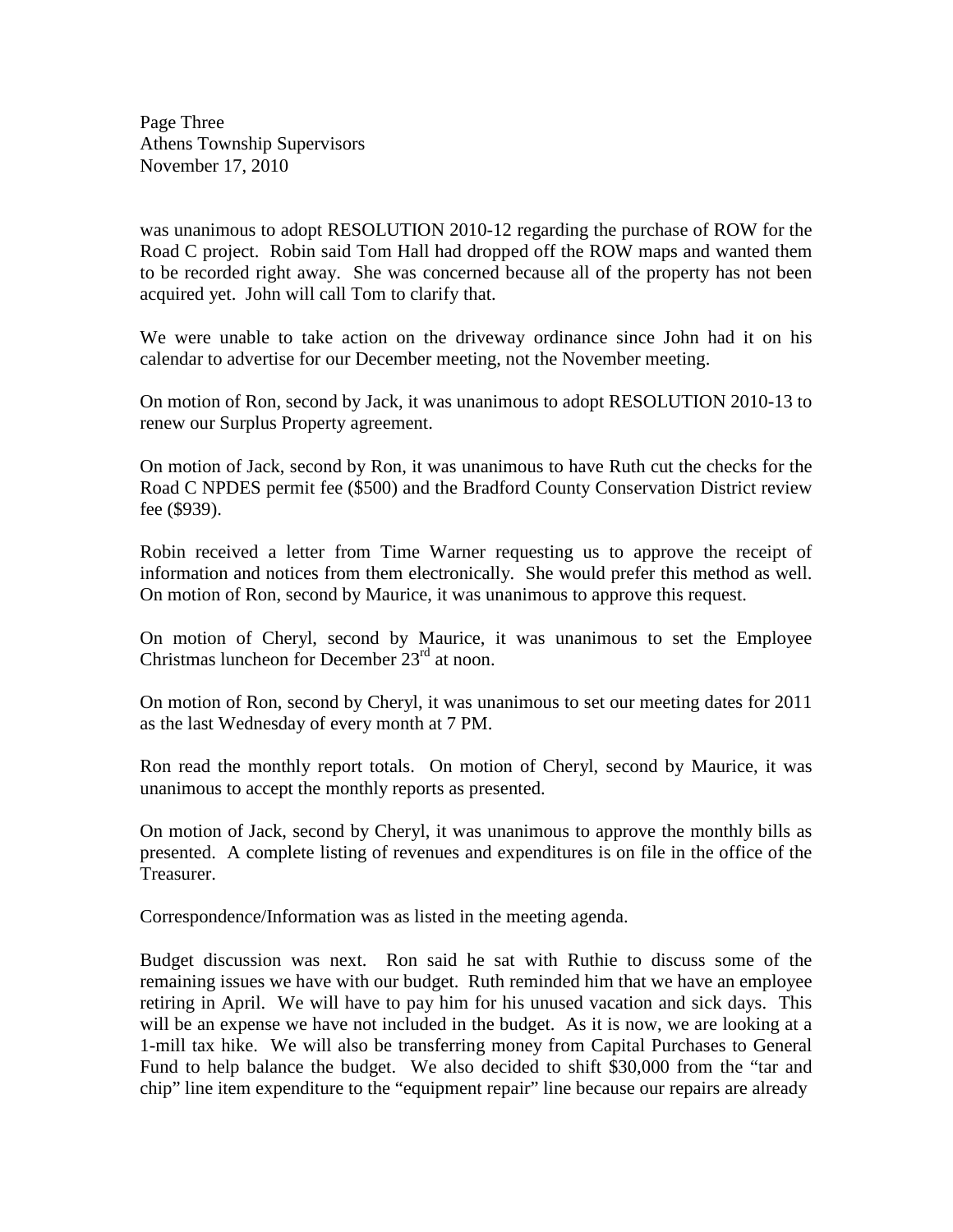was unanimous to adopt RESOLUTION 2010-12 regarding the purchase of ROW for the Road C project. Robin said Tom Hall had dropped off the ROW maps and wanted them to be recorded right away. She was concerned because all of the property has not been acquired yet. John will call Tom to clarify that.

We were unable to take action on the driveway ordinance since John had it on his calendar to advertise for our December meeting, not the November meeting.

On motion of Ron, second by Jack, it was unanimous to adopt RESOLUTION 2010-13 to renew our Surplus Property agreement.

On motion of Jack, second by Ron, it was unanimous to have Ruth cut the checks for the Road C NPDES permit fee ($500) and the Bradford County Conservation District review fee ($939).

Robin received a letter from Time Warner requesting us to approve the receipt of information and notices from them electronically. She would prefer this method as well. On motion of Ron, second by Maurice, it was unanimous to approve this request.

On motion of Cheryl, second by Maurice, it was unanimous to set the Employee Christmas luncheon for December 23rd at noon.

On motion of Ron, second by Cheryl, it was unanimous to set our meeting dates for 2011 as the last Wednesday of every month at 7 PM.

Ron read the monthly report totals. On motion of Cheryl, second by Maurice, it was unanimous to accept the monthly reports as presented.

On motion of Jack, second by Cheryl, it was unanimous to approve the monthly bills as presented. A complete listing of revenues and expenditures is on file in the office of the Treasurer.

Correspondence/Information was as listed in the meeting agenda.

Budget discussion was next. Ron said he sat with Ruthie to discuss some of the remaining issues we have with our budget. Ruth reminded him that we have an employee retiring in April. We will have to pay him for his unused vacation and sick days. This will be an expense we have not included in the budget. As it is now, we are looking at a 1-mill tax hike. We will also be transferring money from Capital Purchases to General Fund to help balance the budget. We also decided to shift $30,000 from the "tar and chip" line item expenditure to the "equipment repair" line because our repairs are already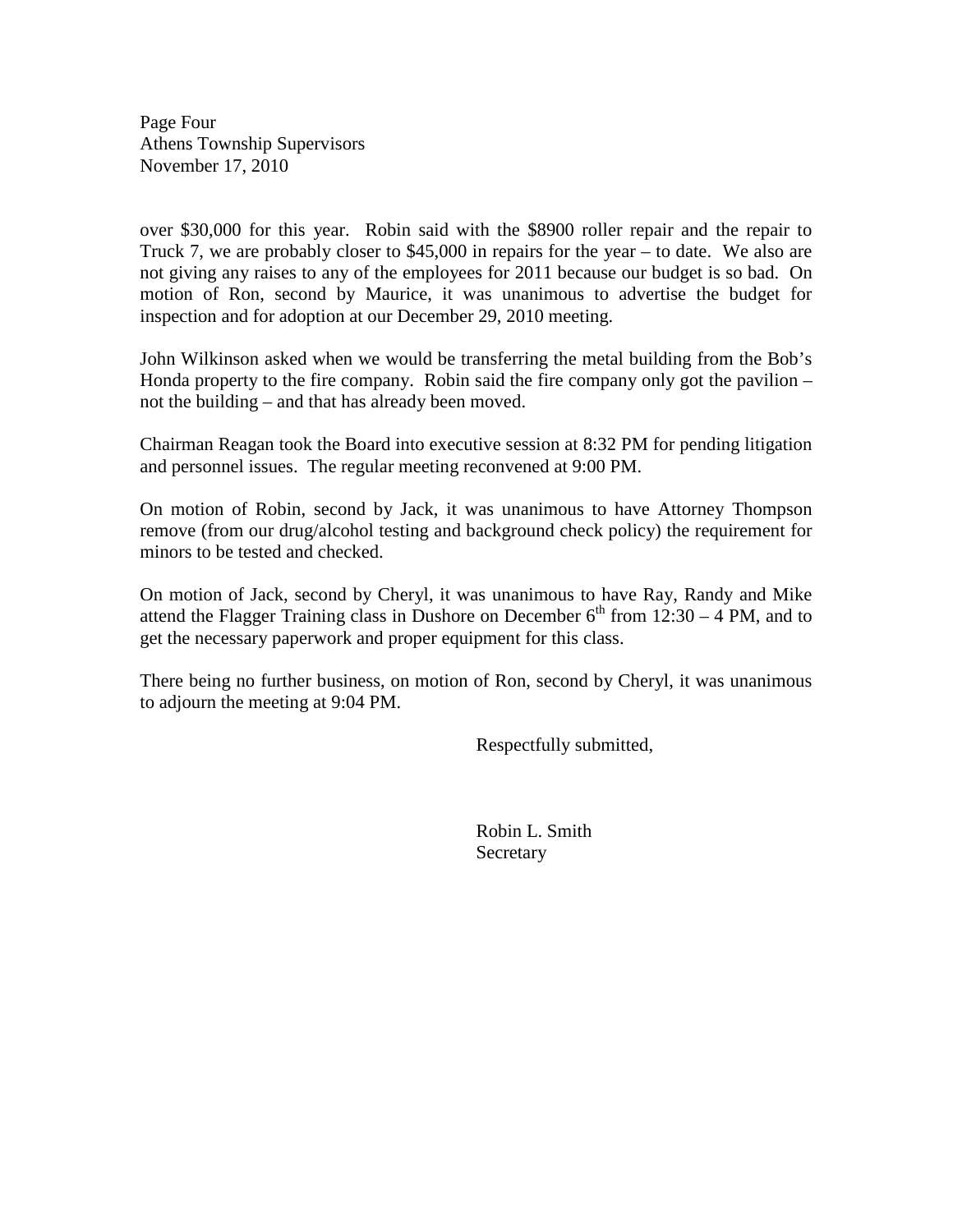over $30,000 for this year. Robin said with the $8900 roller repair and the repair to Truck 7, we are probably closer to $45,000 in repairs for the year – to date. We also are not giving any raises to any of the employees for 2011 because our budget is so bad. On motion of Ron, second by Maurice, it was unanimous to advertise the budget for inspection and for adoption at our December 29, 2010 meeting.

John Wilkinson asked when we would be transferring the metal building from the Bob's Honda property to the fire company. Robin said the fire company only got the pavilion – not the building – and that has already been moved.

Chairman Reagan took the Board into executive session at 8:32 PM for pending litigation and personnel issues. The regular meeting reconvened at 9:00 PM.

On motion of Robin, second by Jack, it was unanimous to have Attorney Thompson remove (from our drug/alcohol testing and background check policy) the requirement for minors to be tested and checked.

On motion of Jack, second by Cheryl, it was unanimous to have Ray, Randy and Mike attend the Flagger Training class in Dushore on December 6th from 12:30 – 4 PM, and to get the necessary paperwork and proper equipment for this class.

There being no further business, on motion of Ron, second by Cheryl, it was unanimous to adjourn the meeting at 9:04 PM.

Respectfully submitted,

Robin L. Smith
Secretary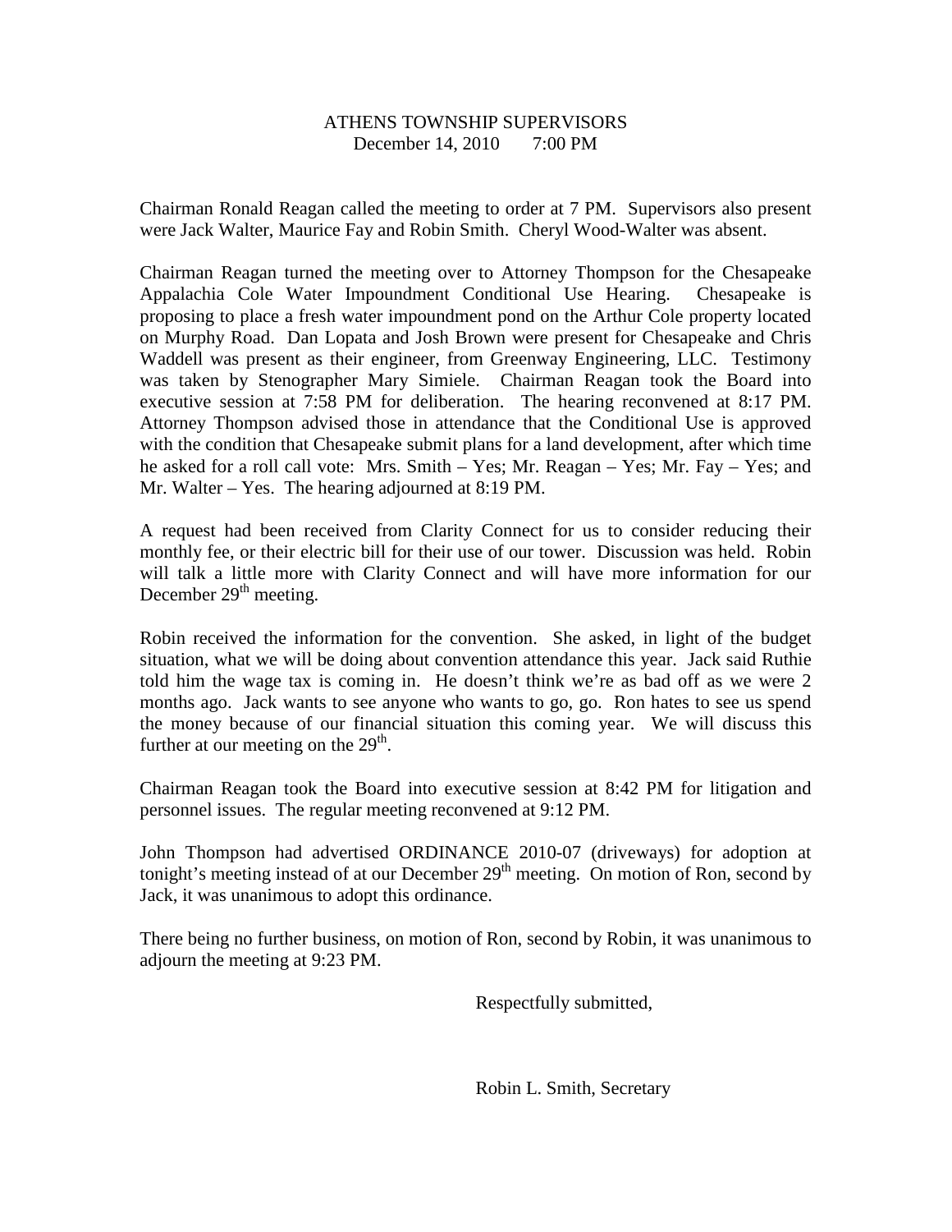ATHENS TOWNSHIP SUPERVISORS
December 14, 2010 7:00 PM

Chairman Ronald Reagan called the meeting to order at 7 PM. Supervisors also present were Jack Walter, Maurice Fay and Robin Smith. Cheryl Wood-Walter was absent.

Chairman Reagan turned the meeting over to Attorney Thompson for the Chesapeake Appalachia Cole Water Impoundment Conditional Use Hearing. Chesapeake is proposing to place a fresh water impoundment pond on the Arthur Cole property located on Murphy Road. Dan Lopata and Josh Brown were present for Chesapeake and Chris Waddell was present as their engineer, from Greenway Engineering, LLC. Testimony was taken by Stenographer Mary Simiele. Chairman Reagan took the Board into executive session at 7:58 PM for deliberation. The hearing reconvened at 8:17 PM. Attorney Thompson advised those in attendance that the Conditional Use is approved with the condition that Chesapeake submit plans for a land development, after which time he asked for a roll call vote: Mrs. Smith – Yes; Mr. Reagan – Yes; Mr. Fay – Yes; and Mr. Walter – Yes. The hearing adjourned at 8:19 PM.

A request had been received from Clarity Connect for us to consider reducing their monthly fee, or their electric bill for their use of our tower. Discussion was held. Robin will talk a little more with Clarity Connect and will have more information for our December 29th meeting.

Robin received the information for the convention. She asked, in light of the budget situation, what we will be doing about convention attendance this year. Jack said Ruthie told him the wage tax is coming in. He doesn't think we're as bad off as we were 2 months ago. Jack wants to see anyone who wants to go, go. Ron hates to see us spend the money because of our financial situation this coming year. We will discuss this further at our meeting on the 29th.

Chairman Reagan took the Board into executive session at 8:42 PM for litigation and personnel issues. The regular meeting reconvened at 9:12 PM.

John Thompson had advertised ORDINANCE 2010-07 (driveways) for adoption at tonight's meeting instead of at our December 29th meeting. On motion of Ron, second by Jack, it was unanimous to adopt this ordinance.

There being no further business, on motion of Ron, second by Robin, it was unanimous to adjourn the meeting at 9:23 PM.

Respectfully submitted,

Robin L. Smith, Secretary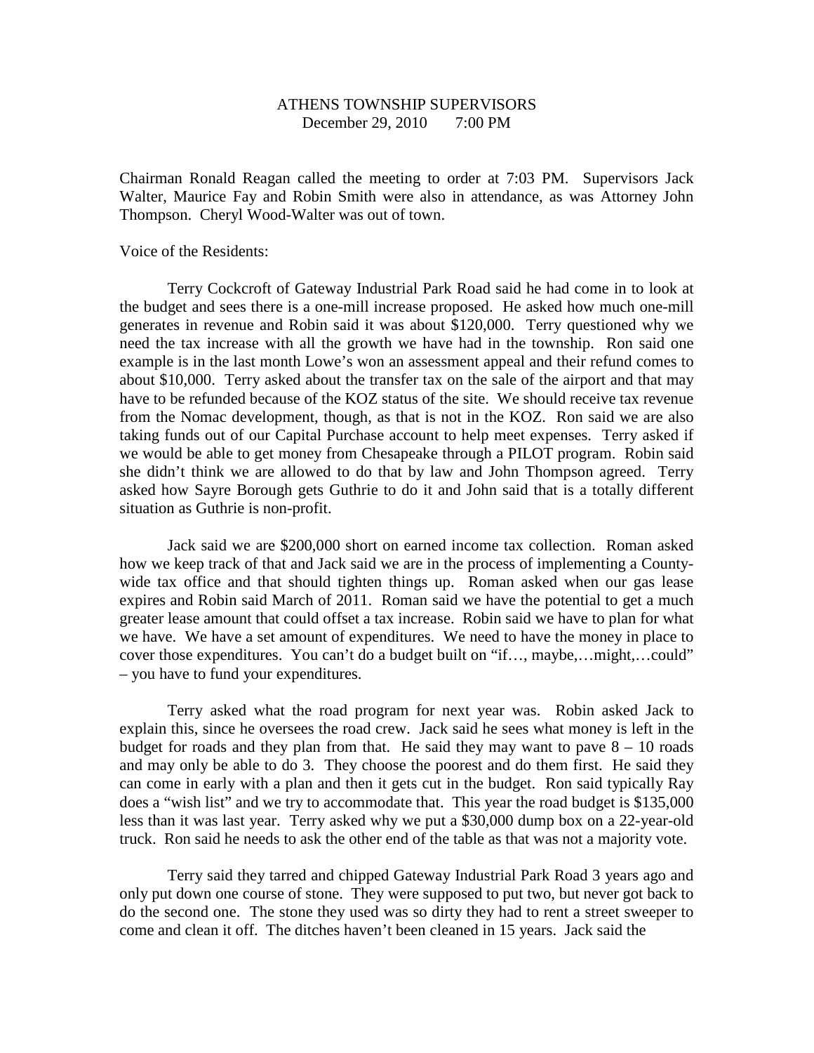ATHENS TOWNSHIP SUPERVISORS
December 29, 2010 7:00 PM

Chairman Ronald Reagan called the meeting to order at 7:03 PM. Supervisors Jack Walter, Maurice Fay and Robin Smith were also in attendance, as was Attorney John Thompson. Cheryl Wood-Walter was out of town.

Voice of the Residents:

Terry Cockcroft of Gateway Industrial Park Road said he had come in to look at the budget and sees there is a one-mill increase proposed. He asked how much one-mill generates in revenue and Robin said it was about $120,000. Terry questioned why we need the tax increase with all the growth we have had in the township. Ron said one example is in the last month Lowe's won an assessment appeal and their refund comes to about $10,000. Terry asked about the transfer tax on the sale of the airport and that may have to be refunded because of the KOZ status of the site. We should receive tax revenue from the Nomac development, though, as that is not in the KOZ. Ron said we are also taking funds out of our Capital Purchase account to help meet expenses. Terry asked if we would be able to get money from Chesapeake through a PILOT program. Robin said she didn't think we are allowed to do that by law and John Thompson agreed. Terry asked how Sayre Borough gets Guthrie to do it and John said that is a totally different situation as Guthrie is non-profit.

Jack said we are $200,000 short on earned income tax collection. Roman asked how we keep track of that and Jack said we are in the process of implementing a County-wide tax office and that should tighten things up. Roman asked when our gas lease expires and Robin said March of 2011. Roman said we have the potential to get a much greater lease amount that could offset a tax increase. Robin said we have to plan for what we have. We have a set amount of expenditures. We need to have the money in place to cover those expenditures. You can't do a budget built on "if…, maybe,…might,…could" – you have to fund your expenditures.

Terry asked what the road program for next year was. Robin asked Jack to explain this, since he oversees the road crew. Jack said he sees what money is left in the budget for roads and they plan from that. He said they may want to pave 8 – 10 roads and may only be able to do 3. They choose the poorest and do them first. He said they can come in early with a plan and then it gets cut in the budget. Ron said typically Ray does a "wish list" and we try to accommodate that. This year the road budget is $135,000 less than it was last year. Terry asked why we put a $30,000 dump box on a 22-year-old truck. Ron said he needs to ask the other end of the table as that was not a majority vote.

Terry said they tarred and chipped Gateway Industrial Park Road 3 years ago and only put down one course of stone. They were supposed to put two, but never got back to do the second one. The stone they used was so dirty they had to rent a street sweeper to come and clean it off. The ditches haven't been cleaned in 15 years. Jack said the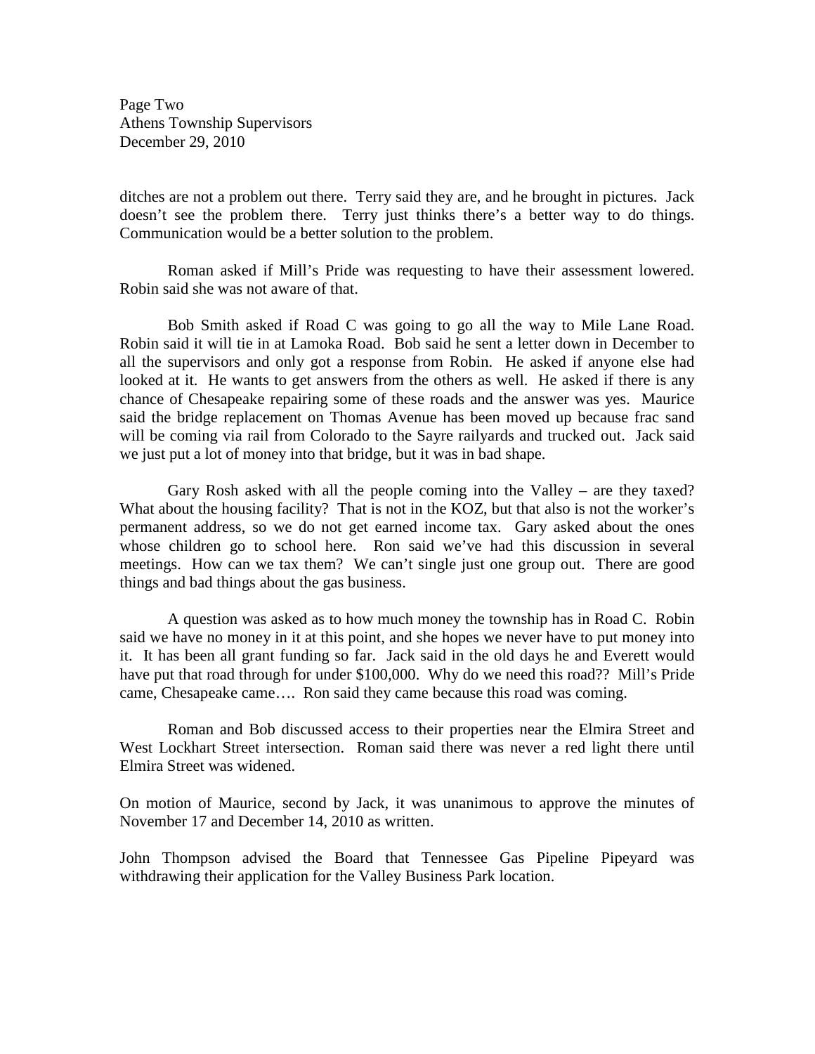ditches are not a problem out there. Terry said they are, and he brought in pictures. Jack doesn't see the problem there. Terry just thinks there's a better way to do things. Communication would be a better solution to the problem.

Roman asked if Mill's Pride was requesting to have their assessment lowered. Robin said she was not aware of that.

Bob Smith asked if Road C was going to go all the way to Mile Lane Road. Robin said it will tie in at Lamoka Road. Bob said he sent a letter down in December to all the supervisors and only got a response from Robin. He asked if anyone else had looked at it. He wants to get answers from the others as well. He asked if there is any chance of Chesapeake repairing some of these roads and the answer was yes. Maurice said the bridge replacement on Thomas Avenue has been moved up because frac sand will be coming via rail from Colorado to the Sayre railyards and trucked out. Jack said we just put a lot of money into that bridge, but it was in bad shape.

Gary Rosh asked with all the people coming into the Valley – are they taxed? What about the housing facility? That is not in the KOZ, but that also is not the worker's permanent address, so we do not get earned income tax. Gary asked about the ones whose children go to school here. Ron said we've had this discussion in several meetings. How can we tax them? We can't single just one group out. There are good things and bad things about the gas business.

A question was asked as to how much money the township has in Road C. Robin said we have no money in it at this point, and she hopes we never have to put money into it. It has been all grant funding so far. Jack said in the old days he and Everett would have put that road through for under $100,000. Why do we need this road?? Mill's Pride came, Chesapeake came…. Ron said they came because this road was coming.

Roman and Bob discussed access to their properties near the Elmira Street and West Lockhart Street intersection. Roman said there was never a red light there until Elmira Street was widened.

On motion of Maurice, second by Jack, it was unanimous to approve the minutes of November 17 and December 14, 2010 as written.

John Thompson advised the Board that Tennessee Gas Pipeline Pipeyard was withdrawing their application for the Valley Business Park location.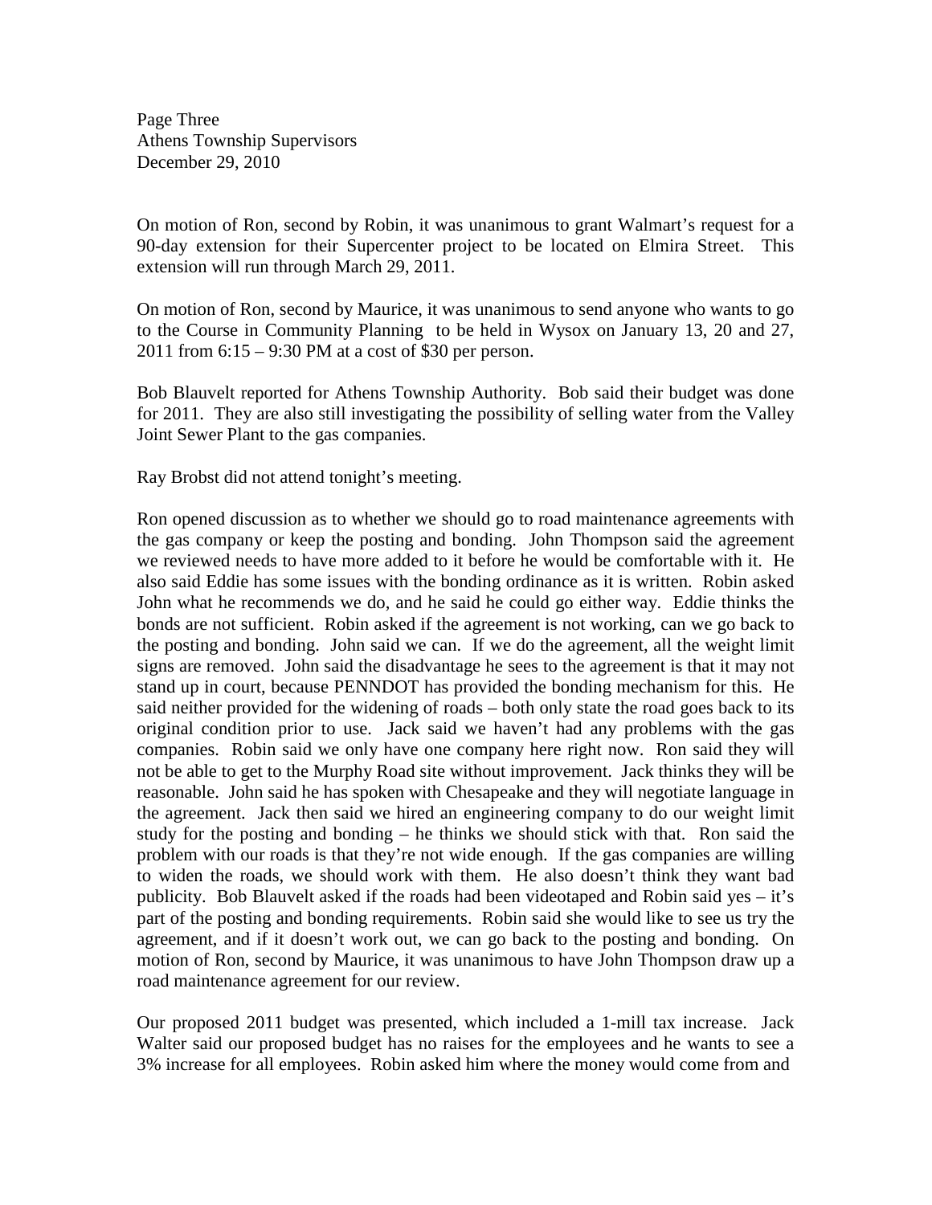On motion of Ron, second by Robin, it was unanimous to grant Walmart's request for a 90-day extension for their Supercenter project to be located on Elmira Street. This extension will run through March 29, 2011.

On motion of Ron, second by Maurice, it was unanimous to send anyone who wants to go to the Course in Community Planning to be held in Wysox on January 13, 20 and 27, 2011 from 6:15 – 9:30 PM at a cost of $30 per person.

Bob Blauvelt reported for Athens Township Authority. Bob said their budget was done for 2011. They are also still investigating the possibility of selling water from the Valley Joint Sewer Plant to the gas companies.

Ray Brobst did not attend tonight's meeting.

Ron opened discussion as to whether we should go to road maintenance agreements with the gas company or keep the posting and bonding. John Thompson said the agreement we reviewed needs to have more added to it before he would be comfortable with it. He also said Eddie has some issues with the bonding ordinance as it is written. Robin asked John what he recommends we do, and he said he could go either way. Eddie thinks the bonds are not sufficient. Robin asked if the agreement is not working, can we go back to the posting and bonding. John said we can. If we do the agreement, all the weight limit signs are removed. John said the disadvantage he sees to the agreement is that it may not stand up in court, because PENNDOT has provided the bonding mechanism for this. He said neither provided for the widening of roads – both only state the road goes back to its original condition prior to use. Jack said we haven't had any problems with the gas companies. Robin said we only have one company here right now. Ron said they will not be able to get to the Murphy Road site without improvement. Jack thinks they will be reasonable. John said he has spoken with Chesapeake and they will negotiate language in the agreement. Jack then said we hired an engineering company to do our weight limit study for the posting and bonding – he thinks we should stick with that. Ron said the problem with our roads is that they're not wide enough. If the gas companies are willing to widen the roads, we should work with them. He also doesn't think they want bad publicity. Bob Blauvelt asked if the roads had been videotaped and Robin said yes – it's part of the posting and bonding requirements. Robin said she would like to see us try the agreement, and if it doesn't work out, we can go back to the posting and bonding. On motion of Ron, second by Maurice, it was unanimous to have John Thompson draw up a road maintenance agreement for our review.

Our proposed 2011 budget was presented, which included a 1-mill tax increase. Jack Walter said our proposed budget has no raises for the employees and he wants to see a 3% increase for all employees. Robin asked him where the money would come from and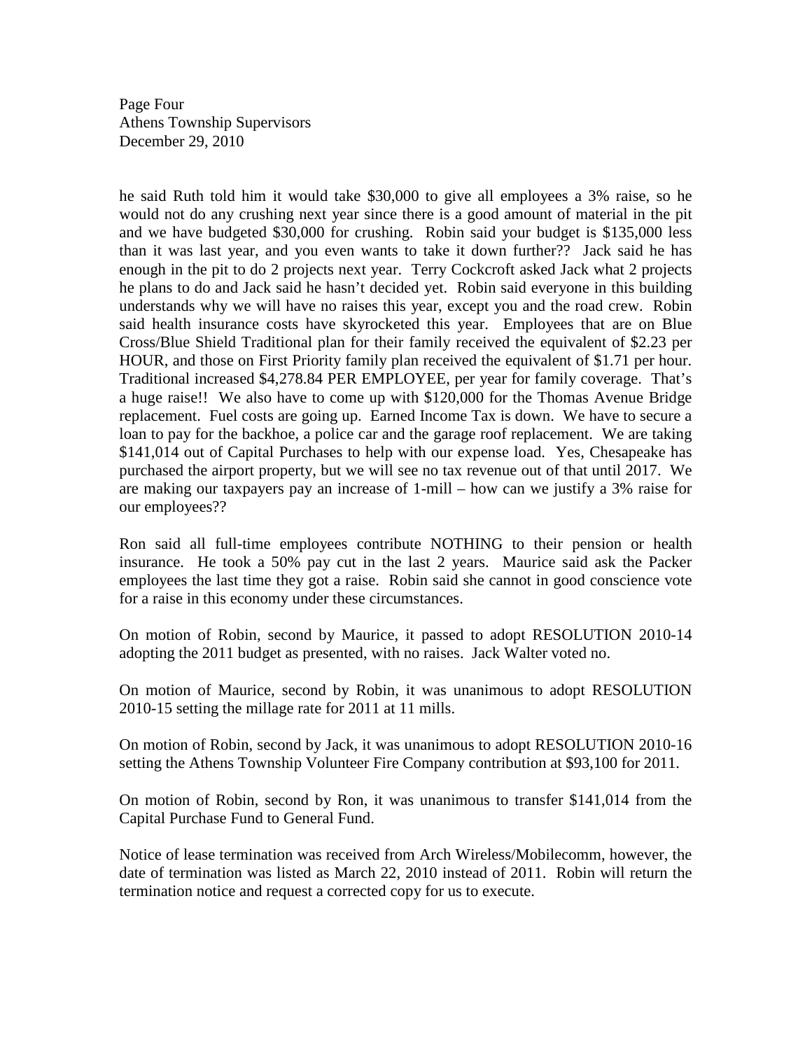he said Ruth told him it would take $30,000 to give all employees a 3% raise, so he would not do any crushing next year since there is a good amount of material in the pit and we have budgeted $30,000 for crushing. Robin said your budget is $135,000 less than it was last year, and you even wants to take it down further?? Jack said he has enough in the pit to do 2 projects next year. Terry Cockcroft asked Jack what 2 projects he plans to do and Jack said he hasn't decided yet. Robin said everyone in this building understands why we will have no raises this year, except you and the road crew. Robin said health insurance costs have skyrocketed this year. Employees that are on Blue Cross/Blue Shield Traditional plan for their family received the equivalent of $2.23 per HOUR, and those on First Priority family plan received the equivalent of $1.71 per hour. Traditional increased $4,278.84 PER EMPLOYEE, per year for family coverage. That's a huge raise!! We also have to come up with $120,000 for the Thomas Avenue Bridge replacement. Fuel costs are going up. Earned Income Tax is down. We have to secure a loan to pay for the backhoe, a police car and the garage roof replacement. We are taking $141,014 out of Capital Purchases to help with our expense load. Yes, Chesapeake has purchased the airport property, but we will see no tax revenue out of that until 2017. We are making our taxpayers pay an increase of 1-mill – how can we justify a 3% raise for our employees??

Ron said all full-time employees contribute NOTHING to their pension or health insurance. He took a 50% pay cut in the last 2 years. Maurice said ask the Packer employees the last time they got a raise. Robin said she cannot in good conscience vote for a raise in this economy under these circumstances.

On motion of Robin, second by Maurice, it passed to adopt RESOLUTION 2010-14 adopting the 2011 budget as presented, with no raises. Jack Walter voted no.

On motion of Maurice, second by Robin, it was unanimous to adopt RESOLUTION 2010-15 setting the millage rate for 2011 at 11 mills.

On motion of Robin, second by Jack, it was unanimous to adopt RESOLUTION 2010-16 setting the Athens Township Volunteer Fire Company contribution at $93,100 for 2011.

On motion of Robin, second by Ron, it was unanimous to transfer $141,014 from the Capital Purchase Fund to General Fund.

Notice of lease termination was received from Arch Wireless/Mobilecomm, however, the date of termination was listed as March 22, 2010 instead of 2011. Robin will return the termination notice and request a corrected copy for us to execute.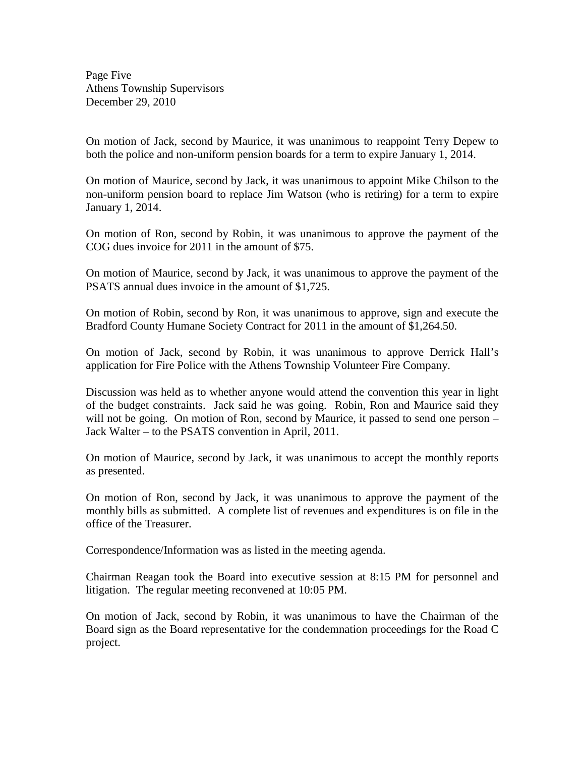Page Five
Athens Township Supervisors
December 29, 2010

On motion of Jack, second by Maurice, it was unanimous to reappoint Terry Depew to both the police and non-uniform pension boards for a term to expire January 1, 2014.

On motion of Maurice, second by Jack, it was unanimous to appoint Mike Chilson to the non-uniform pension board to replace Jim Watson (who is retiring) for a term to expire January 1, 2014.

On motion of Ron, second by Robin, it was unanimous to approve the payment of the COG dues invoice for 2011 in the amount of $75.

On motion of Maurice, second by Jack, it was unanimous to approve the payment of the PSATS annual dues invoice in the amount of $1,725.

On motion of Robin, second by Ron, it was unanimous to approve, sign and execute the Bradford County Humane Society Contract for 2011 in the amount of $1,264.50.

On motion of Jack, second by Robin, it was unanimous to approve Derrick Hall's application for Fire Police with the Athens Township Volunteer Fire Company.

Discussion was held as to whether anyone would attend the convention this year in light of the budget constraints. Jack said he was going. Robin, Ron and Maurice said they will not be going. On motion of Ron, second by Maurice, it passed to send one person – Jack Walter – to the PSATS convention in April, 2011.

On motion of Maurice, second by Jack, it was unanimous to accept the monthly reports as presented.

On motion of Ron, second by Jack, it was unanimous to approve the payment of the monthly bills as submitted. A complete list of revenues and expenditures is on file in the office of the Treasurer.

Correspondence/Information was as listed in the meeting agenda.

Chairman Reagan took the Board into executive session at 8:15 PM for personnel and litigation. The regular meeting reconvened at 10:05 PM.

On motion of Jack, second by Robin, it was unanimous to have the Chairman of the Board sign as the Board representative for the condemnation proceedings for the Road C project.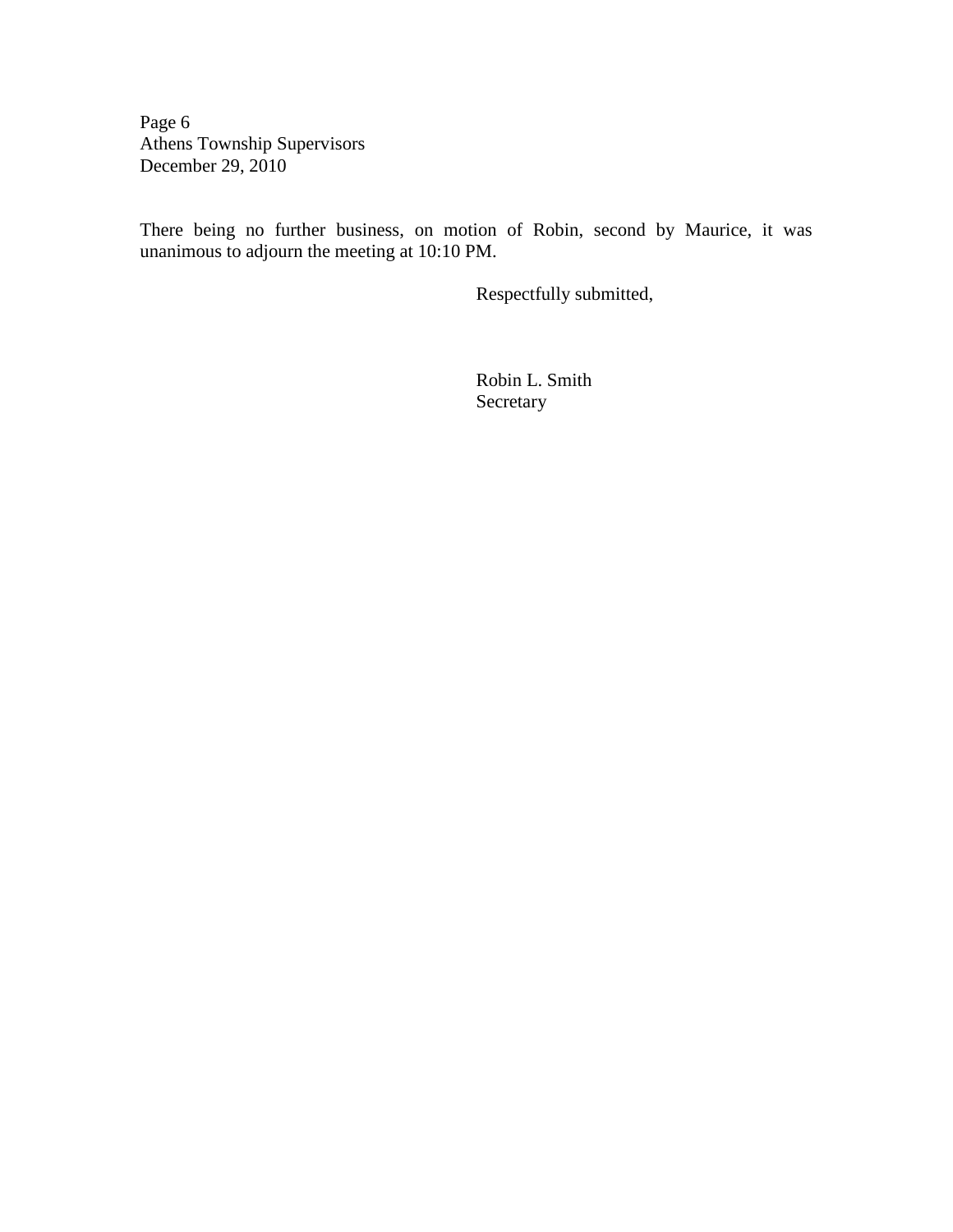There being no further business, on motion of Robin, second by Maurice, it was unanimous to adjourn the meeting at 10:10 PM.

Respectfully submitted,

Robin L. Smith
Secretary